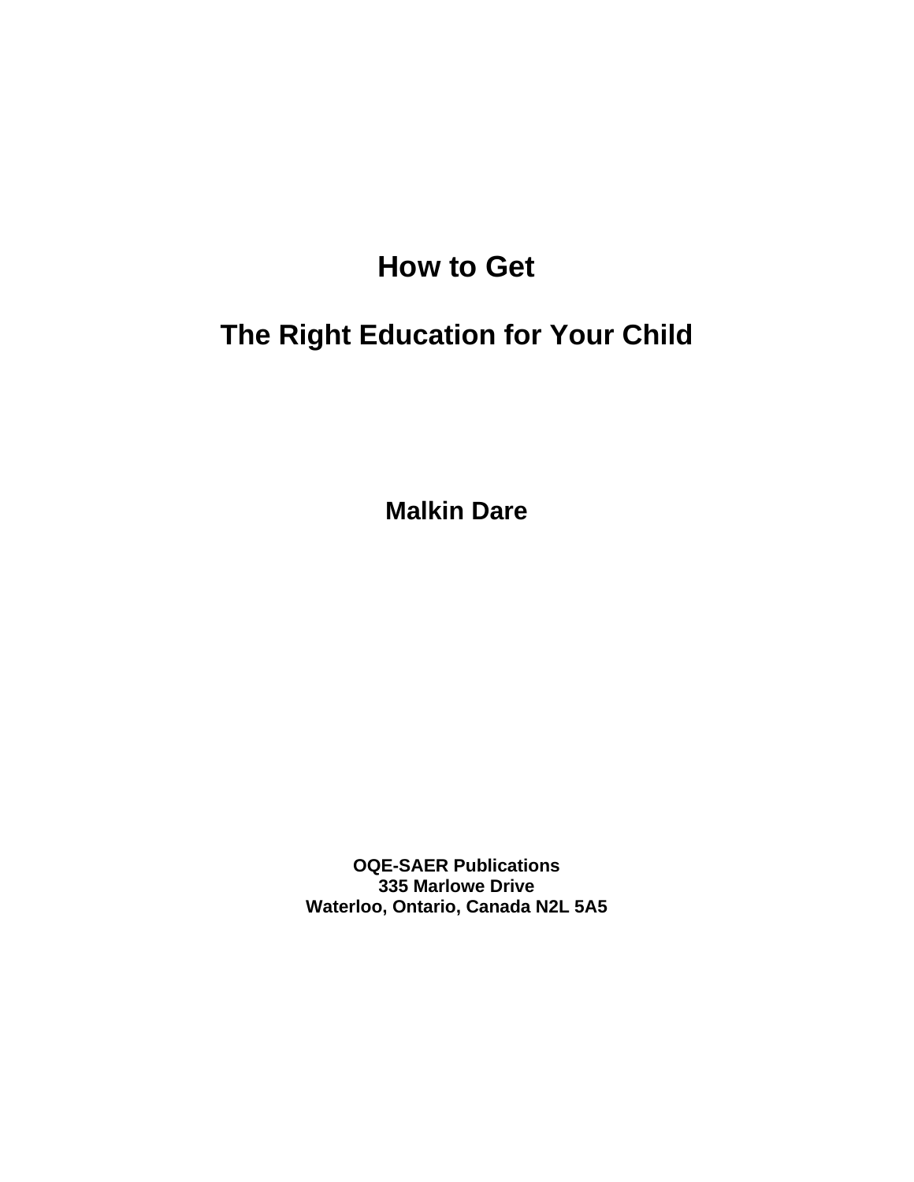# How to Get

# The Right Education for Your Child

**Malkin Dare**

**OQE-SAER Publications**
**335 Marlowe Drive**
**Waterloo, Ontario, Canada N2L 5A5**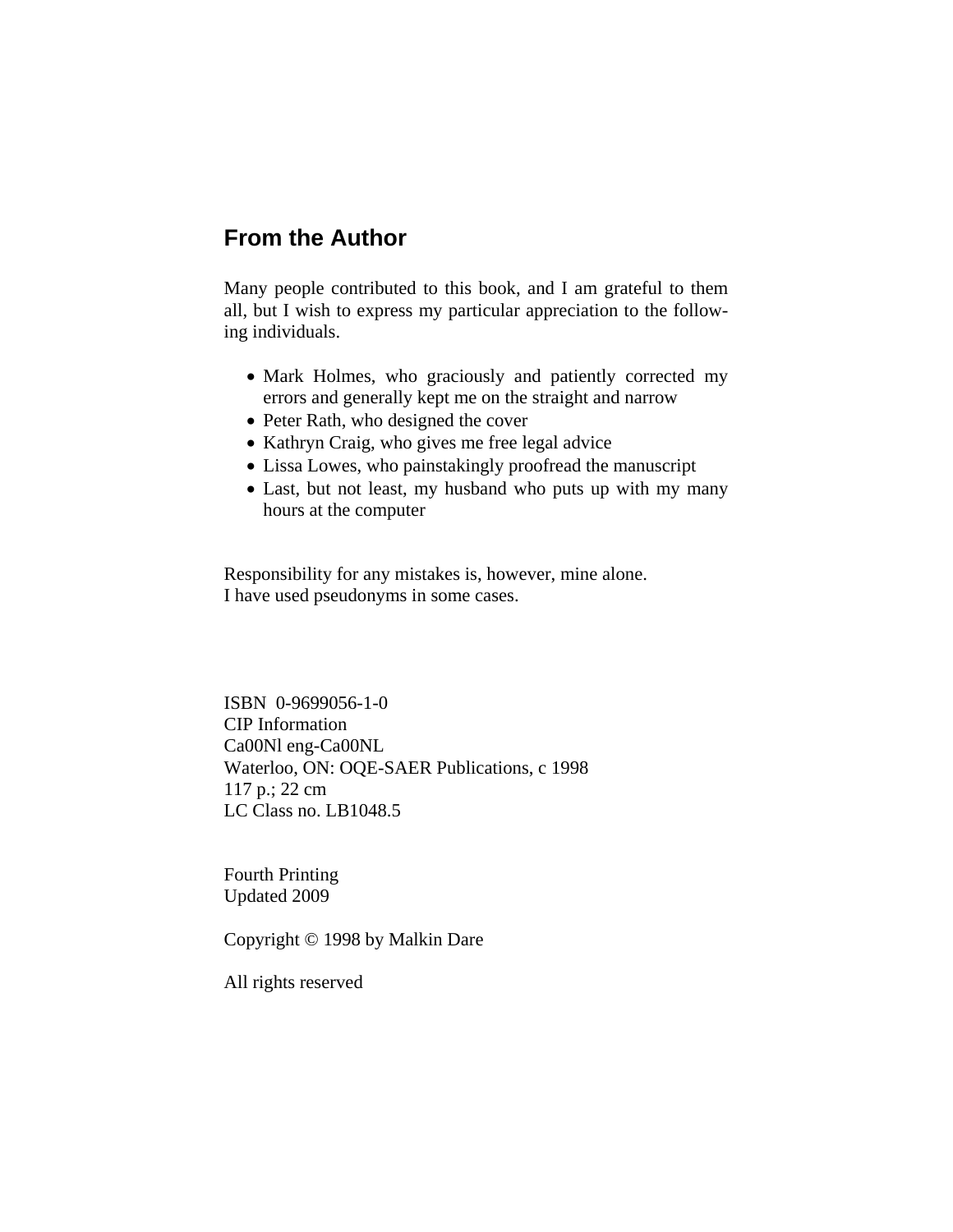## From the Author

Many people contributed to this book, and I am grateful to them all, but I wish to express my particular appreciation to the following individuals.

- Mark Holmes, who graciously and patiently corrected my errors and generally kept me on the straight and narrow
- Peter Rath, who designed the cover
- Kathryn Craig, who gives me free legal advice
- Lissa Lowes, who painstakingly proofread the manuscript
- Last, but not least, my husband who puts up with my many hours at the computer

Responsibility for any mistakes is, however, mine alone.
I have used pseudonyms in some cases.

ISBN 0-9699056-1-0
CIP Information
Ca00Nl eng-Ca00NL
Waterloo, ON: OQE-SAER Publications, c 1998
117 p.; 22 cm
LC Class no. LB1048.5

Fourth Printing
Updated 2009

Copyright © 1998 by Malkin Dare

All rights reserved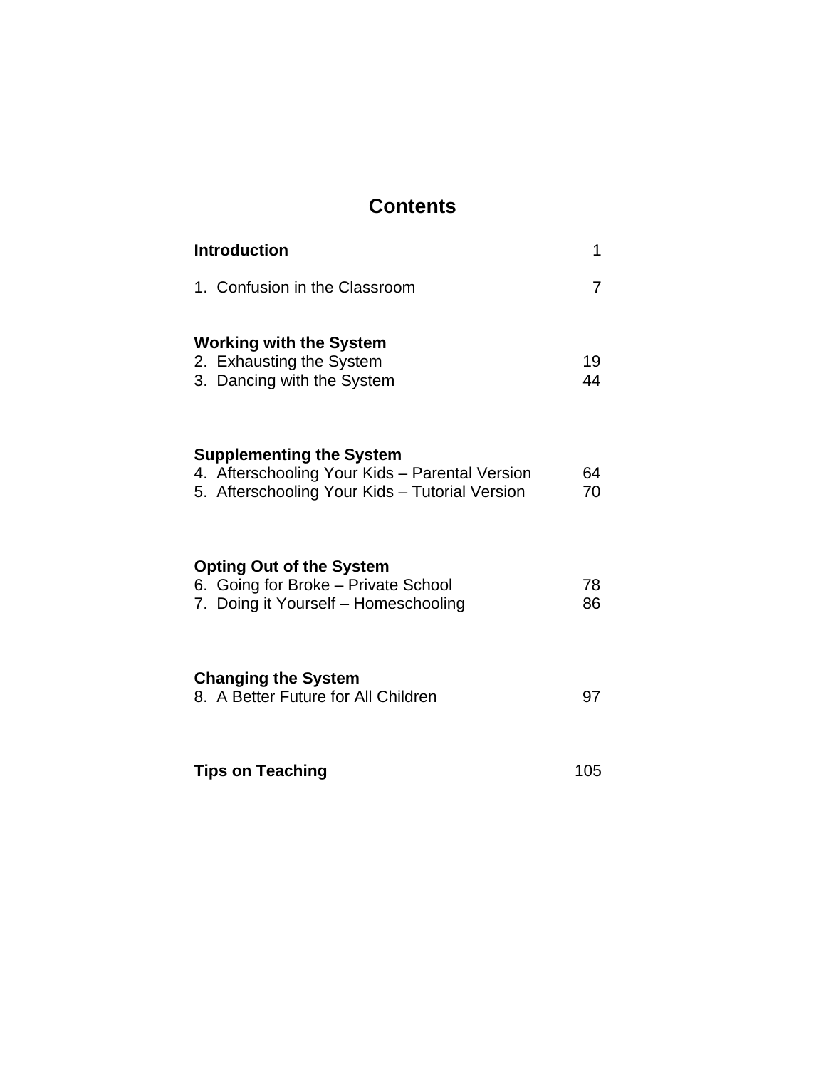# Contents

| | |
|---|---|
| **Introduction** | 1 |
| 1. Confusion in the Classroom | 7 |
| **Working with the System** | |
| 2. Exhausting the System | 19 |
| 3. Dancing with the System | 44 |
| **Supplementing the System** | |
| 4. Afterschooling Your Kids – Parental Version | 64 |
| 5. Afterschooling Your Kids – Tutorial Version | 70 |
| **Opting Out of the System** | |
| 6. Going for Broke – Private School | 78 |
| 7. Doing it Yourself – Homeschooling | 86 |
| **Changing the System** | |
| 8. A Better Future for All Children | 97 |
| **Tips on Teaching** | 105 |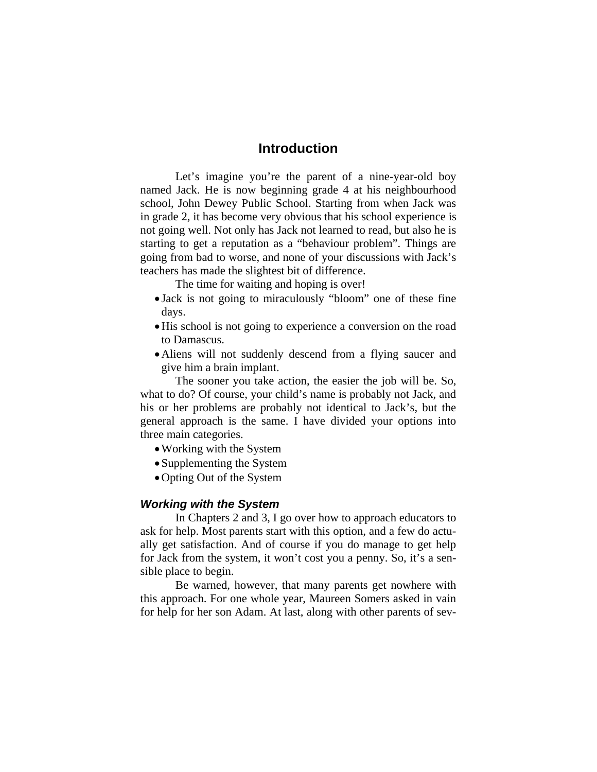# Introduction

Let's imagine you're the parent of a nine-year-old boy named Jack. He is now beginning grade 4 at his neighbourhood school, John Dewey Public School. Starting from when Jack was in grade 2, it has become very obvious that his school experience is not going well. Not only has Jack not learned to read, but also he is starting to get a reputation as a "behaviour problem". Things are going from bad to worse, and none of your discussions with Jack's teachers has made the slightest bit of difference.

The time for waiting and hoping is over!

- Jack is not going to miraculously "bloom" one of these fine days.
- His school is not going to experience a conversion on the road to Damascus.
- Aliens will not suddenly descend from a flying saucer and give him a brain implant.

The sooner you take action, the easier the job will be. So, what to do? Of course, your child's name is probably not Jack, and his or her problems are probably not identical to Jack's, but the general approach is the same. I have divided your options into three main categories.

- Working with the System
- Supplementing the System
- Opting Out of the System

### *Working with the System*

In Chapters 2 and 3, I go over how to approach educators to ask for help. Most parents start with this option, and a few do actually get satisfaction. And of course if you do manage to get help for Jack from the system, it won't cost you a penny. So, it's a sensible place to begin.

Be warned, however, that many parents get nowhere with this approach. For one whole year, Maureen Somers asked in vain for help for her son Adam. At last, along with other parents of sev-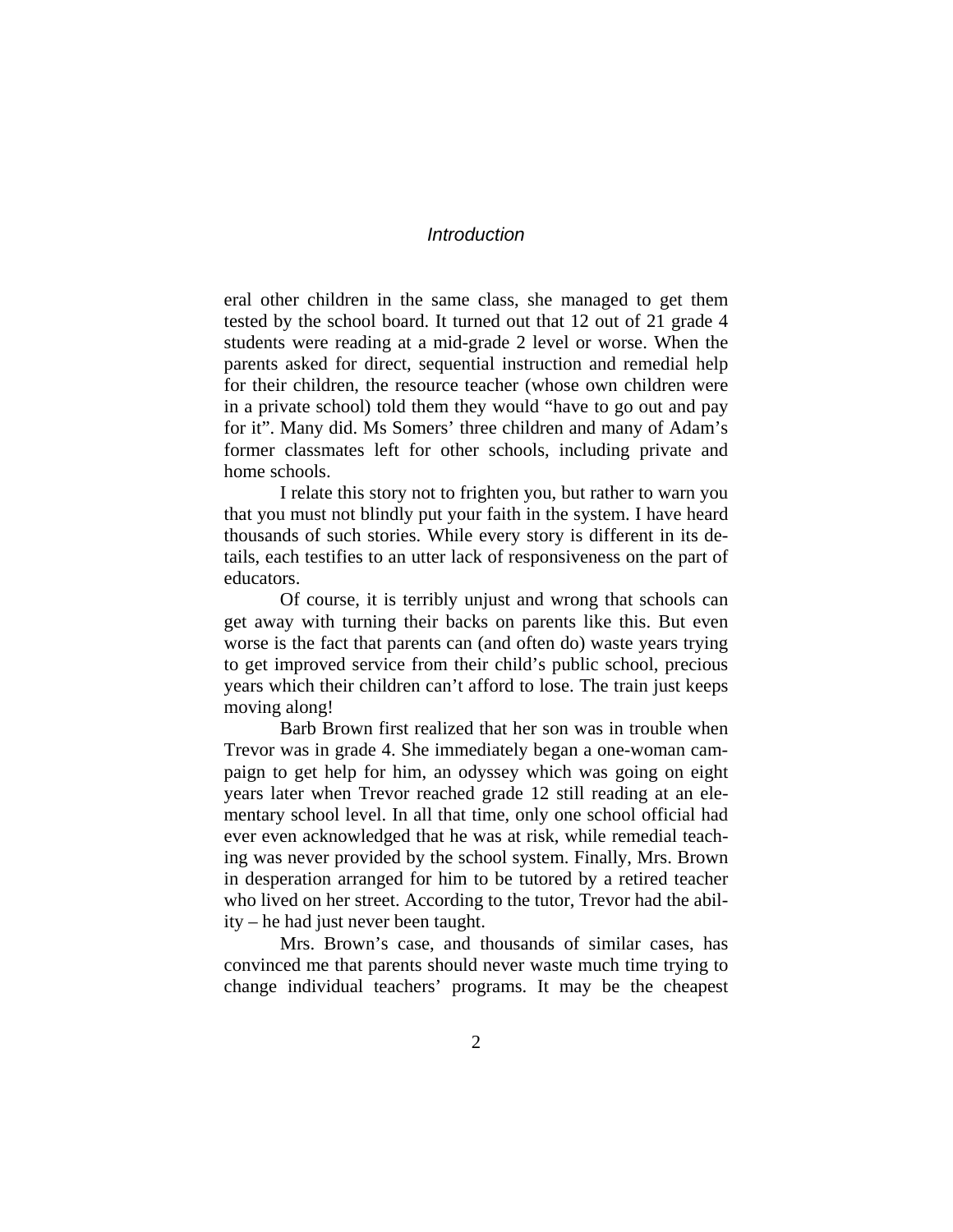eral other children in the same class, she managed to get them tested by the school board. It turned out that 12 out of 21 grade 4 students were reading at a mid-grade 2 level or worse. When the parents asked for direct, sequential instruction and remedial help for their children, the resource teacher (whose own children were in a private school) told them they would “have to go out and pay for it”. Many did. Ms Somers’ three children and many of Adam’s former classmates left for other schools, including private and home schools.

I relate this story not to frighten you, but rather to warn you that you must not blindly put your faith in the system. I have heard thousands of such stories. While every story is different in its details, each testifies to an utter lack of responsiveness on the part of educators.

Of course, it is terribly unjust and wrong that schools can get away with turning their backs on parents like this. But even worse is the fact that parents can (and often do) waste years trying to get improved service from their child’s public school, precious years which their children can’t afford to lose. The train just keeps moving along!

Barb Brown first realized that her son was in trouble when Trevor was in grade 4. She immediately began a one-woman campaign to get help for him, an odyssey which was going on eight years later when Trevor reached grade 12 still reading at an elementary school level. In all that time, only one school official had ever even acknowledged that he was at risk, while remedial teaching was never provided by the school system. Finally, Mrs. Brown in desperation arranged for him to be tutored by a retired teacher who lived on her street. According to the tutor, Trevor had the ability – he had just never been taught.

Mrs. Brown’s case, and thousands of similar cases, has convinced me that parents should never waste much time trying to change individual teachers’ programs. It may be the cheapest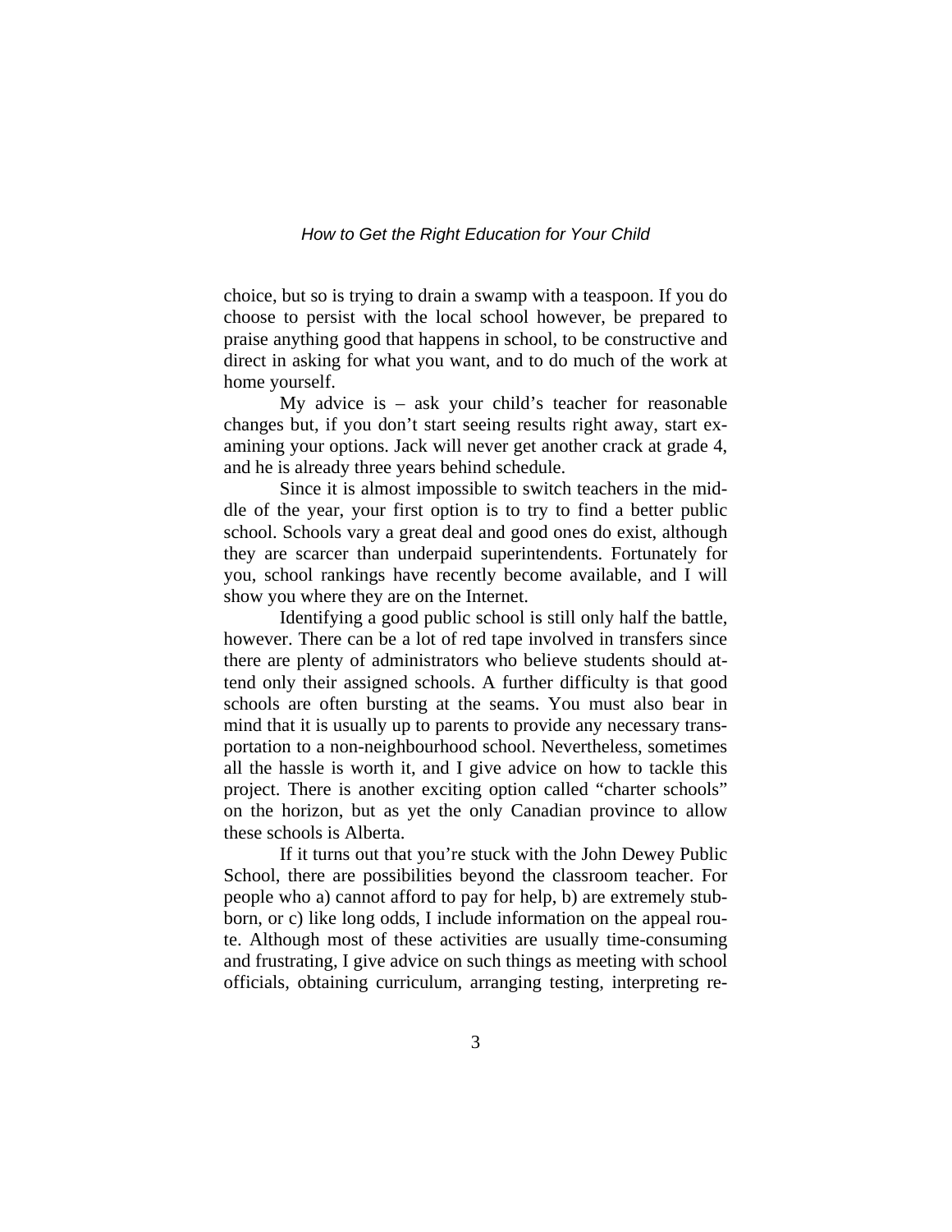choice, but so is trying to drain a swamp with a teaspoon. If you do choose to persist with the local school however, be prepared to praise anything good that happens in school, to be constructive and direct in asking for what you want, and to do much of the work at home yourself.

My advice is – ask your child's teacher for reasonable changes but, if you don't start seeing results right away, start examining your options. Jack will never get another crack at grade 4, and he is already three years behind schedule.

Since it is almost impossible to switch teachers in the middle of the year, your first option is to try to find a better public school. Schools vary a great deal and good ones do exist, although they are scarcer than underpaid superintendents. Fortunately for you, school rankings have recently become available, and I will show you where they are on the Internet.

Identifying a good public school is still only half the battle, however. There can be a lot of red tape involved in transfers since there are plenty of administrators who believe students should attend only their assigned schools. A further difficulty is that good schools are often bursting at the seams. You must also bear in mind that it is usually up to parents to provide any necessary transportation to a non-neighbourhood school. Nevertheless, sometimes all the hassle is worth it, and I give advice on how to tackle this project. There is another exciting option called "charter schools" on the horizon, but as yet the only Canadian province to allow these schools is Alberta.

If it turns out that you're stuck with the John Dewey Public School, there are possibilities beyond the classroom teacher. For people who a) cannot afford to pay for help, b) are extremely stubborn, or c) like long odds, I include information on the appeal route. Although most of these activities are usually time-consuming and frustrating, I give advice on such things as meeting with school officials, obtaining curriculum, arranging testing, interpreting re-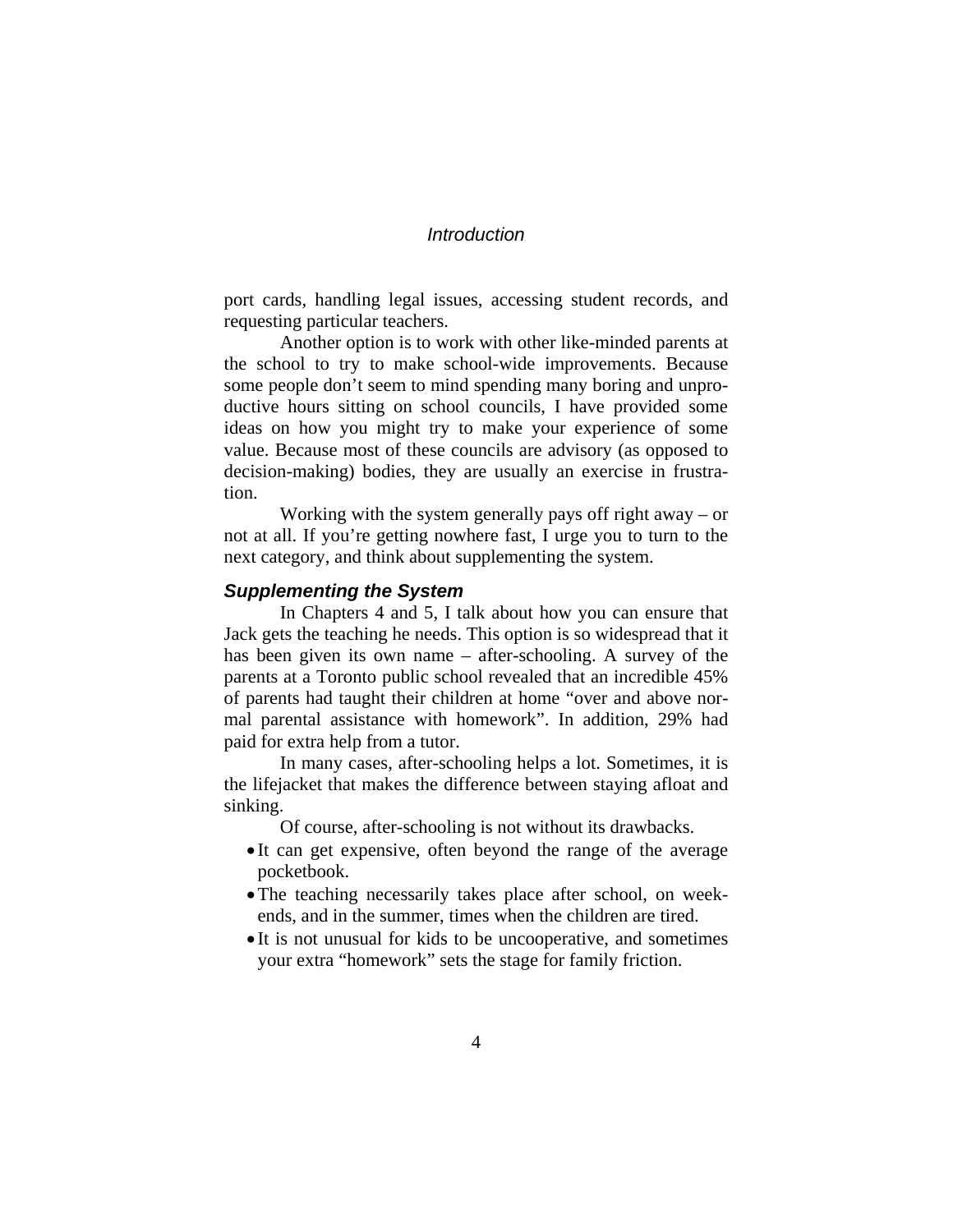port cards, handling legal issues, accessing student records, and requesting particular teachers.

Another option is to work with other like-minded parents at the school to try to make school-wide improvements. Because some people don't seem to mind spending many boring and unproductive hours sitting on school councils, I have provided some ideas on how you might try to make your experience of some value. Because most of these councils are advisory (as opposed to decision-making) bodies, they are usually an exercise in frustration.

Working with the system generally pays off right away – or not at all. If you're getting nowhere fast, I urge you to turn to the next category, and think about supplementing the system.

### *Supplementing the System*

In Chapters 4 and 5, I talk about how you can ensure that Jack gets the teaching he needs. This option is so widespread that it has been given its own name – after-schooling. A survey of the parents at a Toronto public school revealed that an incredible 45% of parents had taught their children at home "over and above normal parental assistance with homework". In addition, 29% had paid for extra help from a tutor.

In many cases, after-schooling helps a lot. Sometimes, it is the lifejacket that makes the difference between staying afloat and sinking.

Of course, after-schooling is not without its drawbacks.

- It can get expensive, often beyond the range of the average pocketbook.
- The teaching necessarily takes place after school, on weekends, and in the summer, times when the children are tired.
- It is not unusual for kids to be uncooperative, and sometimes your extra "homework" sets the stage for family friction.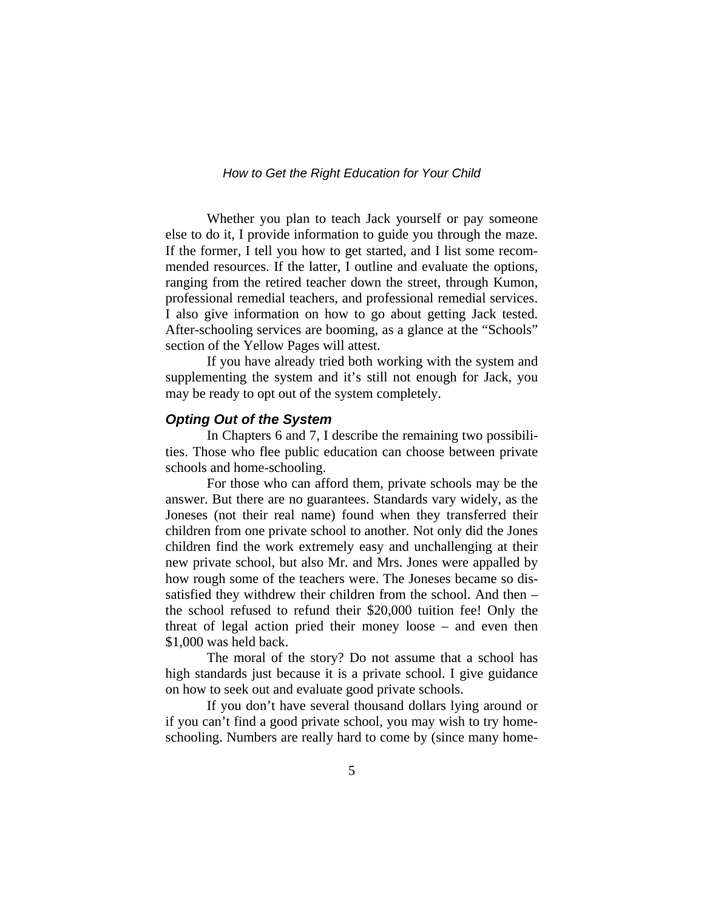Whether you plan to teach Jack yourself or pay someone else to do it, I provide information to guide you through the maze. If the former, I tell you how to get started, and I list some recommended resources. If the latter, I outline and evaluate the options, ranging from the retired teacher down the street, through Kumon, professional remedial teachers, and professional remedial services. I also give information on how to go about getting Jack tested. After-schooling services are booming, as a glance at the "Schools" section of the Yellow Pages will attest.

If you have already tried both working with the system and supplementing the system and it's still not enough for Jack, you may be ready to opt out of the system completely.

### *Opting Out of the System*

In Chapters 6 and 7, I describe the remaining two possibilities. Those who flee public education can choose between private schools and home-schooling.

For those who can afford them, private schools may be the answer. But there are no guarantees. Standards vary widely, as the Joneses (not their real name) found when they transferred their children from one private school to another. Not only did the Jones children find the work extremely easy and unchallenging at their new private school, but also Mr. and Mrs. Jones were appalled by how rough some of the teachers were. The Joneses became so dissatisfied they withdrew their children from the school. And then – the school refused to refund their $20,000 tuition fee! Only the threat of legal action pried their money loose – and even then $1,000 was held back.

The moral of the story? Do not assume that a school has high standards just because it is a private school. I give guidance on how to seek out and evaluate good private schools.

If you don't have several thousand dollars lying around or if you can't find a good private school, you may wish to try home-schooling. Numbers are really hard to come by (since many home-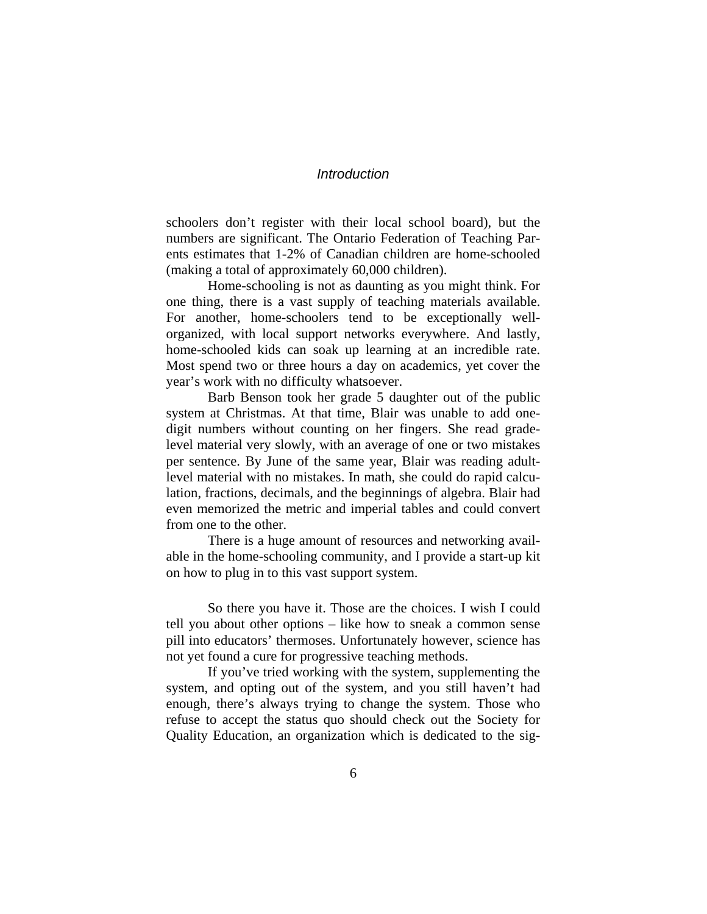schoolers don't register with their local school board), but the numbers are significant. The Ontario Federation of Teaching Parents estimates that 1-2% of Canadian children are home-schooled (making a total of approximately 60,000 children).

Home-schooling is not as daunting as you might think. For one thing, there is a vast supply of teaching materials available. For another, home-schoolers tend to be exceptionally well-organized, with local support networks everywhere. And lastly, home-schooled kids can soak up learning at an incredible rate. Most spend two or three hours a day on academics, yet cover the year's work with no difficulty whatsoever.

Barb Benson took her grade 5 daughter out of the public system at Christmas. At that time, Blair was unable to add one-digit numbers without counting on her fingers. She read grade-level material very slowly, with an average of one or two mistakes per sentence. By June of the same year, Blair was reading adult-level material with no mistakes. In math, she could do rapid calculation, fractions, decimals, and the beginnings of algebra. Blair had even memorized the metric and imperial tables and could convert from one to the other.

There is a huge amount of resources and networking available in the home-schooling community, and I provide a start-up kit on how to plug in to this vast support system.

So there you have it. Those are the choices. I wish I could tell you about other options – like how to sneak a common sense pill into educators' thermoses. Unfortunately however, science has not yet found a cure for progressive teaching methods.

If you've tried working with the system, supplementing the system, and opting out of the system, and you still haven't had enough, there's always trying to change the system. Those who refuse to accept the status quo should check out the Society for Quality Education, an organization which is dedicated to the sig-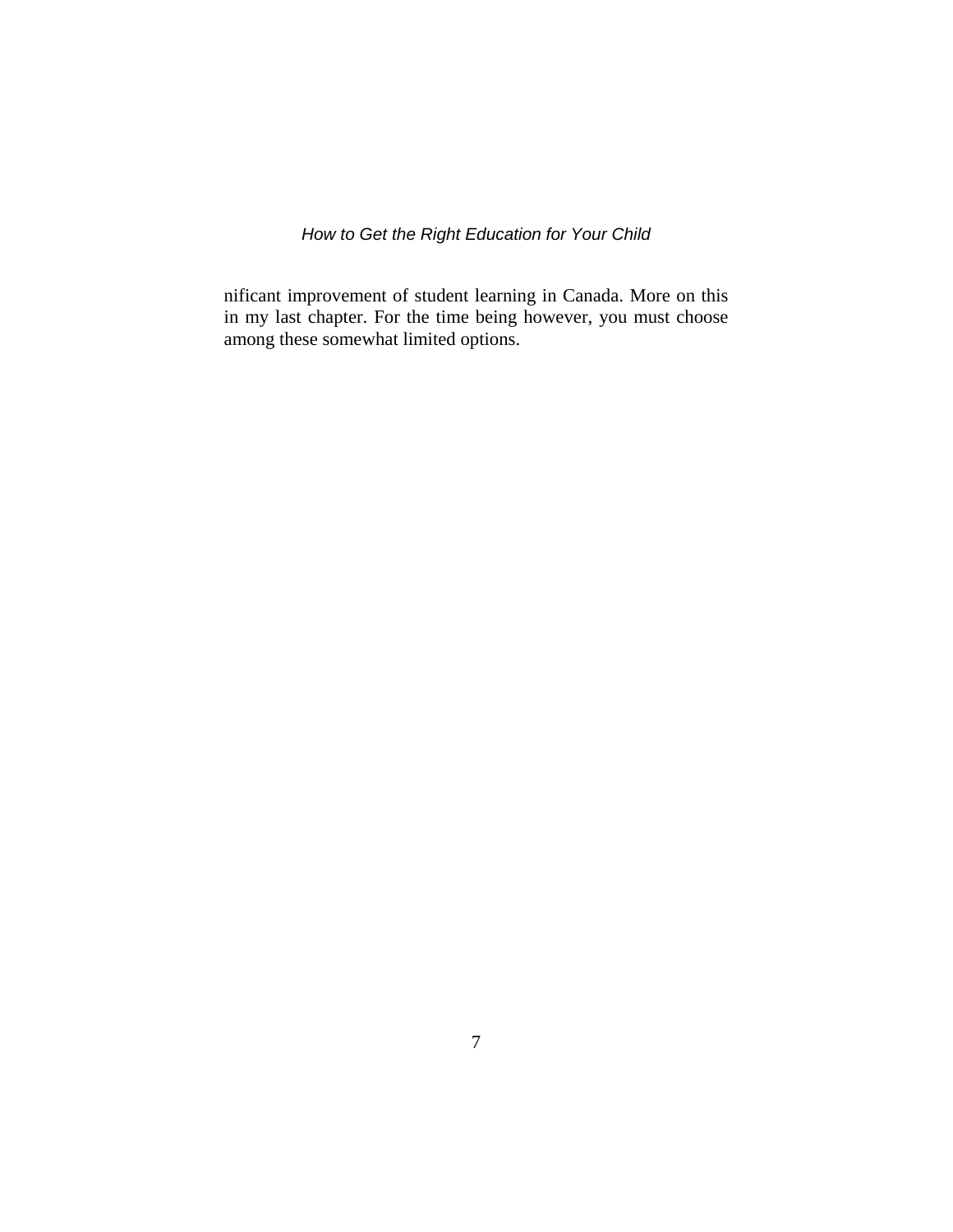nificant improvement of student learning in Canada. More on this in my last chapter. For the time being however, you must choose among these somewhat limited options.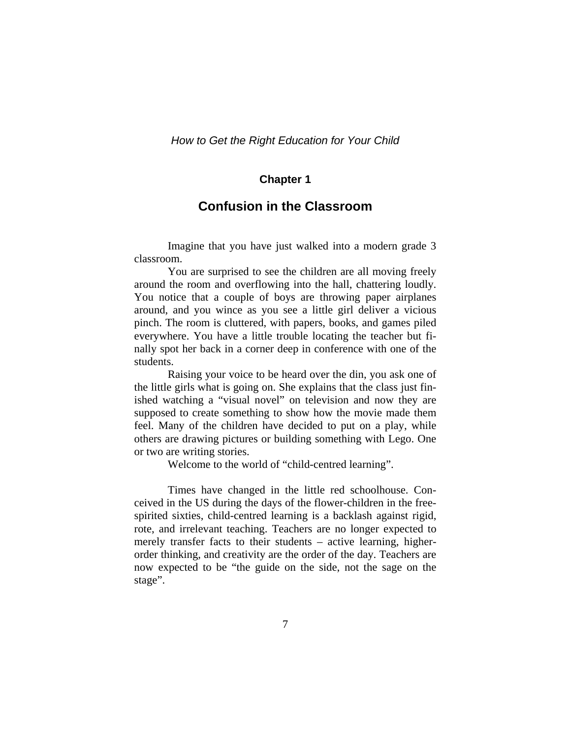*How to Get the Right Education for Your Child*

## Chapter 1

# Confusion in the Classroom

Imagine that you have just walked into a modern grade 3 classroom.

You are surprised to see the children are all moving freely around the room and overflowing into the hall, chattering loudly. You notice that a couple of boys are throwing paper airplanes around, and you wince as you see a little girl deliver a vicious pinch. The room is cluttered, with papers, books, and games piled everywhere. You have a little trouble locating the teacher but finally spot her back in a corner deep in conference with one of the students.

Raising your voice to be heard over the din, you ask one of the little girls what is going on. She explains that the class just finished watching a "visual novel" on television and now they are supposed to create something to show how the movie made them feel. Many of the children have decided to put on a play, while others are drawing pictures or building something with Lego. One or two are writing stories.

Welcome to the world of "child-centred learning".

Times have changed in the little red schoolhouse. Conceived in the US during the days of the flower-children in the free-spirited sixties, child-centred learning is a backlash against rigid, rote, and irrelevant teaching. Teachers are no longer expected to merely transfer facts to their students – active learning, higher-order thinking, and creativity are the order of the day. Teachers are now expected to be "the guide on the side, not the sage on the stage".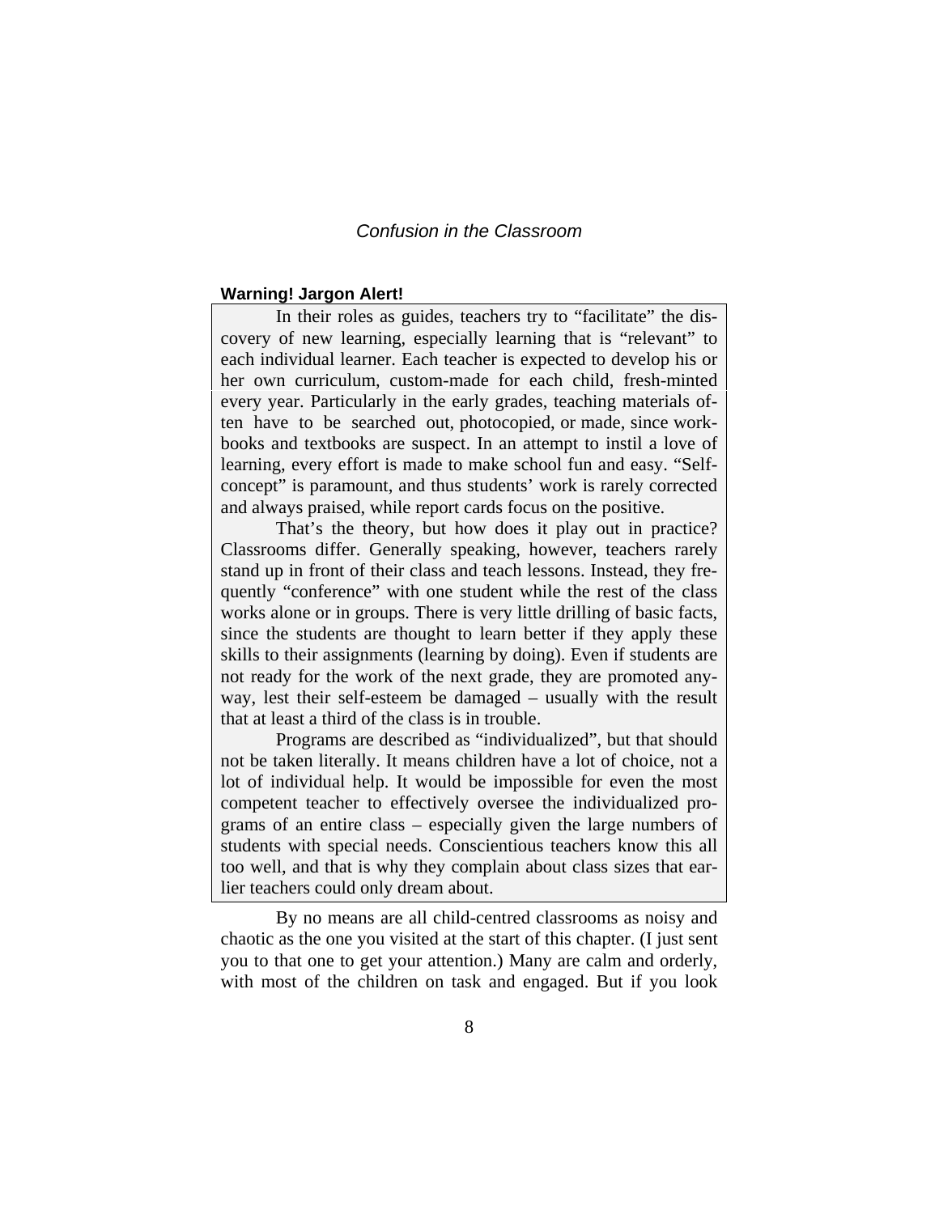**Warning! Jargon Alert!**

In their roles as guides, teachers try to "facilitate" the discovery of new learning, especially learning that is "relevant" to each individual learner. Each teacher is expected to develop his or her own curriculum, custom-made for each child, fresh-minted every year. Particularly in the early grades, teaching materials often have to be searched out, photocopied, or made, since workbooks and textbooks are suspect. In an attempt to instil a love of learning, every effort is made to make school fun and easy. "Self-concept" is paramount, and thus students' work is rarely corrected and always praised, while report cards focus on the positive.

That's the theory, but how does it play out in practice? Classrooms differ. Generally speaking, however, teachers rarely stand up in front of their class and teach lessons. Instead, they frequently "conference" with one student while the rest of the class works alone or in groups. There is very little drilling of basic facts, since the students are thought to learn better if they apply these skills to their assignments (learning by doing). Even if students are not ready for the work of the next grade, they are promoted anyway, lest their self-esteem be damaged – usually with the result that at least a third of the class is in trouble.

Programs are described as "individualized", but that should not be taken literally. It means children have a lot of choice, not a lot of individual help. It would be impossible for even the most competent teacher to effectively oversee the individualized programs of an entire class – especially given the large numbers of students with special needs. Conscientious teachers know this all too well, and that is why they complain about class sizes that earlier teachers could only dream about.

By no means are all child-centred classrooms as noisy and chaotic as the one you visited at the start of this chapter. (I just sent you to that one to get your attention.) Many are calm and orderly, with most of the children on task and engaged. But if you look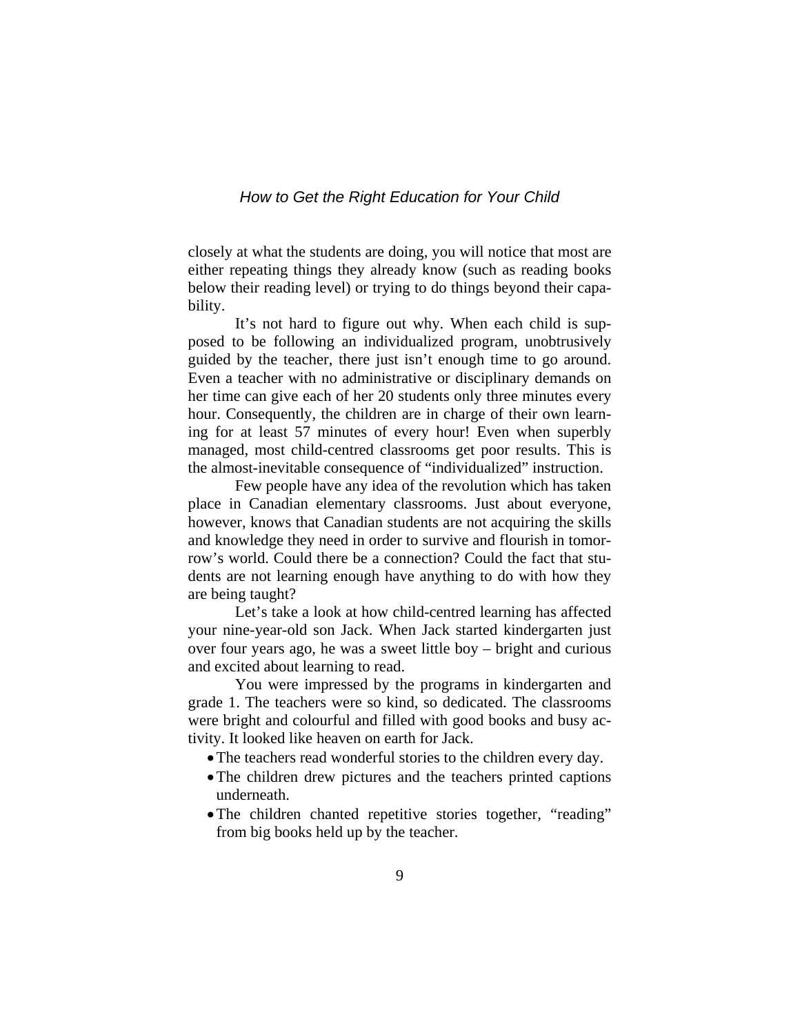closely at what the students are doing, you will notice that most are either repeating things they already know (such as reading books below their reading level) or trying to do things beyond their capability.

It's not hard to figure out why. When each child is supposed to be following an individualized program, unobtrusively guided by the teacher, there just isn't enough time to go around. Even a teacher with no administrative or disciplinary demands on her time can give each of her 20 students only three minutes every hour. Consequently, the children are in charge of their own learning for at least 57 minutes of every hour! Even when superbly managed, most child-centred classrooms get poor results. This is the almost-inevitable consequence of "individualized" instruction.

Few people have any idea of the revolution which has taken place in Canadian elementary classrooms. Just about everyone, however, knows that Canadian students are not acquiring the skills and knowledge they need in order to survive and flourish in tomorrow's world. Could there be a connection? Could the fact that students are not learning enough have anything to do with how they are being taught?

Let's take a look at how child-centred learning has affected your nine-year-old son Jack. When Jack started kindergarten just over four years ago, he was a sweet little boy – bright and curious and excited about learning to read.

You were impressed by the programs in kindergarten and grade 1. The teachers were so kind, so dedicated. The classrooms were bright and colourful and filled with good books and busy activity. It looked like heaven on earth for Jack.

- The teachers read wonderful stories to the children every day.
- The children drew pictures and the teachers printed captions underneath.
- The children chanted repetitive stories together, "reading" from big books held up by the teacher.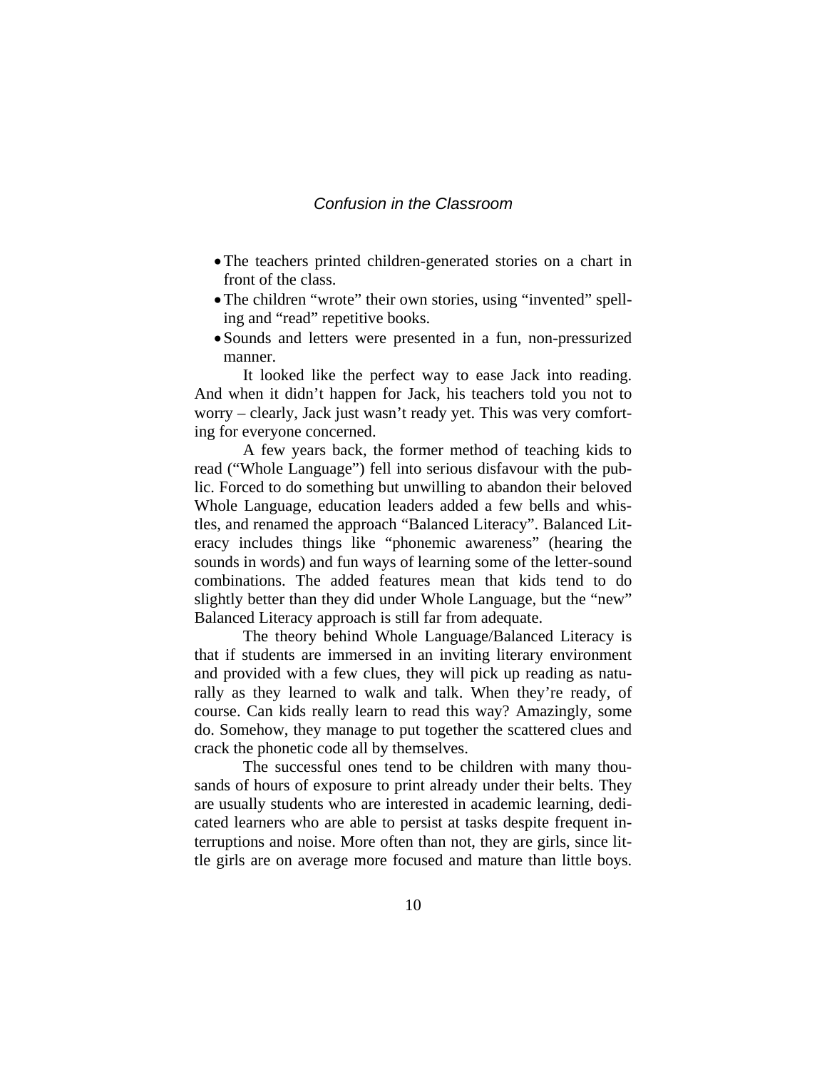- The teachers printed children-generated stories on a chart in front of the class.
- The children "wrote" their own stories, using "invented" spelling and "read" repetitive books.
- Sounds and letters were presented in a fun, non-pressurized manner.

It looked like the perfect way to ease Jack into reading. And when it didn't happen for Jack, his teachers told you not to worry – clearly, Jack just wasn't ready yet. This was very comforting for everyone concerned.

A few years back, the former method of teaching kids to read ("Whole Language") fell into serious disfavour with the public. Forced to do something but unwilling to abandon their beloved Whole Language, education leaders added a few bells and whistles, and renamed the approach "Balanced Literacy". Balanced Literacy includes things like "phonemic awareness" (hearing the sounds in words) and fun ways of learning some of the letter-sound combinations. The added features mean that kids tend to do slightly better than they did under Whole Language, but the "new" Balanced Literacy approach is still far from adequate.

The theory behind Whole Language/Balanced Literacy is that if students are immersed in an inviting literary environment and provided with a few clues, they will pick up reading as naturally as they learned to walk and talk. When they're ready, of course. Can kids really learn to read this way? Amazingly, some do. Somehow, they manage to put together the scattered clues and crack the phonetic code all by themselves.

The successful ones tend to be children with many thousands of hours of exposure to print already under their belts. They are usually students who are interested in academic learning, dedicated learners who are able to persist at tasks despite frequent interruptions and noise. More often than not, they are girls, since little girls are on average more focused and mature than little boys.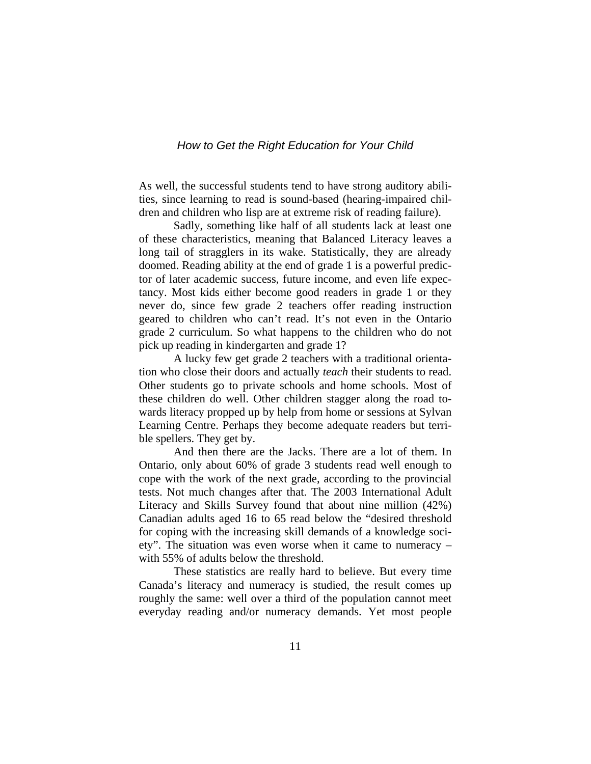As well, the successful students tend to have strong auditory abilities, since learning to read is sound-based (hearing-impaired children and children who lisp are at extreme risk of reading failure).

Sadly, something like half of all students lack at least one of these characteristics, meaning that Balanced Literacy leaves a long tail of stragglers in its wake. Statistically, they are already doomed. Reading ability at the end of grade 1 is a powerful predictor of later academic success, future income, and even life expectancy. Most kids either become good readers in grade 1 or they never do, since few grade 2 teachers offer reading instruction geared to children who can't read. It's not even in the Ontario grade 2 curriculum. So what happens to the children who do not pick up reading in kindergarten and grade 1?

A lucky few get grade 2 teachers with a traditional orientation who close their doors and actually *teach* their students to read. Other students go to private schools and home schools. Most of these children do well. Other children stagger along the road towards literacy propped up by help from home or sessions at Sylvan Learning Centre. Perhaps they become adequate readers but terrible spellers. They get by.

And then there are the Jacks. There are a lot of them. In Ontario, only about 60% of grade 3 students read well enough to cope with the work of the next grade, according to the provincial tests. Not much changes after that. The 2003 International Adult Literacy and Skills Survey found that about nine million (42%) Canadian adults aged 16 to 65 read below the "desired threshold for coping with the increasing skill demands of a knowledge society". The situation was even worse when it came to numeracy – with 55% of adults below the threshold.

These statistics are really hard to believe. But every time Canada's literacy and numeracy is studied, the result comes up roughly the same: well over a third of the population cannot meet everyday reading and/or numeracy demands. Yet most people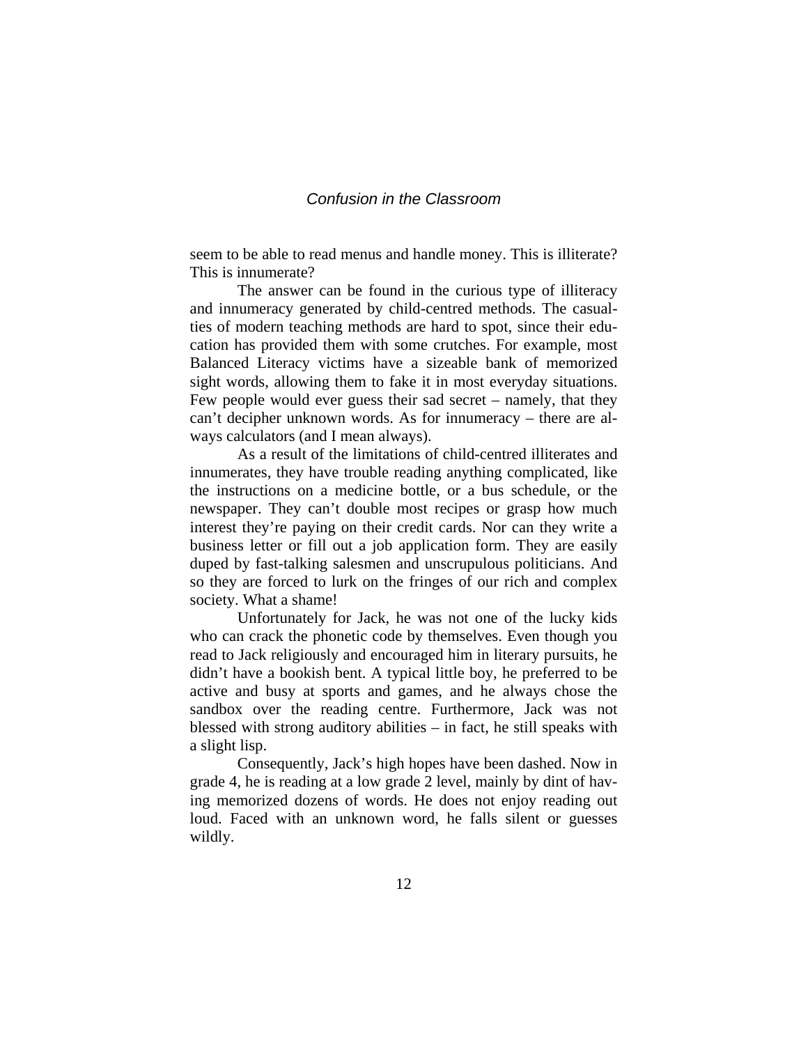seem to be able to read menus and handle money. This is illiterate? This is innumerate?

The answer can be found in the curious type of illiteracy and innumeracy generated by child-centred methods. The casualties of modern teaching methods are hard to spot, since their education has provided them with some crutches. For example, most Balanced Literacy victims have a sizeable bank of memorized sight words, allowing them to fake it in most everyday situations. Few people would ever guess their sad secret – namely, that they can't decipher unknown words. As for innumeracy – there are always calculators (and I mean always).

As a result of the limitations of child-centred illiterates and innumerates, they have trouble reading anything complicated, like the instructions on a medicine bottle, or a bus schedule, or the newspaper. They can't double most recipes or grasp how much interest they're paying on their credit cards. Nor can they write a business letter or fill out a job application form. They are easily duped by fast-talking salesmen and unscrupulous politicians. And so they are forced to lurk on the fringes of our rich and complex society. What a shame!

Unfortunately for Jack, he was not one of the lucky kids who can crack the phonetic code by themselves. Even though you read to Jack religiously and encouraged him in literary pursuits, he didn't have a bookish bent. A typical little boy, he preferred to be active and busy at sports and games, and he always chose the sandbox over the reading centre. Furthermore, Jack was not blessed with strong auditory abilities – in fact, he still speaks with a slight lisp.

Consequently, Jack's high hopes have been dashed. Now in grade 4, he is reading at a low grade 2 level, mainly by dint of having memorized dozens of words. He does not enjoy reading out loud. Faced with an unknown word, he falls silent or guesses wildly.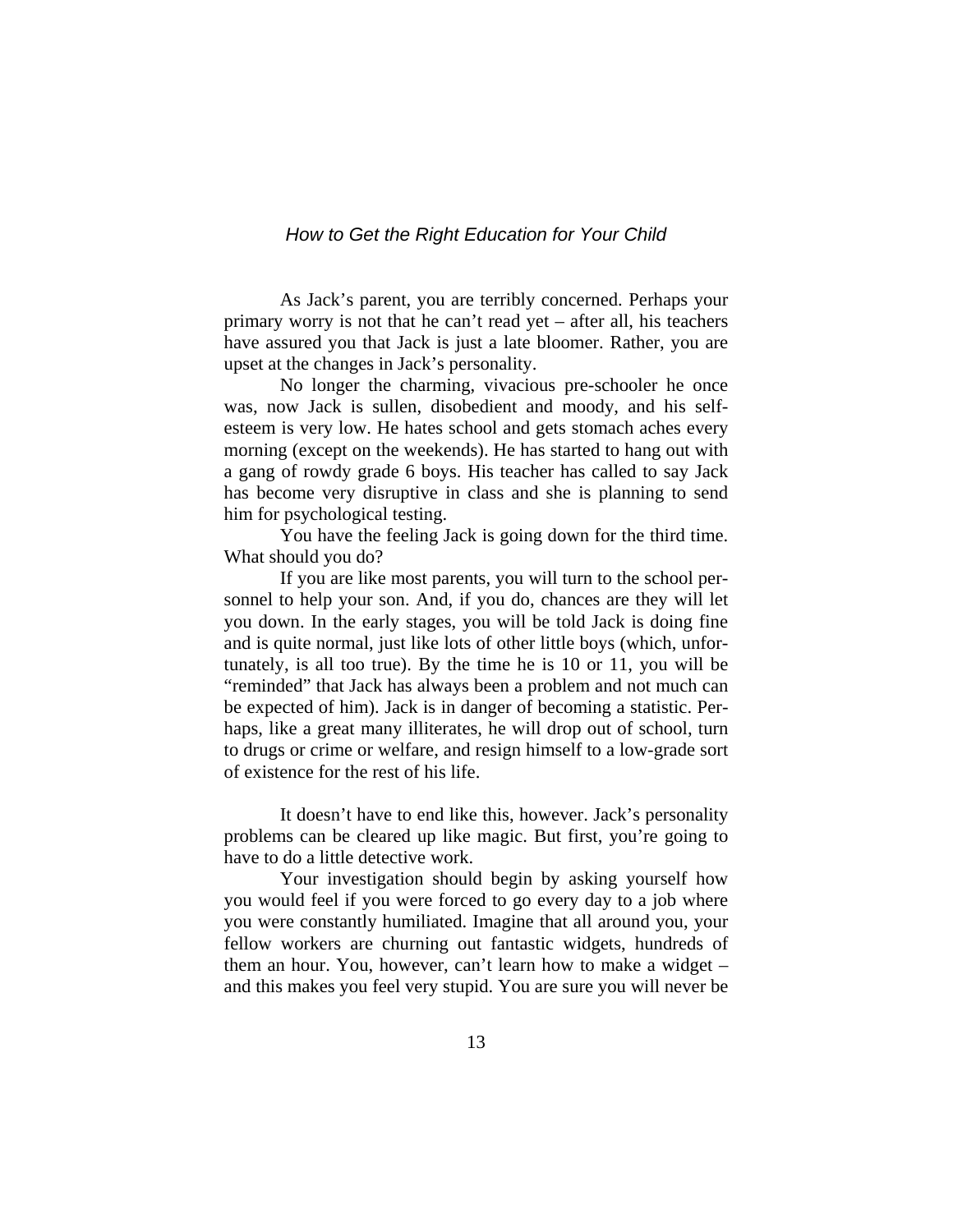As Jack's parent, you are terribly concerned. Perhaps your primary worry is not that he can't read yet – after all, his teachers have assured you that Jack is just a late bloomer. Rather, you are upset at the changes in Jack's personality.

No longer the charming, vivacious pre-schooler he once was, now Jack is sullen, disobedient and moody, and his self-esteem is very low. He hates school and gets stomach aches every morning (except on the weekends). He has started to hang out with a gang of rowdy grade 6 boys. His teacher has called to say Jack has become very disruptive in class and she is planning to send him for psychological testing.

You have the feeling Jack is going down for the third time. What should you do?

If you are like most parents, you will turn to the school personnel to help your son. And, if you do, chances are they will let you down. In the early stages, you will be told Jack is doing fine and is quite normal, just like lots of other little boys (which, unfortunately, is all too true). By the time he is 10 or 11, you will be "reminded" that Jack has always been a problem and not much can be expected of him). Jack is in danger of becoming a statistic. Perhaps, like a great many illiterates, he will drop out of school, turn to drugs or crime or welfare, and resign himself to a low-grade sort of existence for the rest of his life.

It doesn't have to end like this, however. Jack's personality problems can be cleared up like magic. But first, you're going to have to do a little detective work.

Your investigation should begin by asking yourself how you would feel if you were forced to go every day to a job where you were constantly humiliated. Imagine that all around you, your fellow workers are churning out fantastic widgets, hundreds of them an hour. You, however, can't learn how to make a widget – and this makes you feel very stupid. You are sure you will never be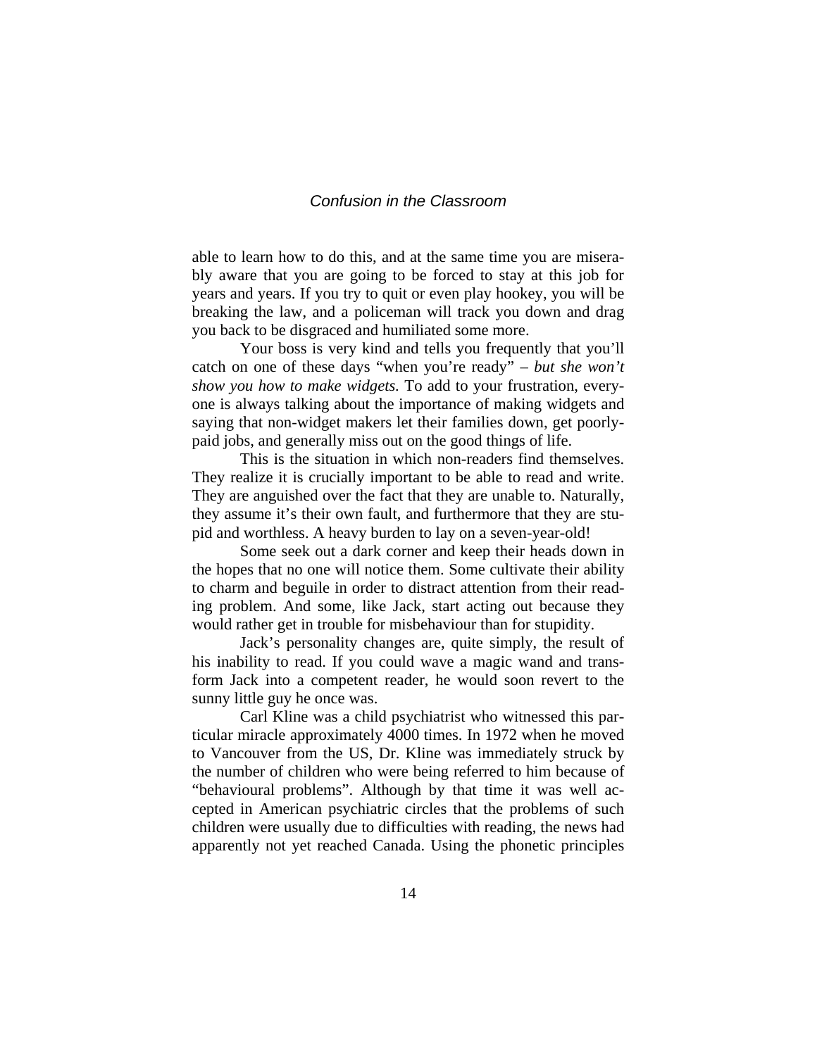able to learn how to do this, and at the same time you are miserably aware that you are going to be forced to stay at this job for years and years. If you try to quit or even play hookey, you will be breaking the law, and a policeman will track you down and drag you back to be disgraced and humiliated some more.

Your boss is very kind and tells you frequently that you'll catch on one of these days "when you're ready" – *but she won't show you how to make widgets.* To add to your frustration, everyone is always talking about the importance of making widgets and saying that non-widget makers let their families down, get poorly-paid jobs, and generally miss out on the good things of life.

This is the situation in which non-readers find themselves. They realize it is crucially important to be able to read and write. They are anguished over the fact that they are unable to. Naturally, they assume it's their own fault, and furthermore that they are stupid and worthless. A heavy burden to lay on a seven-year-old!

Some seek out a dark corner and keep their heads down in the hopes that no one will notice them. Some cultivate their ability to charm and beguile in order to distract attention from their reading problem. And some, like Jack, start acting out because they would rather get in trouble for misbehaviour than for stupidity.

Jack's personality changes are, quite simply, the result of his inability to read. If you could wave a magic wand and transform Jack into a competent reader, he would soon revert to the sunny little guy he once was.

Carl Kline was a child psychiatrist who witnessed this particular miracle approximately 4000 times. In 1972 when he moved to Vancouver from the US, Dr. Kline was immediately struck by the number of children who were being referred to him because of "behavioural problems". Although by that time it was well accepted in American psychiatric circles that the problems of such children were usually due to difficulties with reading, the news had apparently not yet reached Canada. Using the phonetic principles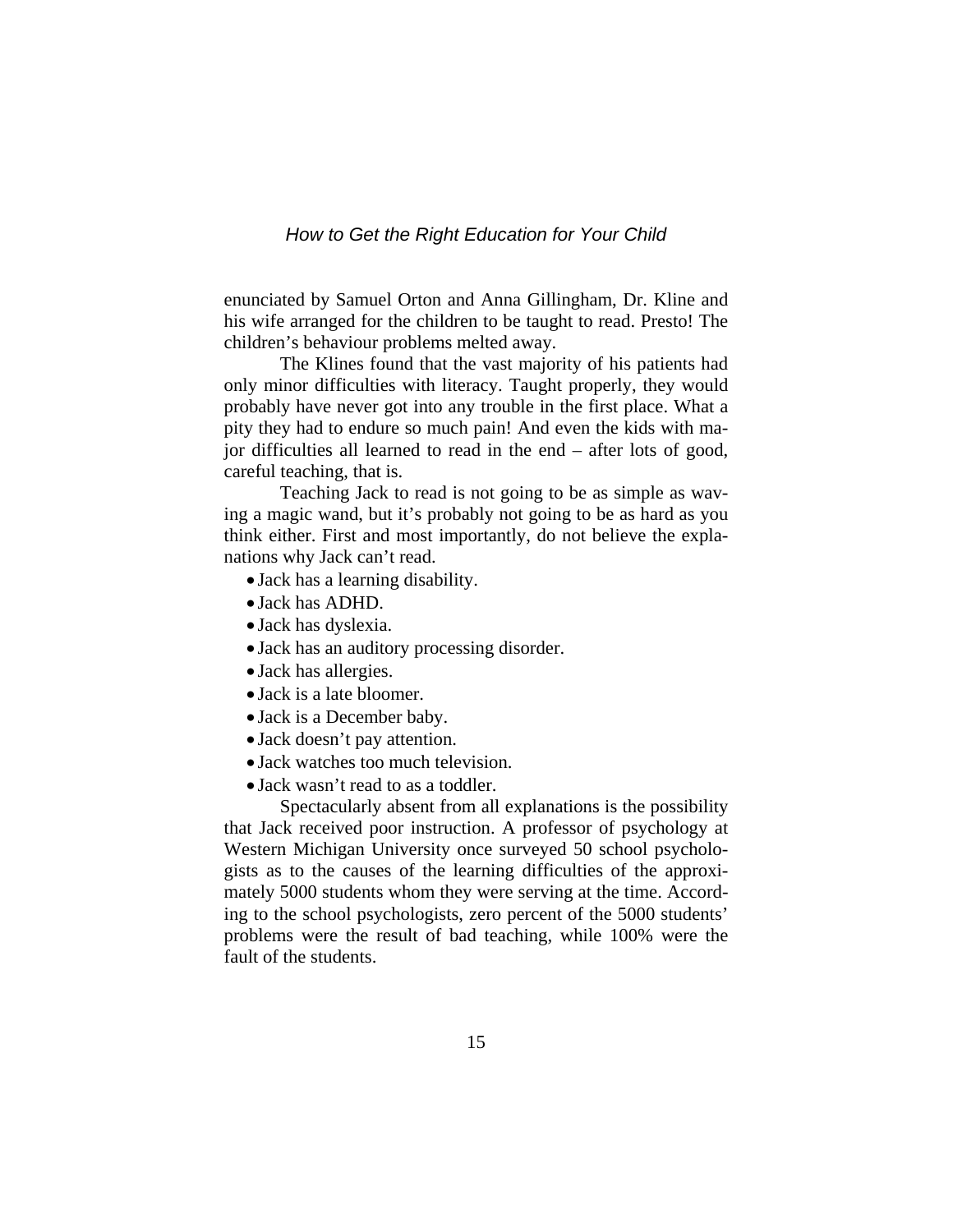enunciated by Samuel Orton and Anna Gillingham, Dr. Kline and his wife arranged for the children to be taught to read. Presto! The children's behaviour problems melted away.

The Klines found that the vast majority of his patients had only minor difficulties with literacy. Taught properly, they would probably have never got into any trouble in the first place. What a pity they had to endure so much pain! And even the kids with major difficulties all learned to read in the end – after lots of good, careful teaching, that is.

Teaching Jack to read is not going to be as simple as waving a magic wand, but it's probably not going to be as hard as you think either. First and most importantly, do not believe the explanations why Jack can't read.

- Jack has a learning disability.
- Jack has ADHD.
- Jack has dyslexia.
- Jack has an auditory processing disorder.
- Jack has allergies.
- Jack is a late bloomer.
- Jack is a December baby.
- Jack doesn't pay attention.
- Jack watches too much television.
- Jack wasn't read to as a toddler.

Spectacularly absent from all explanations is the possibility that Jack received poor instruction. A professor of psychology at Western Michigan University once surveyed 50 school psychologists as to the causes of the learning difficulties of the approximately 5000 students whom they were serving at the time. According to the school psychologists, zero percent of the 5000 students' problems were the result of bad teaching, while 100% were the fault of the students.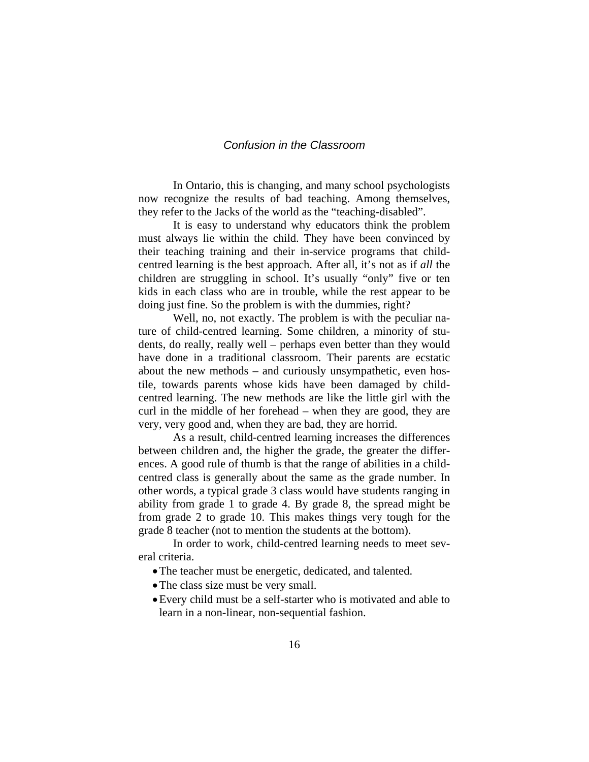In Ontario, this is changing, and many school psychologists now recognize the results of bad teaching. Among themselves, they refer to the Jacks of the world as the "teaching-disabled".

It is easy to understand why educators think the problem must always lie within the child. They have been convinced by their teaching training and their in-service programs that child-centred learning is the best approach. After all, it's not as if *all* the children are struggling in school. It's usually "only" five or ten kids in each class who are in trouble, while the rest appear to be doing just fine. So the problem is with the dummies, right?

Well, no, not exactly. The problem is with the peculiar nature of child-centred learning. Some children, a minority of students, do really, really well – perhaps even better than they would have done in a traditional classroom. Their parents are ecstatic about the new methods – and curiously unsympathetic, even hostile, towards parents whose kids have been damaged by child-centred learning. The new methods are like the little girl with the curl in the middle of her forehead – when they are good, they are very, very good and, when they are bad, they are horrid.

As a result, child-centred learning increases the differences between children and, the higher the grade, the greater the differences. A good rule of thumb is that the range of abilities in a child-centred class is generally about the same as the grade number. In other words, a typical grade 3 class would have students ranging in ability from grade 1 to grade 4. By grade 8, the spread might be from grade 2 to grade 10. This makes things very tough for the grade 8 teacher (not to mention the students at the bottom).

In order to work, child-centred learning needs to meet several criteria.

- The teacher must be energetic, dedicated, and talented.
- The class size must be very small.
- Every child must be a self-starter who is motivated and able to learn in a non-linear, non-sequential fashion.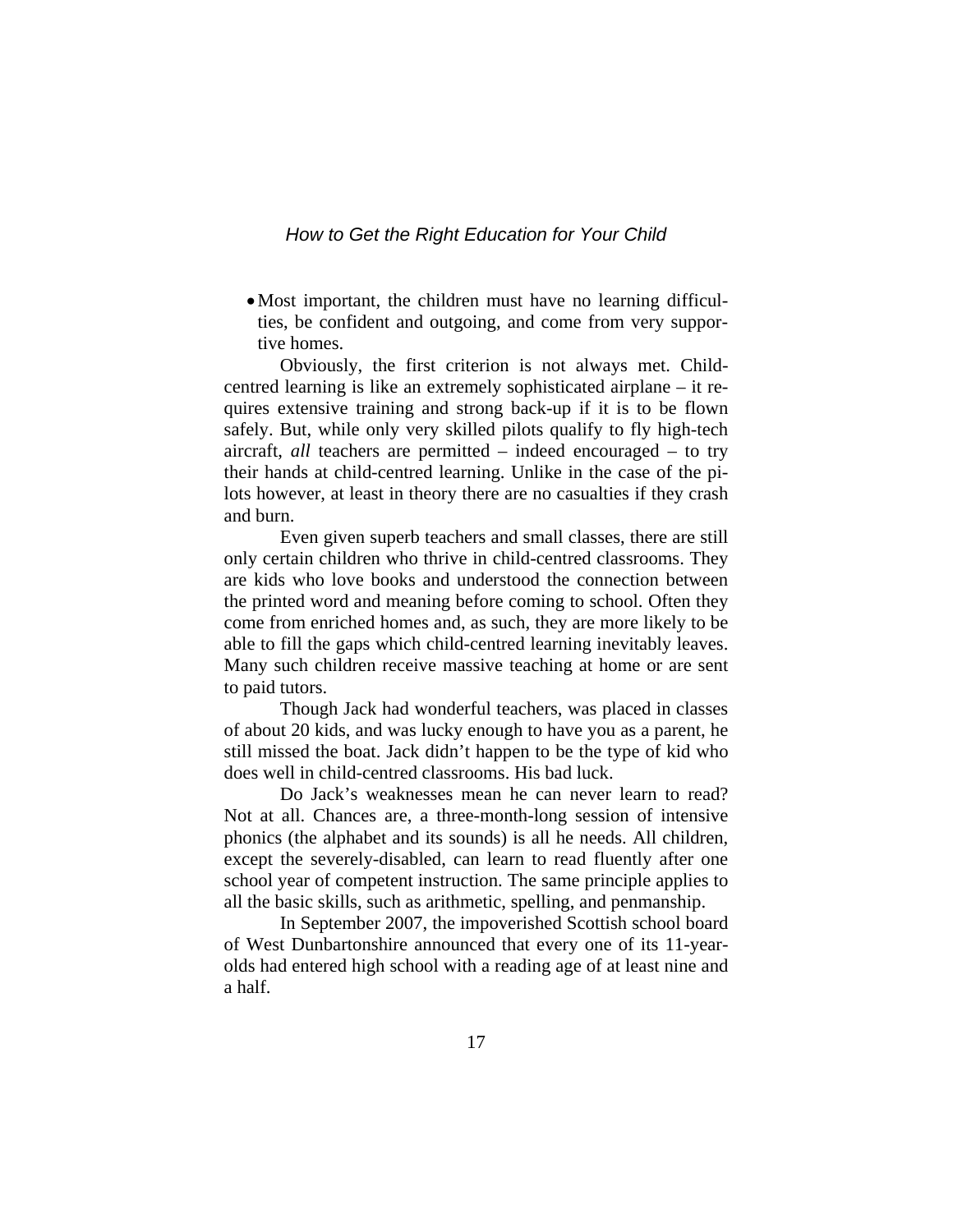- Most important, the children must have no learning difficulties, be confident and outgoing, and come from very supportive homes.

Obviously, the first criterion is not always met. Child-centred learning is like an extremely sophisticated airplane – it requires extensive training and strong back-up if it is to be flown safely. But, while only very skilled pilots qualify to fly high-tech aircraft, *all* teachers are permitted – indeed encouraged – to try their hands at child-centred learning. Unlike in the case of the pilots however, at least in theory there are no casualties if they crash and burn.

Even given superb teachers and small classes, there are still only certain children who thrive in child-centred classrooms. They are kids who love books and understood the connection between the printed word and meaning before coming to school. Often they come from enriched homes and, as such, they are more likely to be able to fill the gaps which child-centred learning inevitably leaves. Many such children receive massive teaching at home or are sent to paid tutors.

Though Jack had wonderful teachers, was placed in classes of about 20 kids, and was lucky enough to have you as a parent, he still missed the boat. Jack didn't happen to be the type of kid who does well in child-centred classrooms. His bad luck.

Do Jack's weaknesses mean he can never learn to read? Not at all. Chances are, a three-month-long session of intensive phonics (the alphabet and its sounds) is all he needs. All children, except the severely-disabled, can learn to read fluently after one school year of competent instruction. The same principle applies to all the basic skills, such as arithmetic, spelling, and penmanship.

In September 2007, the impoverished Scottish school board of West Dunbartonshire announced that every one of its 11-year-olds had entered high school with a reading age of at least nine and a half.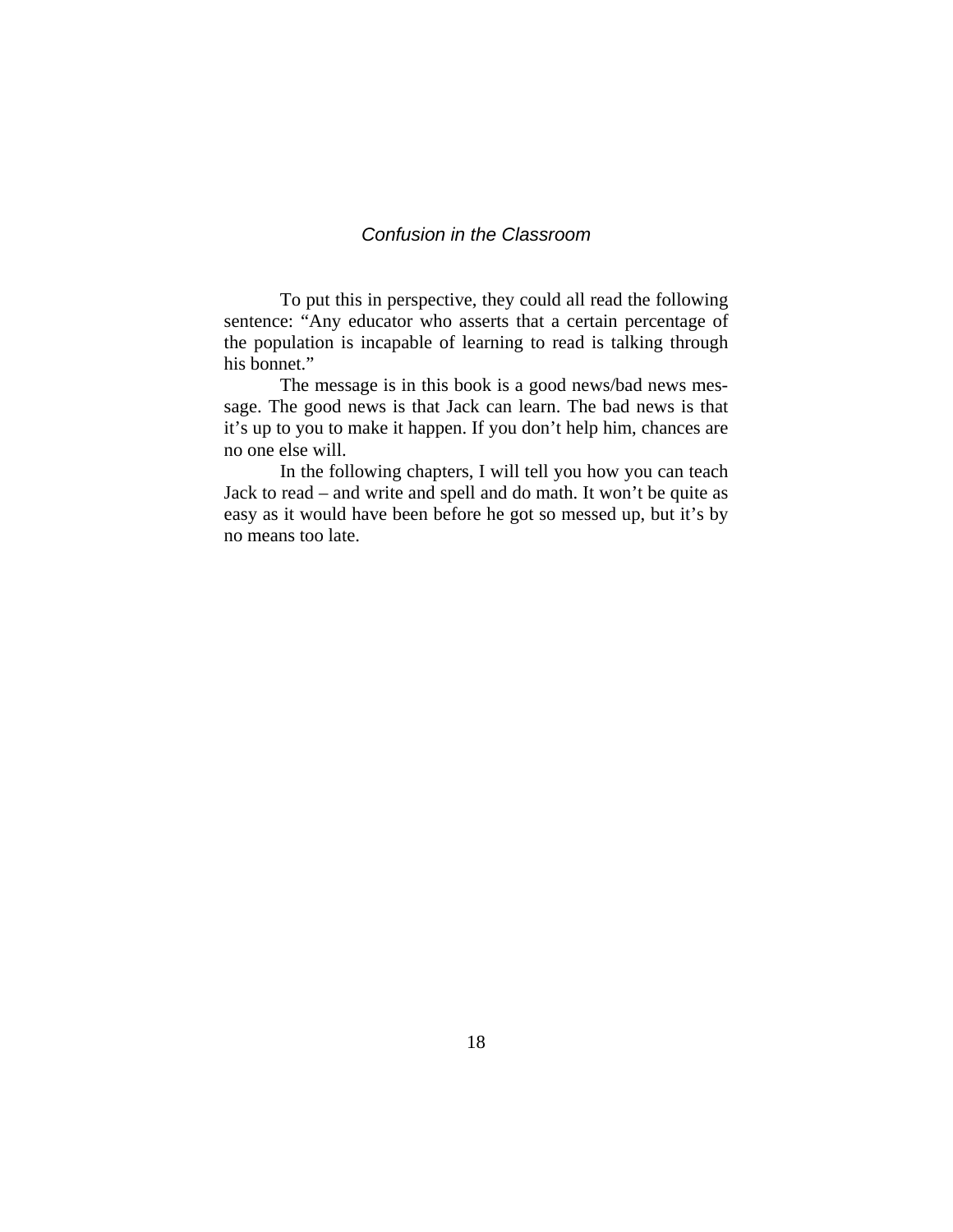To put this in perspective, they could all read the following sentence: "Any educator who asserts that a certain percentage of the population is incapable of learning to read is talking through his bonnet."

The message is in this book is a good news/bad news message. The good news is that Jack can learn. The bad news is that it's up to you to make it happen. If you don't help him, chances are no one else will.

In the following chapters, I will tell you how you can teach Jack to read – and write and spell and do math. It won't be quite as easy as it would have been before he got so messed up, but it's by no means too late.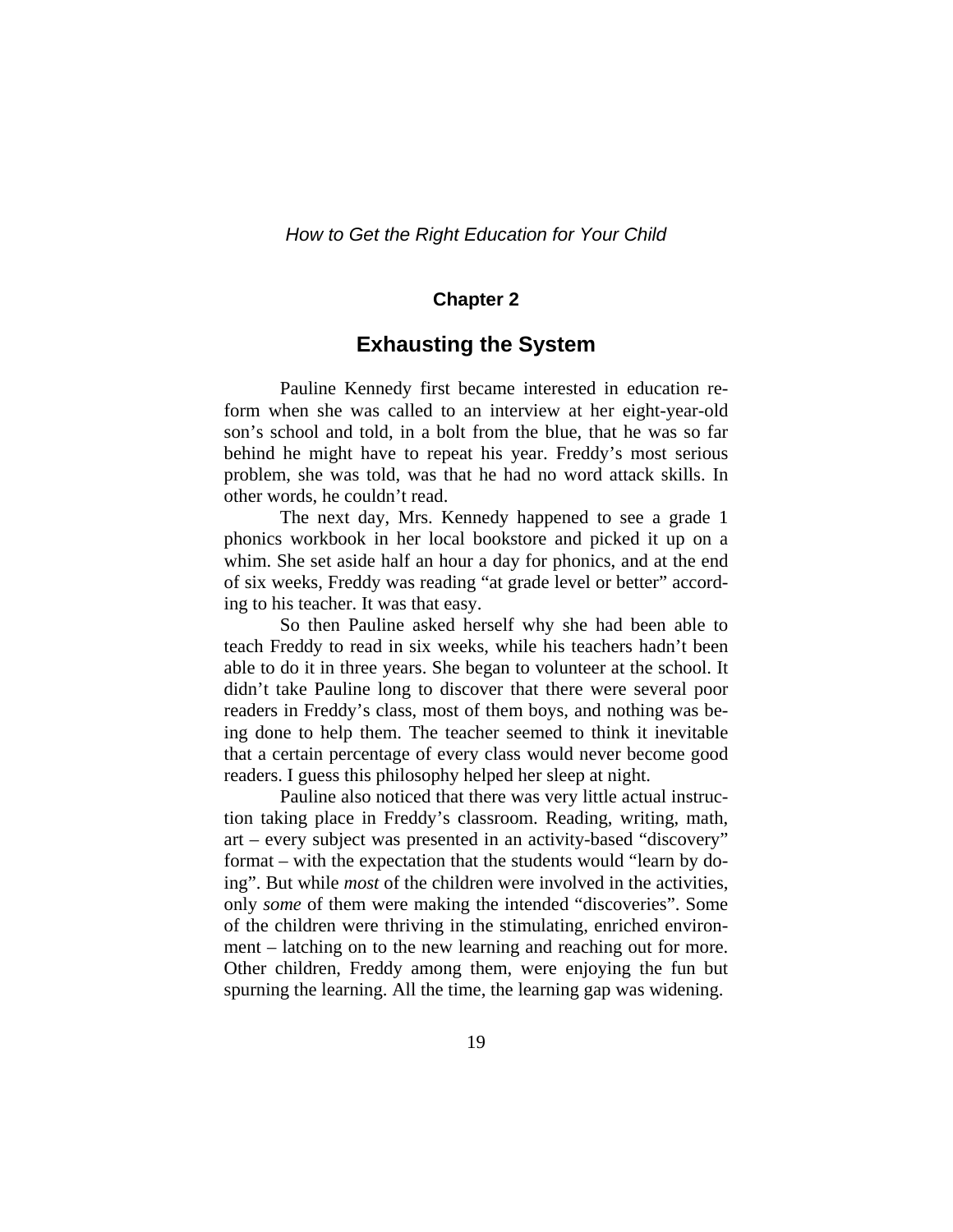## Chapter 2

# Exhausting the System

Pauline Kennedy first became interested in education reform when she was called to an interview at her eight-year-old son's school and told, in a bolt from the blue, that he was so far behind he might have to repeat his year. Freddy's most serious problem, she was told, was that he had no word attack skills. In other words, he couldn't read.

The next day, Mrs. Kennedy happened to see a grade 1 phonics workbook in her local bookstore and picked it up on a whim. She set aside half an hour a day for phonics, and at the end of six weeks, Freddy was reading "at grade level or better" according to his teacher. It was that easy.

So then Pauline asked herself why she had been able to teach Freddy to read in six weeks, while his teachers hadn't been able to do it in three years. She began to volunteer at the school. It didn't take Pauline long to discover that there were several poor readers in Freddy's class, most of them boys, and nothing was being done to help them. The teacher seemed to think it inevitable that a certain percentage of every class would never become good readers. I guess this philosophy helped her sleep at night.

Pauline also noticed that there was very little actual instruction taking place in Freddy's classroom. Reading, writing, math, art – every subject was presented in an activity-based "discovery" format – with the expectation that the students would "learn by doing". But while *most* of the children were involved in the activities, only *some* of them were making the intended "discoveries". Some of the children were thriving in the stimulating, enriched environment – latching on to the new learning and reaching out for more. Other children, Freddy among them, were enjoying the fun but spurning the learning. All the time, the learning gap was widening.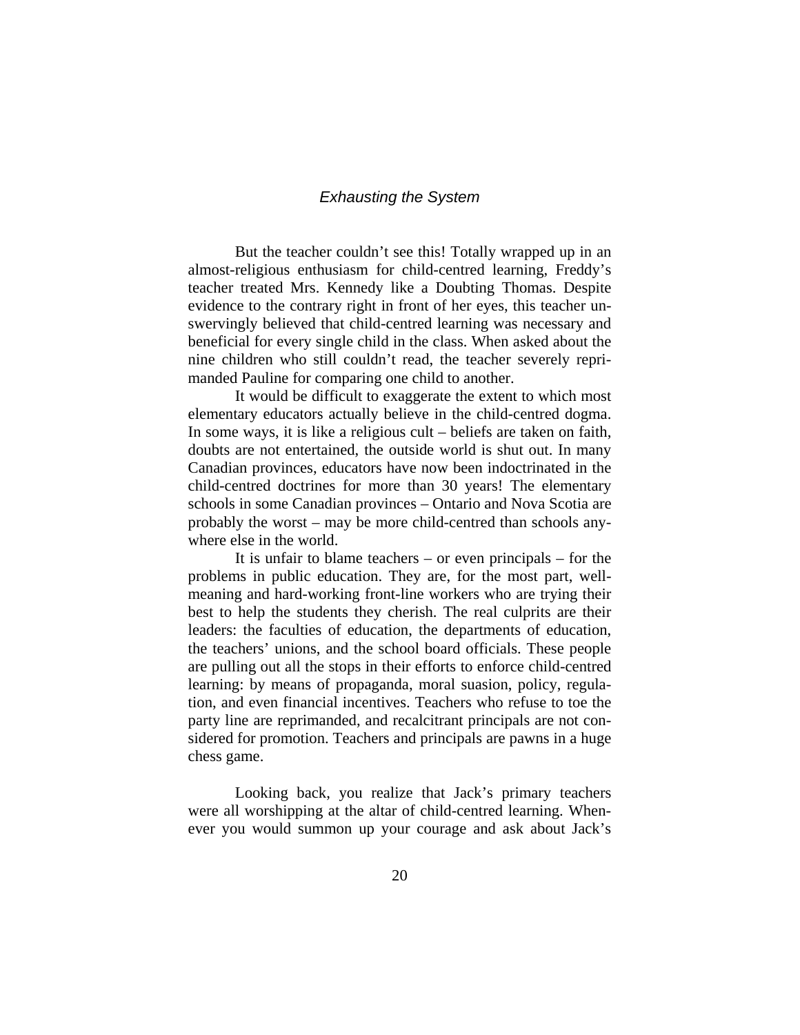But the teacher couldn't see this! Totally wrapped up in an almost-religious enthusiasm for child-centred learning, Freddy's teacher treated Mrs. Kennedy like a Doubting Thomas. Despite evidence to the contrary right in front of her eyes, this teacher unswervingly believed that child-centred learning was necessary and beneficial for every single child in the class. When asked about the nine children who still couldn't read, the teacher severely reprimanded Pauline for comparing one child to another.

It would be difficult to exaggerate the extent to which most elementary educators actually believe in the child-centred dogma. In some ways, it is like a religious cult – beliefs are taken on faith, doubts are not entertained, the outside world is shut out. In many Canadian provinces, educators have now been indoctrinated in the child-centred doctrines for more than 30 years! The elementary schools in some Canadian provinces – Ontario and Nova Scotia are probably the worst – may be more child-centred than schools anywhere else in the world.

It is unfair to blame teachers – or even principals – for the problems in public education. They are, for the most part, well-meaning and hard-working front-line workers who are trying their best to help the students they cherish. The real culprits are their leaders: the faculties of education, the departments of education, the teachers' unions, and the school board officials. These people are pulling out all the stops in their efforts to enforce child-centred learning: by means of propaganda, moral suasion, policy, regulation, and even financial incentives. Teachers who refuse to toe the party line are reprimanded, and recalcitrant principals are not considered for promotion. Teachers and principals are pawns in a huge chess game.

Looking back, you realize that Jack's primary teachers were all worshipping at the altar of child-centred learning. Whenever you would summon up your courage and ask about Jack's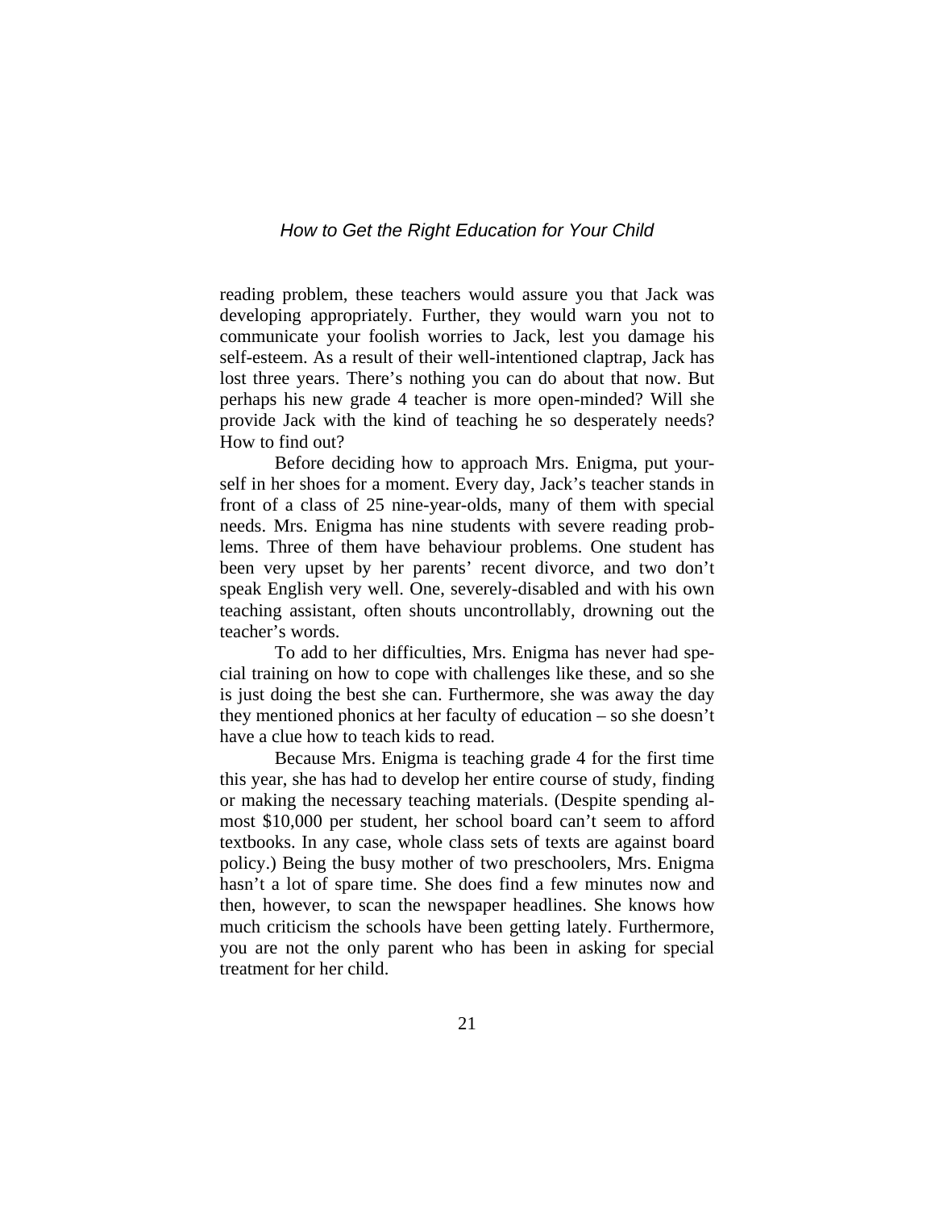reading problem, these teachers would assure you that Jack was developing appropriately. Further, they would warn you not to communicate your foolish worries to Jack, lest you damage his self-esteem. As a result of their well-intentioned claptrap, Jack has lost three years. There's nothing you can do about that now. But perhaps his new grade 4 teacher is more open-minded? Will she provide Jack with the kind of teaching he so desperately needs? How to find out?

Before deciding how to approach Mrs. Enigma, put yourself in her shoes for a moment. Every day, Jack's teacher stands in front of a class of 25 nine-year-olds, many of them with special needs. Mrs. Enigma has nine students with severe reading problems. Three of them have behaviour problems. One student has been very upset by her parents' recent divorce, and two don't speak English very well. One, severely-disabled and with his own teaching assistant, often shouts uncontrollably, drowning out the teacher's words.

To add to her difficulties, Mrs. Enigma has never had special training on how to cope with challenges like these, and so she is just doing the best she can. Furthermore, she was away the day they mentioned phonics at her faculty of education – so she doesn't have a clue how to teach kids to read.

Because Mrs. Enigma is teaching grade 4 for the first time this year, she has had to develop her entire course of study, finding or making the necessary teaching materials. (Despite spending almost $10,000 per student, her school board can't seem to afford textbooks. In any case, whole class sets of texts are against board policy.) Being the busy mother of two preschoolers, Mrs. Enigma hasn't a lot of spare time. She does find a few minutes now and then, however, to scan the newspaper headlines. She knows how much criticism the schools have been getting lately. Furthermore, you are not the only parent who has been in asking for special treatment for her child.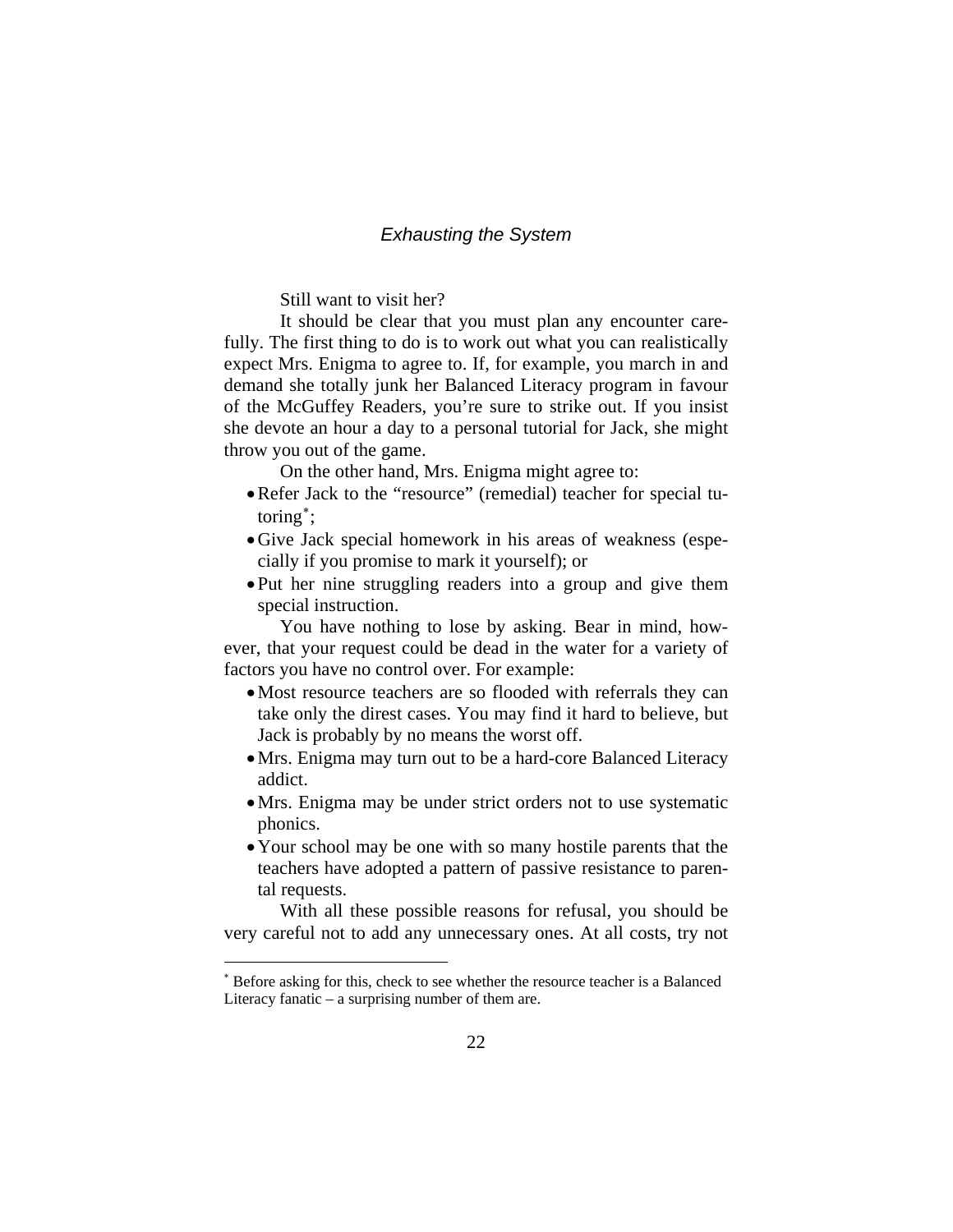Still want to visit her?

It should be clear that you must plan any encounter carefully. The first thing to do is to work out what you can realistically expect Mrs. Enigma to agree to. If, for example, you march in and demand she totally junk her Balanced Literacy program in favour of the McGuffey Readers, you're sure to strike out. If you insist she devote an hour a day to a personal tutorial for Jack, she might throw you out of the game.

On the other hand, Mrs. Enigma might agree to:

- Refer Jack to the "resource" (remedial) teacher for special tutoring[*];
- Give Jack special homework in his areas of weakness (especially if you promise to mark it yourself); or
- Put her nine struggling readers into a group and give them special instruction.

You have nothing to lose by asking. Bear in mind, however, that your request could be dead in the water for a variety of factors you have no control over. For example:

- Most resource teachers are so flooded with referrals they can take only the direst cases. You may find it hard to believe, but Jack is probably by no means the worst off.
- Mrs. Enigma may turn out to be a hard-core Balanced Literacy addict.
- Mrs. Enigma may be under strict orders not to use systematic phonics.
- Your school may be one with so many hostile parents that the teachers have adopted a pattern of passive resistance to parental requests.

With all these possible reasons for refusal, you should be very careful not to add any unnecessary ones. At all costs, try not

---

[*] Before asking for this, check to see whether the resource teacher is a Balanced Literacy fanatic – a surprising number of them are.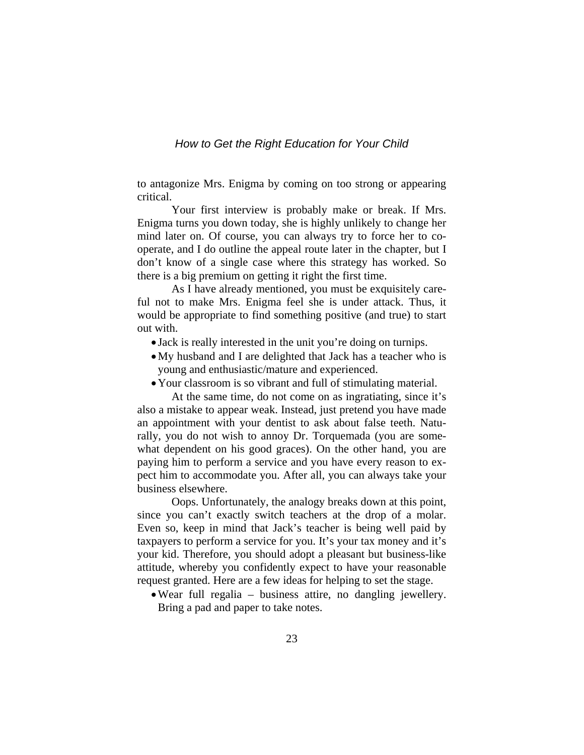to antagonize Mrs. Enigma by coming on too strong or appearing critical.

Your first interview is probably make or break. If Mrs. Enigma turns you down today, she is highly unlikely to change her mind later on. Of course, you can always try to force her to co-operate, and I do outline the appeal route later in the chapter, but I don't know of a single case where this strategy has worked. So there is a big premium on getting it right the first time.

As I have already mentioned, you must be exquisitely careful not to make Mrs. Enigma feel she is under attack. Thus, it would be appropriate to find something positive (and true) to start out with.

- Jack is really interested in the unit you're doing on turnips.
- My husband and I are delighted that Jack has a teacher who is young and enthusiastic/mature and experienced.
- Your classroom is so vibrant and full of stimulating material.

At the same time, do not come on as ingratiating, since it's also a mistake to appear weak. Instead, just pretend you have made an appointment with your dentist to ask about false teeth. Naturally, you do not wish to annoy Dr. Torquemada (you are somewhat dependent on his good graces). On the other hand, you are paying him to perform a service and you have every reason to expect him to accommodate you. After all, you can always take your business elsewhere.

Oops. Unfortunately, the analogy breaks down at this point, since you can't exactly switch teachers at the drop of a molar. Even so, keep in mind that Jack's teacher is being well paid by taxpayers to perform a service for you. It's your tax money and it's your kid. Therefore, you should adopt a pleasant but business-like attitude, whereby you confidently expect to have your reasonable request granted. Here are a few ideas for helping to set the stage.

- Wear full regalia – business attire, no dangling jewellery. Bring a pad and paper to take notes.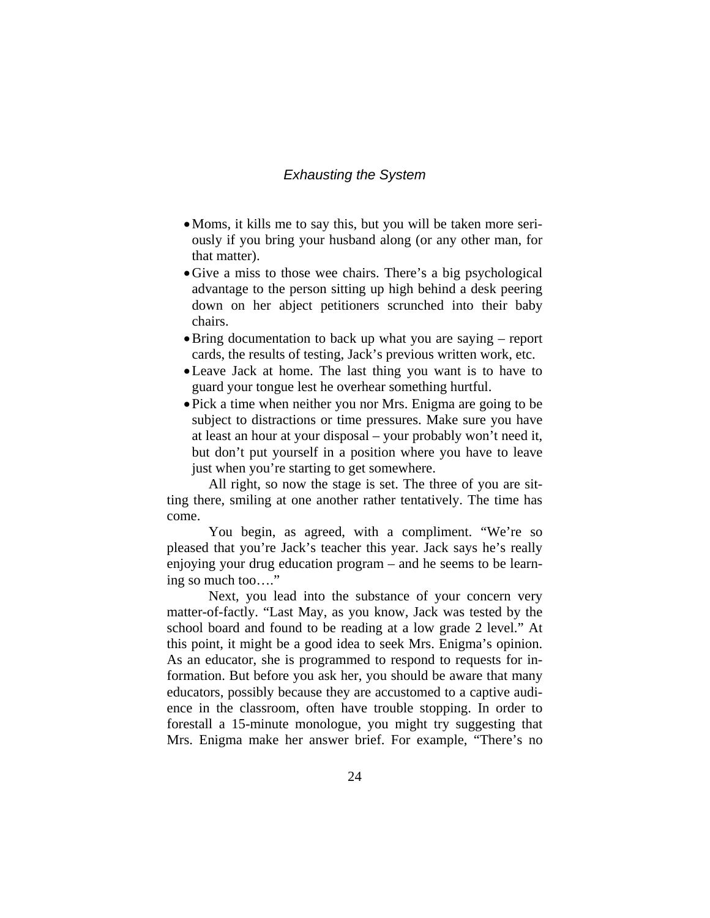- Moms, it kills me to say this, but you will be taken more seriously if you bring your husband along (or any other man, for that matter).
- Give a miss to those wee chairs. There's a big psychological advantage to the person sitting up high behind a desk peering down on her abject petitioners scrunched into their baby chairs.
- Bring documentation to back up what you are saying – report cards, the results of testing, Jack's previous written work, etc.
- Leave Jack at home. The last thing you want is to have to guard your tongue lest he overhear something hurtful.
- Pick a time when neither you nor Mrs. Enigma are going to be subject to distractions or time pressures. Make sure you have at least an hour at your disposal – your probably won't need it, but don't put yourself in a position where you have to leave just when you're starting to get somewhere.

All right, so now the stage is set. The three of you are sitting there, smiling at one another rather tentatively. The time has come.

You begin, as agreed, with a compliment. "We're so pleased that you're Jack's teacher this year. Jack says he's really enjoying your drug education program – and he seems to be learning so much too…."

Next, you lead into the substance of your concern very matter-of-factly. "Last May, as you know, Jack was tested by the school board and found to be reading at a low grade 2 level." At this point, it might be a good idea to seek Mrs. Enigma's opinion. As an educator, she is programmed to respond to requests for information. But before you ask her, you should be aware that many educators, possibly because they are accustomed to a captive audience in the classroom, often have trouble stopping. In order to forestall a 15-minute monologue, you might try suggesting that Mrs. Enigma make her answer brief. For example, "There's no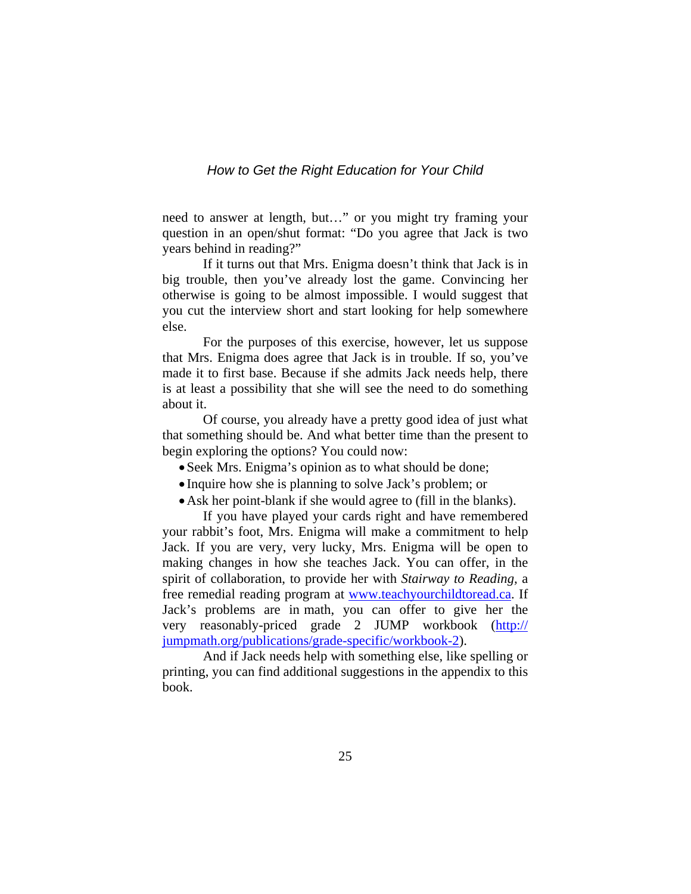need to answer at length, but…" or you might try framing your question in an open/shut format: "Do you agree that Jack is two years behind in reading?"

If it turns out that Mrs. Enigma doesn't think that Jack is in big trouble, then you've already lost the game. Convincing her otherwise is going to be almost impossible. I would suggest that you cut the interview short and start looking for help somewhere else.

For the purposes of this exercise, however, let us suppose that Mrs. Enigma does agree that Jack is in trouble. If so, you've made it to first base. Because if she admits Jack needs help, there is at least a possibility that she will see the need to do something about it.

Of course, you already have a pretty good idea of just what that something should be. And what better time than the present to begin exploring the options? You could now:

- Seek Mrs. Enigma's opinion as to what should be done;
- Inquire how she is planning to solve Jack's problem; or
- Ask her point-blank if she would agree to (fill in the blanks).

If you have played your cards right and have remembered your rabbit's foot, Mrs. Enigma will make a commitment to help Jack. If you are very, very lucky, Mrs. Enigma will be open to making changes in how she teaches Jack. You can offer, in the spirit of collaboration, to provide her with *Stairway to Reading*, a free remedial reading program at [www.teachyourchildtoread.ca](www.teachyourchildtoread.ca). If Jack's problems are in math, you can offer to give her the very reasonably-priced grade 2 JUMP workbook ([http://jumpmath.org/publications/grade-specific/workbook-2](http://jumpmath.org/publications/grade-specific/workbook-2)).

And if Jack needs help with something else, like spelling or printing, you can find additional suggestions in the appendix to this book.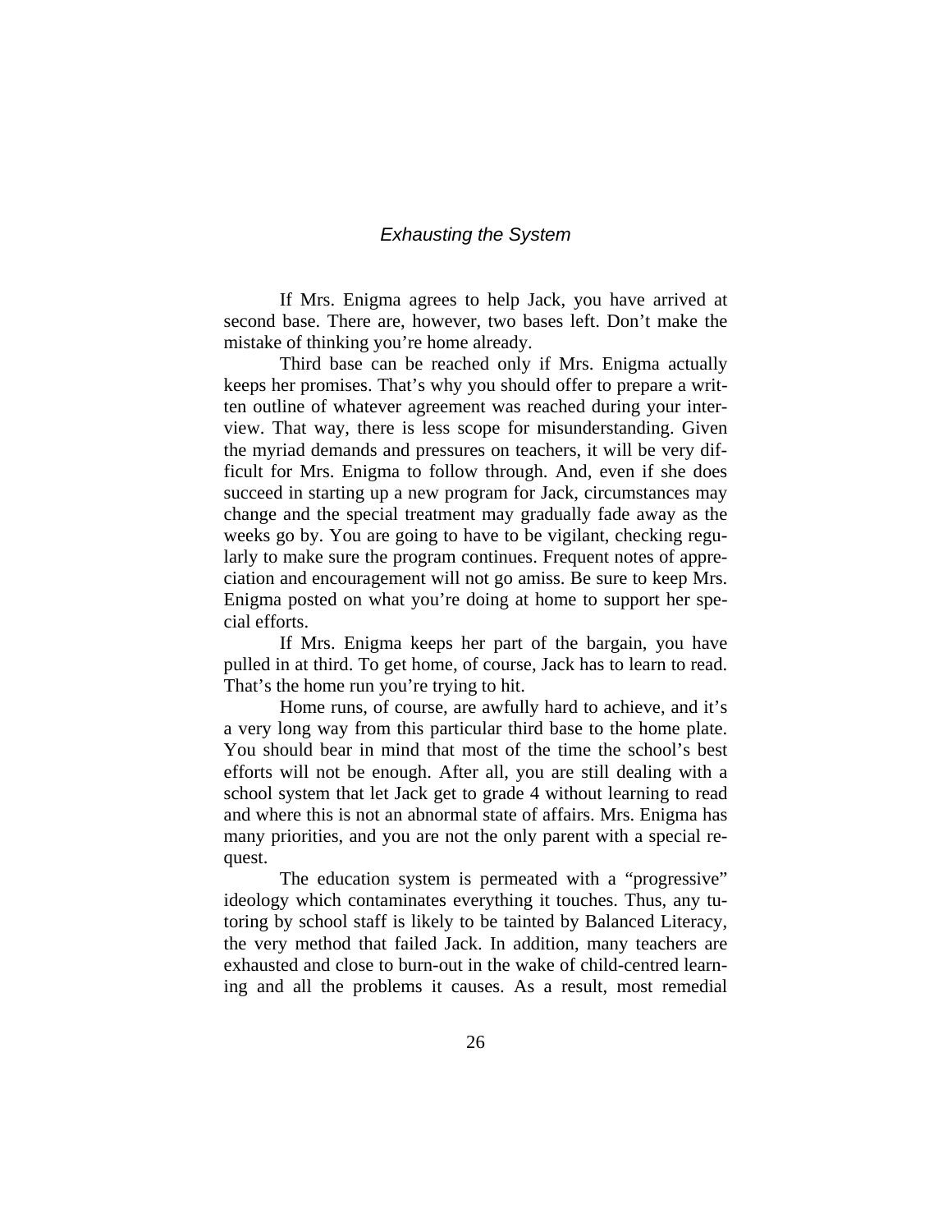If Mrs. Enigma agrees to help Jack, you have arrived at second base. There are, however, two bases left. Don't make the mistake of thinking you're home already.

Third base can be reached only if Mrs. Enigma actually keeps her promises. That's why you should offer to prepare a written outline of whatever agreement was reached during your interview. That way, there is less scope for misunderstanding. Given the myriad demands and pressures on teachers, it will be very difficult for Mrs. Enigma to follow through. And, even if she does succeed in starting up a new program for Jack, circumstances may change and the special treatment may gradually fade away as the weeks go by. You are going to have to be vigilant, checking regularly to make sure the program continues. Frequent notes of appreciation and encouragement will not go amiss. Be sure to keep Mrs. Enigma posted on what you're doing at home to support her special efforts.

If Mrs. Enigma keeps her part of the bargain, you have pulled in at third. To get home, of course, Jack has to learn to read. That's the home run you're trying to hit.

Home runs, of course, are awfully hard to achieve, and it's a very long way from this particular third base to the home plate. You should bear in mind that most of the time the school's best efforts will not be enough. After all, you are still dealing with a school system that let Jack get to grade 4 without learning to read and where this is not an abnormal state of affairs. Mrs. Enigma has many priorities, and you are not the only parent with a special request.

The education system is permeated with a "progressive" ideology which contaminates everything it touches. Thus, any tutoring by school staff is likely to be tainted by Balanced Literacy, the very method that failed Jack. In addition, many teachers are exhausted and close to burn-out in the wake of child-centred learning and all the problems it causes. As a result, most remedial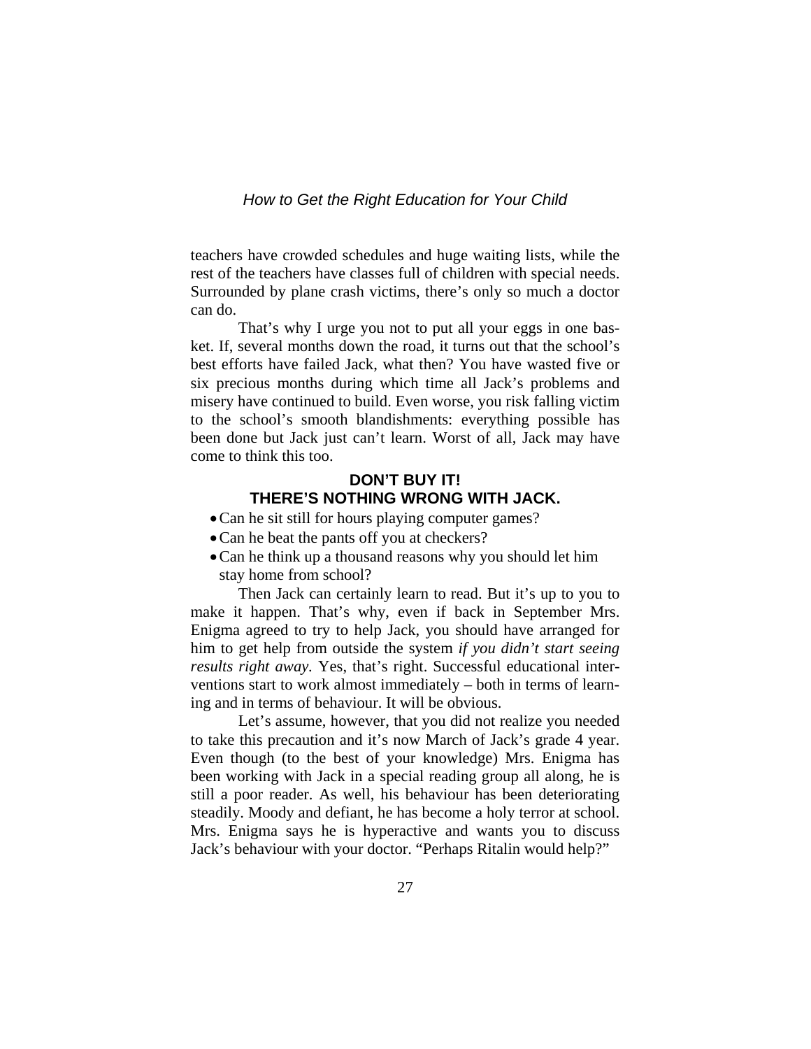teachers have crowded schedules and huge waiting lists, while the rest of the teachers have classes full of children with special needs. Surrounded by plane crash victims, there's only so much a doctor can do.

That's why I urge you not to put all your eggs in one basket. If, several months down the road, it turns out that the school's best efforts have failed Jack, what then? You have wasted five or six precious months during which time all Jack's problems and misery have continued to build. Even worse, you risk falling victim to the school's smooth blandishments: everything possible has been done but Jack just can't learn. Worst of all, Jack may have come to think this too.

**DON'T BUY IT!**
**THERE'S NOTHING WRONG WITH JACK.**

- Can he sit still for hours playing computer games?
- Can he beat the pants off you at checkers?
- Can he think up a thousand reasons why you should let him stay home from school?

Then Jack can certainly learn to read. But it's up to you to make it happen. That's why, even if back in September Mrs. Enigma agreed to try to help Jack, you should have arranged for him to get help from outside the system *if you didn't start seeing results right away.* Yes, that's right. Successful educational interventions start to work almost immediately – both in terms of learning and in terms of behaviour. It will be obvious.

Let's assume, however, that you did not realize you needed to take this precaution and it's now March of Jack's grade 4 year. Even though (to the best of your knowledge) Mrs. Enigma has been working with Jack in a special reading group all along, he is still a poor reader. As well, his behaviour has been deteriorating steadily. Moody and defiant, he has become a holy terror at school. Mrs. Enigma says he is hyperactive and wants you to discuss Jack's behaviour with your doctor. "Perhaps Ritalin would help?"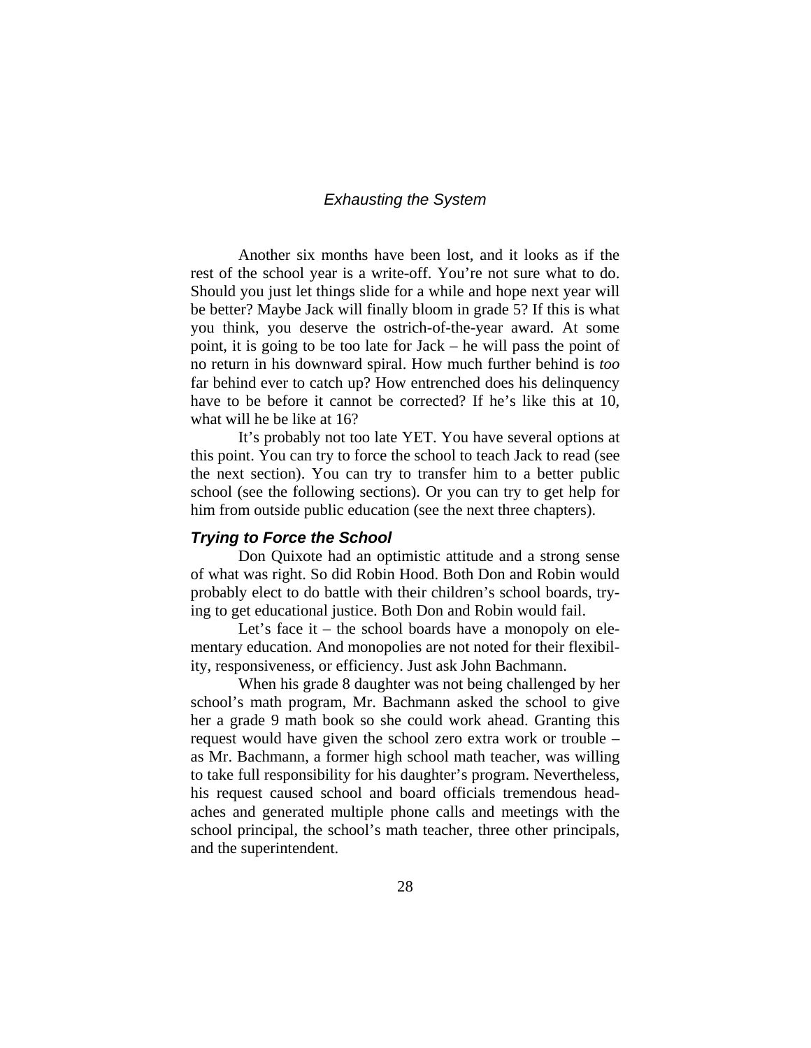## Exhausting the System

Another six months have been lost, and it looks as if the rest of the school year is a write-off. You're not sure what to do. Should you just let things slide for a while and hope next year will be better? Maybe Jack will finally bloom in grade 5? If this is what you think, you deserve the ostrich-of-the-year award. At some point, it is going to be too late for Jack – he will pass the point of no return in his downward spiral. How much further behind is *too* far behind ever to catch up? How entrenched does his delinquency have to be before it cannot be corrected? If he's like this at 10, what will he be like at 16?

It's probably not too late YET. You have several options at this point. You can try to force the school to teach Jack to read (see the next section). You can try to transfer him to a better public school (see the following sections). Or you can try to get help for him from outside public education (see the next three chapters).

### *Trying to Force the School*

Don Quixote had an optimistic attitude and a strong sense of what was right. So did Robin Hood. Both Don and Robin would probably elect to do battle with their children's school boards, trying to get educational justice. Both Don and Robin would fail.

Let's face it – the school boards have a monopoly on elementary education. And monopolies are not noted for their flexibility, responsiveness, or efficiency. Just ask John Bachmann.

When his grade 8 daughter was not being challenged by her school's math program, Mr. Bachmann asked the school to give her a grade 9 math book so she could work ahead. Granting this request would have given the school zero extra work or trouble – as Mr. Bachmann, a former high school math teacher, was willing to take full responsibility for his daughter's program. Nevertheless, his request caused school and board officials tremendous headaches and generated multiple phone calls and meetings with the school principal, the school's math teacher, three other principals, and the superintendent.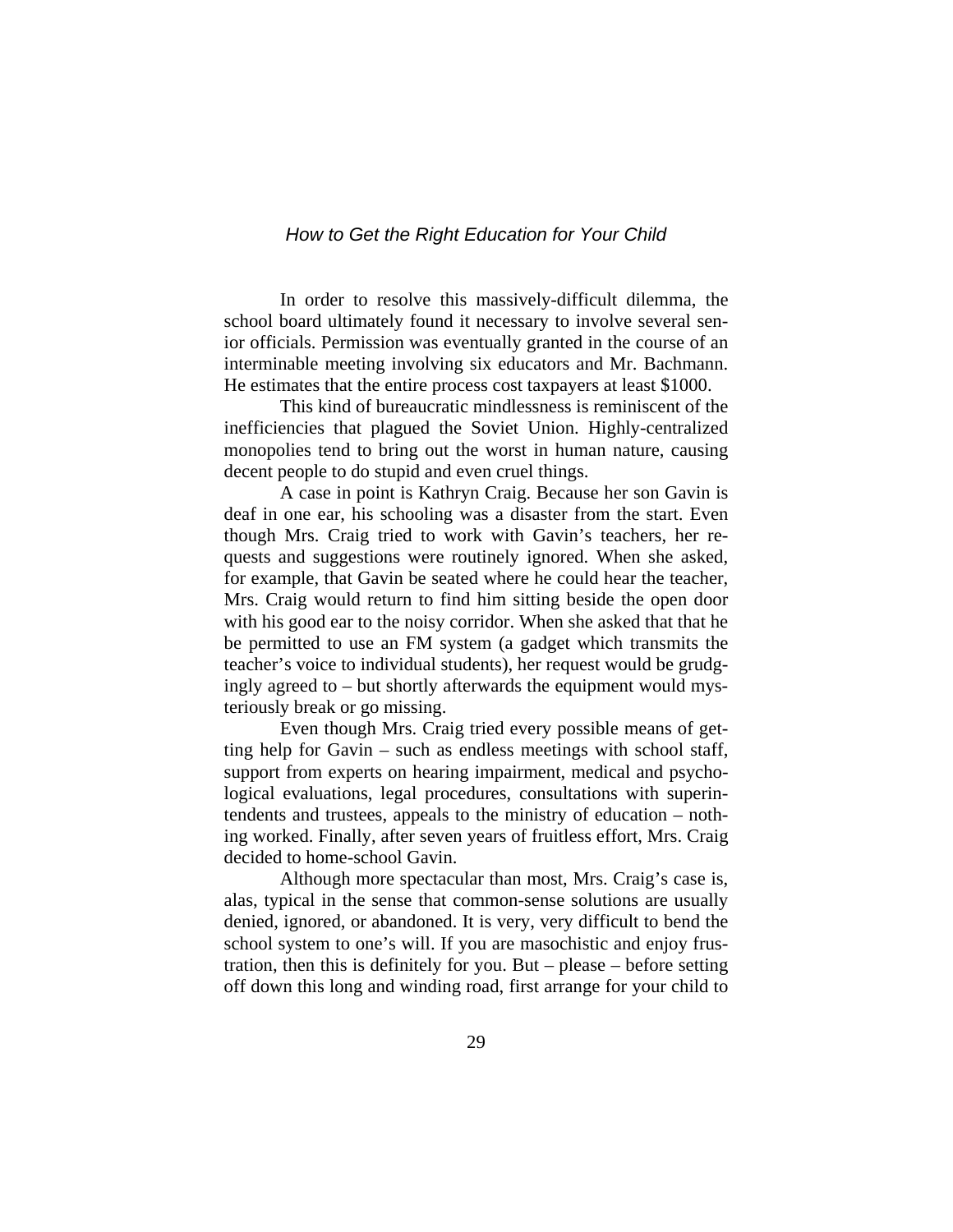In order to resolve this massively-difficult dilemma, the school board ultimately found it necessary to involve several senior officials. Permission was eventually granted in the course of an interminable meeting involving six educators and Mr. Bachmann. He estimates that the entire process cost taxpayers at least $1000.

This kind of bureaucratic mindlessness is reminiscent of the inefficiencies that plagued the Soviet Union. Highly-centralized monopolies tend to bring out the worst in human nature, causing decent people to do stupid and even cruel things.

A case in point is Kathryn Craig. Because her son Gavin is deaf in one ear, his schooling was a disaster from the start. Even though Mrs. Craig tried to work with Gavin's teachers, her requests and suggestions were routinely ignored. When she asked, for example, that Gavin be seated where he could hear the teacher, Mrs. Craig would return to find him sitting beside the open door with his good ear to the noisy corridor. When she asked that that he be permitted to use an FM system (a gadget which transmits the teacher's voice to individual students), her request would be grudgingly agreed to – but shortly afterwards the equipment would mysteriously break or go missing.

Even though Mrs. Craig tried every possible means of getting help for Gavin – such as endless meetings with school staff, support from experts on hearing impairment, medical and psychological evaluations, legal procedures, consultations with superintendents and trustees, appeals to the ministry of education – nothing worked. Finally, after seven years of fruitless effort, Mrs. Craig decided to home-school Gavin.

Although more spectacular than most, Mrs. Craig's case is, alas, typical in the sense that common-sense solutions are usually denied, ignored, or abandoned. It is very, very difficult to bend the school system to one's will. If you are masochistic and enjoy frustration, then this is definitely for you. But – please – before setting off down this long and winding road, first arrange for your child to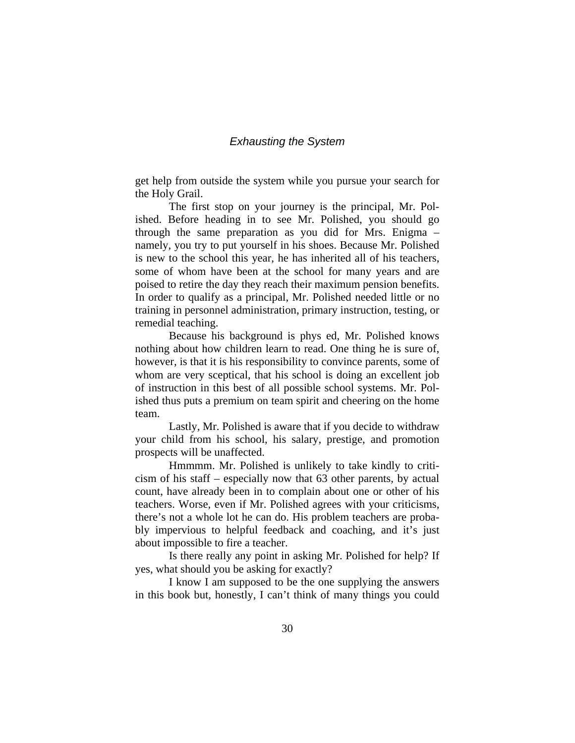get help from outside the system while you pursue your search for the Holy Grail.

The first stop on your journey is the principal, Mr. Polished. Before heading in to see Mr. Polished, you should go through the same preparation as you did for Mrs. Enigma – namely, you try to put yourself in his shoes. Because Mr. Polished is new to the school this year, he has inherited all of his teachers, some of whom have been at the school for many years and are poised to retire the day they reach their maximum pension benefits. In order to qualify as a principal, Mr. Polished needed little or no training in personnel administration, primary instruction, testing, or remedial teaching.

Because his background is phys ed, Mr. Polished knows nothing about how children learn to read. One thing he is sure of, however, is that it is his responsibility to convince parents, some of whom are very sceptical, that his school is doing an excellent job of instruction in this best of all possible school systems. Mr. Polished thus puts a premium on team spirit and cheering on the home team.

Lastly, Mr. Polished is aware that if you decide to withdraw your child from his school, his salary, prestige, and promotion prospects will be unaffected.

Hmmmm. Mr. Polished is unlikely to take kindly to criticism of his staff – especially now that 63 other parents, by actual count, have already been in to complain about one or other of his teachers. Worse, even if Mr. Polished agrees with your criticisms, there's not a whole lot he can do. His problem teachers are probably impervious to helpful feedback and coaching, and it's just about impossible to fire a teacher.

Is there really any point in asking Mr. Polished for help? If yes, what should you be asking for exactly?

I know I am supposed to be the one supplying the answers in this book but, honestly, I can't think of many things you could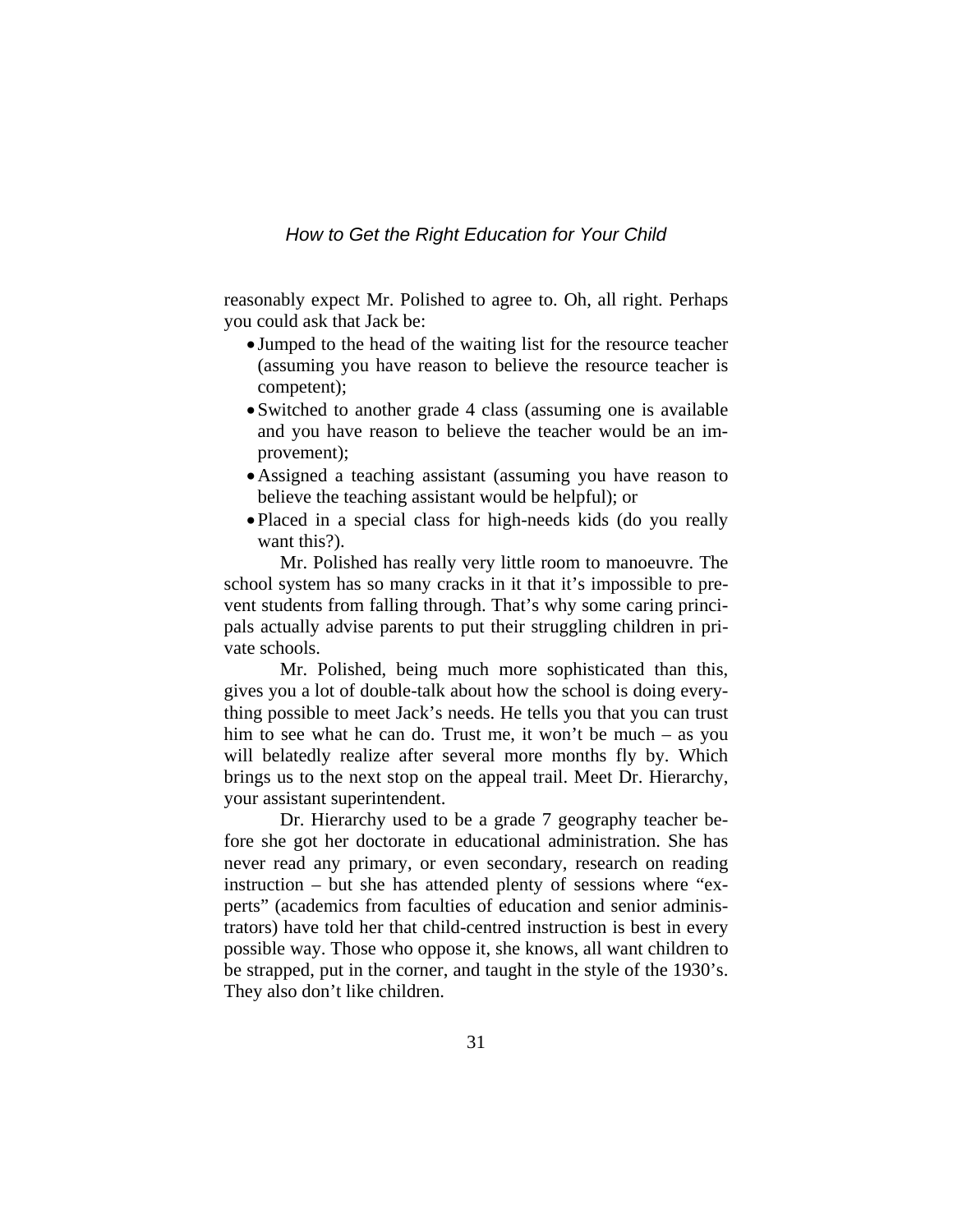reasonably expect Mr. Polished to agree to. Oh, all right. Perhaps you could ask that Jack be:

- Jumped to the head of the waiting list for the resource teacher (assuming you have reason to believe the resource teacher is competent);
- Switched to another grade 4 class (assuming one is available and you have reason to believe the teacher would be an improvement);
- Assigned a teaching assistant (assuming you have reason to believe the teaching assistant would be helpful); or
- Placed in a special class for high-needs kids (do you really want this?).

Mr. Polished has really very little room to manoeuvre. The school system has so many cracks in it that it's impossible to prevent students from falling through. That's why some caring principals actually advise parents to put their struggling children in private schools.

Mr. Polished, being much more sophisticated than this, gives you a lot of double-talk about how the school is doing everything possible to meet Jack's needs. He tells you that you can trust him to see what he can do. Trust me, it won't be much – as you will belatedly realize after several more months fly by. Which brings us to the next stop on the appeal trail. Meet Dr. Hierarchy, your assistant superintendent.

Dr. Hierarchy used to be a grade 7 geography teacher before she got her doctorate in educational administration. She has never read any primary, or even secondary, research on reading instruction – but she has attended plenty of sessions where "experts" (academics from faculties of education and senior administrators) have told her that child-centred instruction is best in every possible way. Those who oppose it, she knows, all want children to be strapped, put in the corner, and taught in the style of the 1930's. They also don't like children.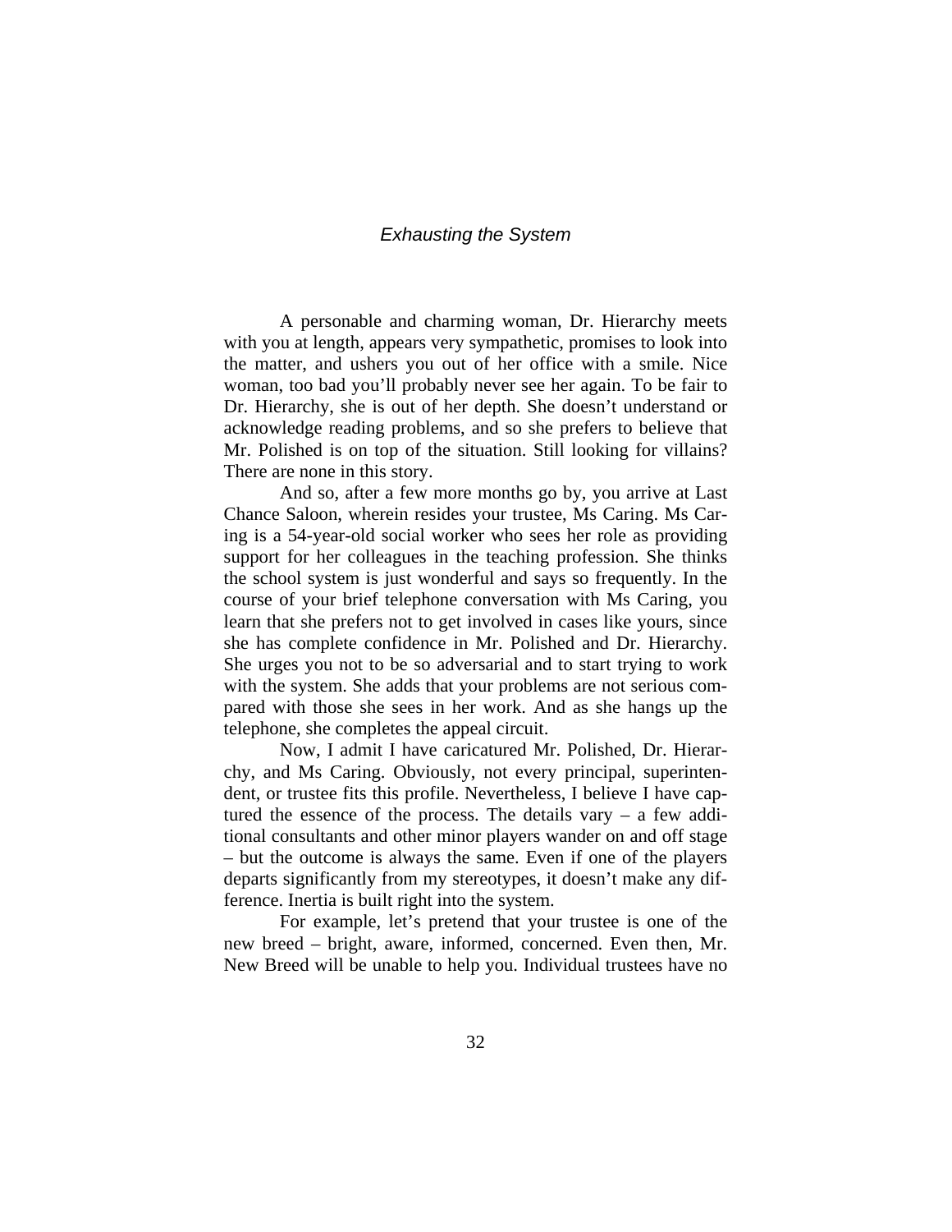A personable and charming woman, Dr. Hierarchy meets with you at length, appears very sympathetic, promises to look into the matter, and ushers you out of her office with a smile. Nice woman, too bad you'll probably never see her again. To be fair to Dr. Hierarchy, she is out of her depth. She doesn't understand or acknowledge reading problems, and so she prefers to believe that Mr. Polished is on top of the situation. Still looking for villains? There are none in this story.

And so, after a few more months go by, you arrive at Last Chance Saloon, wherein resides your trustee, Ms Caring. Ms Caring is a 54-year-old social worker who sees her role as providing support for her colleagues in the teaching profession. She thinks the school system is just wonderful and says so frequently. In the course of your brief telephone conversation with Ms Caring, you learn that she prefers not to get involved in cases like yours, since she has complete confidence in Mr. Polished and Dr. Hierarchy. She urges you not to be so adversarial and to start trying to work with the system. She adds that your problems are not serious compared with those she sees in her work. And as she hangs up the telephone, she completes the appeal circuit.

Now, I admit I have caricatured Mr. Polished, Dr. Hierarchy, and Ms Caring. Obviously, not every principal, superintendent, or trustee fits this profile. Nevertheless, I believe I have captured the essence of the process. The details vary – a few additional consultants and other minor players wander on and off stage – but the outcome is always the same. Even if one of the players departs significantly from my stereotypes, it doesn't make any difference. Inertia is built right into the system.

For example, let's pretend that your trustee is one of the new breed – bright, aware, informed, concerned. Even then, Mr. New Breed will be unable to help you. Individual trustees have no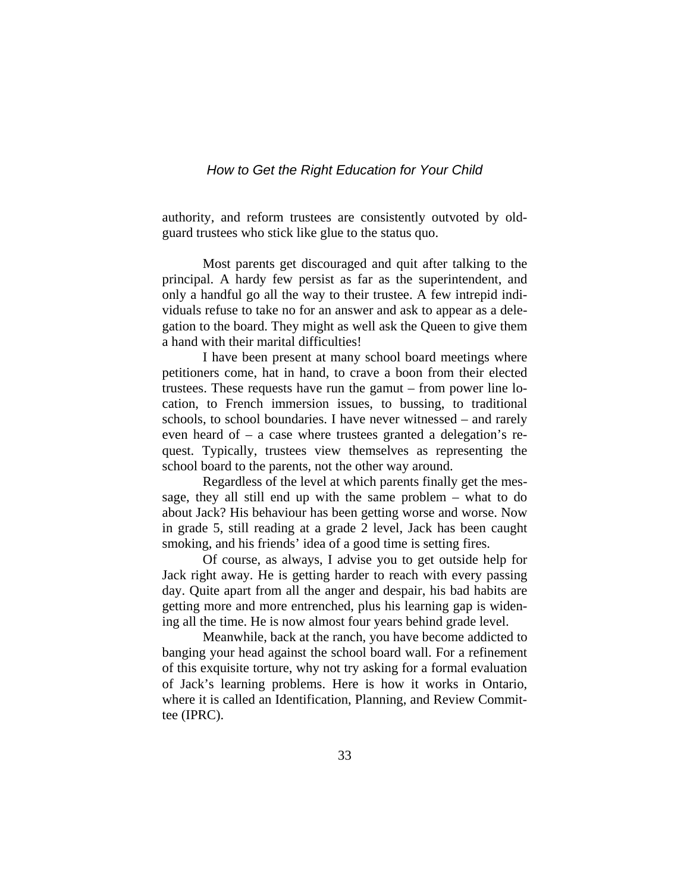authority, and reform trustees are consistently outvoted by old-guard trustees who stick like glue to the status quo.

Most parents get discouraged and quit after talking to the principal. A hardy few persist as far as the superintendent, and only a handful go all the way to their trustee. A few intrepid individuals refuse to take no for an answer and ask to appear as a delegation to the board. They might as well ask the Queen to give them a hand with their marital difficulties!

I have been present at many school board meetings where petitioners come, hat in hand, to crave a boon from their elected trustees. These requests have run the gamut – from power line location, to French immersion issues, to bussing, to traditional schools, to school boundaries. I have never witnessed – and rarely even heard of – a case where trustees granted a delegation's request. Typically, trustees view themselves as representing the school board to the parents, not the other way around.

Regardless of the level at which parents finally get the message, they all still end up with the same problem – what to do about Jack? His behaviour has been getting worse and worse. Now in grade 5, still reading at a grade 2 level, Jack has been caught smoking, and his friends' idea of a good time is setting fires.

Of course, as always, I advise you to get outside help for Jack right away. He is getting harder to reach with every passing day. Quite apart from all the anger and despair, his bad habits are getting more and more entrenched, plus his learning gap is widening all the time. He is now almost four years behind grade level.

Meanwhile, back at the ranch, you have become addicted to banging your head against the school board wall. For a refinement of this exquisite torture, why not try asking for a formal evaluation of Jack's learning problems. Here is how it works in Ontario, where it is called an Identification, Planning, and Review Committee (IPRC).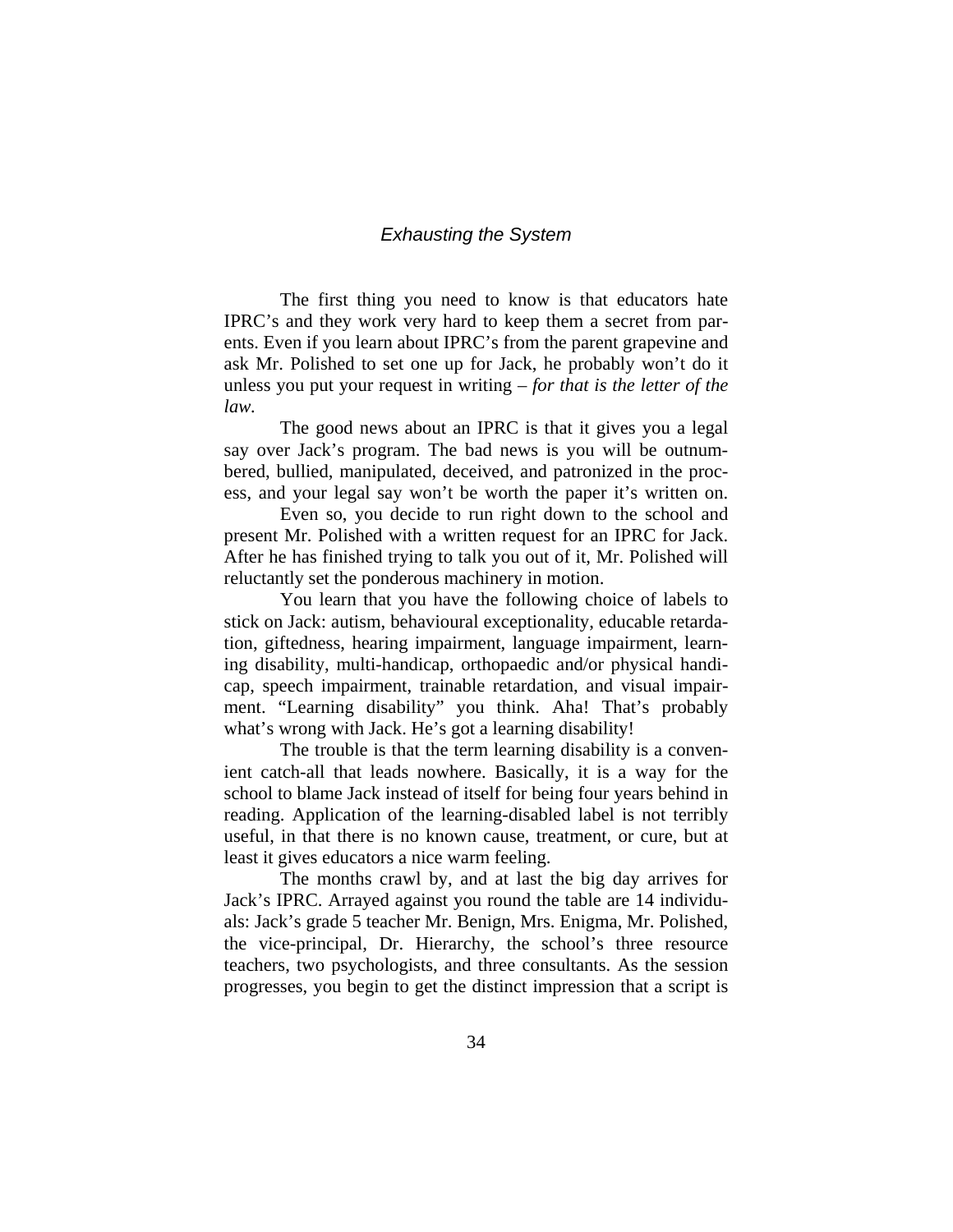## *Exhausting the System*

The first thing you need to know is that educators hate IPRC's and they work very hard to keep them a secret from parents. Even if you learn about IPRC's from the parent grapevine and ask Mr. Polished to set one up for Jack, he probably won't do it unless you put your request in writing – *for that is the letter of the law.*

The good news about an IPRC is that it gives you a legal say over Jack's program. The bad news is you will be outnumbered, bullied, manipulated, deceived, and patronized in the process, and your legal say won't be worth the paper it's written on.

Even so, you decide to run right down to the school and present Mr. Polished with a written request for an IPRC for Jack. After he has finished trying to talk you out of it, Mr. Polished will reluctantly set the ponderous machinery in motion.

You learn that you have the following choice of labels to stick on Jack: autism, behavioural exceptionality, educable retardation, giftedness, hearing impairment, language impairment, learning disability, multi-handicap, orthopaedic and/or physical handicap, speech impairment, trainable retardation, and visual impairment. "Learning disability" you think. Aha! That's probably what's wrong with Jack. He's got a learning disability!

The trouble is that the term learning disability is a convenient catch-all that leads nowhere. Basically, it is a way for the school to blame Jack instead of itself for being four years behind in reading. Application of the learning-disabled label is not terribly useful, in that there is no known cause, treatment, or cure, but at least it gives educators a nice warm feeling.

The months crawl by, and at last the big day arrives for Jack's IPRC. Arrayed against you round the table are 14 individuals: Jack's grade 5 teacher Mr. Benign, Mrs. Enigma, Mr. Polished, the vice-principal, Dr. Hierarchy, the school's three resource teachers, two psychologists, and three consultants. As the session progresses, you begin to get the distinct impression that a script is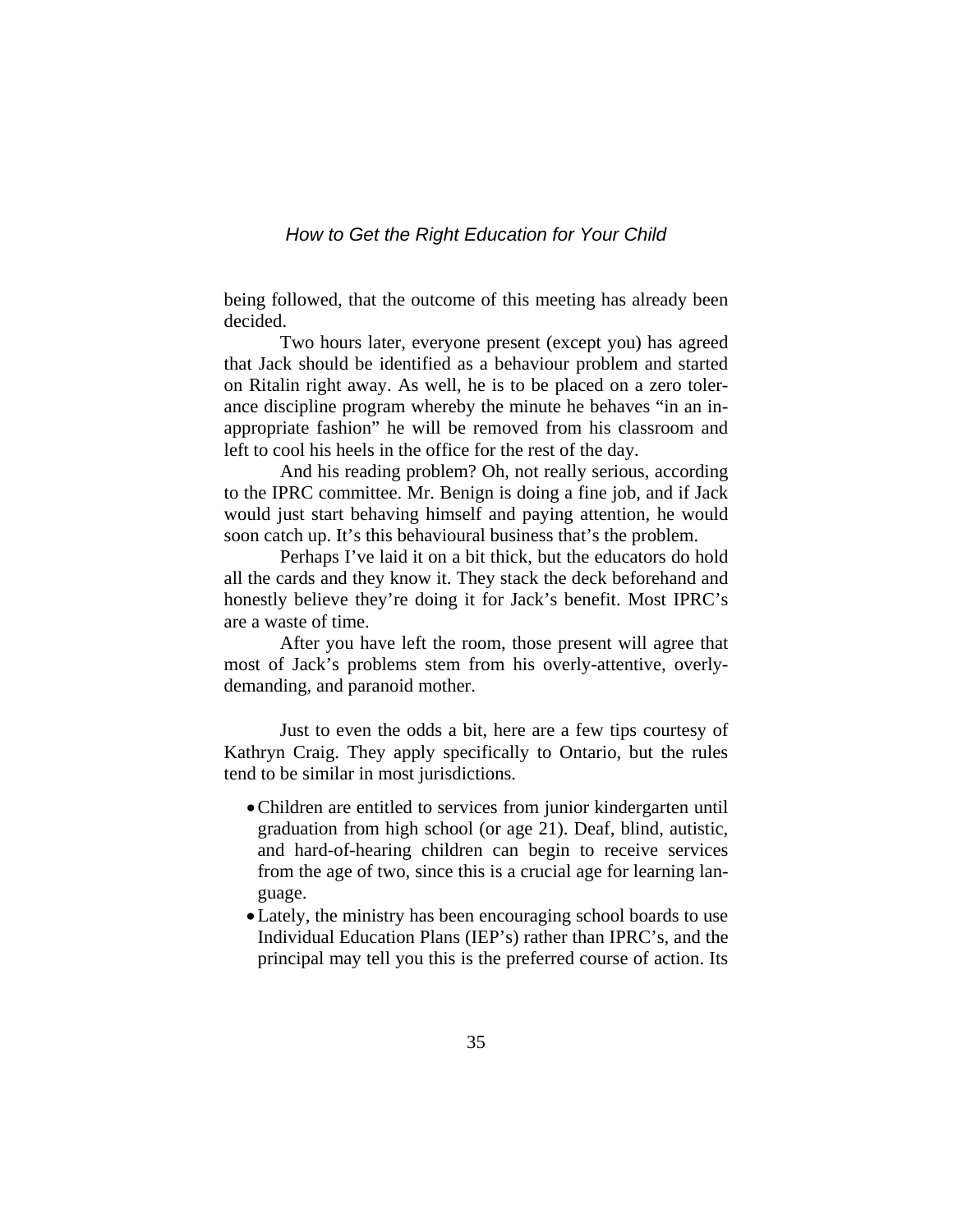being followed, that the outcome of this meeting has already been decided.

Two hours later, everyone present (except you) has agreed that Jack should be identified as a behaviour problem and started on Ritalin right away. As well, he is to be placed on a zero tolerance discipline program whereby the minute he behaves "in an inappropriate fashion" he will be removed from his classroom and left to cool his heels in the office for the rest of the day.

And his reading problem? Oh, not really serious, according to the IPRC committee. Mr. Benign is doing a fine job, and if Jack would just start behaving himself and paying attention, he would soon catch up. It's this behavioural business that's the problem.

Perhaps I've laid it on a bit thick, but the educators do hold all the cards and they know it. They stack the deck beforehand and honestly believe they're doing it for Jack's benefit. Most IPRC's are a waste of time.

After you have left the room, those present will agree that most of Jack's problems stem from his overly-attentive, overly-demanding, and paranoid mother.

Just to even the odds a bit, here are a few tips courtesy of Kathryn Craig. They apply specifically to Ontario, but the rules tend to be similar in most jurisdictions.

- Children are entitled to services from junior kindergarten until graduation from high school (or age 21). Deaf, blind, autistic, and hard-of-hearing children can begin to receive services from the age of two, since this is a crucial age for learning language.
- Lately, the ministry has been encouraging school boards to use Individual Education Plans (IEP's) rather than IPRC's, and the principal may tell you this is the preferred course of action. Its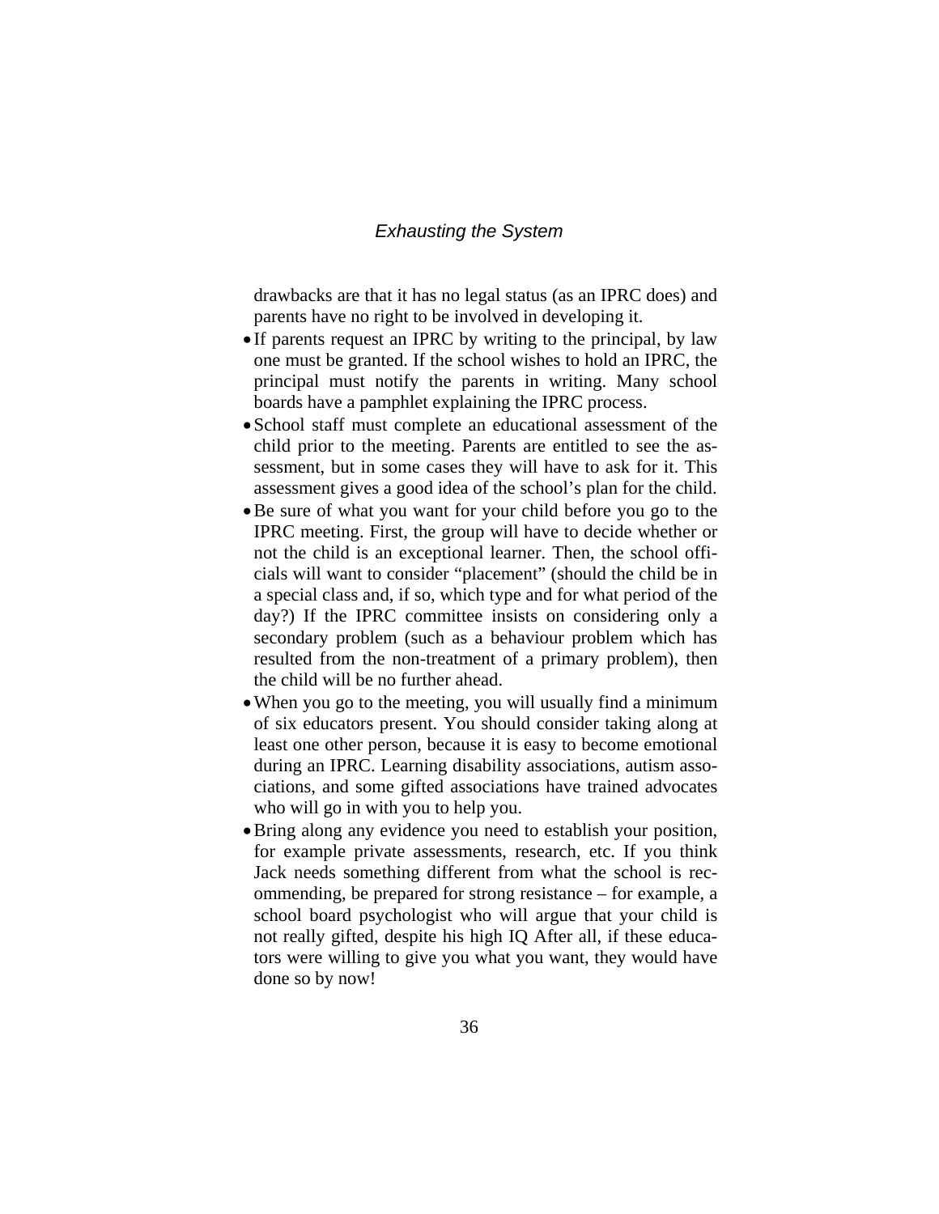drawbacks are that it has no legal status (as an IPRC does) and parents have no right to be involved in developing it.

- If parents request an IPRC by writing to the principal, by law one must be granted. If the school wishes to hold an IPRC, the principal must notify the parents in writing. Many school boards have a pamphlet explaining the IPRC process.
- School staff must complete an educational assessment of the child prior to the meeting. Parents are entitled to see the assessment, but in some cases they will have to ask for it. This assessment gives a good idea of the school's plan for the child.
- Be sure of what you want for your child before you go to the IPRC meeting. First, the group will have to decide whether or not the child is an exceptional learner. Then, the school officials will want to consider "placement" (should the child be in a special class and, if so, which type and for what period of the day?) If the IPRC committee insists on considering only a secondary problem (such as a behaviour problem which has resulted from the non-treatment of a primary problem), then the child will be no further ahead.
- When you go to the meeting, you will usually find a minimum of six educators present. You should consider taking along at least one other person, because it is easy to become emotional during an IPRC. Learning disability associations, autism associations, and some gifted associations have trained advocates who will go in with you to help you.
- Bring along any evidence you need to establish your position, for example private assessments, research, etc. If you think Jack needs something different from what the school is recommending, be prepared for strong resistance – for example, a school board psychologist who will argue that your child is not really gifted, despite his high IQ After all, if these educators were willing to give you what you want, they would have done so by now!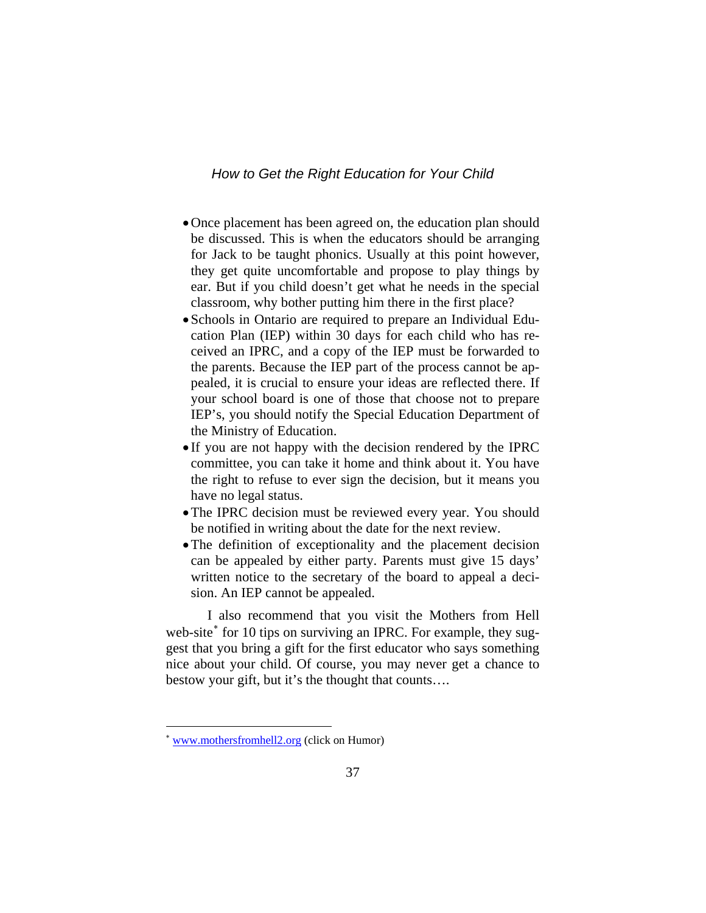- Once placement has been agreed on, the education plan should be discussed. This is when the educators should be arranging for Jack to be taught phonics. Usually at this point however, they get quite uncomfortable and propose to play things by ear. But if you child doesn't get what he needs in the special classroom, why bother putting him there in the first place?
- Schools in Ontario are required to prepare an Individual Education Plan (IEP) within 30 days for each child who has received an IPRC, and a copy of the IEP must be forwarded to the parents. Because the IEP part of the process cannot be appealed, it is crucial to ensure your ideas are reflected there. If your school board is one of those that choose not to prepare IEP's, you should notify the Special Education Department of the Ministry of Education.
- If you are not happy with the decision rendered by the IPRC committee, you can take it home and think about it. You have the right to refuse to ever sign the decision, but it means you have no legal status.
- The IPRC decision must be reviewed every year. You should be notified in writing about the date for the next review.
- The definition of exceptionality and the placement decision can be appealed by either party. Parents must give 15 days' written notice to the secretary of the board to appeal a decision. An IEP cannot be appealed.

I also recommend that you visit the Mothers from Hell web-site[*] for 10 tips on surviving an IPRC. For example, they suggest that you bring a gift for the first educator who says something nice about your child. Of course, you may never get a chance to bestow your gift, but it's the thought that counts….

[*] www.mothersfromhell2.org (click on Humor)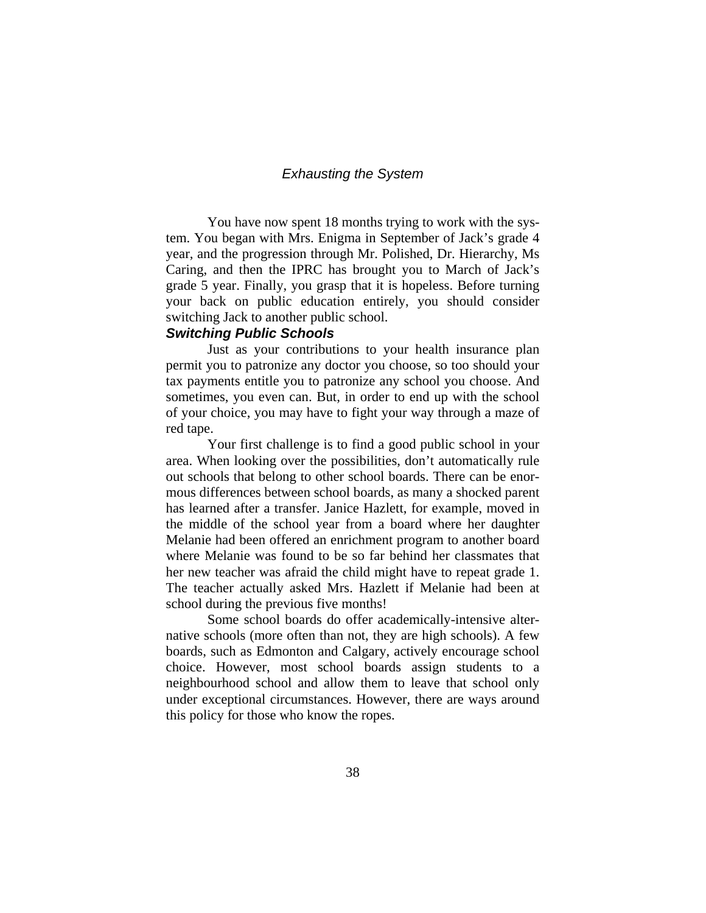## *Exhausting the System*

You have now spent 18 months trying to work with the system. You began with Mrs. Enigma in September of Jack's grade 4 year, and the progression through Mr. Polished, Dr. Hierarchy, Ms Caring, and then the IPRC has brought you to March of Jack's grade 5 year. Finally, you grasp that it is hopeless. Before turning your back on public education entirely, you should consider switching Jack to another public school.

### ***Switching Public Schools***

Just as your contributions to your health insurance plan permit you to patronize any doctor you choose, so too should your tax payments entitle you to patronize any school you choose. And sometimes, you even can. But, in order to end up with the school of your choice, you may have to fight your way through a maze of red tape.

Your first challenge is to find a good public school in your area. When looking over the possibilities, don't automatically rule out schools that belong to other school boards. There can be enormous differences between school boards, as many a shocked parent has learned after a transfer. Janice Hazlett, for example, moved in the middle of the school year from a board where her daughter Melanie had been offered an enrichment program to another board where Melanie was found to be so far behind her classmates that her new teacher was afraid the child might have to repeat grade 1. The teacher actually asked Mrs. Hazlett if Melanie had been at school during the previous five months!

Some school boards do offer academically-intensive alternative schools (more often than not, they are high schools). A few boards, such as Edmonton and Calgary, actively encourage school choice. However, most school boards assign students to a neighbourhood school and allow them to leave that school only under exceptional circumstances. However, there are ways around this policy for those who know the ropes.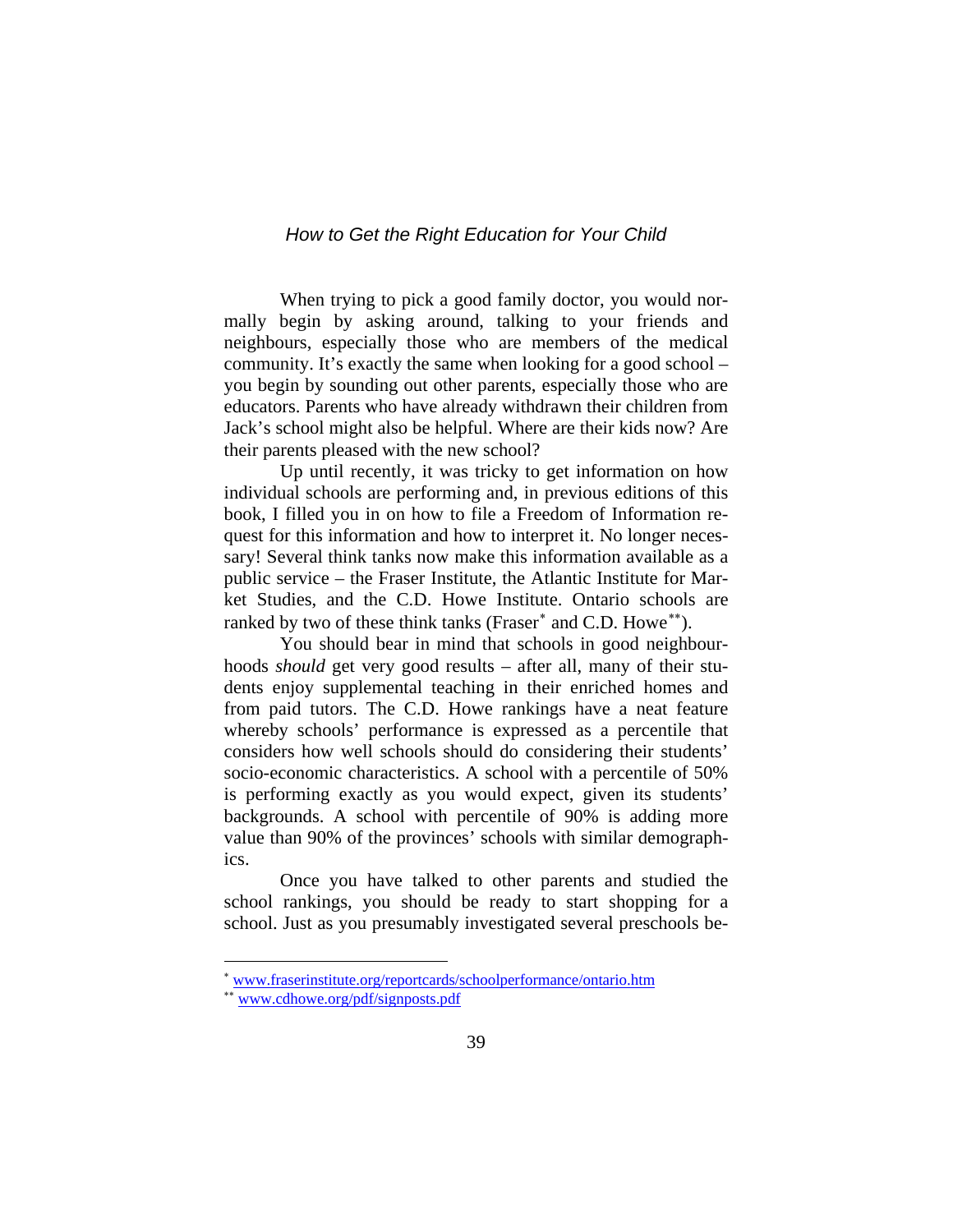When trying to pick a good family doctor, you would normally begin by asking around, talking to your friends and neighbours, especially those who are members of the medical community. It's exactly the same when looking for a good school – you begin by sounding out other parents, especially those who are educators. Parents who have already withdrawn their children from Jack's school might also be helpful. Where are their kids now? Are their parents pleased with the new school?

Up until recently, it was tricky to get information on how individual schools are performing and, in previous editions of this book, I filled you in on how to file a Freedom of Information request for this information and how to interpret it. No longer necessary! Several think tanks now make this information available as a public service – the Fraser Institute, the Atlantic Institute for Market Studies, and the C.D. Howe Institute. Ontario schools are ranked by two of these think tanks (Fraser[*] and C.D. Howe[**]).

You should bear in mind that schools in good neighbourhoods *should* get very good results – after all, many of their students enjoy supplemental teaching in their enriched homes and from paid tutors. The C.D. Howe rankings have a neat feature whereby schools' performance is expressed as a percentile that considers how well schools should do considering their students' socio-economic characteristics. A school with a percentile of 50% is performing exactly as you would expect, given its students' backgrounds. A school with percentile of 90% is adding more value than 90% of the provinces' schools with similar demographics.

Once you have talked to other parents and studied the school rankings, you should be ready to start shopping for a school. Just as you presumably investigated several preschools be-

---

[*] www.fraserinstitute.org/reportcards/schoolperformance/ontario.htm

[**] www.cdhowe.org/pdf/signposts.pdf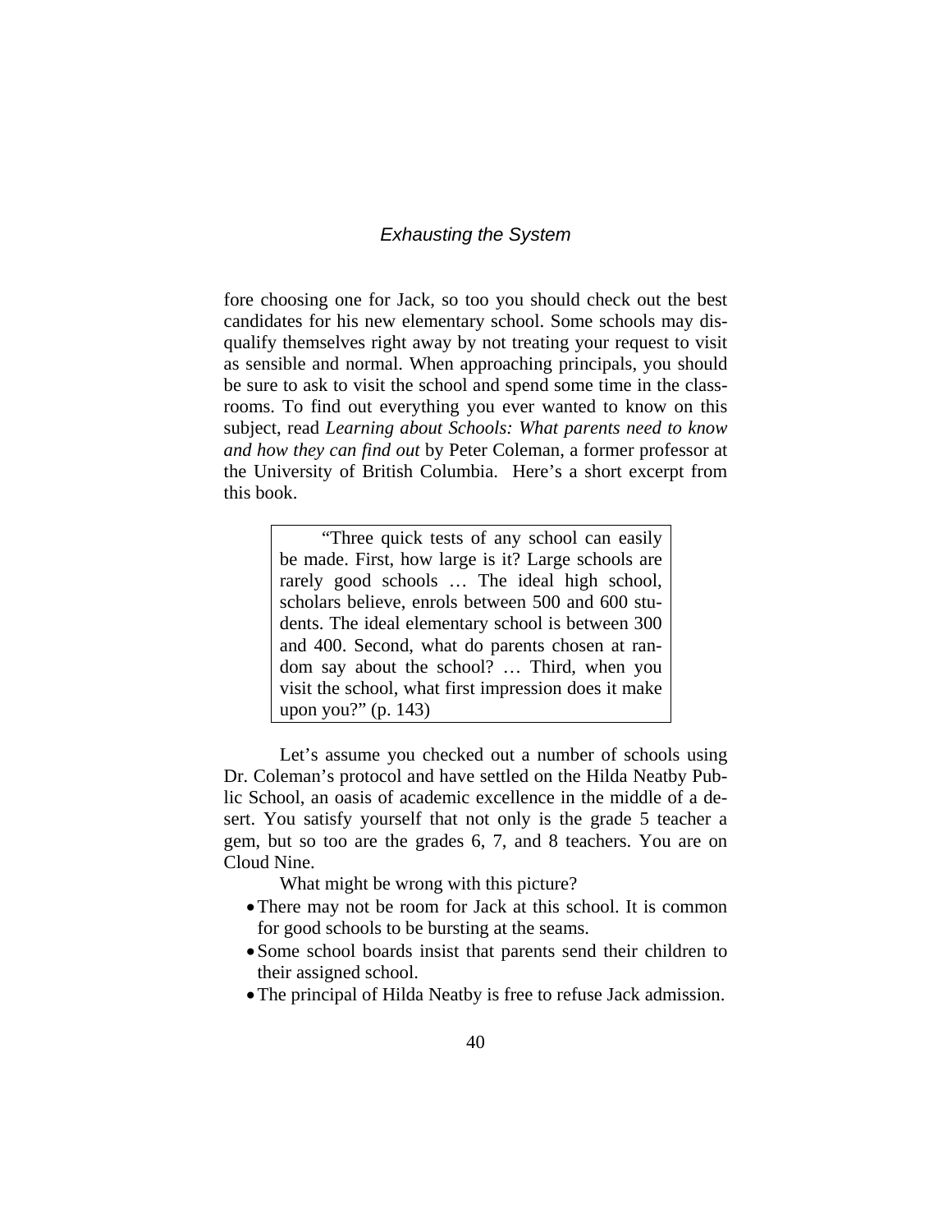fore choosing one for Jack, so too you should check out the best candidates for his new elementary school. Some schools may disqualify themselves right away by not treating your request to visit as sensible and normal. When approaching principals, you should be sure to ask to visit the school and spend some time in the classrooms. To find out everything you ever wanted to know on this subject, read *Learning about Schools: What parents need to know and how they can find out* by Peter Coleman, a former professor at the University of British Columbia. Here's a short excerpt from this book.

> "Three quick tests of any school can easily be made. First, how large is it? Large schools are rarely good schools … The ideal high school, scholars believe, enrols between 500 and 600 students. The ideal elementary school is between 300 and 400. Second, what do parents chosen at random say about the school? … Third, when you visit the school, what first impression does it make upon you?" (p. 143)

Let's assume you checked out a number of schools using Dr. Coleman's protocol and have settled on the Hilda Neatby Public School, an oasis of academic excellence in the middle of a desert. You satisfy yourself that not only is the grade 5 teacher a gem, but so too are the grades 6, 7, and 8 teachers. You are on Cloud Nine.

What might be wrong with this picture?

- There may not be room for Jack at this school. It is common for good schools to be bursting at the seams.
- Some school boards insist that parents send their children to their assigned school.
- The principal of Hilda Neatby is free to refuse Jack admission.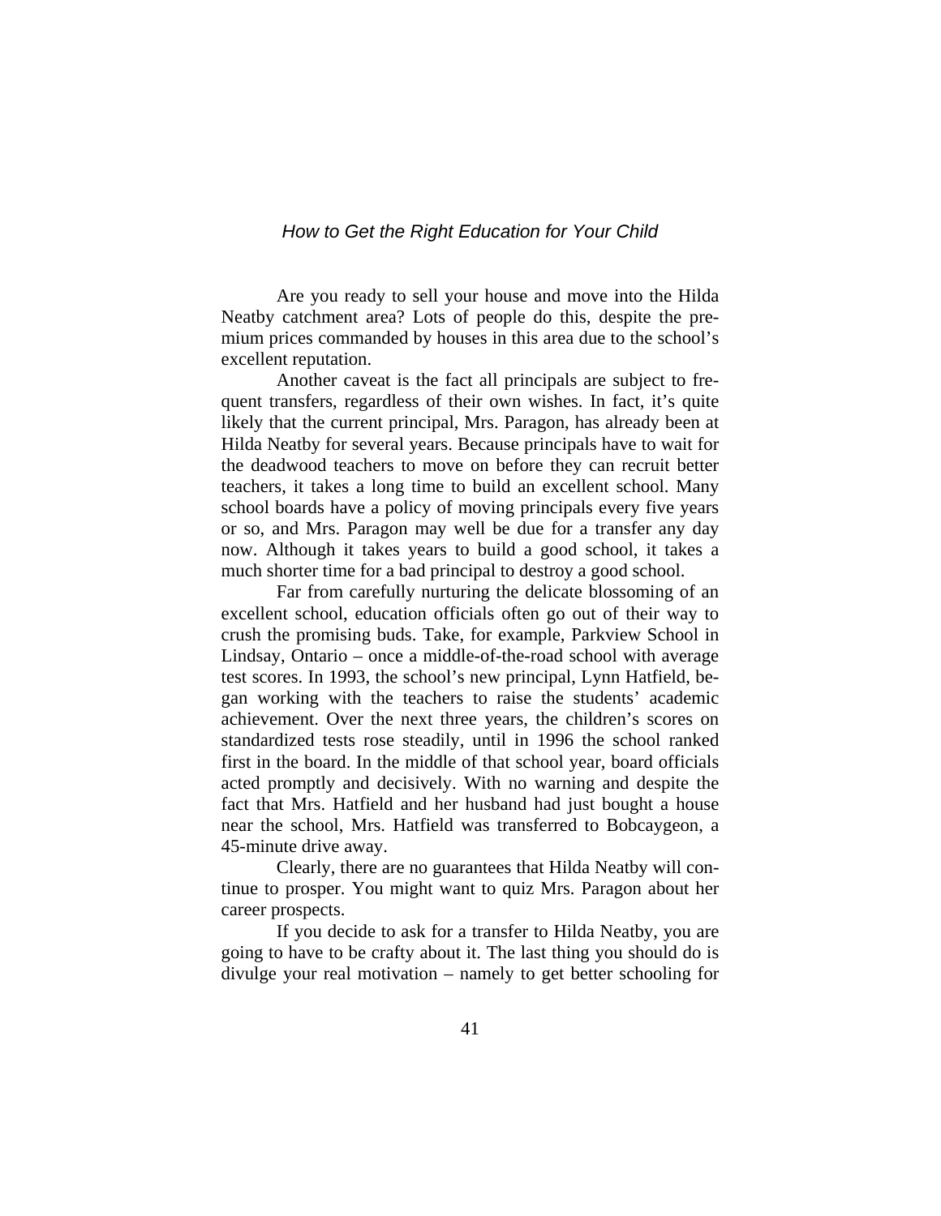Are you ready to sell your house and move into the Hilda Neatby catchment area? Lots of people do this, despite the premium prices commanded by houses in this area due to the school's excellent reputation.

Another caveat is the fact all principals are subject to frequent transfers, regardless of their own wishes. In fact, it's quite likely that the current principal, Mrs. Paragon, has already been at Hilda Neatby for several years. Because principals have to wait for the deadwood teachers to move on before they can recruit better teachers, it takes a long time to build an excellent school. Many school boards have a policy of moving principals every five years or so, and Mrs. Paragon may well be due for a transfer any day now. Although it takes years to build a good school, it takes a much shorter time for a bad principal to destroy a good school.

Far from carefully nurturing the delicate blossoming of an excellent school, education officials often go out of their way to crush the promising buds. Take, for example, Parkview School in Lindsay, Ontario – once a middle-of-the-road school with average test scores. In 1993, the school's new principal, Lynn Hatfield, began working with the teachers to raise the students' academic achievement. Over the next three years, the children's scores on standardized tests rose steadily, until in 1996 the school ranked first in the board. In the middle of that school year, board officials acted promptly and decisively. With no warning and despite the fact that Mrs. Hatfield and her husband had just bought a house near the school, Mrs. Hatfield was transferred to Bobcaygeon, a 45-minute drive away.

Clearly, there are no guarantees that Hilda Neatby will continue to prosper. You might want to quiz Mrs. Paragon about her career prospects.

If you decide to ask for a transfer to Hilda Neatby, you are going to have to be crafty about it. The last thing you should do is divulge your real motivation – namely to get better schooling for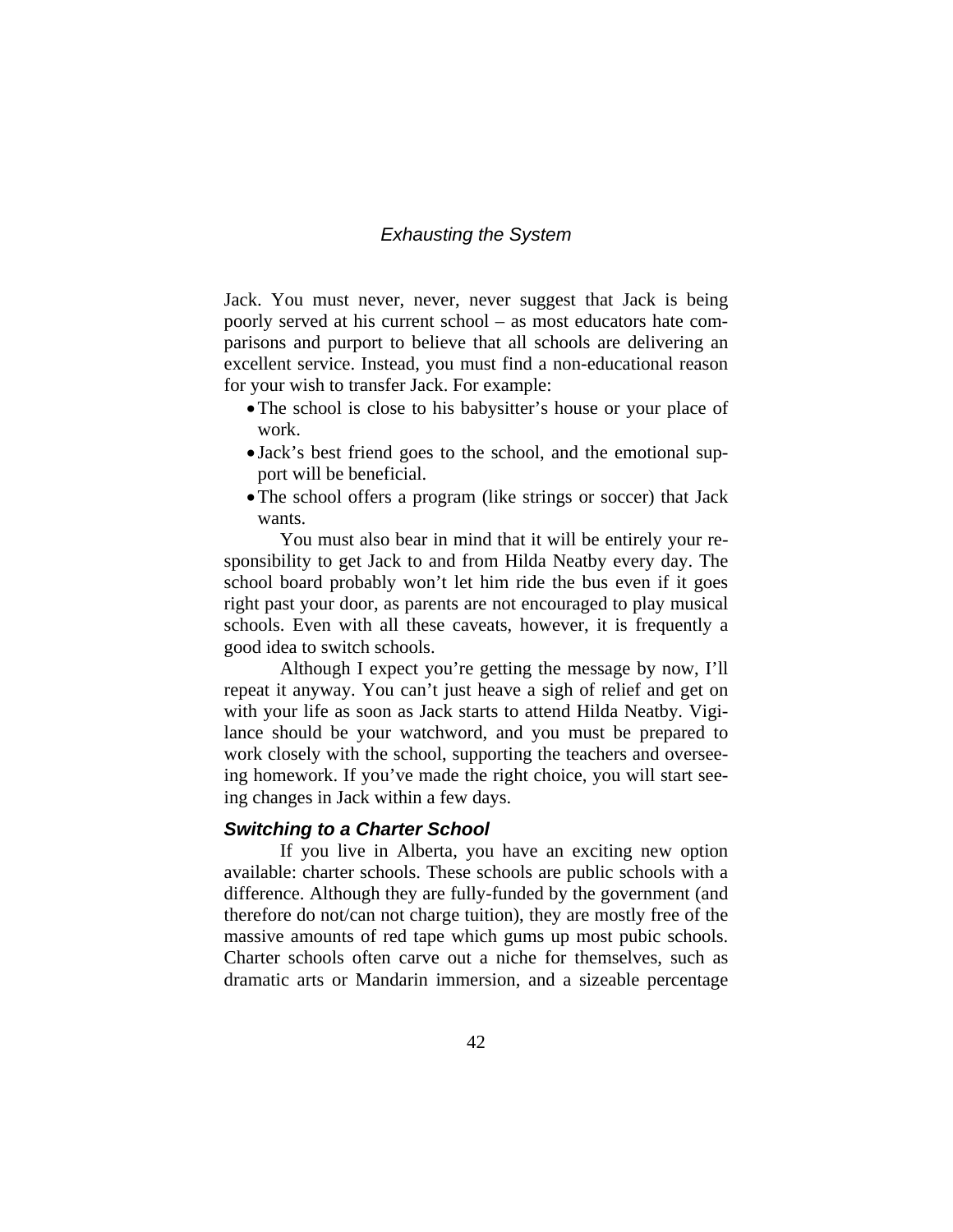Jack. You must never, never, never suggest that Jack is being poorly served at his current school – as most educators hate comparisons and purport to believe that all schools are delivering an excellent service. Instead, you must find a non-educational reason for your wish to transfer Jack. For example:

- The school is close to his babysitter's house or your place of work.
- Jack's best friend goes to the school, and the emotional support will be beneficial.
- The school offers a program (like strings or soccer) that Jack wants.

You must also bear in mind that it will be entirely your responsibility to get Jack to and from Hilda Neatby every day. The school board probably won't let him ride the bus even if it goes right past your door, as parents are not encouraged to play musical schools. Even with all these caveats, however, it is frequently a good idea to switch schools.

Although I expect you're getting the message by now, I'll repeat it anyway. You can't just heave a sigh of relief and get on with your life as soon as Jack starts to attend Hilda Neatby. Vigilance should be your watchword, and you must be prepared to work closely with the school, supporting the teachers and overseeing homework. If you've made the right choice, you will start seeing changes in Jack within a few days.

### *Switching to a Charter School*

If you live in Alberta, you have an exciting new option available: charter schools. These schools are public schools with a difference. Although they are fully-funded by the government (and therefore do not/can not charge tuition), they are mostly free of the massive amounts of red tape which gums up most pubic schools. Charter schools often carve out a niche for themselves, such as dramatic arts or Mandarin immersion, and a sizeable percentage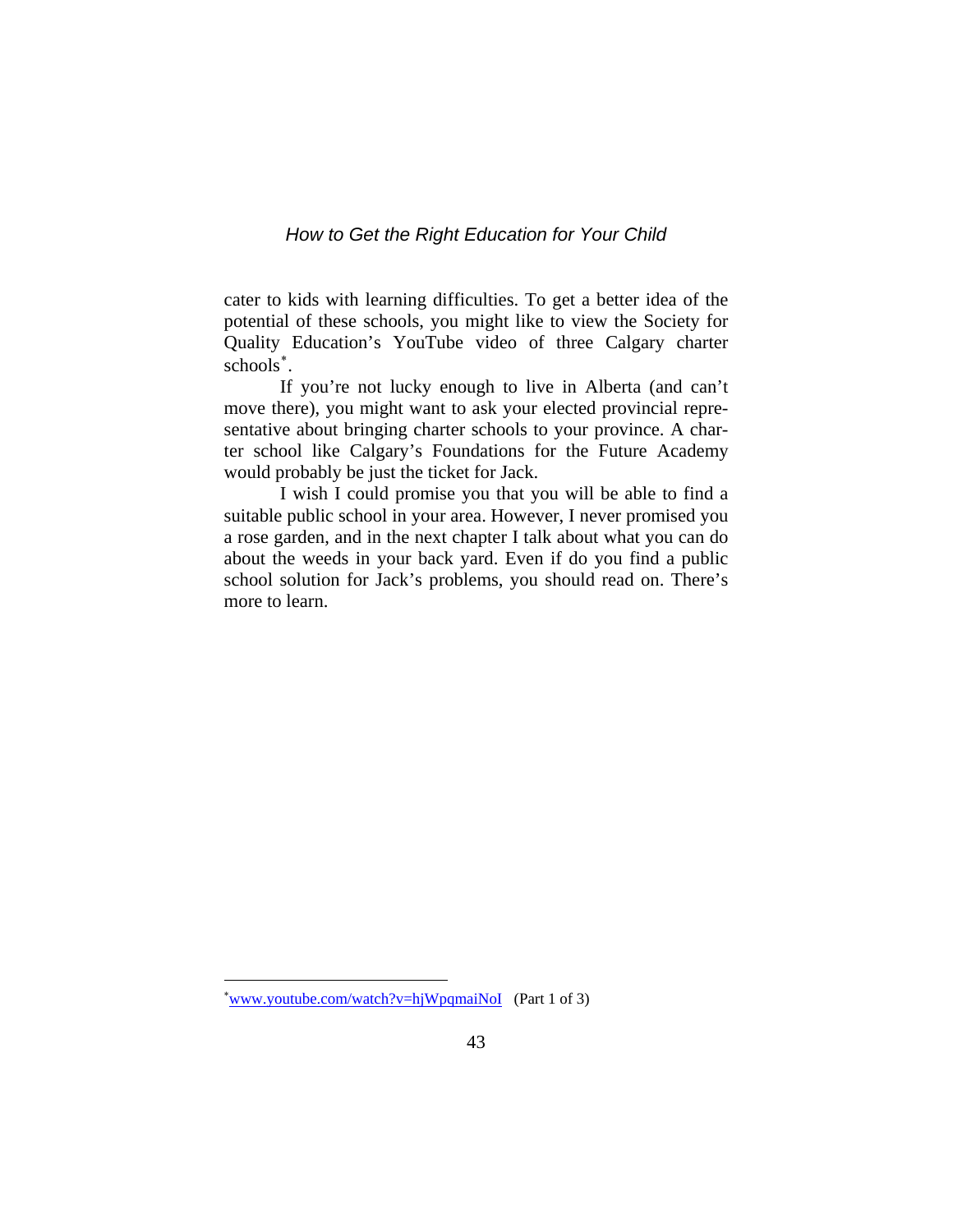cater to kids with learning difficulties. To get a better idea of the potential of these schools, you might like to view the Society for Quality Education's YouTube video of three Calgary charter schools[*].

If you're not lucky enough to live in Alberta (and can't move there), you might want to ask your elected provincial representative about bringing charter schools to your province. A charter school like Calgary's Foundations for the Future Academy would probably be just the ticket for Jack.

I wish I could promise you that you will be able to find a suitable public school in your area. However, I never promised you a rose garden, and in the next chapter I talk about what you can do about the weeds in your back yard. Even if do you find a public school solution for Jack's problems, you should read on. There's more to learn.

---

[*] www.youtube.com/watch?v=hjWpqmaiNoI (Part 1 of 3)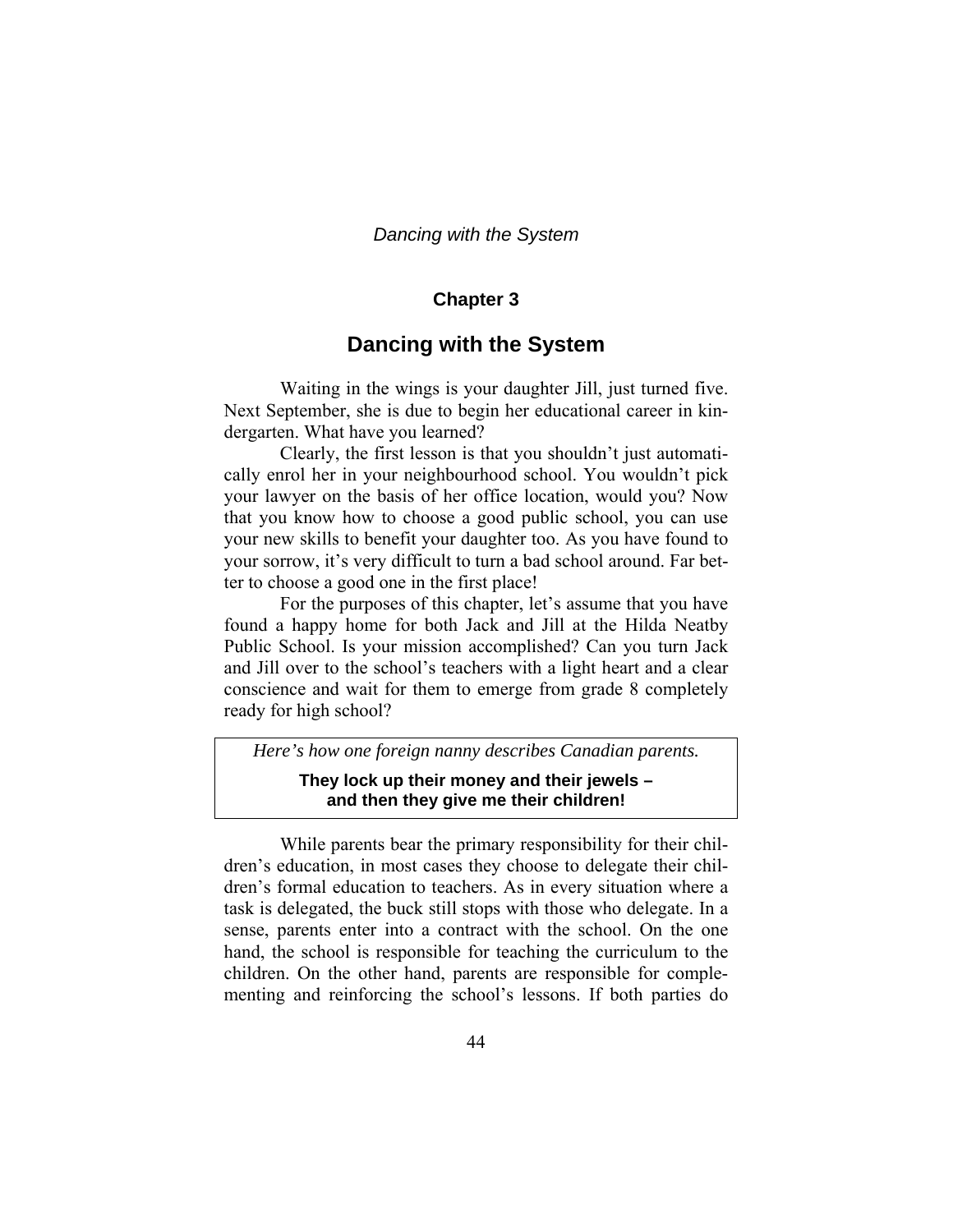## Chapter 3

# Dancing with the System

Waiting in the wings is your daughter Jill, just turned five. Next September, she is due to begin her educational career in kindergarten. What have you learned?

Clearly, the first lesson is that you shouldn't just automatically enrol her in your neighbourhood school. You wouldn't pick your lawyer on the basis of her office location, would you? Now that you know how to choose a good public school, you can use your new skills to benefit your daughter too. As you have found to your sorrow, it's very difficult to turn a bad school around. Far better to choose a good one in the first place!

For the purposes of this chapter, let's assume that you have found a happy home for both Jack and Jill at the Hilda Neatby Public School. Is your mission accomplished? Can you turn Jack and Jill over to the school's teachers with a light heart and a clear conscience and wait for them to emerge from grade 8 completely ready for high school?

> *Here's how one foreign nanny describes Canadian parents.*
>
> **They lock up their money and their jewels – and then they give me their children!**

While parents bear the primary responsibility for their children's education, in most cases they choose to delegate their children's formal education to teachers. As in every situation where a task is delegated, the buck still stops with those who delegate. In a sense, parents enter into a contract with the school. On the one hand, the school is responsible for teaching the curriculum to the children. On the other hand, parents are responsible for complementing and reinforcing the school's lessons. If both parties do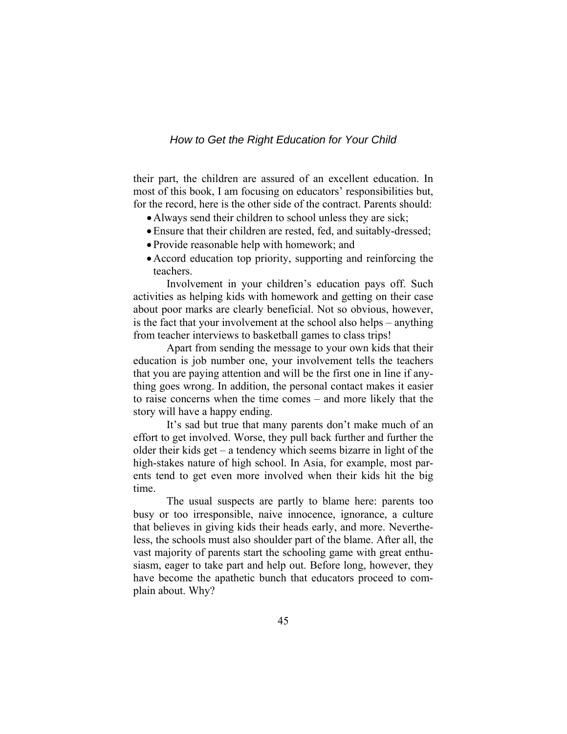their part, the children are assured of an excellent education. In most of this book, I am focusing on educators' responsibilities but, for the record, here is the other side of the contract. Parents should:

- Always send their children to school unless they are sick;
- Ensure that their children are rested, fed, and suitably-dressed;
- Provide reasonable help with homework; and
- Accord education top priority, supporting and reinforcing the teachers.

Involvement in your children's education pays off. Such activities as helping kids with homework and getting on their case about poor marks are clearly beneficial. Not so obvious, however, is the fact that your involvement at the school also helps – anything from teacher interviews to basketball games to class trips!

Apart from sending the message to your own kids that their education is job number one, your involvement tells the teachers that you are paying attention and will be the first one in line if anything goes wrong. In addition, the personal contact makes it easier to raise concerns when the time comes – and more likely that the story will have a happy ending.

It's sad but true that many parents don't make much of an effort to get involved. Worse, they pull back further and further the older their kids get – a tendency which seems bizarre in light of the high-stakes nature of high school. In Asia, for example, most parents tend to get even more involved when their kids hit the big time.

The usual suspects are partly to blame here: parents too busy or too irresponsible, naive innocence, ignorance, a culture that believes in giving kids their heads early, and more. Nevertheless, the schools must also shoulder part of the blame. After all, the vast majority of parents start the schooling game with great enthusiasm, eager to take part and help out. Before long, however, they have become the apathetic bunch that educators proceed to complain about. Why?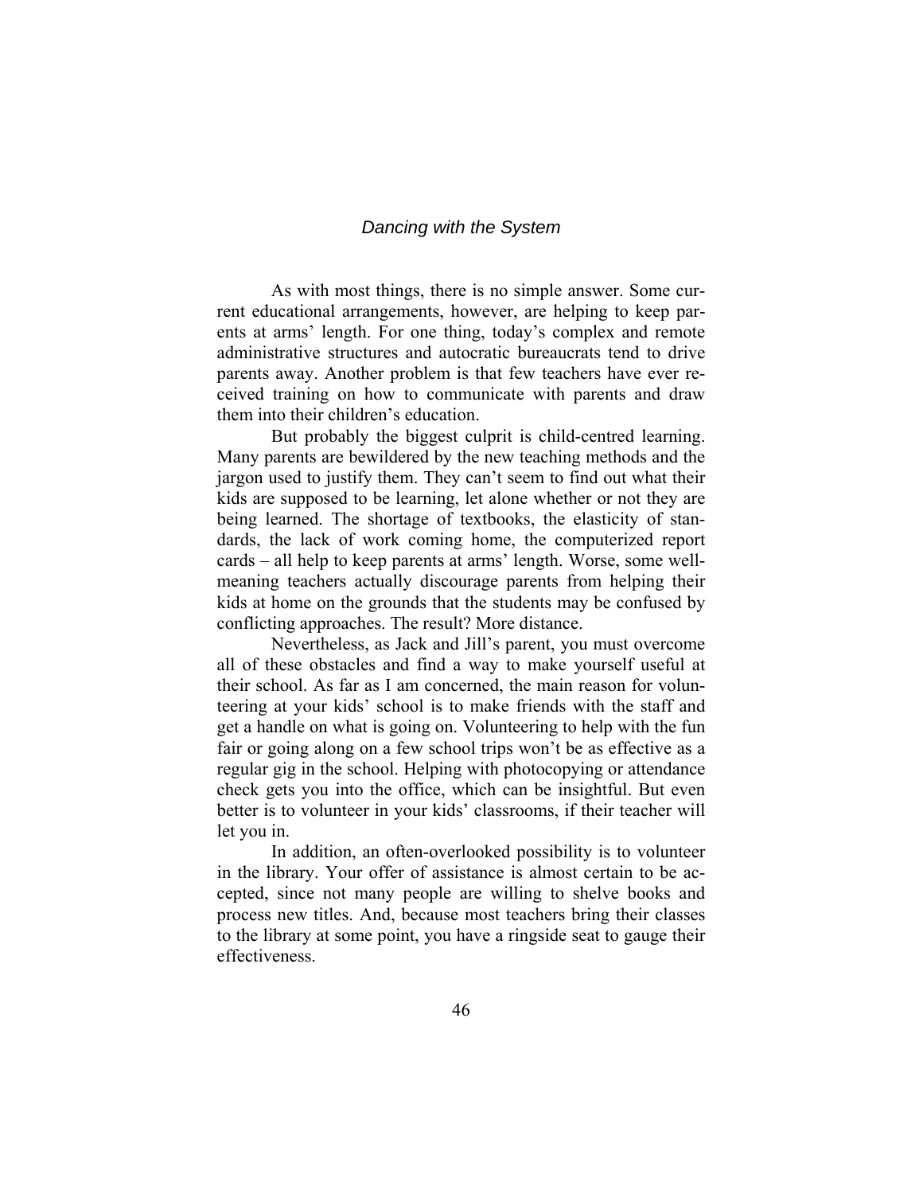As with most things, there is no simple answer. Some current educational arrangements, however, are helping to keep parents at arms' length. For one thing, today's complex and remote administrative structures and autocratic bureaucrats tend to drive parents away. Another problem is that few teachers have ever received training on how to communicate with parents and draw them into their children's education.

But probably the biggest culprit is child-centred learning. Many parents are bewildered by the new teaching methods and the jargon used to justify them. They can't seem to find out what their kids are supposed to be learning, let alone whether or not they are being learned. The shortage of textbooks, the elasticity of standards, the lack of work coming home, the computerized report cards – all help to keep parents at arms' length. Worse, some well-meaning teachers actually discourage parents from helping their kids at home on the grounds that the students may be confused by conflicting approaches. The result? More distance.

Nevertheless, as Jack and Jill's parent, you must overcome all of these obstacles and find a way to make yourself useful at their school. As far as I am concerned, the main reason for volunteering at your kids' school is to make friends with the staff and get a handle on what is going on. Volunteering to help with the fun fair or going along on a few school trips won't be as effective as a regular gig in the school. Helping with photocopying or attendance check gets you into the office, which can be insightful. But even better is to volunteer in your kids' classrooms, if their teacher will let you in.

In addition, an often-overlooked possibility is to volunteer in the library. Your offer of assistance is almost certain to be accepted, since not many people are willing to shelve books and process new titles. And, because most teachers bring their classes to the library at some point, you have a ringside seat to gauge their effectiveness.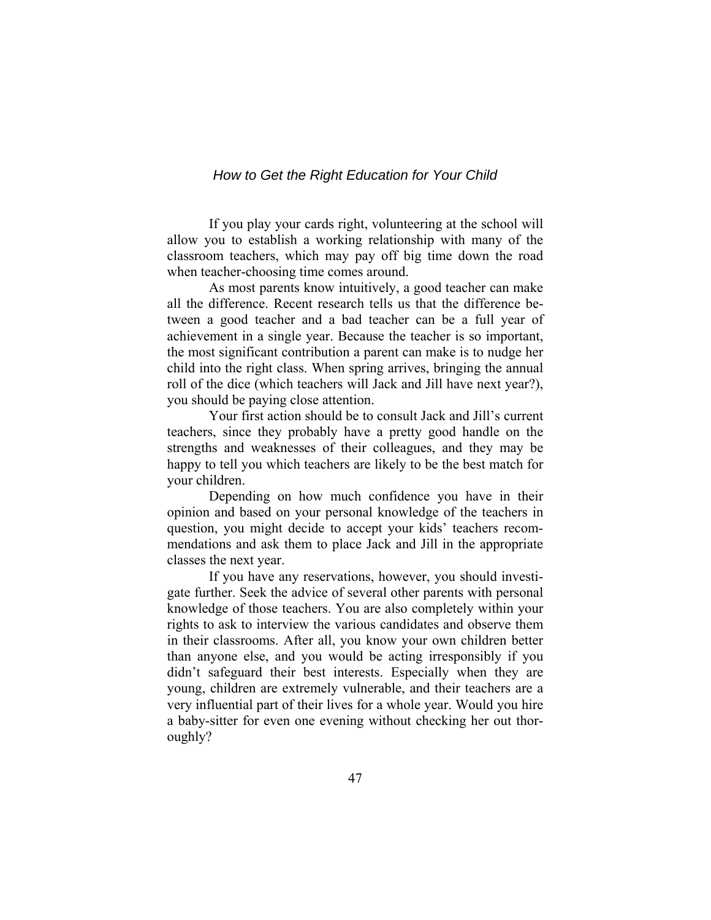If you play your cards right, volunteering at the school will allow you to establish a working relationship with many of the classroom teachers, which may pay off big time down the road when teacher-choosing time comes around.

As most parents know intuitively, a good teacher can make all the difference. Recent research tells us that the difference between a good teacher and a bad teacher can be a full year of achievement in a single year. Because the teacher is so important, the most significant contribution a parent can make is to nudge her child into the right class. When spring arrives, bringing the annual roll of the dice (which teachers will Jack and Jill have next year?), you should be paying close attention.

Your first action should be to consult Jack and Jill's current teachers, since they probably have a pretty good handle on the strengths and weaknesses of their colleagues, and they may be happy to tell you which teachers are likely to be the best match for your children.

Depending on how much confidence you have in their opinion and based on your personal knowledge of the teachers in question, you might decide to accept your kids' teachers recommendations and ask them to place Jack and Jill in the appropriate classes the next year.

If you have any reservations, however, you should investigate further. Seek the advice of several other parents with personal knowledge of those teachers. You are also completely within your rights to ask to interview the various candidates and observe them in their classrooms. After all, you know your own children better than anyone else, and you would be acting irresponsibly if you didn't safeguard their best interests. Especially when they are young, children are extremely vulnerable, and their teachers are a very influential part of their lives for a whole year. Would you hire a baby-sitter for even one evening without checking her out thoroughly?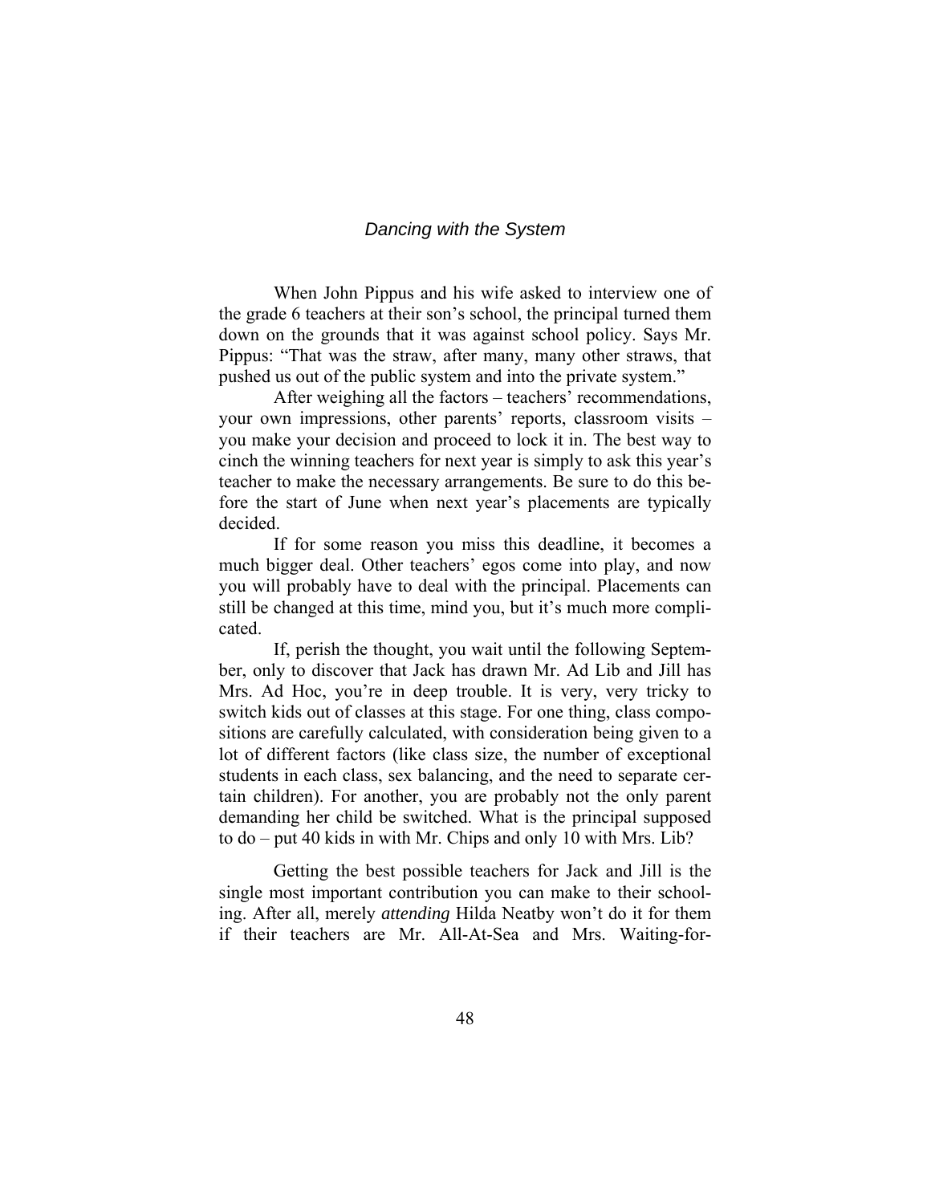*Dancing with the System*

When John Pippus and his wife asked to interview one of the grade 6 teachers at their son's school, the principal turned them down on the grounds that it was against school policy. Says Mr. Pippus: "That was the straw, after many, many other straws, that pushed us out of the public system and into the private system."

After weighing all the factors – teachers' recommendations, your own impressions, other parents' reports, classroom visits – you make your decision and proceed to lock it in. The best way to cinch the winning teachers for next year is simply to ask this year's teacher to make the necessary arrangements. Be sure to do this before the start of June when next year's placements are typically decided.

If for some reason you miss this deadline, it becomes a much bigger deal. Other teachers' egos come into play, and now you will probably have to deal with the principal. Placements can still be changed at this time, mind you, but it's much more complicated.

If, perish the thought, you wait until the following September, only to discover that Jack has drawn Mr. Ad Lib and Jill has Mrs. Ad Hoc, you're in deep trouble. It is very, very tricky to switch kids out of classes at this stage. For one thing, class compositions are carefully calculated, with consideration being given to a lot of different factors (like class size, the number of exceptional students in each class, sex balancing, and the need to separate certain children). For another, you are probably not the only parent demanding her child be switched. What is the principal supposed to do – put 40 kids in with Mr. Chips and only 10 with Mrs. Lib?

Getting the best possible teachers for Jack and Jill is the single most important contribution you can make to their schooling. After all, merely *attending* Hilda Neatby won't do it for them if their teachers are Mr. All-At-Sea and Mrs. Waiting-for-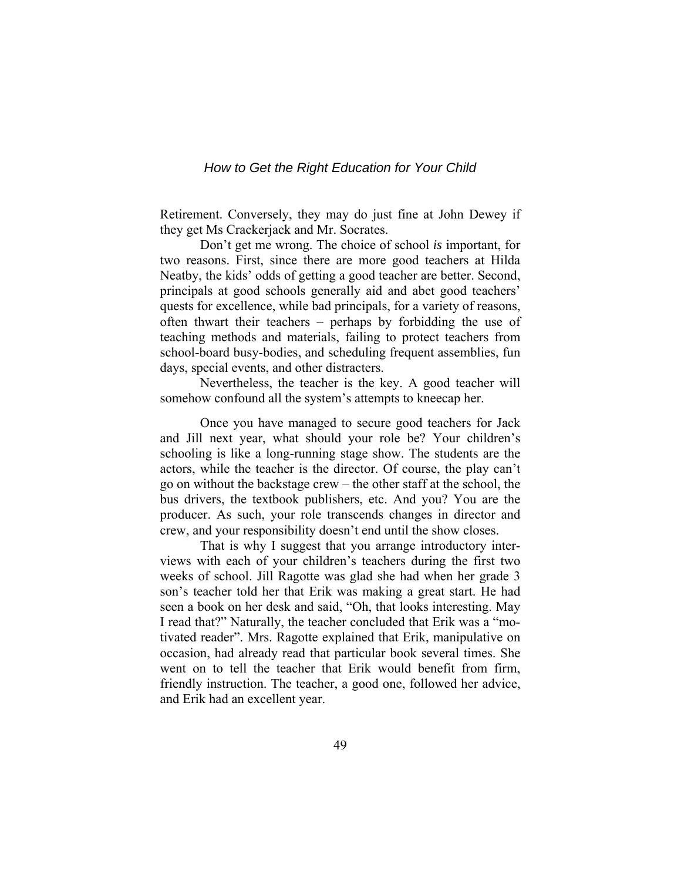Retirement. Conversely, they may do just fine at John Dewey if they get Ms Crackerjack and Mr. Socrates.

Don't get me wrong. The choice of school *is* important, for two reasons. First, since there are more good teachers at Hilda Neatby, the kids' odds of getting a good teacher are better. Second, principals at good schools generally aid and abet good teachers' quests for excellence, while bad principals, for a variety of reasons, often thwart their teachers – perhaps by forbidding the use of teaching methods and materials, failing to protect teachers from school-board busy-bodies, and scheduling frequent assemblies, fun days, special events, and other distracters.

Nevertheless, the teacher is the key. A good teacher will somehow confound all the system's attempts to kneecap her.

Once you have managed to secure good teachers for Jack and Jill next year, what should your role be? Your children's schooling is like a long-running stage show. The students are the actors, while the teacher is the director. Of course, the play can't go on without the backstage crew – the other staff at the school, the bus drivers, the textbook publishers, etc. And you? You are the producer. As such, your role transcends changes in director and crew, and your responsibility doesn't end until the show closes.

That is why I suggest that you arrange introductory interviews with each of your children's teachers during the first two weeks of school. Jill Ragotte was glad she had when her grade 3 son's teacher told her that Erik was making a great start. He had seen a book on her desk and said, "Oh, that looks interesting. May I read that?" Naturally, the teacher concluded that Erik was a "motivated reader". Mrs. Ragotte explained that Erik, manipulative on occasion, had already read that particular book several times. She went on to tell the teacher that Erik would benefit from firm, friendly instruction. The teacher, a good one, followed her advice, and Erik had an excellent year.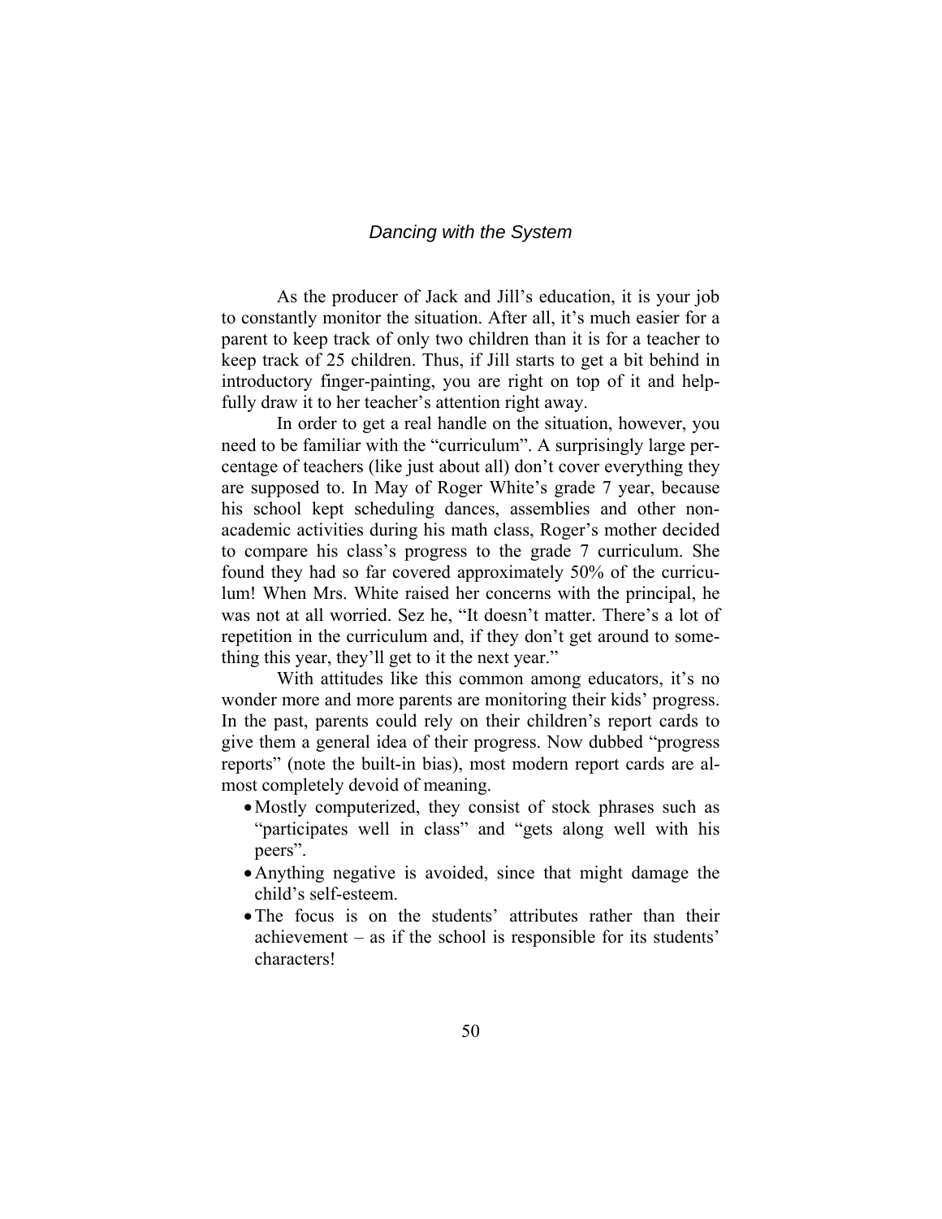As the producer of Jack and Jill's education, it is your job to constantly monitor the situation. After all, it's much easier for a parent to keep track of only two children than it is for a teacher to keep track of 25 children. Thus, if Jill starts to get a bit behind in introductory finger-painting, you are right on top of it and helpfully draw it to her teacher's attention right away.

In order to get a real handle on the situation, however, you need to be familiar with the "curriculum". A surprisingly large percentage of teachers (like just about all) don't cover everything they are supposed to. In May of Roger White's grade 7 year, because his school kept scheduling dances, assemblies and other non-academic activities during his math class, Roger's mother decided to compare his class's progress to the grade 7 curriculum. She found they had so far covered approximately 50% of the curriculum! When Mrs. White raised her concerns with the principal, he was not at all worried. Sez he, "It doesn't matter. There's a lot of repetition in the curriculum and, if they don't get around to something this year, they'll get to it the next year."

With attitudes like this common among educators, it's no wonder more and more parents are monitoring their kids' progress. In the past, parents could rely on their children's report cards to give them a general idea of their progress. Now dubbed "progress reports" (note the built-in bias), most modern report cards are almost completely devoid of meaning.

- Mostly computerized, they consist of stock phrases such as "participates well in class" and "gets along well with his peers".
- Anything negative is avoided, since that might damage the child's self-esteem.
- The focus is on the students' attributes rather than their achievement – as if the school is responsible for its students' characters!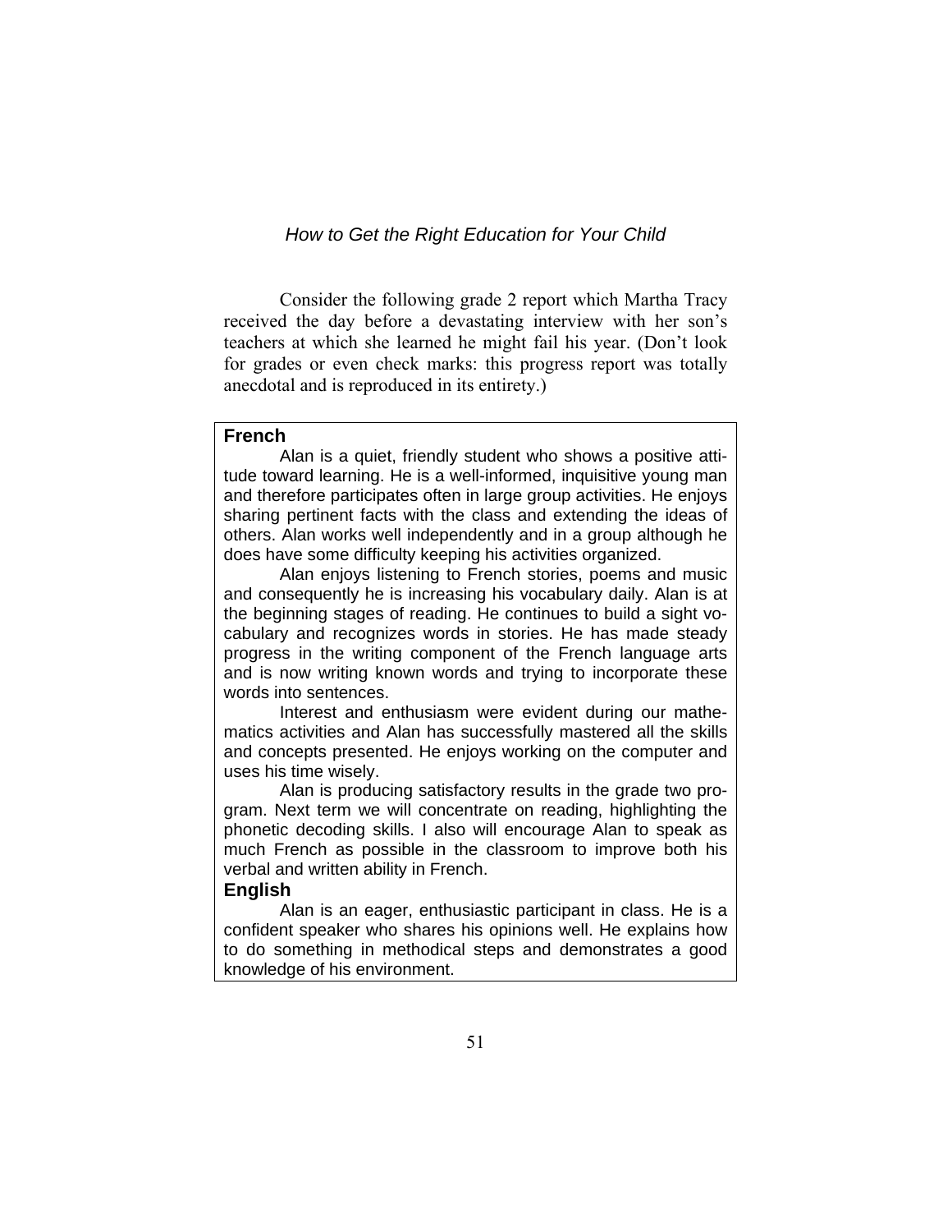Consider the following grade 2 report which Martha Tracy received the day before a devastating interview with her son's teachers at which she learned he might fail his year. (Don't look for grades or even check marks: this progress report was totally anecdotal and is reproduced in its entirety.)

**French**

Alan is a quiet, friendly student who shows a positive attitude toward learning. He is a well-informed, inquisitive young man and therefore participates often in large group activities. He enjoys sharing pertinent facts with the class and extending the ideas of others. Alan works well independently and in a group although he does have some difficulty keeping his activities organized.

Alan enjoys listening to French stories, poems and music and consequently he is increasing his vocabulary daily. Alan is at the beginning stages of reading. He continues to build a sight vocabulary and recognizes words in stories. He has made steady progress in the writing component of the French language arts and is now writing known words and trying to incorporate these words into sentences.

Interest and enthusiasm were evident during our mathematics activities and Alan has successfully mastered all the skills and concepts presented. He enjoys working on the computer and uses his time wisely.

Alan is producing satisfactory results in the grade two program. Next term we will concentrate on reading, highlighting the phonetic decoding skills. I also will encourage Alan to speak as much French as possible in the classroom to improve both his verbal and written ability in French.

**English**

Alan is an eager, enthusiastic participant in class. He is a confident speaker who shares his opinions well. He explains how to do something in methodical steps and demonstrates a good knowledge of his environment.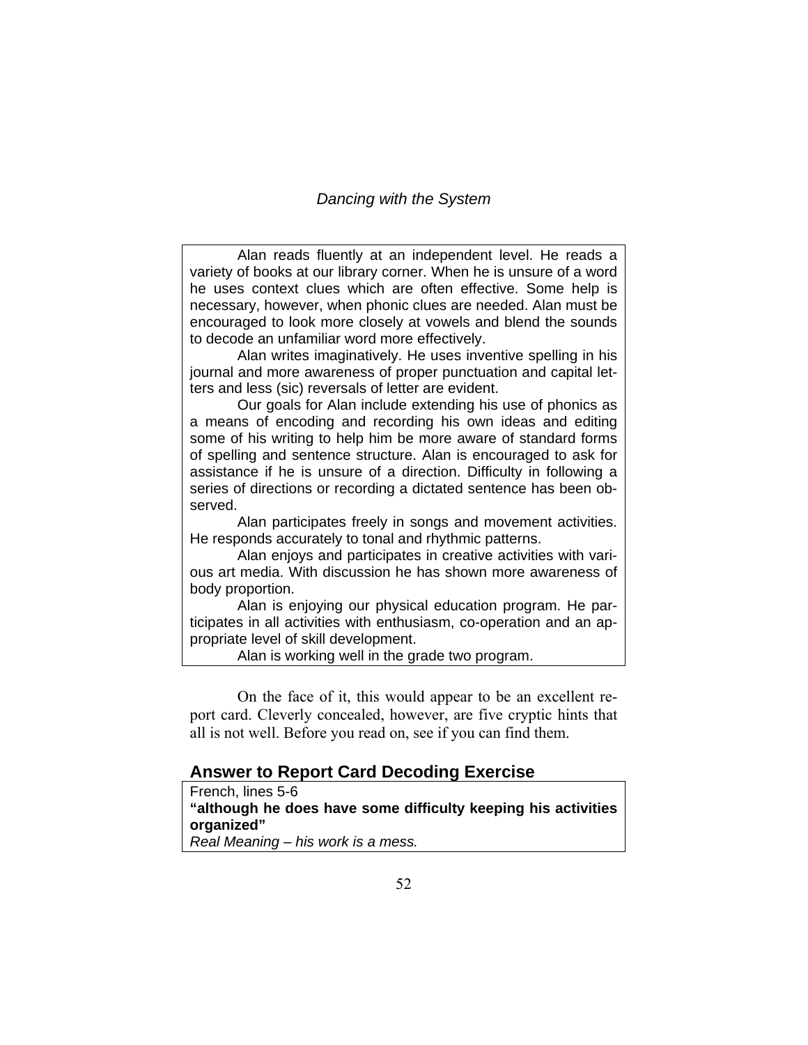Alan reads fluently at an independent level. He reads a variety of books at our library corner. When he is unsure of a word he uses context clues which are often effective. Some help is necessary, however, when phonic clues are needed. Alan must be encouraged to look more closely at vowels and blend the sounds to decode an unfamiliar word more effectively.

Alan writes imaginatively. He uses inventive spelling in his journal and more awareness of proper punctuation and capital letters and less (sic) reversals of letter are evident.

Our goals for Alan include extending his use of phonics as a means of encoding and recording his own ideas and editing some of his writing to help him be more aware of standard forms of spelling and sentence structure. Alan is encouraged to ask for assistance if he is unsure of a direction. Difficulty in following a series of directions or recording a dictated sentence has been observed.

Alan participates freely in songs and movement activities. He responds accurately to tonal and rhythmic patterns.

Alan enjoys and participates in creative activities with various art media. With discussion he has shown more awareness of body proportion.

Alan is enjoying our physical education program. He participates in all activities with enthusiasm, co-operation and an appropriate level of skill development.

Alan is working well in the grade two program.

On the face of it, this would appear to be an excellent report card. Cleverly concealed, however, are five cryptic hints that all is not well. Before you read on, see if you can find them.

## Answer to Report Card Decoding Exercise

French, lines 5-6
**"although he does have some difficulty keeping his activities organized"**
*Real Meaning – his work is a mess.*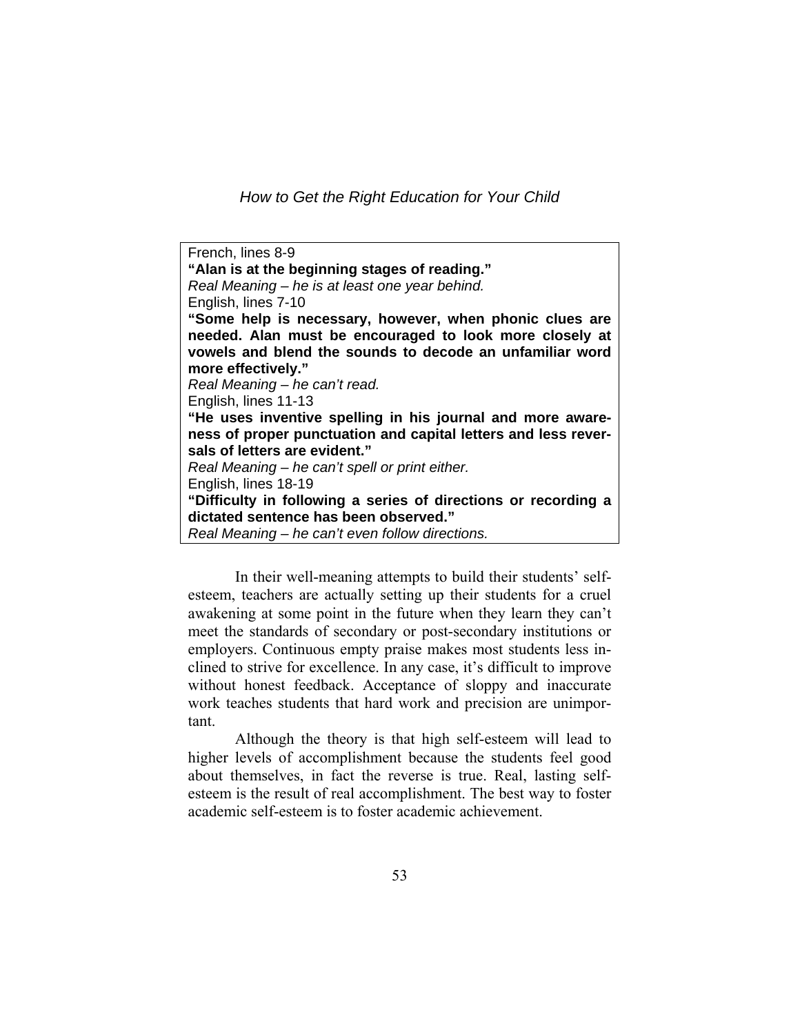French, lines 8-9
**“Alan is at the beginning stages of reading.”**
*Real Meaning – he is at least one year behind.*
English, lines 7-10
**“Some help is necessary, however, when phonic clues are needed. Alan must be encouraged to look more closely at vowels and blend the sounds to decode an unfamiliar word more effectively.”**
*Real Meaning – he can’t read.*
English, lines 11-13
**“He uses inventive spelling in his journal and more awareness of proper punctuation and capital letters and less reversals of letters are evident.”**
*Real Meaning – he can’t spell or print either.*
English, lines 18-19
**“Difficulty in following a series of directions or recording a dictated sentence has been observed.”**
*Real Meaning – he can’t even follow directions.*

In their well-meaning attempts to build their students’ self-esteem, teachers are actually setting up their students for a cruel awakening at some point in the future when they learn they can’t meet the standards of secondary or post-secondary institutions or employers. Continuous empty praise makes most students less inclined to strive for excellence. In any case, it’s difficult to improve without honest feedback. Acceptance of sloppy and inaccurate work teaches students that hard work and precision are unimportant.

Although the theory is that high self-esteem will lead to higher levels of accomplishment because the students feel good about themselves, in fact the reverse is true. Real, lasting self-esteem is the result of real accomplishment. The best way to foster academic self-esteem is to foster academic achievement.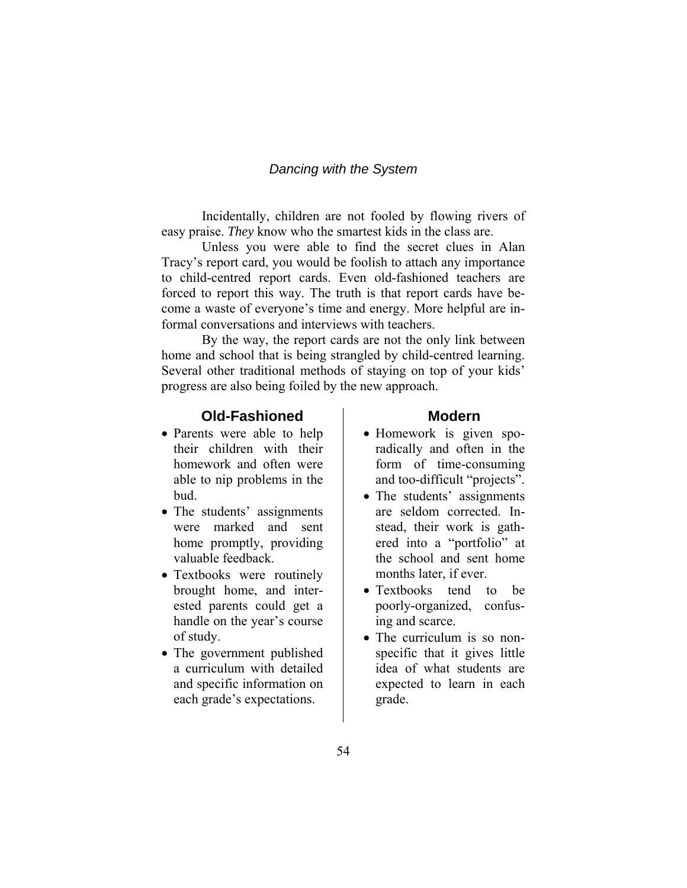Incidentally, children are not fooled by flowing rivers of easy praise. *They* know who the smartest kids in the class are.

Unless you were able to find the secret clues in Alan Tracy's report card, you would be foolish to attach any importance to child-centred report cards. Even old-fashioned teachers are forced to report this way. The truth is that report cards have become a waste of everyone's time and energy. More helpful are informal conversations and interviews with teachers.

By the way, the report cards are not the only link between home and school that is being strangled by child-centred learning. Several other traditional methods of staying on top of your kids' progress are also being foiled by the new approach.

| **Old-Fashioned** | **Modern** |
| --- | --- |
| • Parents were able to help their children with their homework and often were able to nip problems in the bud. | • Homework is given sporadically and often in the form of time-consuming and too-difficult "projects". |
| • The students' assignments were marked and sent home promptly, providing valuable feedback. | • The students' assignments are seldom corrected. Instead, their work is gathered into a "portfolio" at the school and sent home months later, if ever. |
| • Textbooks were routinely brought home, and interested parents could get a handle on the year's course of study. | • Textbooks tend to be poorly-organized, confusing and scarce. |
| • The government published a curriculum with detailed and specific information on each grade's expectations. | • The curriculum is so non-specific that it gives little idea of what students are expected to learn in each grade. |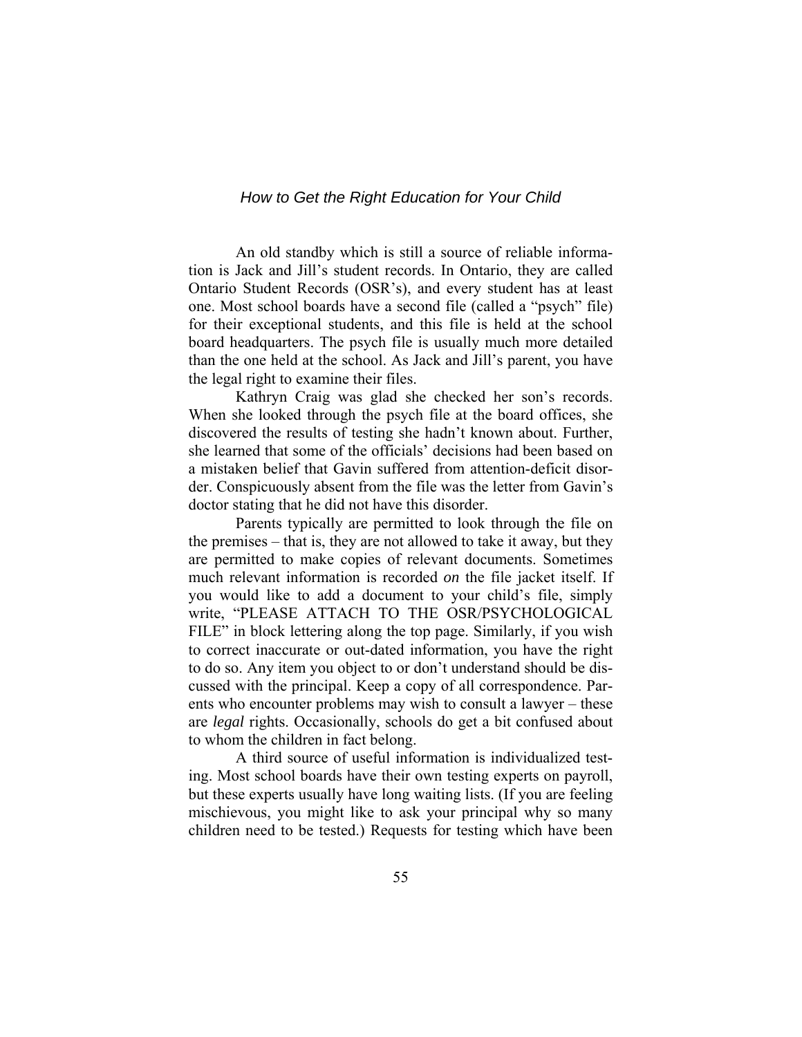An old standby which is still a source of reliable information is Jack and Jill's student records. In Ontario, they are called Ontario Student Records (OSR's), and every student has at least one. Most school boards have a second file (called a "psych" file) for their exceptional students, and this file is held at the school board headquarters. The psych file is usually much more detailed than the one held at the school. As Jack and Jill's parent, you have the legal right to examine their files.

Kathryn Craig was glad she checked her son's records. When she looked through the psych file at the board offices, she discovered the results of testing she hadn't known about. Further, she learned that some of the officials' decisions had been based on a mistaken belief that Gavin suffered from attention-deficit disorder. Conspicuously absent from the file was the letter from Gavin's doctor stating that he did not have this disorder.

Parents typically are permitted to look through the file on the premises – that is, they are not allowed to take it away, but they are permitted to make copies of relevant documents. Sometimes much relevant information is recorded *on* the file jacket itself. If you would like to add a document to your child's file, simply write, "PLEASE ATTACH TO THE OSR/PSYCHOLOGICAL FILE" in block lettering along the top page. Similarly, if you wish to correct inaccurate or out-dated information, you have the right to do so. Any item you object to or don't understand should be discussed with the principal. Keep a copy of all correspondence. Parents who encounter problems may wish to consult a lawyer – these are *legal* rights. Occasionally, schools do get a bit confused about to whom the children in fact belong.

A third source of useful information is individualized testing. Most school boards have their own testing experts on payroll, but these experts usually have long waiting lists. (If you are feeling mischievous, you might like to ask your principal why so many children need to be tested.) Requests for testing which have been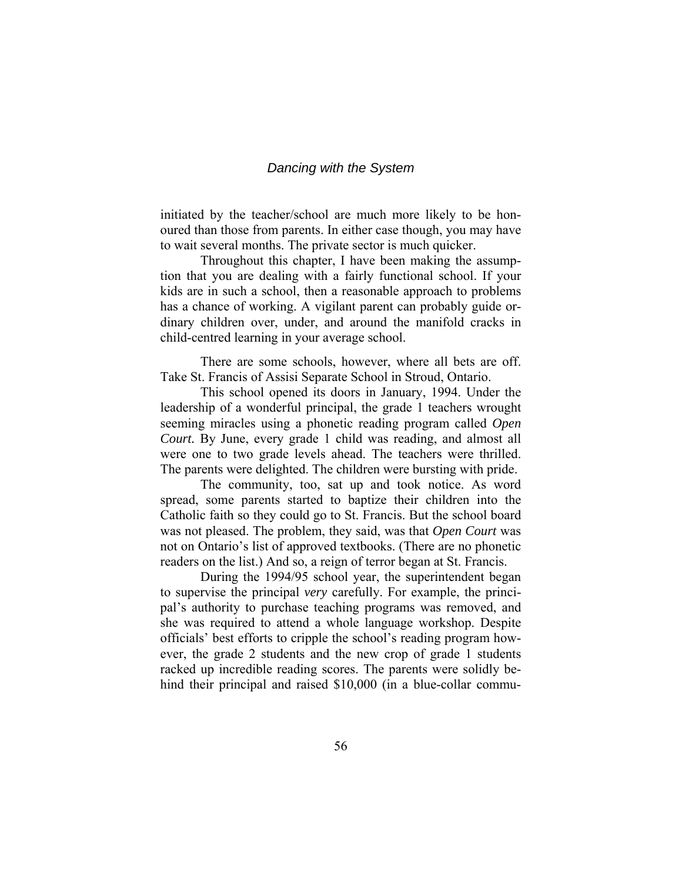initiated by the teacher/school are much more likely to be honoured than those from parents. In either case though, you may have to wait several months. The private sector is much quicker.

Throughout this chapter, I have been making the assumption that you are dealing with a fairly functional school. If your kids are in such a school, then a reasonable approach to problems has a chance of working. A vigilant parent can probably guide ordinary children over, under, and around the manifold cracks in child-centred learning in your average school.

There are some schools, however, where all bets are off. Take St. Francis of Assisi Separate School in Stroud, Ontario.

This school opened its doors in January, 1994. Under the leadership of a wonderful principal, the grade 1 teachers wrought seeming miracles using a phonetic reading program called *Open Court.* By June, every grade 1 child was reading, and almost all were one to two grade levels ahead. The teachers were thrilled. The parents were delighted. The children were bursting with pride.

The community, too, sat up and took notice. As word spread, some parents started to baptize their children into the Catholic faith so they could go to St. Francis. But the school board was not pleased. The problem, they said, was that *Open Court* was not on Ontario's list of approved textbooks. (There are no phonetic readers on the list.) And so, a reign of terror began at St. Francis.

During the 1994/95 school year, the superintendent began to supervise the principal *very* carefully. For example, the principal's authority to purchase teaching programs was removed, and she was required to attend a whole language workshop. Despite officials' best efforts to cripple the school's reading program however, the grade 2 students and the new crop of grade 1 students racked up incredible reading scores. The parents were solidly behind their principal and raised $10,000 (in a blue-collar commu-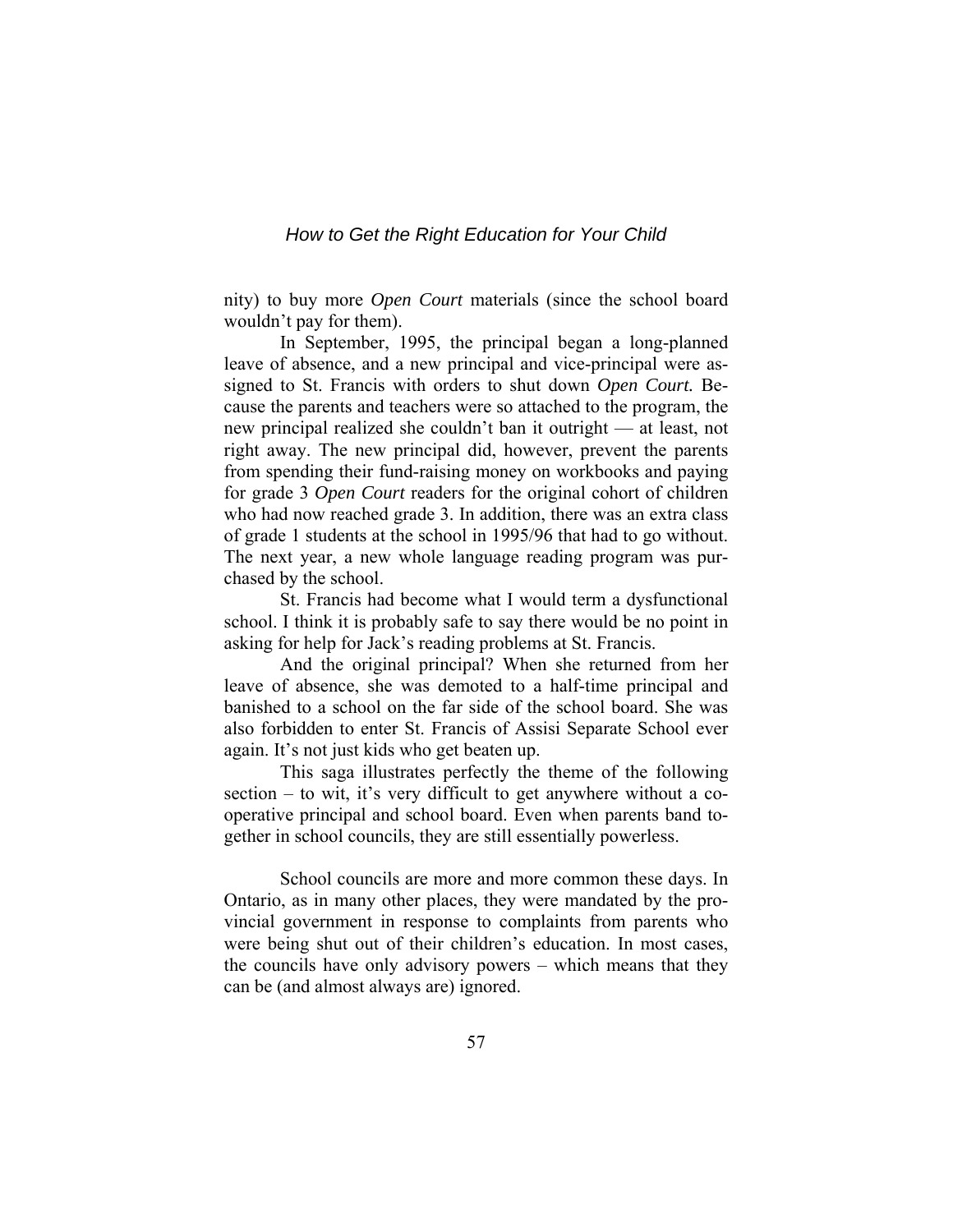nity) to buy more *Open Court* materials (since the school board wouldn't pay for them).

In September, 1995, the principal began a long-planned leave of absence, and a new principal and vice-principal were assigned to St. Francis with orders to shut down *Open Court.* Because the parents and teachers were so attached to the program, the new principal realized she couldn't ban it outright — at least, not right away. The new principal did, however, prevent the parents from spending their fund-raising money on workbooks and paying for grade 3 *Open Court* readers for the original cohort of children who had now reached grade 3. In addition, there was an extra class of grade 1 students at the school in 1995/96 that had to go without. The next year, a new whole language reading program was purchased by the school.

St. Francis had become what I would term a dysfunctional school. I think it is probably safe to say there would be no point in asking for help for Jack's reading problems at St. Francis.

And the original principal? When she returned from her leave of absence, she was demoted to a half-time principal and banished to a school on the far side of the school board. She was also forbidden to enter St. Francis of Assisi Separate School ever again. It's not just kids who get beaten up.

This saga illustrates perfectly the theme of the following section – to wit, it's very difficult to get anywhere without a co-operative principal and school board. Even when parents band together in school councils, they are still essentially powerless.

School councils are more and more common these days. In Ontario, as in many other places, they were mandated by the provincial government in response to complaints from parents who were being shut out of their children's education. In most cases, the councils have only advisory powers – which means that they can be (and almost always are) ignored.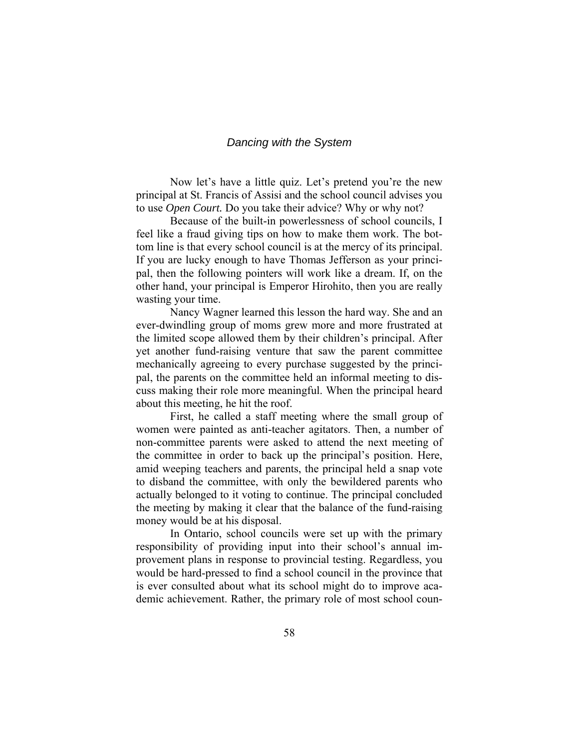Now let's have a little quiz. Let's pretend you're the new principal at St. Francis of Assisi and the school council advises you to use *Open Court.* Do you take their advice? Why or why not?

Because of the built-in powerlessness of school councils, I feel like a fraud giving tips on how to make them work. The bottom line is that every school council is at the mercy of its principal. If you are lucky enough to have Thomas Jefferson as your principal, then the following pointers will work like a dream. If, on the other hand, your principal is Emperor Hirohito, then you are really wasting your time.

Nancy Wagner learned this lesson the hard way. She and an ever-dwindling group of moms grew more and more frustrated at the limited scope allowed them by their children's principal. After yet another fund-raising venture that saw the parent committee mechanically agreeing to every purchase suggested by the principal, the parents on the committee held an informal meeting to discuss making their role more meaningful. When the principal heard about this meeting, he hit the roof.

First, he called a staff meeting where the small group of women were painted as anti-teacher agitators. Then, a number of non-committee parents were asked to attend the next meeting of the committee in order to back up the principal's position. Here, amid weeping teachers and parents, the principal held a snap vote to disband the committee, with only the bewildered parents who actually belonged to it voting to continue. The principal concluded the meeting by making it clear that the balance of the fund-raising money would be at his disposal.

In Ontario, school councils were set up with the primary responsibility of providing input into their school's annual improvement plans in response to provincial testing. Regardless, you would be hard-pressed to find a school council in the province that is ever consulted about what its school might do to improve academic achievement. Rather, the primary role of most school coun-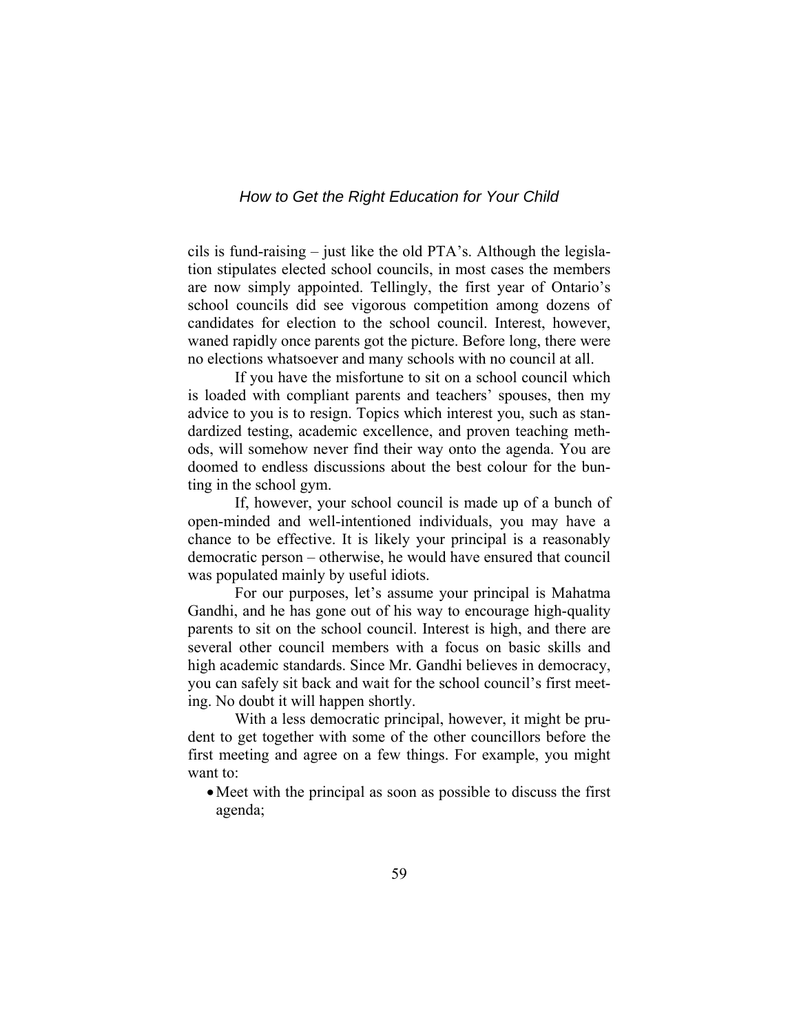cils is fund-raising – just like the old PTA's. Although the legislation stipulates elected school councils, in most cases the members are now simply appointed. Tellingly, the first year of Ontario's school councils did see vigorous competition among dozens of candidates for election to the school council. Interest, however, waned rapidly once parents got the picture. Before long, there were no elections whatsoever and many schools with no council at all.

If you have the misfortune to sit on a school council which is loaded with compliant parents and teachers' spouses, then my advice to you is to resign. Topics which interest you, such as standardized testing, academic excellence, and proven teaching methods, will somehow never find their way onto the agenda. You are doomed to endless discussions about the best colour for the bunting in the school gym.

If, however, your school council is made up of a bunch of open-minded and well-intentioned individuals, you may have a chance to be effective. It is likely your principal is a reasonably democratic person – otherwise, he would have ensured that council was populated mainly by useful idiots.

For our purposes, let's assume your principal is Mahatma Gandhi, and he has gone out of his way to encourage high-quality parents to sit on the school council. Interest is high, and there are several other council members with a focus on basic skills and high academic standards. Since Mr. Gandhi believes in democracy, you can safely sit back and wait for the school council's first meeting. No doubt it will happen shortly.

With a less democratic principal, however, it might be prudent to get together with some of the other councillors before the first meeting and agree on a few things. For example, you might want to:

- Meet with the principal as soon as possible to discuss the first agenda;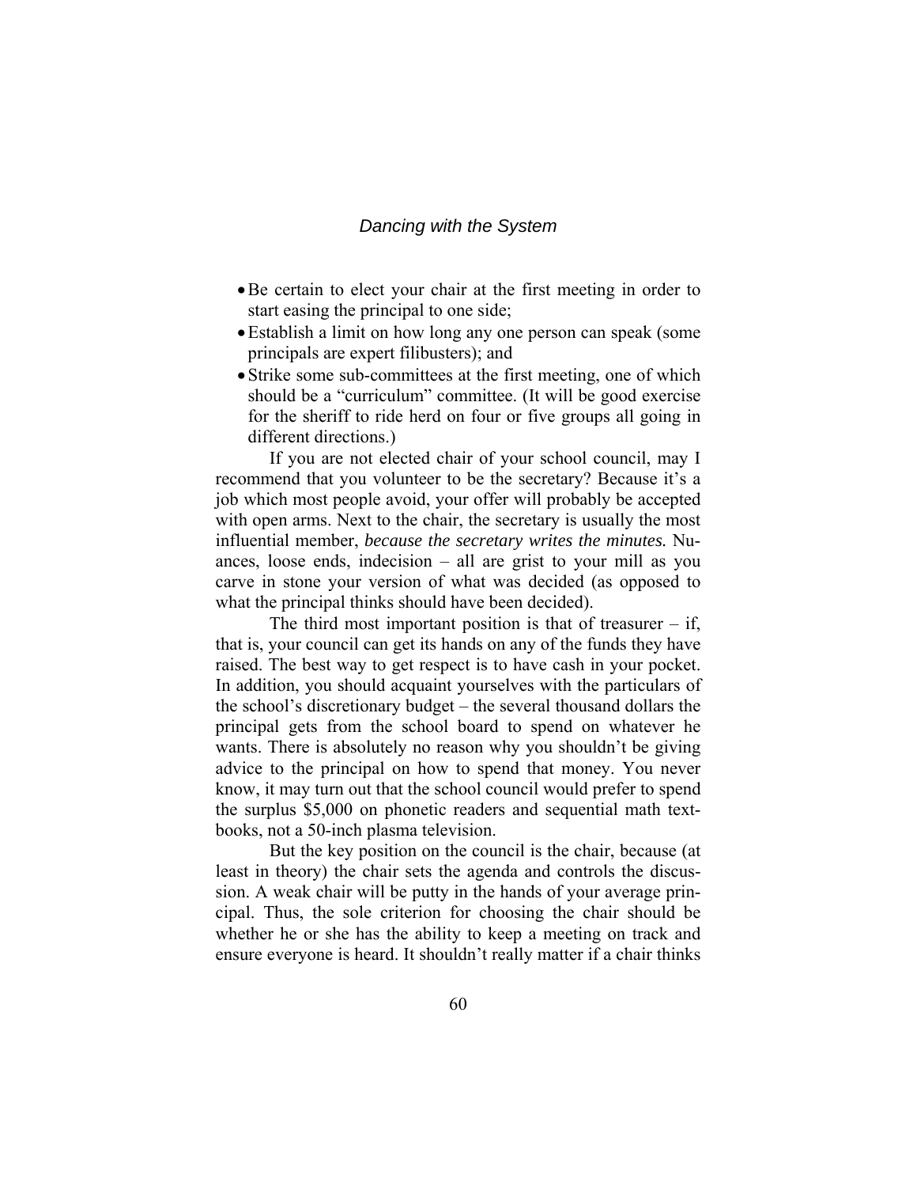- Be certain to elect your chair at the first meeting in order to start easing the principal to one side;
- Establish a limit on how long any one person can speak (some principals are expert filibusters); and
- Strike some sub-committees at the first meeting, one of which should be a "curriculum" committee. (It will be good exercise for the sheriff to ride herd on four or five groups all going in different directions.)

If you are not elected chair of your school council, may I recommend that you volunteer to be the secretary? Because it's a job which most people avoid, your offer will probably be accepted with open arms. Next to the chair, the secretary is usually the most influential member, *because the secretary writes the minutes.* Nuances, loose ends, indecision – all are grist to your mill as you carve in stone your version of what was decided (as opposed to what the principal thinks should have been decided).

The third most important position is that of treasurer – if, that is, your council can get its hands on any of the funds they have raised. The best way to get respect is to have cash in your pocket. In addition, you should acquaint yourselves with the particulars of the school's discretionary budget – the several thousand dollars the principal gets from the school board to spend on whatever he wants. There is absolutely no reason why you shouldn't be giving advice to the principal on how to spend that money. You never know, it may turn out that the school council would prefer to spend the surplus $5,000 on phonetic readers and sequential math textbooks, not a 50-inch plasma television.

But the key position on the council is the chair, because (at least in theory) the chair sets the agenda and controls the discussion. A weak chair will be putty in the hands of your average principal. Thus, the sole criterion for choosing the chair should be whether he or she has the ability to keep a meeting on track and ensure everyone is heard. It shouldn't really matter if a chair thinks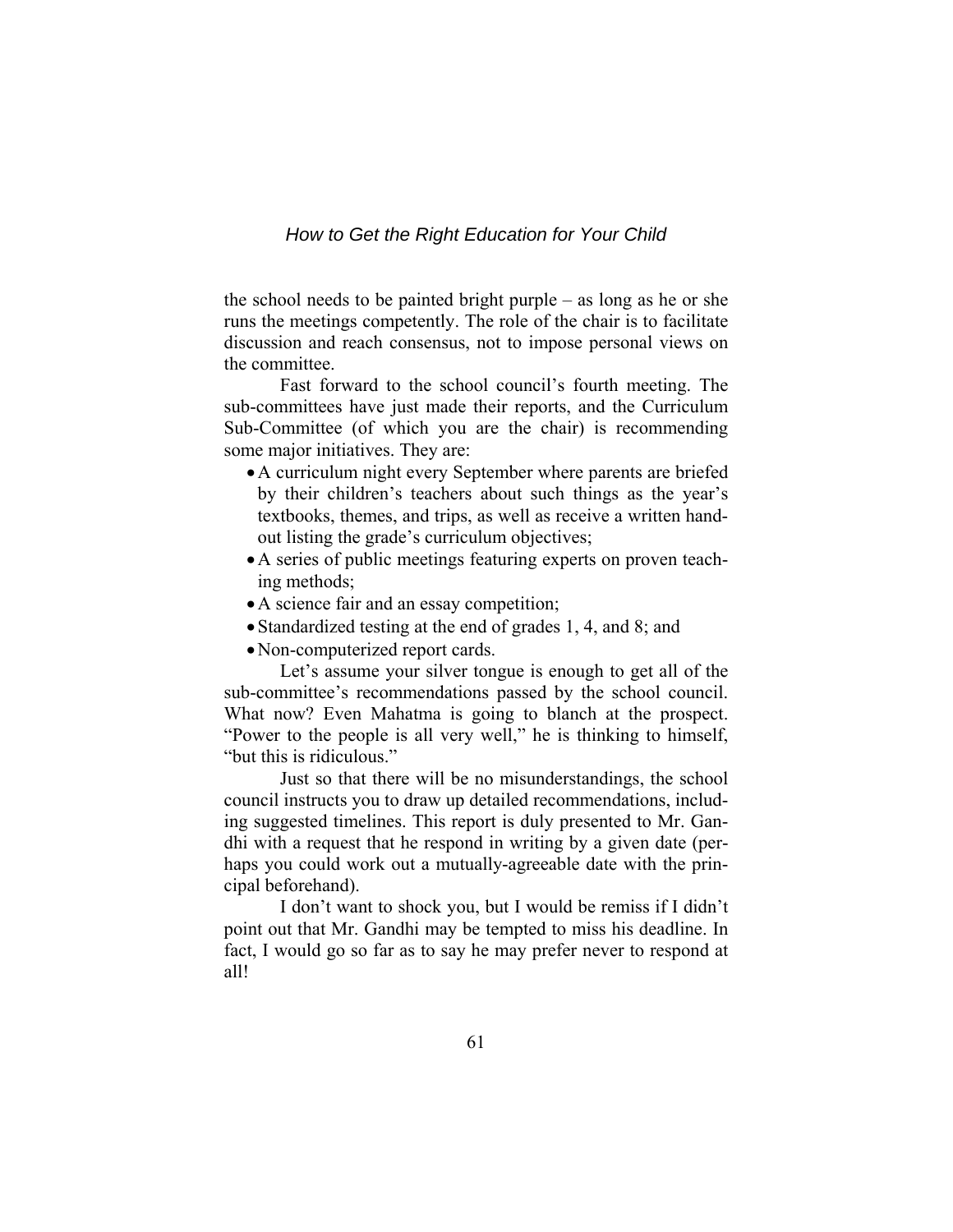the school needs to be painted bright purple – as long as he or she runs the meetings competently. The role of the chair is to facilitate discussion and reach consensus, not to impose personal views on the committee.

Fast forward to the school council's fourth meeting. The sub-committees have just made their reports, and the Curriculum Sub-Committee (of which you are the chair) is recommending some major initiatives. They are:

- A curriculum night every September where parents are briefed by their children's teachers about such things as the year's textbooks, themes, and trips, as well as receive a written handout listing the grade's curriculum objectives;
- A series of public meetings featuring experts on proven teaching methods;
- A science fair and an essay competition;
- Standardized testing at the end of grades 1, 4, and 8; and
- Non-computerized report cards.

Let's assume your silver tongue is enough to get all of the sub-committee's recommendations passed by the school council. What now? Even Mahatma is going to blanch at the prospect. "Power to the people is all very well," he is thinking to himself, "but this is ridiculous."

Just so that there will be no misunderstandings, the school council instructs you to draw up detailed recommendations, including suggested timelines. This report is duly presented to Mr. Gandhi with a request that he respond in writing by a given date (perhaps you could work out a mutually-agreeable date with the principal beforehand).

I don't want to shock you, but I would be remiss if I didn't point out that Mr. Gandhi may be tempted to miss his deadline. In fact, I would go so far as to say he may prefer never to respond at all!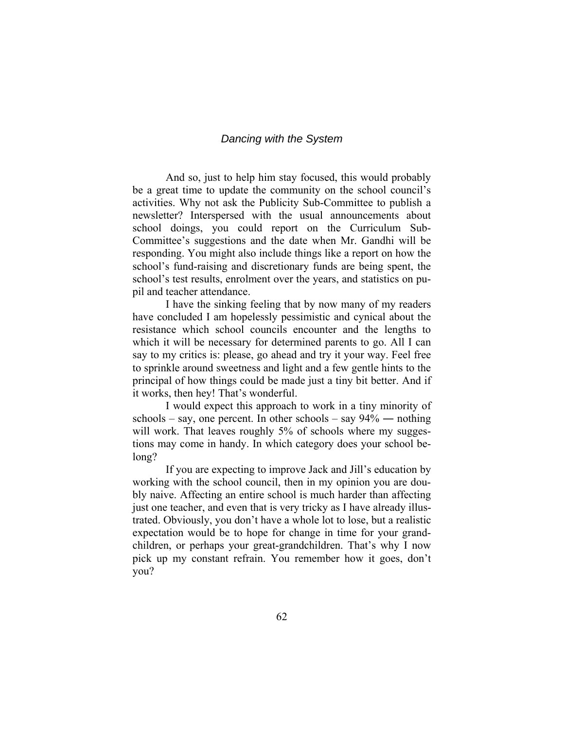And so, just to help him stay focused, this would probably be a great time to update the community on the school council's activities. Why not ask the Publicity Sub-Committee to publish a newsletter? Interspersed with the usual announcements about school doings, you could report on the Curriculum Sub-Committee's suggestions and the date when Mr. Gandhi will be responding. You might also include things like a report on how the school's fund-raising and discretionary funds are being spent, the school's test results, enrolment over the years, and statistics on pupil and teacher attendance.

I have the sinking feeling that by now many of my readers have concluded I am hopelessly pessimistic and cynical about the resistance which school councils encounter and the lengths to which it will be necessary for determined parents to go. All I can say to my critics is: please, go ahead and try it your way. Feel free to sprinkle around sweetness and light and a few gentle hints to the principal of how things could be made just a tiny bit better. And if it works, then hey! That's wonderful.

I would expect this approach to work in a tiny minority of schools – say, one percent. In other schools – say 94% ― nothing will work. That leaves roughly 5% of schools where my suggestions may come in handy. In which category does your school belong?

If you are expecting to improve Jack and Jill's education by working with the school council, then in my opinion you are doubly naive. Affecting an entire school is much harder than affecting just one teacher, and even that is very tricky as I have already illustrated. Obviously, you don't have a whole lot to lose, but a realistic expectation would be to hope for change in time for your grandchildren, or perhaps your great-grandchildren. That's why I now pick up my constant refrain. You remember how it goes, don't you?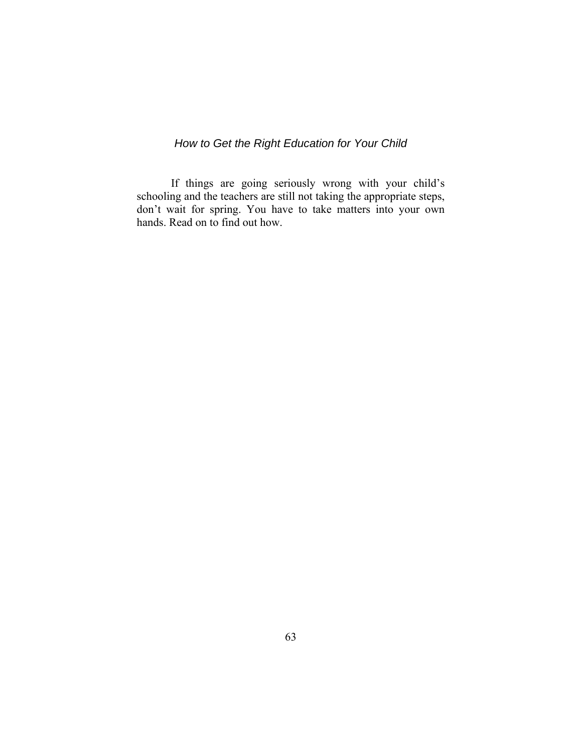If things are going seriously wrong with your child's schooling and the teachers are still not taking the appropriate steps, don't wait for spring. You have to take matters into your own hands. Read on to find out how.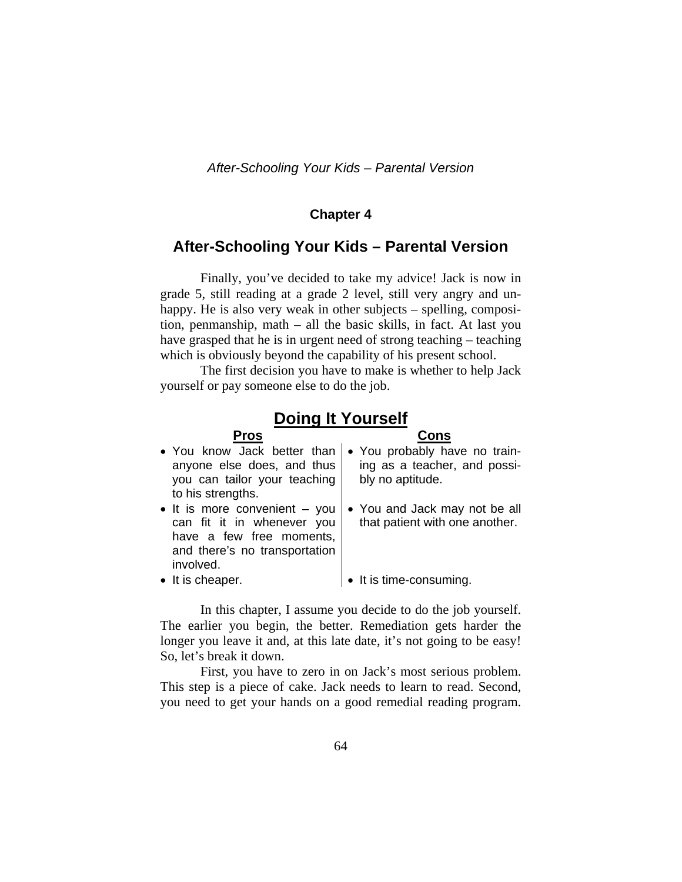## Chapter 4

## After-Schooling Your Kids – Parental Version

Finally, you've decided to take my advice! Jack is now in grade 5, still reading at a grade 2 level, still very angry and unhappy. He is also very weak in other subjects – spelling, composition, penmanship, math – all the basic skills, in fact. At last you have grasped that he is in urgent need of strong teaching – teaching which is obviously beyond the capability of his present school.

The first decision you have to make is whether to help Jack yourself or pay someone else to do the job.

### Doing It Yourself

| Pros | Cons |
| --- | --- |
| • You know Jack better than anyone else does, and thus you can tailor your teaching to his strengths. | • You probably have no training as a teacher, and possibly no aptitude. |
| • It is more convenient – you can fit it in whenever you have a few free moments, and there's no transportation involved. | • You and Jack may not be all that patient with one another. |
| • It is cheaper. | • It is time-consuming. |

In this chapter, I assume you decide to do the job yourself. The earlier you begin, the better. Remediation gets harder the longer you leave it and, at this late date, it's not going to be easy! So, let's break it down.

First, you have to zero in on Jack's most serious problem. This step is a piece of cake. Jack needs to learn to read. Second, you need to get your hands on a good remedial reading program.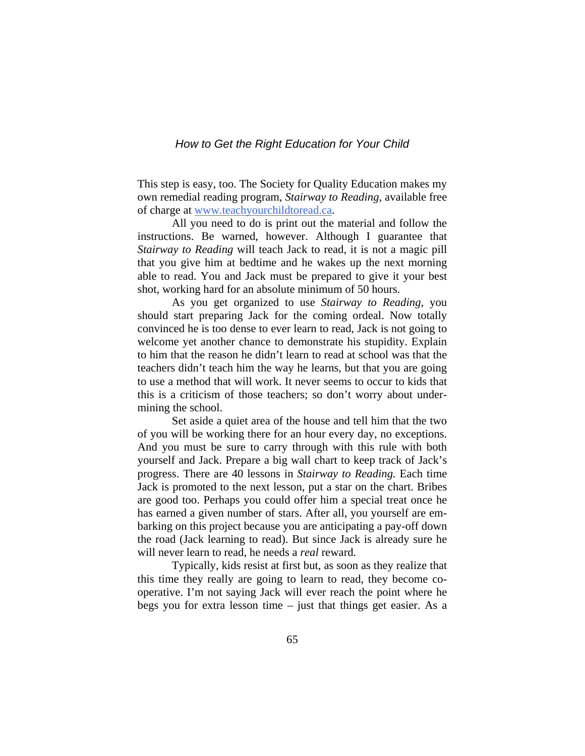This step is easy, too. The Society for Quality Education makes my own remedial reading program, *Stairway to Reading,* available free of charge at [www.teachyourchildtoread.ca](www.teachyourchildtoread.ca).

All you need to do is print out the material and follow the instructions. Be warned, however. Although I guarantee that *Stairway to Reading* will teach Jack to read, it is not a magic pill that you give him at bedtime and he wakes up the next morning able to read. You and Jack must be prepared to give it your best shot, working hard for an absolute minimum of 50 hours.

As you get organized to use *Stairway to Reading,* you should start preparing Jack for the coming ordeal. Now totally convinced he is too dense to ever learn to read, Jack is not going to welcome yet another chance to demonstrate his stupidity. Explain to him that the reason he didn't learn to read at school was that the teachers didn't teach him the way he learns, but that you are going to use a method that will work. It never seems to occur to kids that this is a criticism of those teachers; so don't worry about undermining the school.

Set aside a quiet area of the house and tell him that the two of you will be working there for an hour every day, no exceptions. And you must be sure to carry through with this rule with both yourself and Jack. Prepare a big wall chart to keep track of Jack's progress. There are 40 lessons in *Stairway to Reading.* Each time Jack is promoted to the next lesson, put a star on the chart. Bribes are good too. Perhaps you could offer him a special treat once he has earned a given number of stars. After all, you yourself are embarking on this project because you are anticipating a pay-off down the road (Jack learning to read). But since Jack is already sure he will never learn to read, he needs a *real* reward.

Typically, kids resist at first but, as soon as they realize that this time they really are going to learn to read, they become co-operative. I'm not saying Jack will ever reach the point where he begs you for extra lesson time – just that things get easier. As a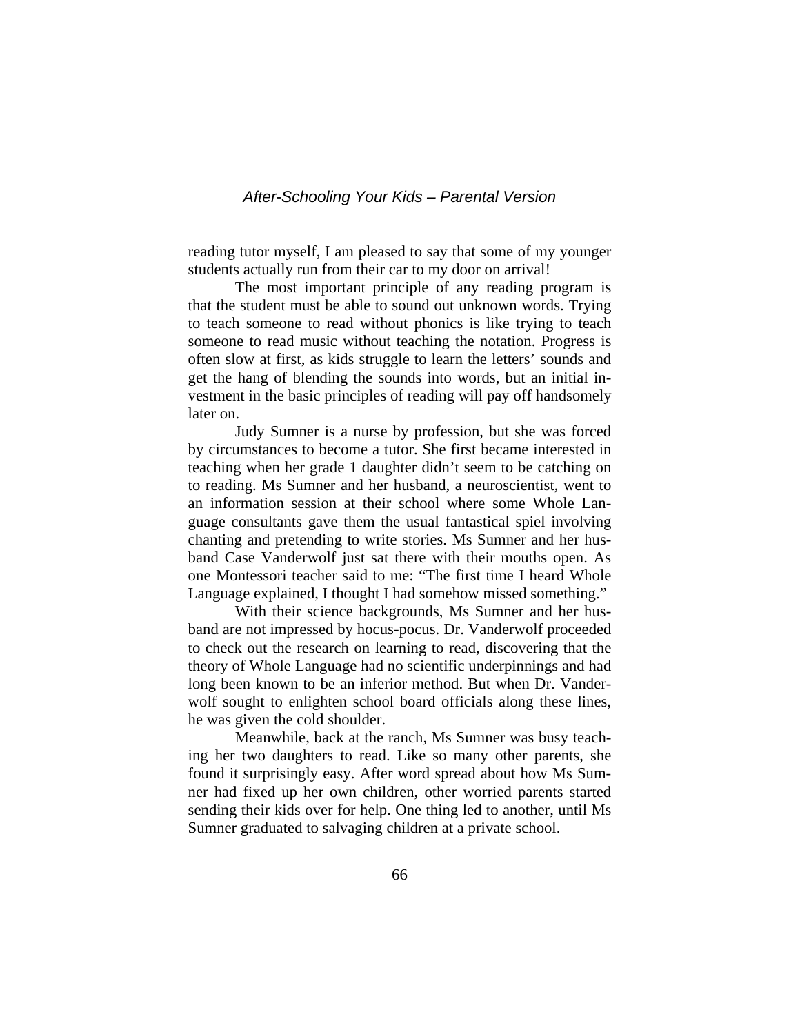reading tutor myself, I am pleased to say that some of my younger students actually run from their car to my door on arrival!

The most important principle of any reading program is that the student must be able to sound out unknown words. Trying to teach someone to read without phonics is like trying to teach someone to read music without teaching the notation. Progress is often slow at first, as kids struggle to learn the letters' sounds and get the hang of blending the sounds into words, but an initial investment in the basic principles of reading will pay off handsomely later on.

Judy Sumner is a nurse by profession, but she was forced by circumstances to become a tutor. She first became interested in teaching when her grade 1 daughter didn't seem to be catching on to reading. Ms Sumner and her husband, a neuroscientist, went to an information session at their school where some Whole Language consultants gave them the usual fantastical spiel involving chanting and pretending to write stories. Ms Sumner and her husband Case Vanderwolf just sat there with their mouths open. As one Montessori teacher said to me: "The first time I heard Whole Language explained, I thought I had somehow missed something."

With their science backgrounds, Ms Sumner and her husband are not impressed by hocus-pocus. Dr. Vanderwolf proceeded to check out the research on learning to read, discovering that the theory of Whole Language had no scientific underpinnings and had long been known to be an inferior method. But when Dr. Vanderwolf sought to enlighten school board officials along these lines, he was given the cold shoulder.

Meanwhile, back at the ranch, Ms Sumner was busy teaching her two daughters to read. Like so many other parents, she found it surprisingly easy. After word spread about how Ms Sumner had fixed up her own children, other worried parents started sending their kids over for help. One thing led to another, until Ms Sumner graduated to salvaging children at a private school.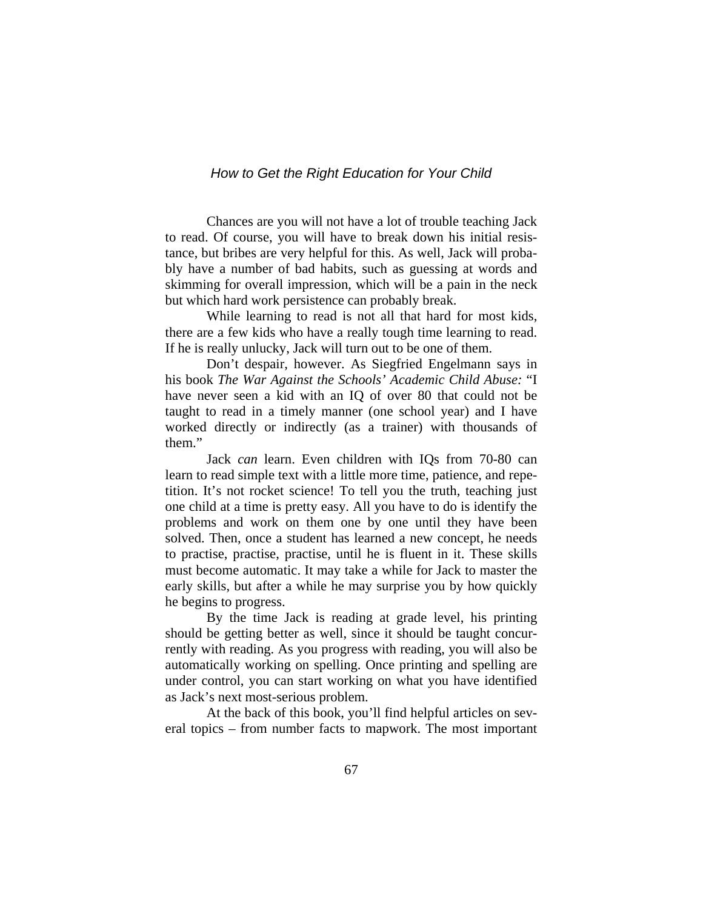Chances are you will not have a lot of trouble teaching Jack to read. Of course, you will have to break down his initial resistance, but bribes are very helpful for this. As well, Jack will probably have a number of bad habits, such as guessing at words and skimming for overall impression, which will be a pain in the neck but which hard work persistence can probably break.

While learning to read is not all that hard for most kids, there are a few kids who have a really tough time learning to read. If he is really unlucky, Jack will turn out to be one of them.

Don't despair, however. As Siegfried Engelmann says in his book *The War Against the Schools' Academic Child Abuse:* "I have never seen a kid with an IQ of over 80 that could not be taught to read in a timely manner (one school year) and I have worked directly or indirectly (as a trainer) with thousands of them."

Jack *can* learn. Even children with IQs from 70-80 can learn to read simple text with a little more time, patience, and repetition. It's not rocket science! To tell you the truth, teaching just one child at a time is pretty easy. All you have to do is identify the problems and work on them one by one until they have been solved. Then, once a student has learned a new concept, he needs to practise, practise, practise, until he is fluent in it. These skills must become automatic. It may take a while for Jack to master the early skills, but after a while he may surprise you by how quickly he begins to progress.

By the time Jack is reading at grade level, his printing should be getting better as well, since it should be taught concurrently with reading. As you progress with reading, you will also be automatically working on spelling. Once printing and spelling are under control, you can start working on what you have identified as Jack's next most-serious problem.

At the back of this book, you'll find helpful articles on several topics – from number facts to mapwork. The most important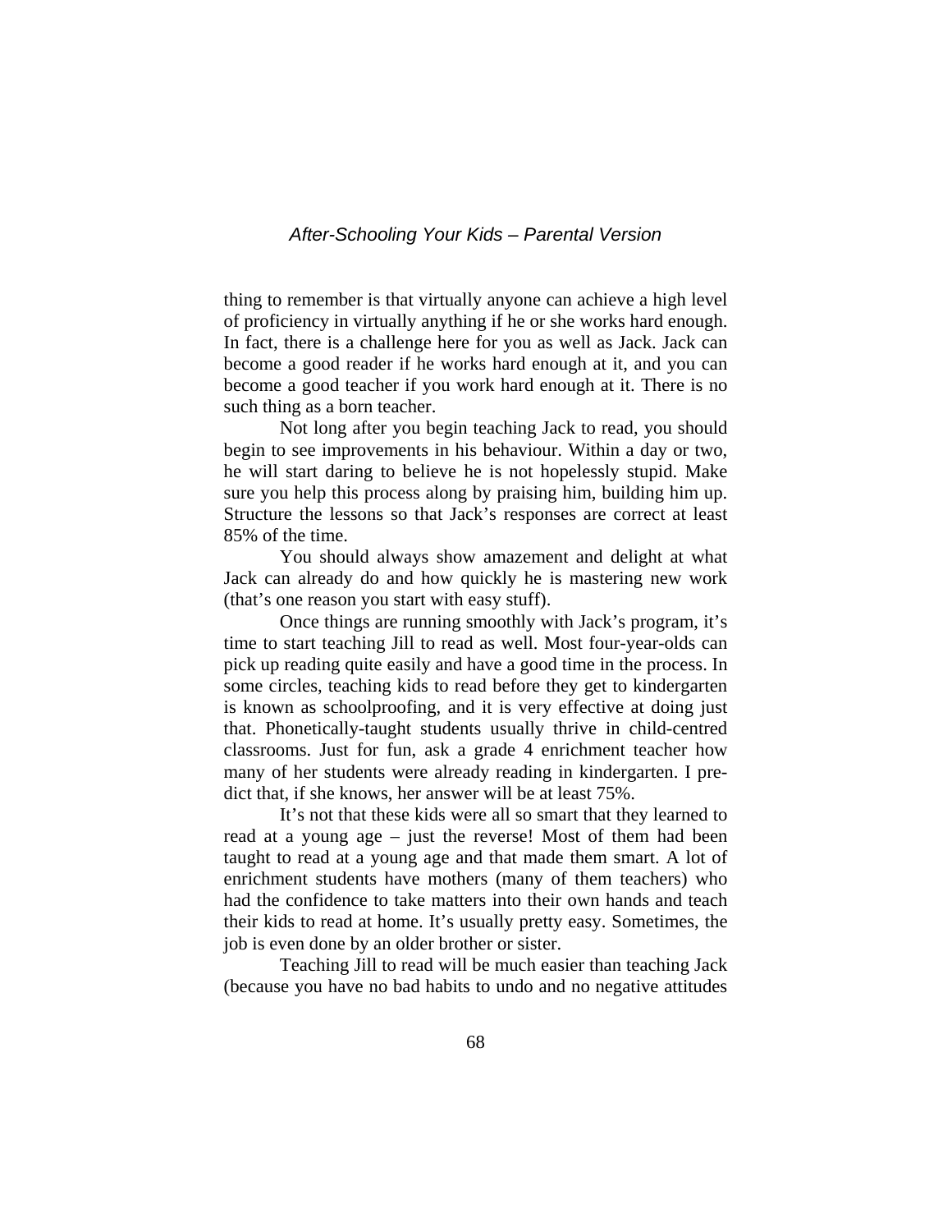thing to remember is that virtually anyone can achieve a high level of proficiency in virtually anything if he or she works hard enough. In fact, there is a challenge here for you as well as Jack. Jack can become a good reader if he works hard enough at it, and you can become a good teacher if you work hard enough at it. There is no such thing as a born teacher.

Not long after you begin teaching Jack to read, you should begin to see improvements in his behaviour. Within a day or two, he will start daring to believe he is not hopelessly stupid. Make sure you help this process along by praising him, building him up. Structure the lessons so that Jack's responses are correct at least 85% of the time.

You should always show amazement and delight at what Jack can already do and how quickly he is mastering new work (that's one reason you start with easy stuff).

Once things are running smoothly with Jack's program, it's time to start teaching Jill to read as well. Most four-year-olds can pick up reading quite easily and have a good time in the process. In some circles, teaching kids to read before they get to kindergarten is known as schoolproofing, and it is very effective at doing just that. Phonetically-taught students usually thrive in child-centred classrooms. Just for fun, ask a grade 4 enrichment teacher how many of her students were already reading in kindergarten. I predict that, if she knows, her answer will be at least 75%.

It's not that these kids were all so smart that they learned to read at a young age – just the reverse! Most of them had been taught to read at a young age and that made them smart. A lot of enrichment students have mothers (many of them teachers) who had the confidence to take matters into their own hands and teach their kids to read at home. It's usually pretty easy. Sometimes, the job is even done by an older brother or sister.

Teaching Jill to read will be much easier than teaching Jack (because you have no bad habits to undo and no negative attitudes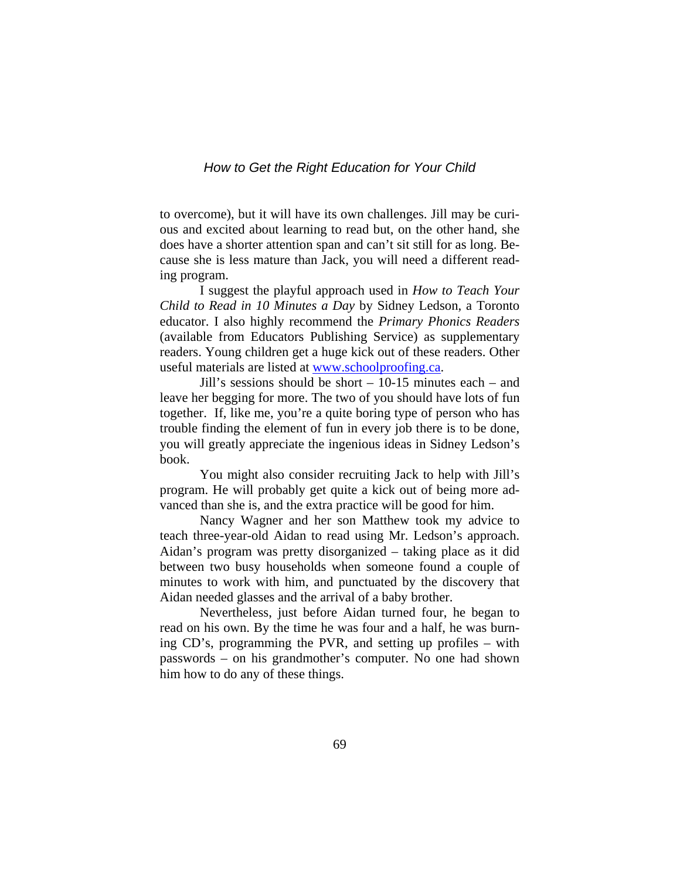to overcome), but it will have its own challenges. Jill may be curious and excited about learning to read but, on the other hand, she does have a shorter attention span and can't sit still for as long. Because she is less mature than Jack, you will need a different reading program.

I suggest the playful approach used in *How to Teach Your Child to Read in 10 Minutes a Day* by Sidney Ledson, a Toronto educator. I also highly recommend the *Primary Phonics Readers* (available from Educators Publishing Service) as supplementary readers. Young children get a huge kick out of these readers. Other useful materials are listed at [www.schoolproofing.ca](www.schoolproofing.ca).

Jill's sessions should be short – 10-15 minutes each – and leave her begging for more. The two of you should have lots of fun together. If, like me, you're a quite boring type of person who has trouble finding the element of fun in every job there is to be done, you will greatly appreciate the ingenious ideas in Sidney Ledson's book.

You might also consider recruiting Jack to help with Jill's program. He will probably get quite a kick out of being more advanced than she is, and the extra practice will be good for him.

Nancy Wagner and her son Matthew took my advice to teach three-year-old Aidan to read using Mr. Ledson's approach. Aidan's program was pretty disorganized – taking place as it did between two busy households when someone found a couple of minutes to work with him, and punctuated by the discovery that Aidan needed glasses and the arrival of a baby brother.

Nevertheless, just before Aidan turned four, he began to read on his own. By the time he was four and a half, he was burning CD's, programming the PVR, and setting up profiles – with passwords – on his grandmother's computer. No one had shown him how to do any of these things.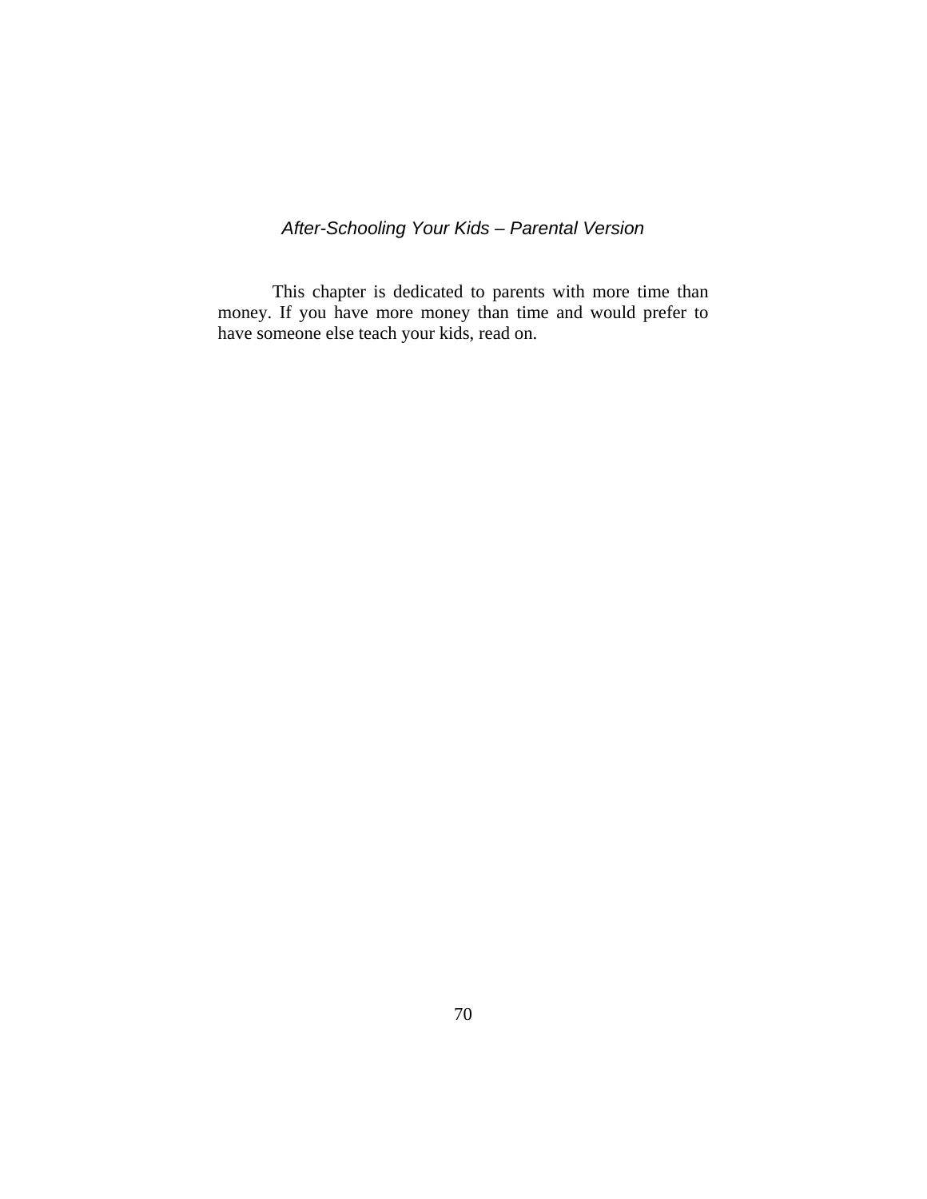## *After-Schooling Your Kids – Parental Version*

This chapter is dedicated to parents with more time than money. If you have more money than time and would prefer to have someone else teach your kids, read on.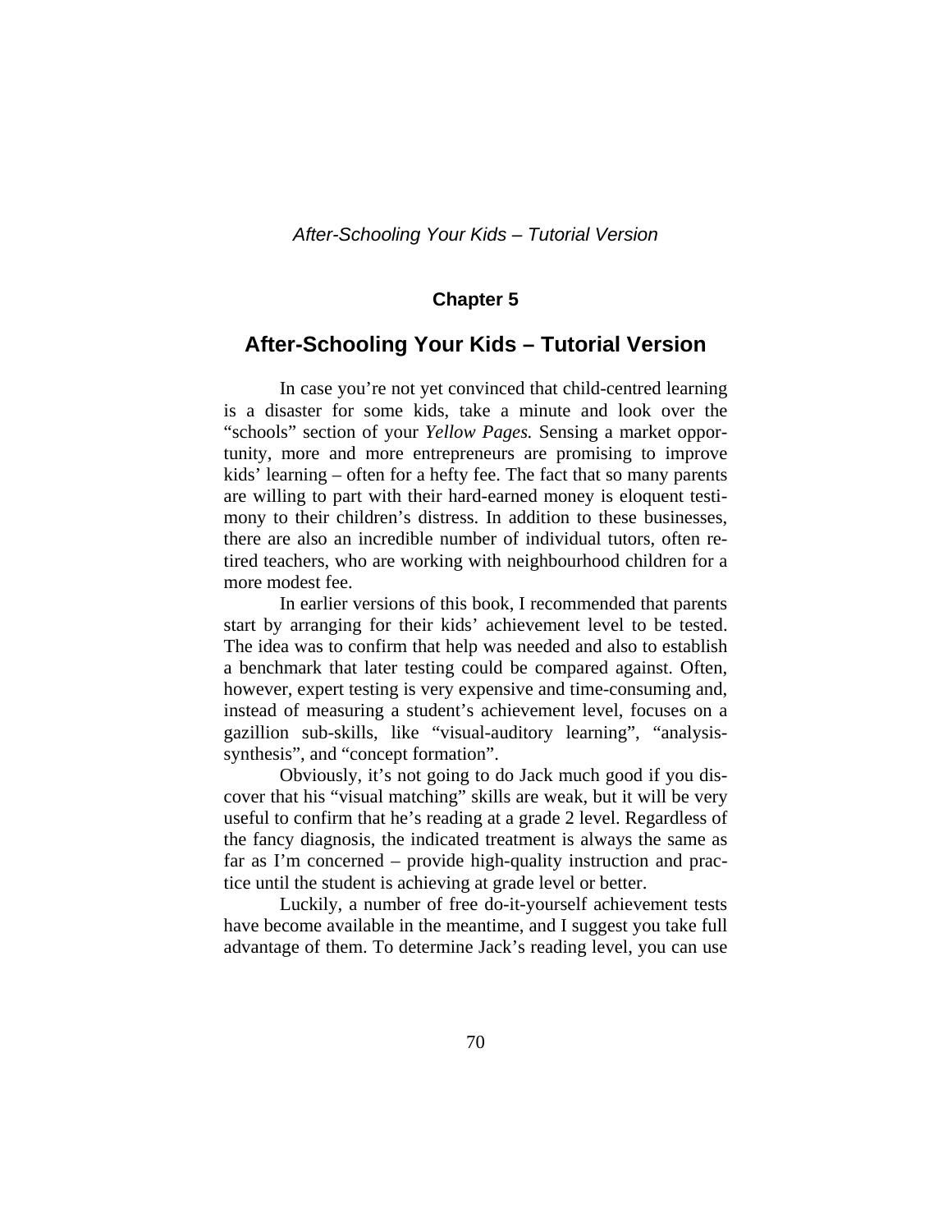## Chapter 5

## After-Schooling Your Kids – Tutorial Version

In case you're not yet convinced that child-centred learning is a disaster for some kids, take a minute and look over the "schools" section of your *Yellow Pages.* Sensing a market opportunity, more and more entrepreneurs are promising to improve kids' learning – often for a hefty fee. The fact that so many parents are willing to part with their hard-earned money is eloquent testimony to their children's distress. In addition to these businesses, there are also an incredible number of individual tutors, often retired teachers, who are working with neighbourhood children for a more modest fee.

In earlier versions of this book, I recommended that parents start by arranging for their kids' achievement level to be tested. The idea was to confirm that help was needed and also to establish a benchmark that later testing could be compared against. Often, however, expert testing is very expensive and time-consuming and, instead of measuring a student's achievement level, focuses on a gazillion sub-skills, like "visual-auditory learning", "analysis-synthesis", and "concept formation".

Obviously, it's not going to do Jack much good if you discover that his "visual matching" skills are weak, but it will be very useful to confirm that he's reading at a grade 2 level. Regardless of the fancy diagnosis, the indicated treatment is always the same as far as I'm concerned – provide high-quality instruction and practice until the student is achieving at grade level or better.

Luckily, a number of free do-it-yourself achievement tests have become available in the meantime, and I suggest you take full advantage of them. To determine Jack's reading level, you can use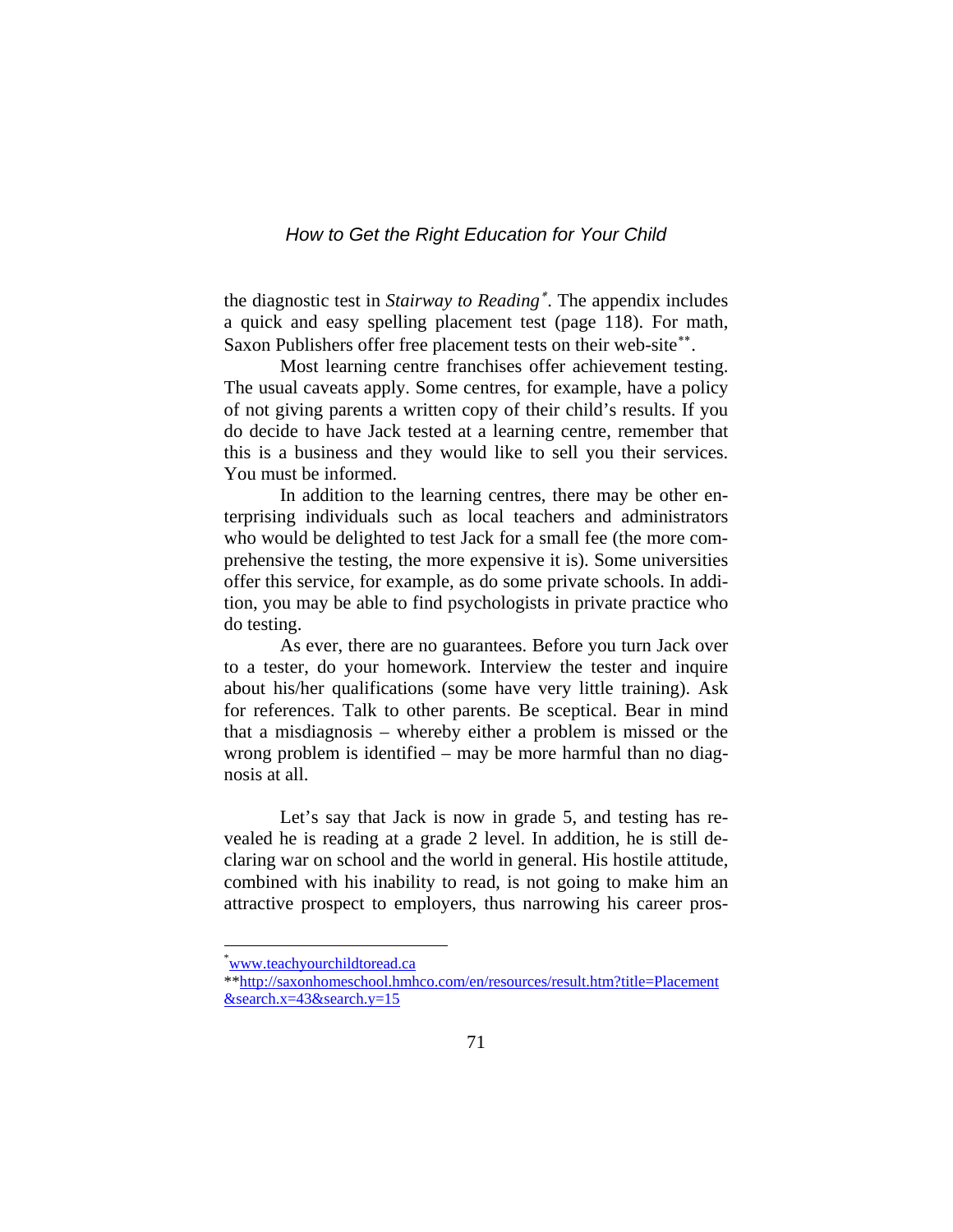the diagnostic test in *Stairway to Reading*[*]. The appendix includes a quick and easy spelling placement test (page 118). For math, Saxon Publishers offer free placement tests on their web-site[**].

Most learning centre franchises offer achievement testing. The usual caveats apply. Some centres, for example, have a policy of not giving parents a written copy of their child's results. If you do decide to have Jack tested at a learning centre, remember that this is a business and they would like to sell you their services. You must be informed.

In addition to the learning centres, there may be other enterprising individuals such as local teachers and administrators who would be delighted to test Jack for a small fee (the more comprehensive the testing, the more expensive it is). Some universities offer this service, for example, as do some private schools. In addition, you may be able to find psychologists in private practice who do testing.

As ever, there are no guarantees. Before you turn Jack over to a tester, do your homework. Interview the tester and inquire about his/her qualifications (some have very little training). Ask for references. Talk to other parents. Be sceptical. Bear in mind that a misdiagnosis – whereby either a problem is missed or the wrong problem is identified – may be more harmful than no diagnosis at all.

Let's say that Jack is now in grade 5, and testing has revealed he is reading at a grade 2 level. In addition, he is still declaring war on school and the world in general. His hostile attitude, combined with his inability to read, is not going to make him an attractive prospect to employers, thus narrowing his career pros-

---

[*] www.teachyourchildtoread.ca

[**] http://saxonhomeschool.hmhco.com/en/resources/result.htm?title=Placement&search.x=43&search.y=15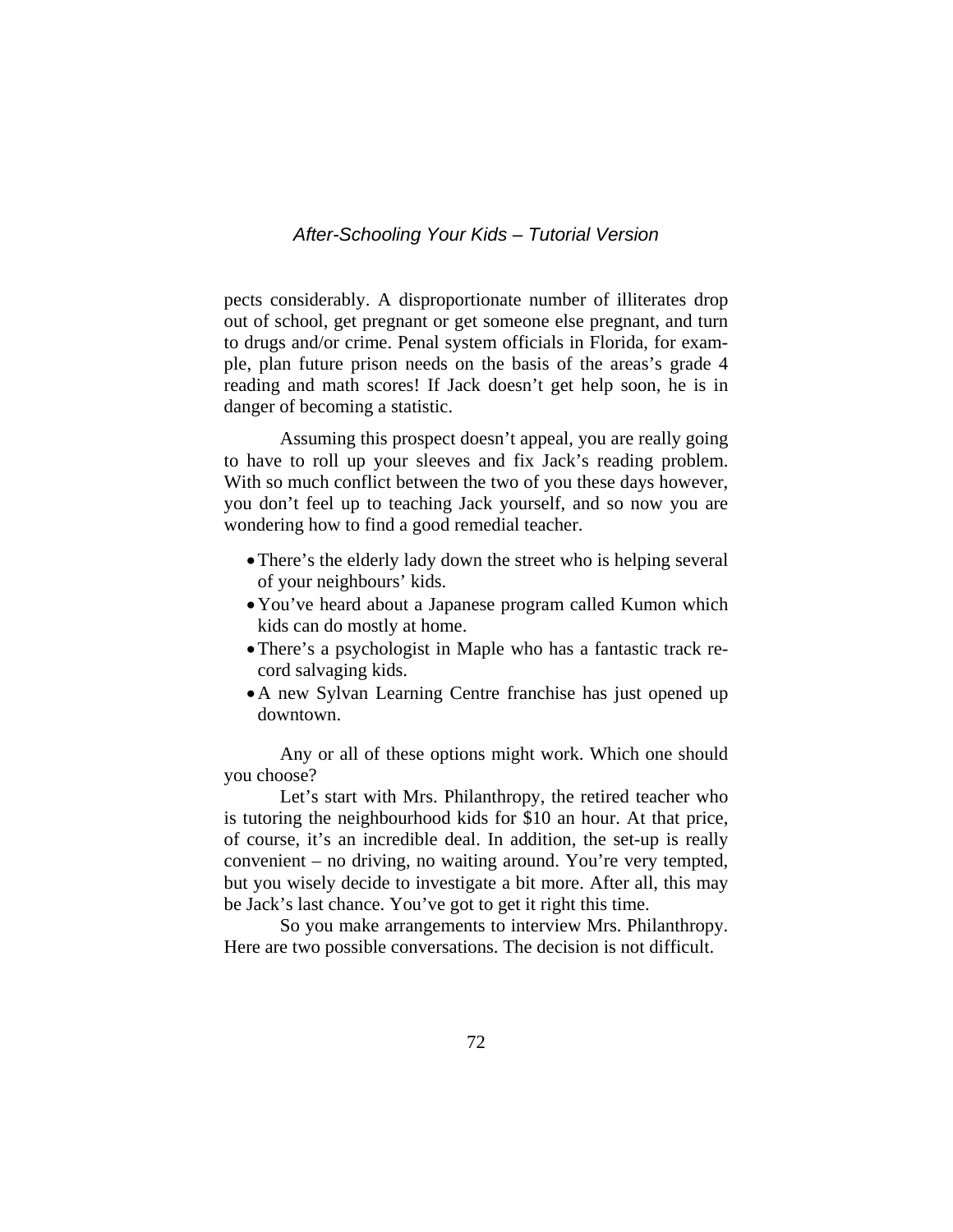pects considerably. A disproportionate number of illiterates drop out of school, get pregnant or get someone else pregnant, and turn to drugs and/or crime. Penal system officials in Florida, for example, plan future prison needs on the basis of the areas's grade 4 reading and math scores! If Jack doesn't get help soon, he is in danger of becoming a statistic.

Assuming this prospect doesn't appeal, you are really going to have to roll up your sleeves and fix Jack's reading problem. With so much conflict between the two of you these days however, you don't feel up to teaching Jack yourself, and so now you are wondering how to find a good remedial teacher.

- There's the elderly lady down the street who is helping several of your neighbours' kids.
- You've heard about a Japanese program called Kumon which kids can do mostly at home.
- There's a psychologist in Maple who has a fantastic track record salvaging kids.
- A new Sylvan Learning Centre franchise has just opened up downtown.

Any or all of these options might work. Which one should you choose?

Let's start with Mrs. Philanthropy, the retired teacher who is tutoring the neighbourhood kids for $10 an hour. At that price, of course, it's an incredible deal. In addition, the set-up is really convenient – no driving, no waiting around. You're very tempted, but you wisely decide to investigate a bit more. After all, this may be Jack's last chance. You've got to get it right this time.

So you make arrangements to interview Mrs. Philanthropy. Here are two possible conversations. The decision is not difficult.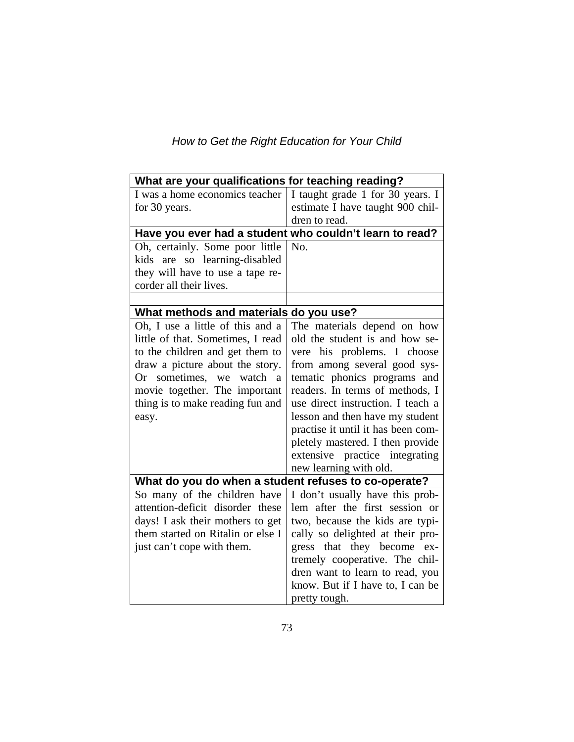| What are your qualifications for teaching reading? | |
|---|---|
| I was a home economics teacher for 30 years. | I taught grade 1 for 30 years. I estimate I have taught 900 children to read. |
| **Have you ever had a student who couldn't learn to read?** | |
| Oh, certainly. Some poor little kids are so learning-disabled they will have to use a tape recorder all their lives. | No. |
| | |
| **What methods and materials do you use?** | |
| Oh, I use a little of this and a little of that. Sometimes, I read to the children and get them to draw a picture about the story. Or sometimes, we watch a movie together. The important thing is to make reading fun and easy. | The materials depend on how old the student is and how severe his problems. I choose from among several good systematic phonics programs and readers. In terms of methods, I use direct instruction. I teach a lesson and then have my student practise it until it has been completely mastered. I then provide extensive practice integrating new learning with old. |
| **What do you do when a student refuses to co-operate?** | |
| So many of the children have attention-deficit disorder these days! I ask their mothers to get them started on Ritalin or else I just can't cope with them. | I don't usually have this problem after the first session or two, because the kids are typically so delighted at their progress that they become extremely cooperative. The children want to learn to read, you know. But if I have to, I can be pretty tough. |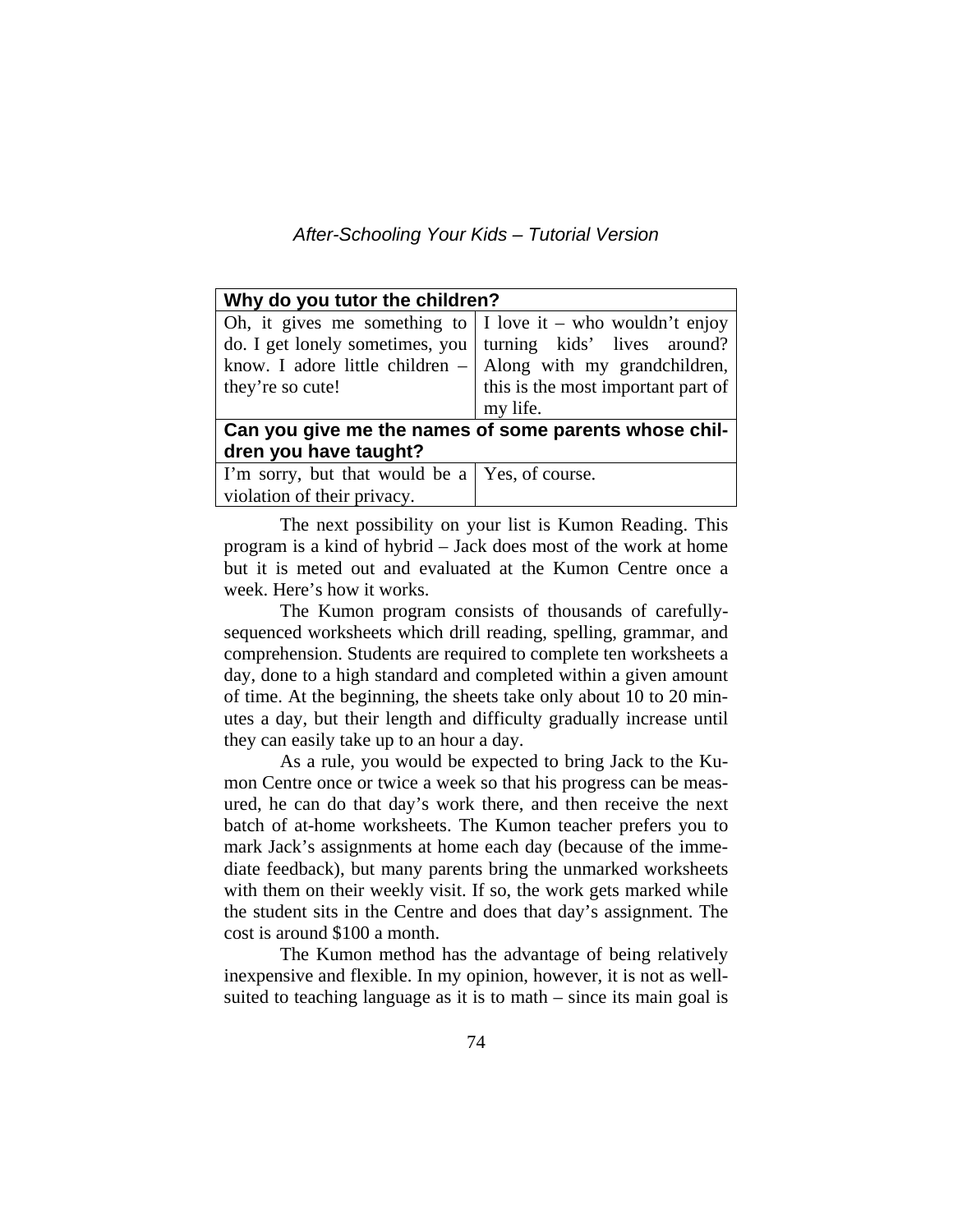| Why do you tutor the children? | |
|---|---|
| Oh, it gives me something to do. I get lonely sometimes, you know. I adore little children – they're so cute! | I love it – who wouldn't enjoy turning kids' lives around? Along with my grandchildren, this is the most important part of my life. |
| **Can you give me the names of some parents whose children you have taught?** | |
| I'm sorry, but that would be a violation of their privacy. | Yes, of course. |

The next possibility on your list is Kumon Reading. This program is a kind of hybrid – Jack does most of the work at home but it is meted out and evaluated at the Kumon Centre once a week. Here's how it works.

The Kumon program consists of thousands of carefully-sequenced worksheets which drill reading, spelling, grammar, and comprehension. Students are required to complete ten worksheets a day, done to a high standard and completed within a given amount of time. At the beginning, the sheets take only about 10 to 20 minutes a day, but their length and difficulty gradually increase until they can easily take up to an hour a day.

As a rule, you would be expected to bring Jack to the Kumon Centre once or twice a week so that his progress can be measured, he can do that day's work there, and then receive the next batch of at-home worksheets. The Kumon teacher prefers you to mark Jack's assignments at home each day (because of the immediate feedback), but many parents bring the unmarked worksheets with them on their weekly visit. If so, the work gets marked while the student sits in the Centre and does that day's assignment. The cost is around $100 a month.

The Kumon method has the advantage of being relatively inexpensive and flexible. In my opinion, however, it is not as well-suited to teaching language as it is to math – since its main goal is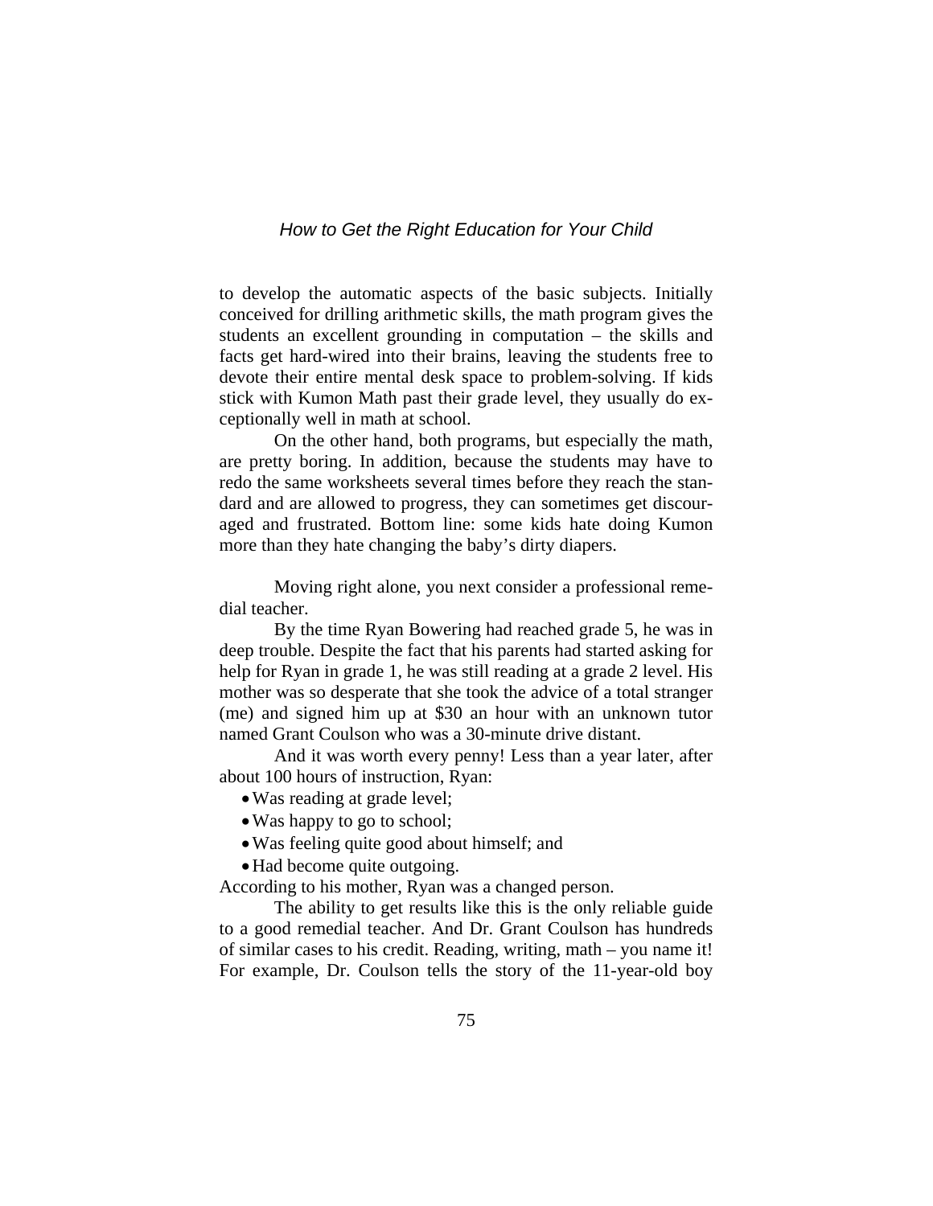to develop the automatic aspects of the basic subjects. Initially conceived for drilling arithmetic skills, the math program gives the students an excellent grounding in computation – the skills and facts get hard-wired into their brains, leaving the students free to devote their entire mental desk space to problem-solving. If kids stick with Kumon Math past their grade level, they usually do exceptionally well in math at school.

On the other hand, both programs, but especially the math, are pretty boring. In addition, because the students may have to redo the same worksheets several times before they reach the standard and are allowed to progress, they can sometimes get discouraged and frustrated. Bottom line: some kids hate doing Kumon more than they hate changing the baby's dirty diapers.

Moving right alone, you next consider a professional remedial teacher.

By the time Ryan Bowering had reached grade 5, he was in deep trouble. Despite the fact that his parents had started asking for help for Ryan in grade 1, he was still reading at a grade 2 level. His mother was so desperate that she took the advice of a total stranger (me) and signed him up at $30 an hour with an unknown tutor named Grant Coulson who was a 30-minute drive distant.

And it was worth every penny! Less than a year later, after about 100 hours of instruction, Ryan:

- Was reading at grade level;
- Was happy to go to school;
- Was feeling quite good about himself; and
- Had become quite outgoing.

According to his mother, Ryan was a changed person.

The ability to get results like this is the only reliable guide to a good remedial teacher. And Dr. Grant Coulson has hundreds of similar cases to his credit. Reading, writing, math – you name it! For example, Dr. Coulson tells the story of the 11-year-old boy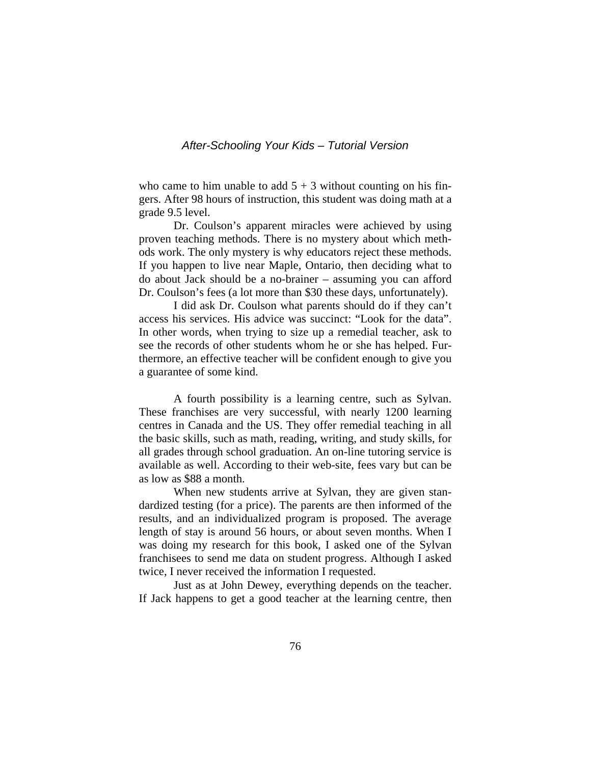who came to him unable to add 5 + 3 without counting on his fingers. After 98 hours of instruction, this student was doing math at a grade 9.5 level.

Dr. Coulson's apparent miracles were achieved by using proven teaching methods. There is no mystery about which methods work. The only mystery is why educators reject these methods. If you happen to live near Maple, Ontario, then deciding what to do about Jack should be a no-brainer – assuming you can afford Dr. Coulson's fees (a lot more than $30 these days, unfortunately).

I did ask Dr. Coulson what parents should do if they can't access his services. His advice was succinct: "Look for the data". In other words, when trying to size up a remedial teacher, ask to see the records of other students whom he or she has helped. Furthermore, an effective teacher will be confident enough to give you a guarantee of some kind.

A fourth possibility is a learning centre, such as Sylvan. These franchises are very successful, with nearly 1200 learning centres in Canada and the US. They offer remedial teaching in all the basic skills, such as math, reading, writing, and study skills, for all grades through school graduation. An on-line tutoring service is available as well. According to their web-site, fees vary but can be as low as $88 a month.

When new students arrive at Sylvan, they are given standardized testing (for a price). The parents are then informed of the results, and an individualized program is proposed. The average length of stay is around 56 hours, or about seven months. When I was doing my research for this book, I asked one of the Sylvan franchisees to send me data on student progress. Although I asked twice, I never received the information I requested.

Just as at John Dewey, everything depends on the teacher. If Jack happens to get a good teacher at the learning centre, then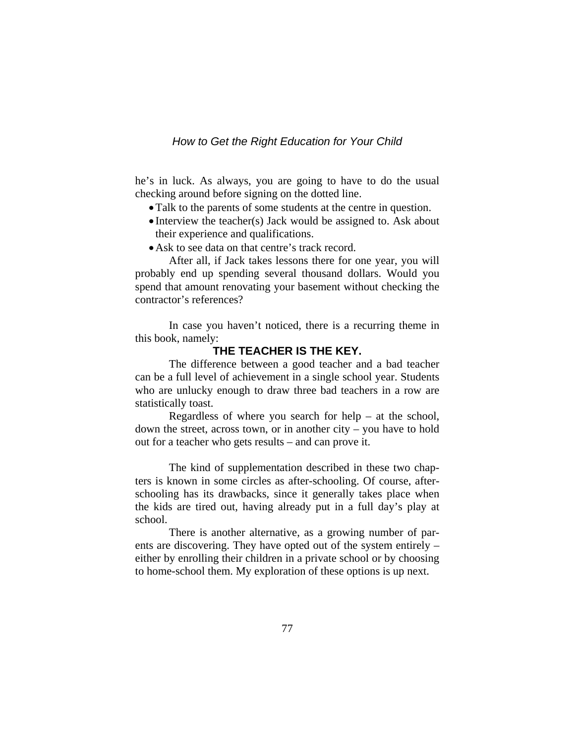he's in luck. As always, you are going to have to do the usual checking around before signing on the dotted line.

- Talk to the parents of some students at the centre in question.
- Interview the teacher(s) Jack would be assigned to. Ask about their experience and qualifications.
- Ask to see data on that centre's track record.

After all, if Jack takes lessons there for one year, you will probably end up spending several thousand dollars. Would you spend that amount renovating your basement without checking the contractor's references?

In case you haven't noticed, there is a recurring theme in this book, namely:

**THE TEACHER IS THE KEY.**

The difference between a good teacher and a bad teacher can be a full level of achievement in a single school year. Students who are unlucky enough to draw three bad teachers in a row are statistically toast.

Regardless of where you search for help – at the school, down the street, across town, or in another city – you have to hold out for a teacher who gets results – and can prove it.

The kind of supplementation described in these two chapters is known in some circles as after-schooling. Of course, after-schooling has its drawbacks, since it generally takes place when the kids are tired out, having already put in a full day's play at school.

There is another alternative, as a growing number of parents are discovering. They have opted out of the system entirely – either by enrolling their children in a private school or by choosing to home-school them. My exploration of these options is up next.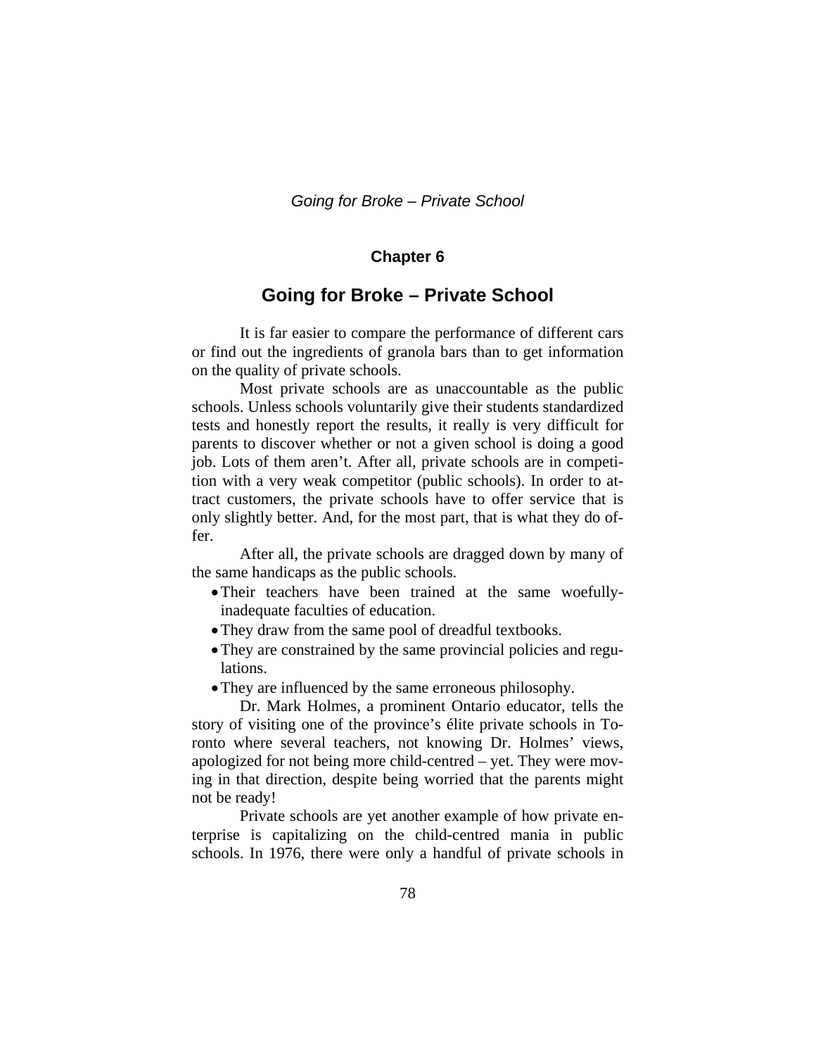## Chapter 6

# Going for Broke – Private School

It is far easier to compare the performance of different cars or find out the ingredients of granola bars than to get information on the quality of private schools.

Most private schools are as unaccountable as the public schools. Unless schools voluntarily give their students standardized tests and honestly report the results, it really is very difficult for parents to discover whether or not a given school is doing a good job. Lots of them aren't. After all, private schools are in competition with a very weak competitor (public schools). In order to attract customers, the private schools have to offer service that is only slightly better. And, for the most part, that is what they do offer.

After all, the private schools are dragged down by many of the same handicaps as the public schools.

- Their teachers have been trained at the same woefully-inadequate faculties of education.
- They draw from the same pool of dreadful textbooks.
- They are constrained by the same provincial policies and regulations.
- They are influenced by the same erroneous philosophy.

Dr. Mark Holmes, a prominent Ontario educator, tells the story of visiting one of the province's élite private schools in Toronto where several teachers, not knowing Dr. Holmes' views, apologized for not being more child-centred – yet. They were moving in that direction, despite being worried that the parents might not be ready!

Private schools are yet another example of how private enterprise is capitalizing on the child-centred mania in public schools. In 1976, there were only a handful of private schools in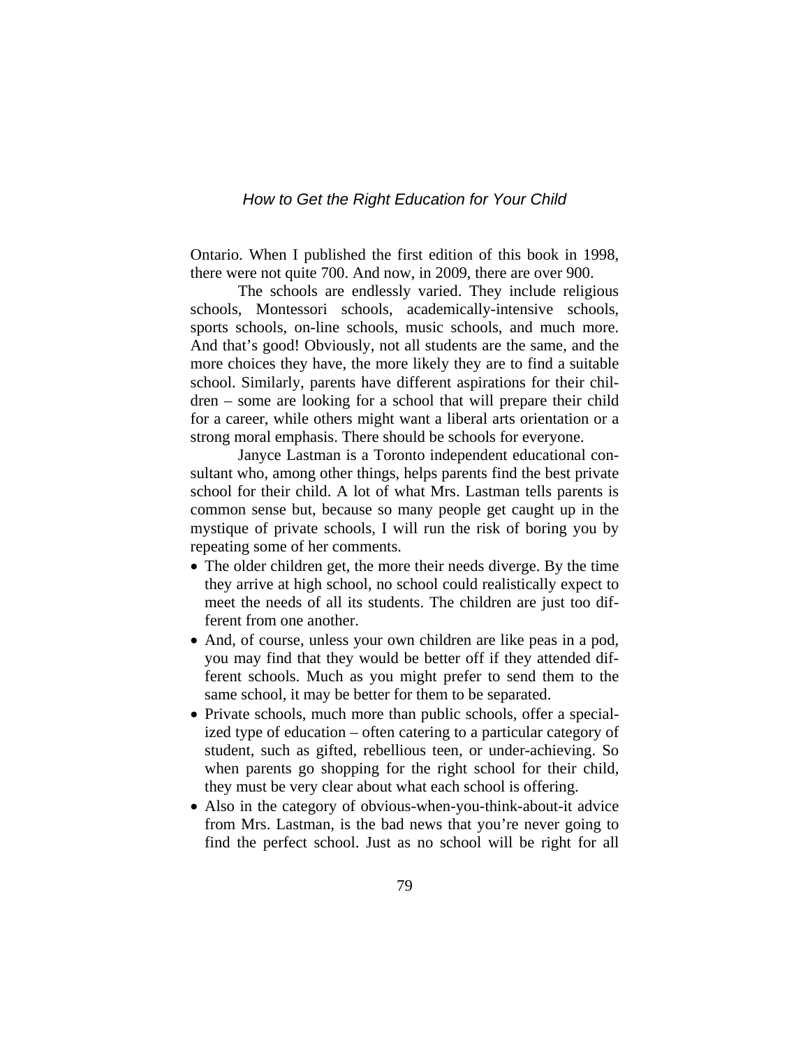Ontario. When I published the first edition of this book in 1998, there were not quite 700. And now, in 2009, there are over 900.

The schools are endlessly varied. They include religious schools, Montessori schools, academically-intensive schools, sports schools, on-line schools, music schools, and much more. And that's good! Obviously, not all students are the same, and the more choices they have, the more likely they are to find a suitable school. Similarly, parents have different aspirations for their children – some are looking for a school that will prepare their child for a career, while others might want a liberal arts orientation or a strong moral emphasis. There should be schools for everyone.

Janyce Lastman is a Toronto independent educational consultant who, among other things, helps parents find the best private school for their child. A lot of what Mrs. Lastman tells parents is common sense but, because so many people get caught up in the mystique of private schools, I will run the risk of boring you by repeating some of her comments.

- The older children get, the more their needs diverge. By the time they arrive at high school, no school could realistically expect to meet the needs of all its students. The children are just too different from one another.
- And, of course, unless your own children are like peas in a pod, you may find that they would be better off if they attended different schools. Much as you might prefer to send them to the same school, it may be better for them to be separated.
- Private schools, much more than public schools, offer a specialized type of education – often catering to a particular category of student, such as gifted, rebellious teen, or under-achieving. So when parents go shopping for the right school for their child, they must be very clear about what each school is offering.
- Also in the category of obvious-when-you-think-about-it advice from Mrs. Lastman, is the bad news that you're never going to find the perfect school. Just as no school will be right for all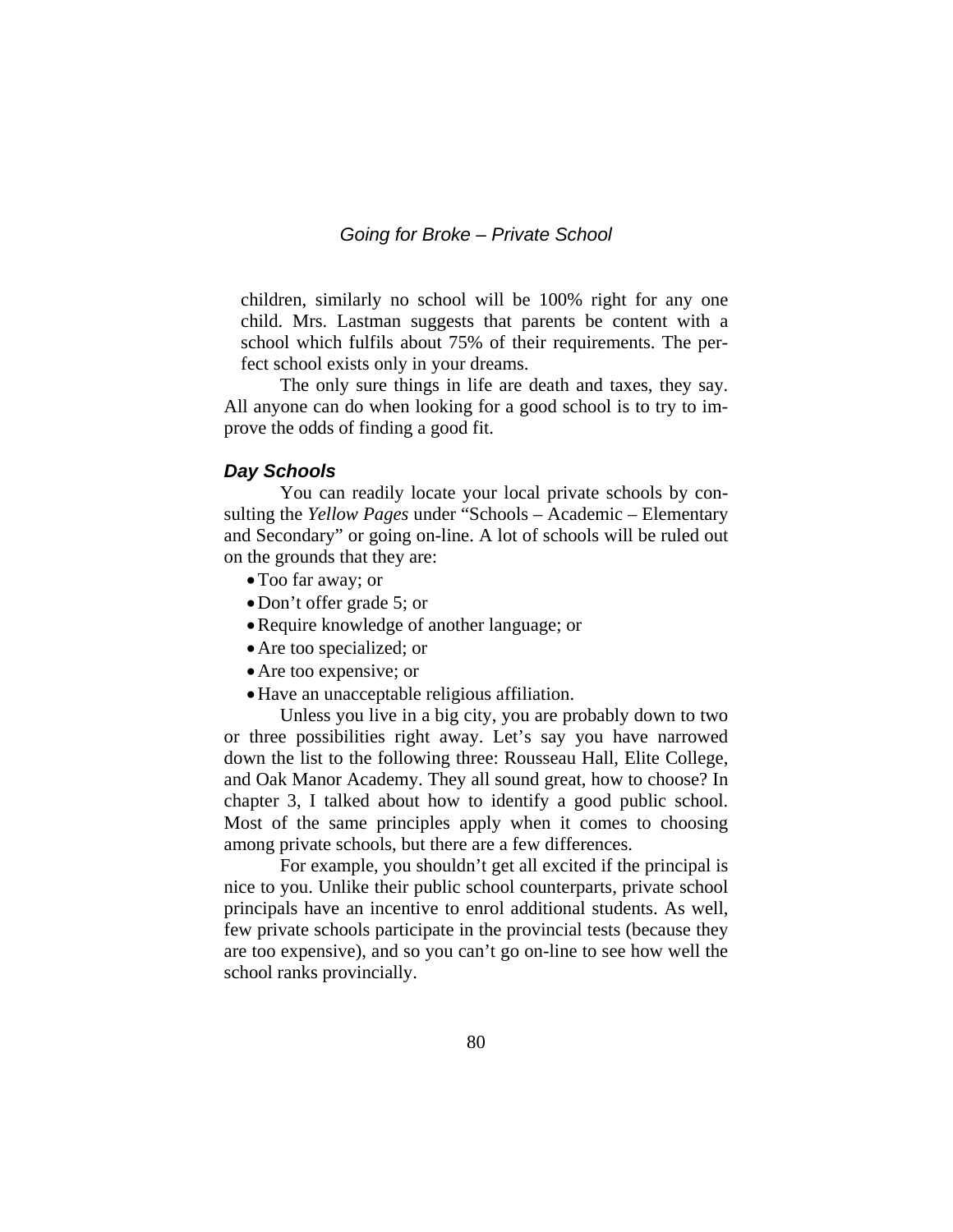children, similarly no school will be 100% right for any one child. Mrs. Lastman suggests that parents be content with a school which fulfils about 75% of their requirements. The perfect school exists only in your dreams.

The only sure things in life are death and taxes, they say. All anyone can do when looking for a good school is to try to improve the odds of finding a good fit.

### *Day Schools*

You can readily locate your local private schools by consulting the *Yellow Pages* under "Schools – Academic – Elementary and Secondary" or going on-line. A lot of schools will be ruled out on the grounds that they are:

- Too far away; or
- Don't offer grade 5; or
- Require knowledge of another language; or
- Are too specialized; or
- Are too expensive; or
- Have an unacceptable religious affiliation.

Unless you live in a big city, you are probably down to two or three possibilities right away. Let's say you have narrowed down the list to the following three: Rousseau Hall, Elite College, and Oak Manor Academy. They all sound great, how to choose? In chapter 3, I talked about how to identify a good public school. Most of the same principles apply when it comes to choosing among private schools, but there are a few differences.

For example, you shouldn't get all excited if the principal is nice to you. Unlike their public school counterparts, private school principals have an incentive to enrol additional students. As well, few private schools participate in the provincial tests (because they are too expensive), and so you can't go on-line to see how well the school ranks provincially.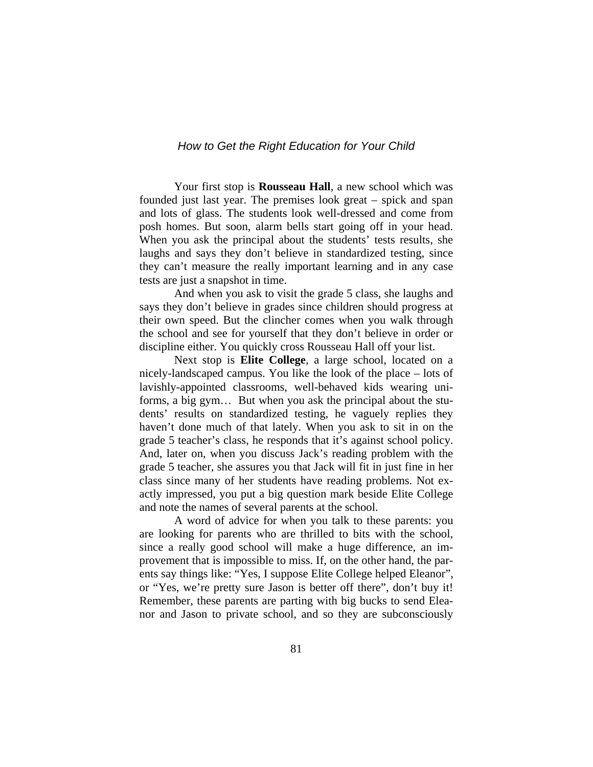Your first stop is **Rousseau Hall**, a new school which was founded just last year. The premises look great – spick and span and lots of glass. The students look well-dressed and come from posh homes. But soon, alarm bells start going off in your head. When you ask the principal about the students' tests results, she laughs and says they don't believe in standardized testing, since they can't measure the really important learning and in any case tests are just a snapshot in time.

And when you ask to visit the grade 5 class, she laughs and says they don't believe in grades since children should progress at their own speed. But the clincher comes when you walk through the school and see for yourself that they don't believe in order or discipline either. You quickly cross Rousseau Hall off your list.

Next stop is **Elite College**, a large school, located on a nicely-landscaped campus. You like the look of the place – lots of lavishly-appointed classrooms, well-behaved kids wearing uniforms, a big gym… But when you ask the principal about the students' results on standardized testing, he vaguely replies they haven't done much of that lately. When you ask to sit in on the grade 5 teacher's class, he responds that it's against school policy. And, later on, when you discuss Jack's reading problem with the grade 5 teacher, she assures you that Jack will fit in just fine in her class since many of her students have reading problems. Not exactly impressed, you put a big question mark beside Elite College and note the names of several parents at the school.

A word of advice for when you talk to these parents: you are looking for parents who are thrilled to bits with the school, since a really good school will make a huge difference, an improvement that is impossible to miss. If, on the other hand, the parents say things like: "Yes, I suppose Elite College helped Eleanor", or "Yes, we're pretty sure Jason is better off there", don't buy it! Remember, these parents are parting with big bucks to send Eleanor and Jason to private school, and so they are subconsciously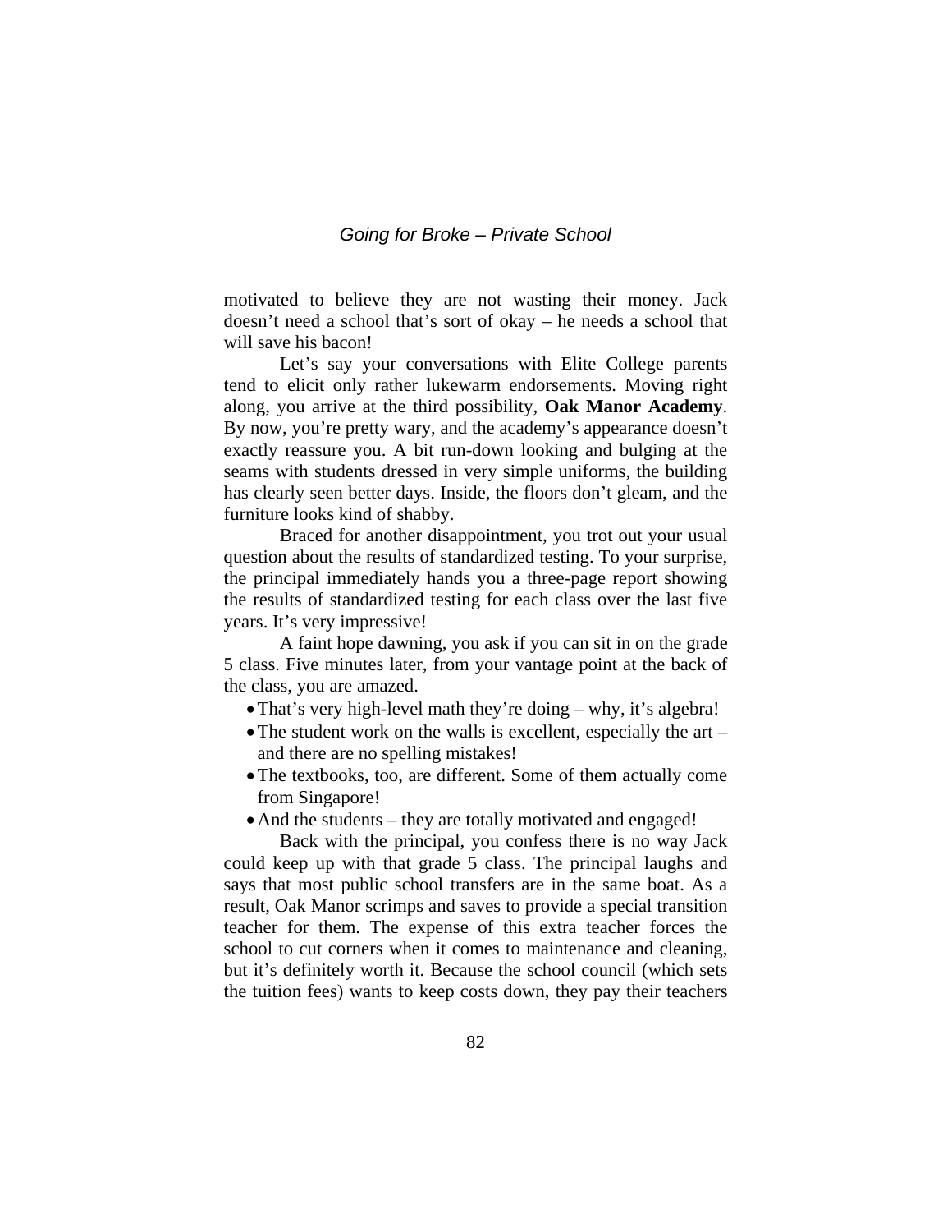motivated to believe they are not wasting their money. Jack doesn't need a school that's sort of okay – he needs a school that will save his bacon!

Let's say your conversations with Elite College parents tend to elicit only rather lukewarm endorsements. Moving right along, you arrive at the third possibility, **Oak Manor Academy**. By now, you're pretty wary, and the academy's appearance doesn't exactly reassure you. A bit run-down looking and bulging at the seams with students dressed in very simple uniforms, the building has clearly seen better days. Inside, the floors don't gleam, and the furniture looks kind of shabby.

Braced for another disappointment, you trot out your usual question about the results of standardized testing. To your surprise, the principal immediately hands you a three-page report showing the results of standardized testing for each class over the last five years. It's very impressive!

A faint hope dawning, you ask if you can sit in on the grade 5 class. Five minutes later, from your vantage point at the back of the class, you are amazed.

- That's very high-level math they're doing – why, it's algebra!
- The student work on the walls is excellent, especially the art – and there are no spelling mistakes!
- The textbooks, too, are different. Some of them actually come from Singapore!
- And the students – they are totally motivated and engaged!

Back with the principal, you confess there is no way Jack could keep up with that grade 5 class. The principal laughs and says that most public school transfers are in the same boat. As a result, Oak Manor scrimps and saves to provide a special transition teacher for them. The expense of this extra teacher forces the school to cut corners when it comes to maintenance and cleaning, but it's definitely worth it. Because the school council (which sets the tuition fees) wants to keep costs down, they pay their teachers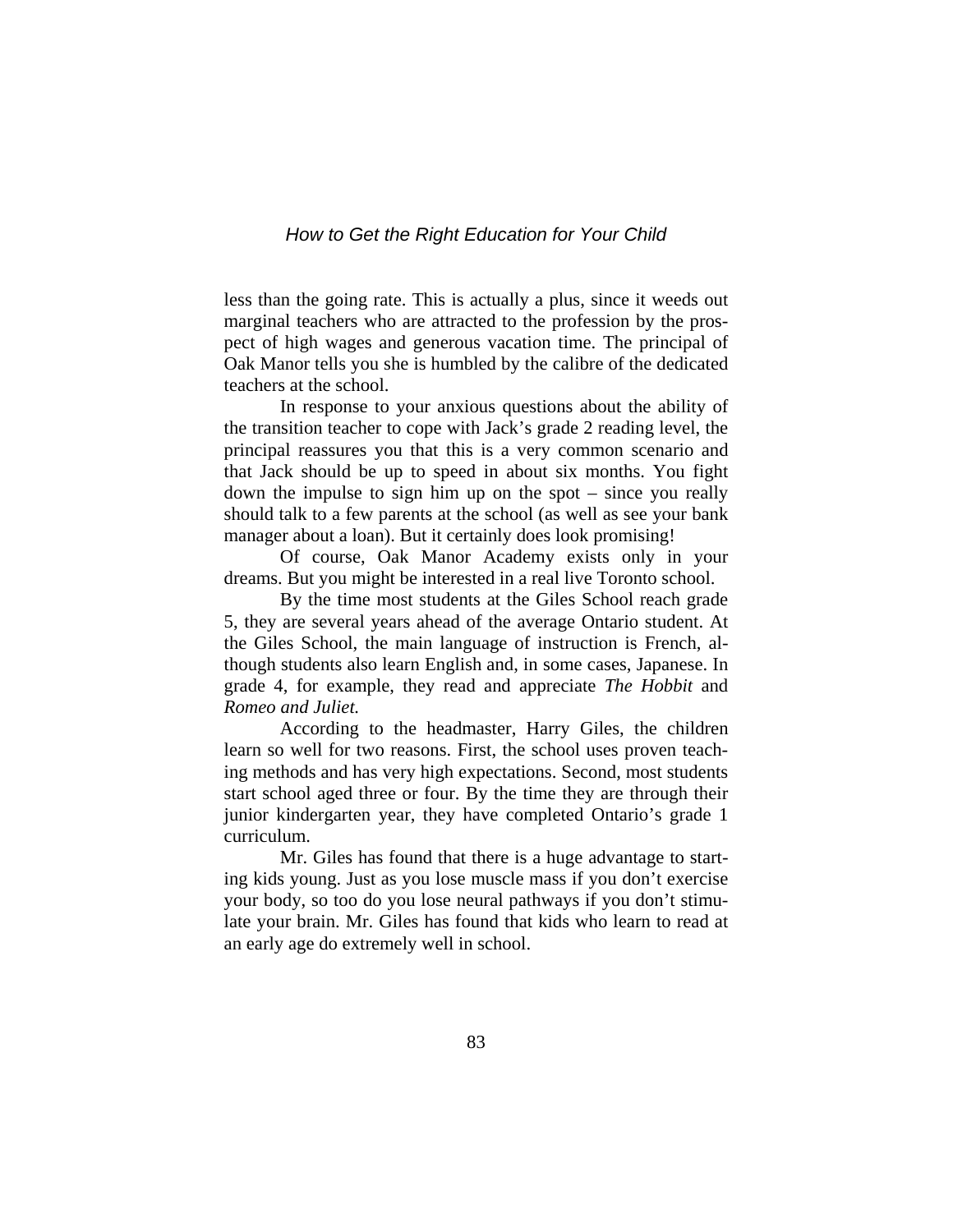less than the going rate. This is actually a plus, since it weeds out marginal teachers who are attracted to the profession by the prospect of high wages and generous vacation time. The principal of Oak Manor tells you she is humbled by the calibre of the dedicated teachers at the school.

In response to your anxious questions about the ability of the transition teacher to cope with Jack's grade 2 reading level, the principal reassures you that this is a very common scenario and that Jack should be up to speed in about six months. You fight down the impulse to sign him up on the spot – since you really should talk to a few parents at the school (as well as see your bank manager about a loan). But it certainly does look promising!

Of course, Oak Manor Academy exists only in your dreams. But you might be interested in a real live Toronto school.

By the time most students at the Giles School reach grade 5, they are several years ahead of the average Ontario student. At the Giles School, the main language of instruction is French, although students also learn English and, in some cases, Japanese. In grade 4, for example, they read and appreciate *The Hobbit* and *Romeo and Juliet.*

According to the headmaster, Harry Giles, the children learn so well for two reasons. First, the school uses proven teaching methods and has very high expectations. Second, most students start school aged three or four. By the time they are through their junior kindergarten year, they have completed Ontario's grade 1 curriculum.

Mr. Giles has found that there is a huge advantage to starting kids young. Just as you lose muscle mass if you don't exercise your body, so too do you lose neural pathways if you don't stimulate your brain. Mr. Giles has found that kids who learn to read at an early age do extremely well in school.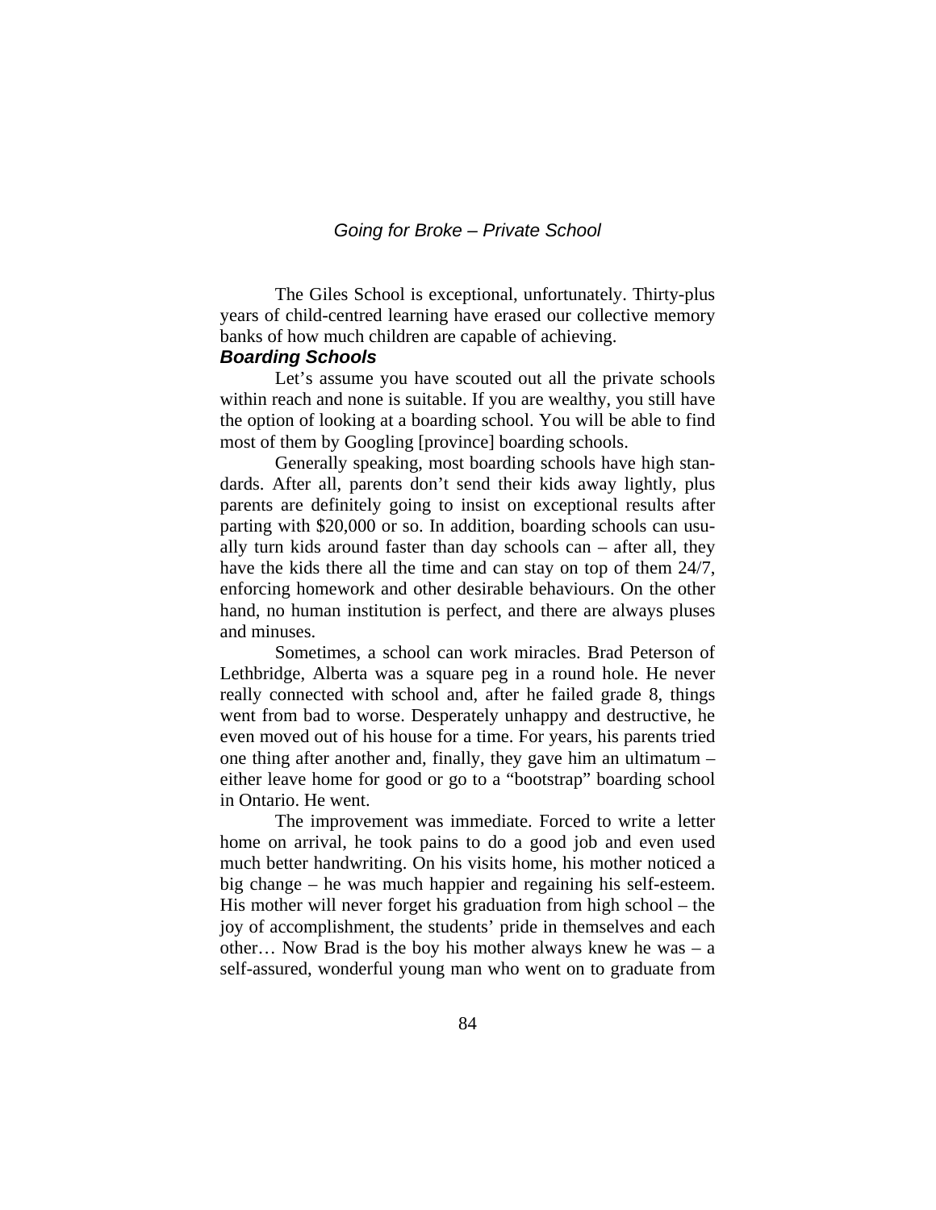The Giles School is exceptional, unfortunately. Thirty-plus years of child-centred learning have erased our collective memory banks of how much children are capable of achieving.

### *Boarding Schools*

Let's assume you have scouted out all the private schools within reach and none is suitable. If you are wealthy, you still have the option of looking at a boarding school. You will be able to find most of them by Googling [province] boarding schools.

Generally speaking, most boarding schools have high standards. After all, parents don't send their kids away lightly, plus parents are definitely going to insist on exceptional results after parting with $20,000 or so. In addition, boarding schools can usually turn kids around faster than day schools can – after all, they have the kids there all the time and can stay on top of them 24/7, enforcing homework and other desirable behaviours. On the other hand, no human institution is perfect, and there are always pluses and minuses.

Sometimes, a school can work miracles. Brad Peterson of Lethbridge, Alberta was a square peg in a round hole. He never really connected with school and, after he failed grade 8, things went from bad to worse. Desperately unhappy and destructive, he even moved out of his house for a time. For years, his parents tried one thing after another and, finally, they gave him an ultimatum – either leave home for good or go to a "bootstrap" boarding school in Ontario. He went.

The improvement was immediate. Forced to write a letter home on arrival, he took pains to do a good job and even used much better handwriting. On his visits home, his mother noticed a big change – he was much happier and regaining his self-esteem. His mother will never forget his graduation from high school – the joy of accomplishment, the students' pride in themselves and each other… Now Brad is the boy his mother always knew he was – a self-assured, wonderful young man who went on to graduate from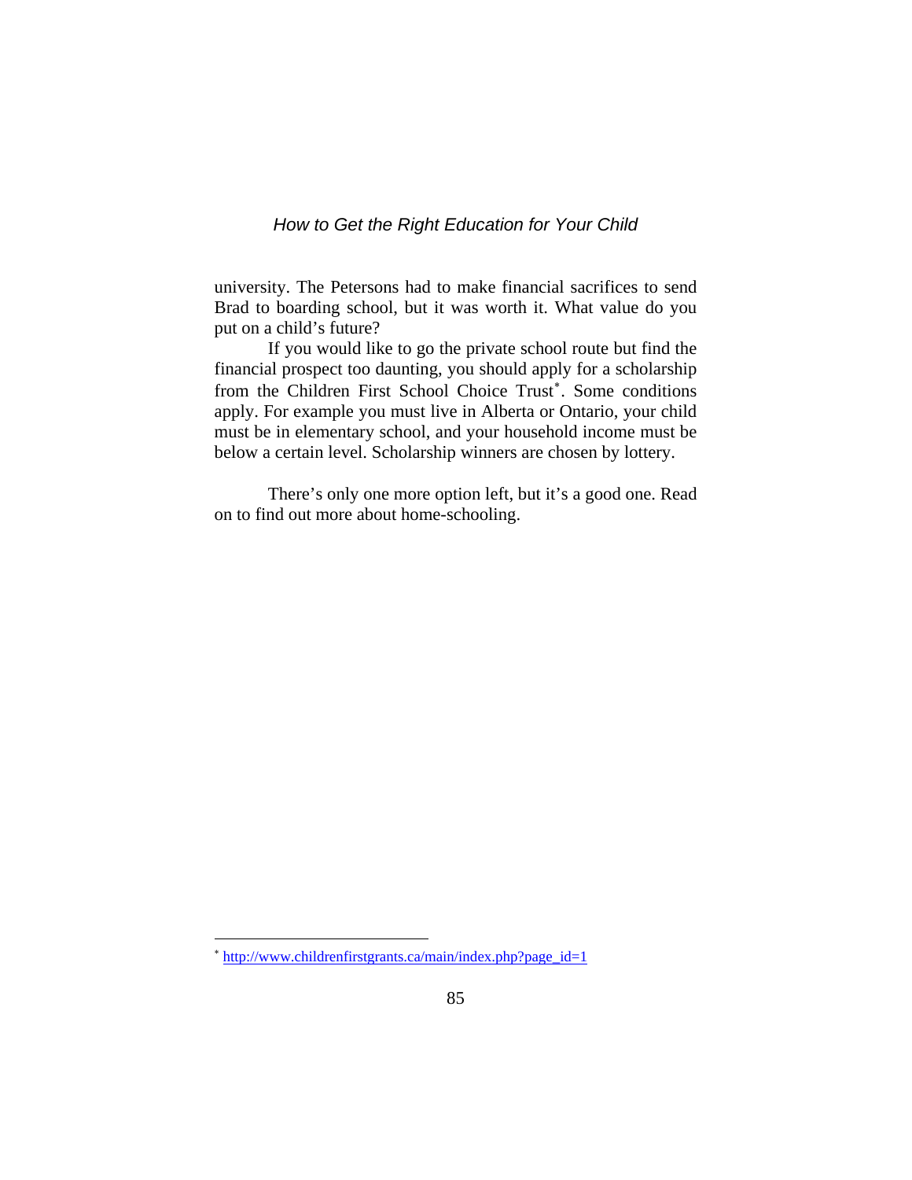university. The Petersons had to make financial sacrifices to send Brad to boarding school, but it was worth it. What value do you put on a child's future?

If you would like to go the private school route but find the financial prospect too daunting, you should apply for a scholarship from the Children First School Choice Trust[*]. Some conditions apply. For example you must live in Alberta or Ontario, your child must be in elementary school, and your household income must be below a certain level. Scholarship winners are chosen by lottery.

There's only one more option left, but it's a good one. Read on to find out more about home-schooling.

---

[*] http://www.childrenfirstgrants.ca/main/index.php?page_id=1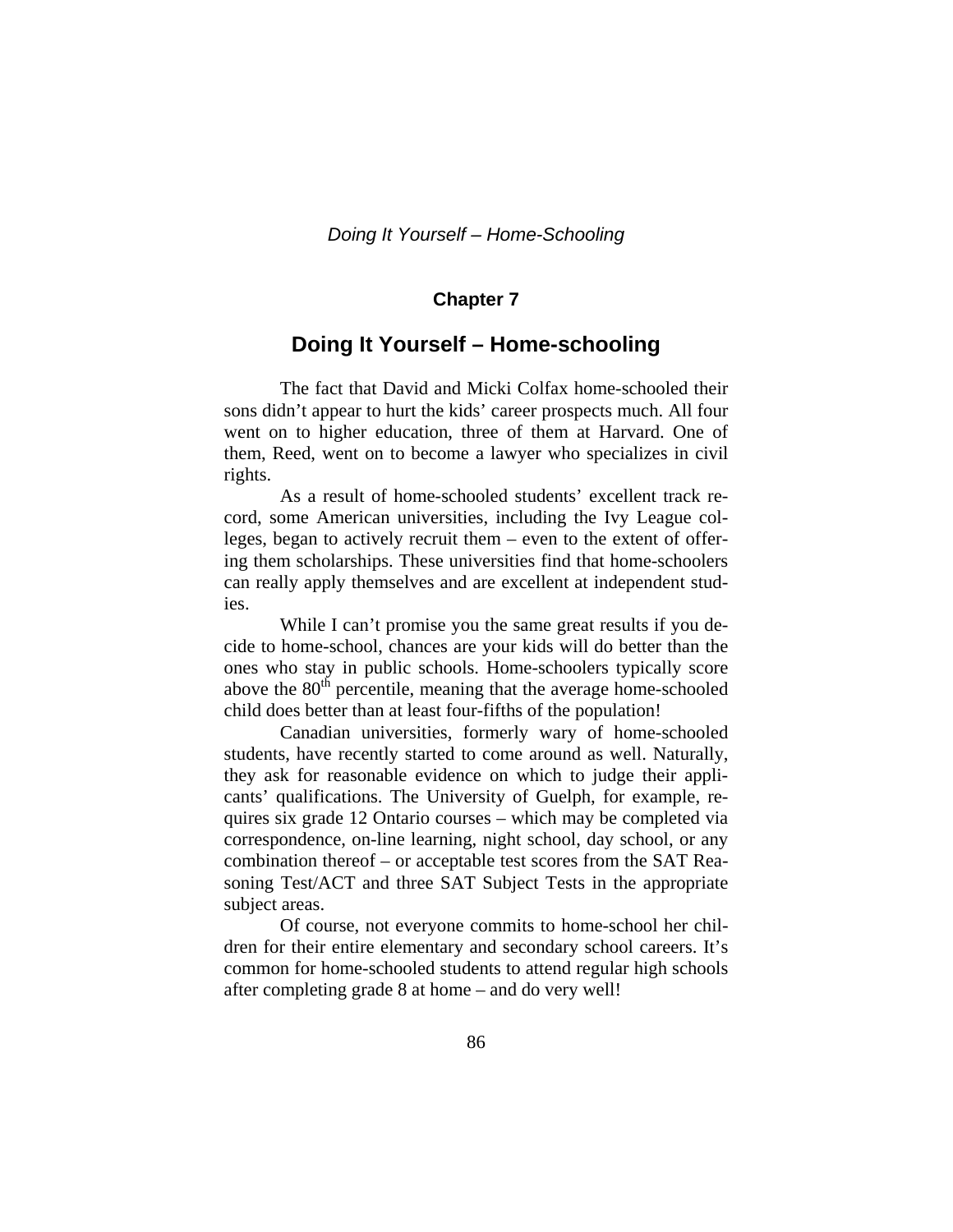## Chapter 7

# Doing It Yourself – Home-schooling

The fact that David and Micki Colfax home-schooled their sons didn't appear to hurt the kids' career prospects much. All four went on to higher education, three of them at Harvard. One of them, Reed, went on to become a lawyer who specializes in civil rights.

As a result of home-schooled students' excellent track record, some American universities, including the Ivy League colleges, began to actively recruit them – even to the extent of offering them scholarships. These universities find that home-schoolers can really apply themselves and are excellent at independent studies.

While I can't promise you the same great results if you decide to home-school, chances are your kids will do better than the ones who stay in public schools. Home-schoolers typically score above the 80th percentile, meaning that the average home-schooled child does better than at least four-fifths of the population!

Canadian universities, formerly wary of home-schooled students, have recently started to come around as well. Naturally, they ask for reasonable evidence on which to judge their applicants' qualifications. The University of Guelph, for example, requires six grade 12 Ontario courses – which may be completed via correspondence, on-line learning, night school, day school, or any combination thereof – or acceptable test scores from the SAT Reasoning Test/ACT and three SAT Subject Tests in the appropriate subject areas.

Of course, not everyone commits to home-school her children for their entire elementary and secondary school careers. It's common for home-schooled students to attend regular high schools after completing grade 8 at home – and do very well!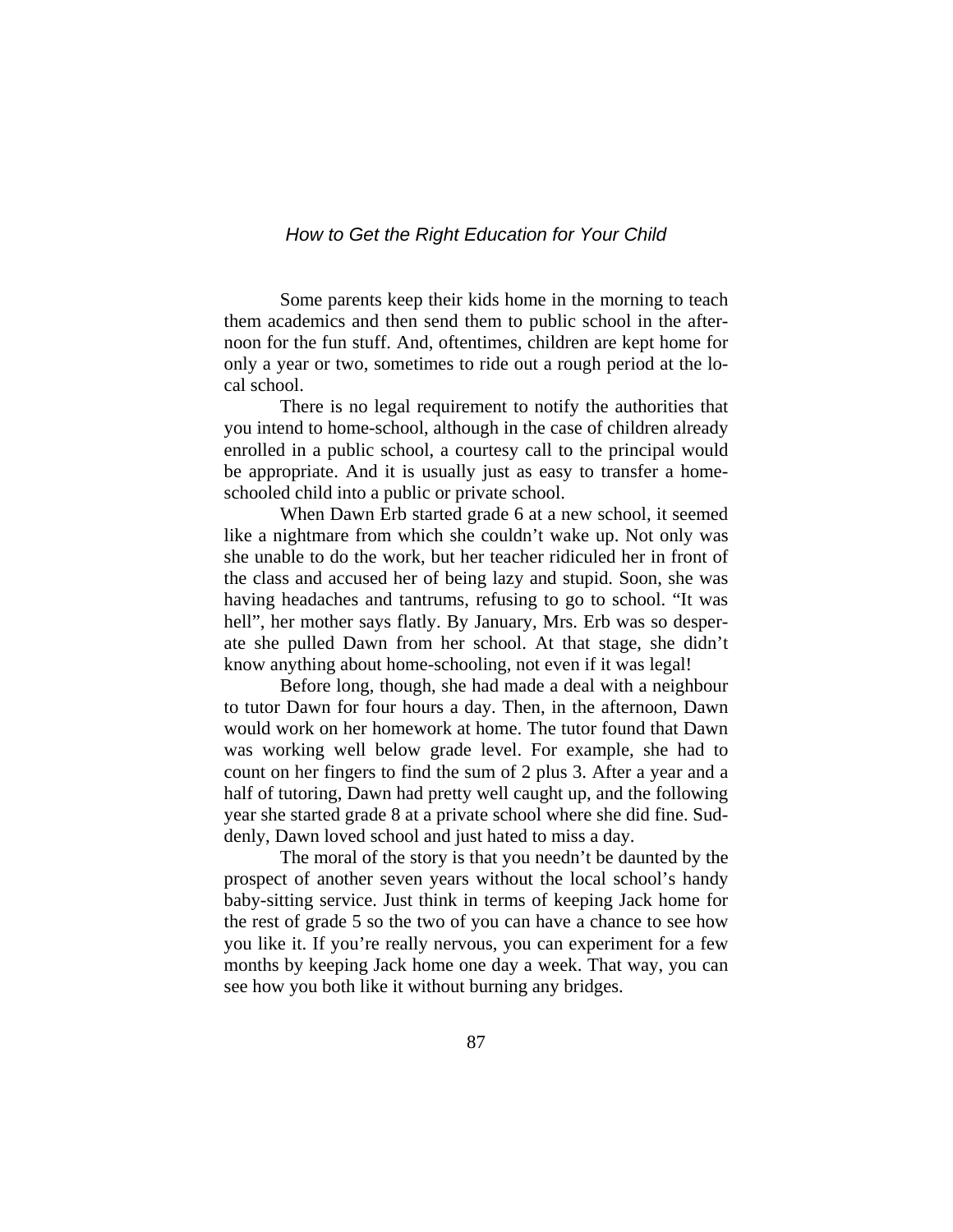Some parents keep their kids home in the morning to teach them academics and then send them to public school in the afternoon for the fun stuff. And, oftentimes, children are kept home for only a year or two, sometimes to ride out a rough period at the local school.

There is no legal requirement to notify the authorities that you intend to home-school, although in the case of children already enrolled in a public school, a courtesy call to the principal would be appropriate. And it is usually just as easy to transfer a home-schooled child into a public or private school.

When Dawn Erb started grade 6 at a new school, it seemed like a nightmare from which she couldn't wake up. Not only was she unable to do the work, but her teacher ridiculed her in front of the class and accused her of being lazy and stupid. Soon, she was having headaches and tantrums, refusing to go to school. "It was hell", her mother says flatly. By January, Mrs. Erb was so desperate she pulled Dawn from her school. At that stage, she didn't know anything about home-schooling, not even if it was legal!

Before long, though, she had made a deal with a neighbour to tutor Dawn for four hours a day. Then, in the afternoon, Dawn would work on her homework at home. The tutor found that Dawn was working well below grade level. For example, she had to count on her fingers to find the sum of 2 plus 3. After a year and a half of tutoring, Dawn had pretty well caught up, and the following year she started grade 8 at a private school where she did fine. Suddenly, Dawn loved school and just hated to miss a day.

The moral of the story is that you needn't be daunted by the prospect of another seven years without the local school's handy baby-sitting service. Just think in terms of keeping Jack home for the rest of grade 5 so the two of you can have a chance to see how you like it. If you're really nervous, you can experiment for a few months by keeping Jack home one day a week. That way, you can see how you both like it without burning any bridges.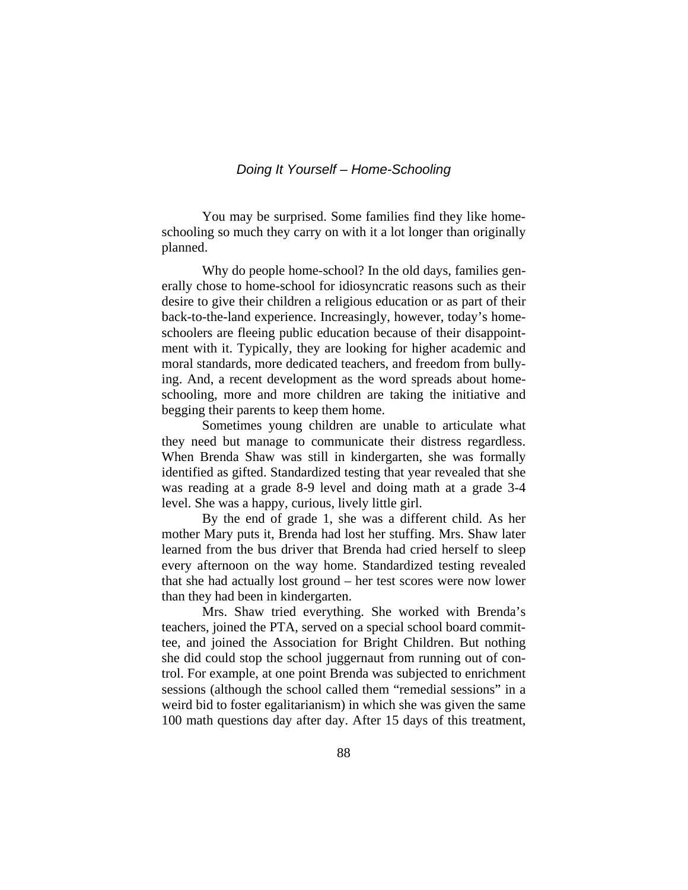You may be surprised. Some families find they like home-schooling so much they carry on with it a lot longer than originally planned.

Why do people home-school? In the old days, families generally chose to home-school for idiosyncratic reasons such as their desire to give their children a religious education or as part of their back-to-the-land experience. Increasingly, however, today's home-schoolers are fleeing public education because of their disappointment with it. Typically, they are looking for higher academic and moral standards, more dedicated teachers, and freedom from bullying. And, a recent development as the word spreads about home-schooling, more and more children are taking the initiative and begging their parents to keep them home.

Sometimes young children are unable to articulate what they need but manage to communicate their distress regardless. When Brenda Shaw was still in kindergarten, she was formally identified as gifted. Standardized testing that year revealed that she was reading at a grade 8-9 level and doing math at a grade 3-4 level. She was a happy, curious, lively little girl.

By the end of grade 1, she was a different child. As her mother Mary puts it, Brenda had lost her stuffing. Mrs. Shaw later learned from the bus driver that Brenda had cried herself to sleep every afternoon on the way home. Standardized testing revealed that she had actually lost ground – her test scores were now lower than they had been in kindergarten.

Mrs. Shaw tried everything. She worked with Brenda's teachers, joined the PTA, served on a special school board committee, and joined the Association for Bright Children. But nothing she did could stop the school juggernaut from running out of control. For example, at one point Brenda was subjected to enrichment sessions (although the school called them "remedial sessions" in a weird bid to foster egalitarianism) in which she was given the same 100 math questions day after day. After 15 days of this treatment,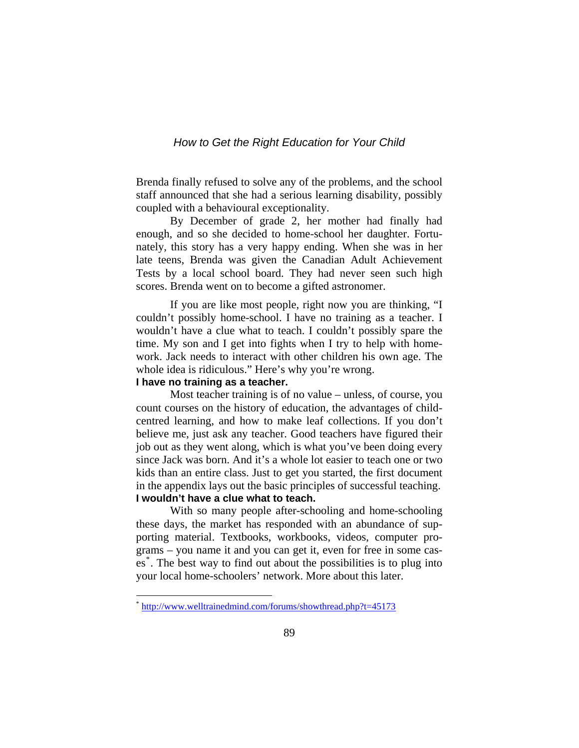Brenda finally refused to solve any of the problems, and the school staff announced that she had a serious learning disability, possibly coupled with a behavioural exceptionality.

By December of grade 2, her mother had finally had enough, and so she decided to home-school her daughter. Fortunately, this story has a very happy ending. When she was in her late teens, Brenda was given the Canadian Adult Achievement Tests by a local school board. They had never seen such high scores. Brenda went on to become a gifted astronomer.

If you are like most people, right now you are thinking, "I couldn't possibly home-school. I have no training as a teacher. I wouldn't have a clue what to teach. I couldn't possibly spare the time. My son and I get into fights when I try to help with homework. Jack needs to interact with other children his own age. The whole idea is ridiculous." Here's why you're wrong.

**I have no training as a teacher.**

Most teacher training is of no value – unless, of course, you count courses on the history of education, the advantages of child-centred learning, and how to make leaf collections. If you don't believe me, just ask any teacher. Good teachers have figured their job out as they went along, which is what you've been doing every since Jack was born. And it's a whole lot easier to teach one or two kids than an entire class. Just to get you started, the first document in the appendix lays out the basic principles of successful teaching.

**I wouldn't have a clue what to teach.**

With so many people after-schooling and home-schooling these days, the market has responded with an abundance of supporting material. Textbooks, workbooks, videos, computer programs – you name it and you can get it, even for free in some cases*. The best way to find out about the possibilities is to plug into your local home-schoolers' network. More about this later.

---

* http://www.welltrainedmind.com/forums/showthread.php?t=45173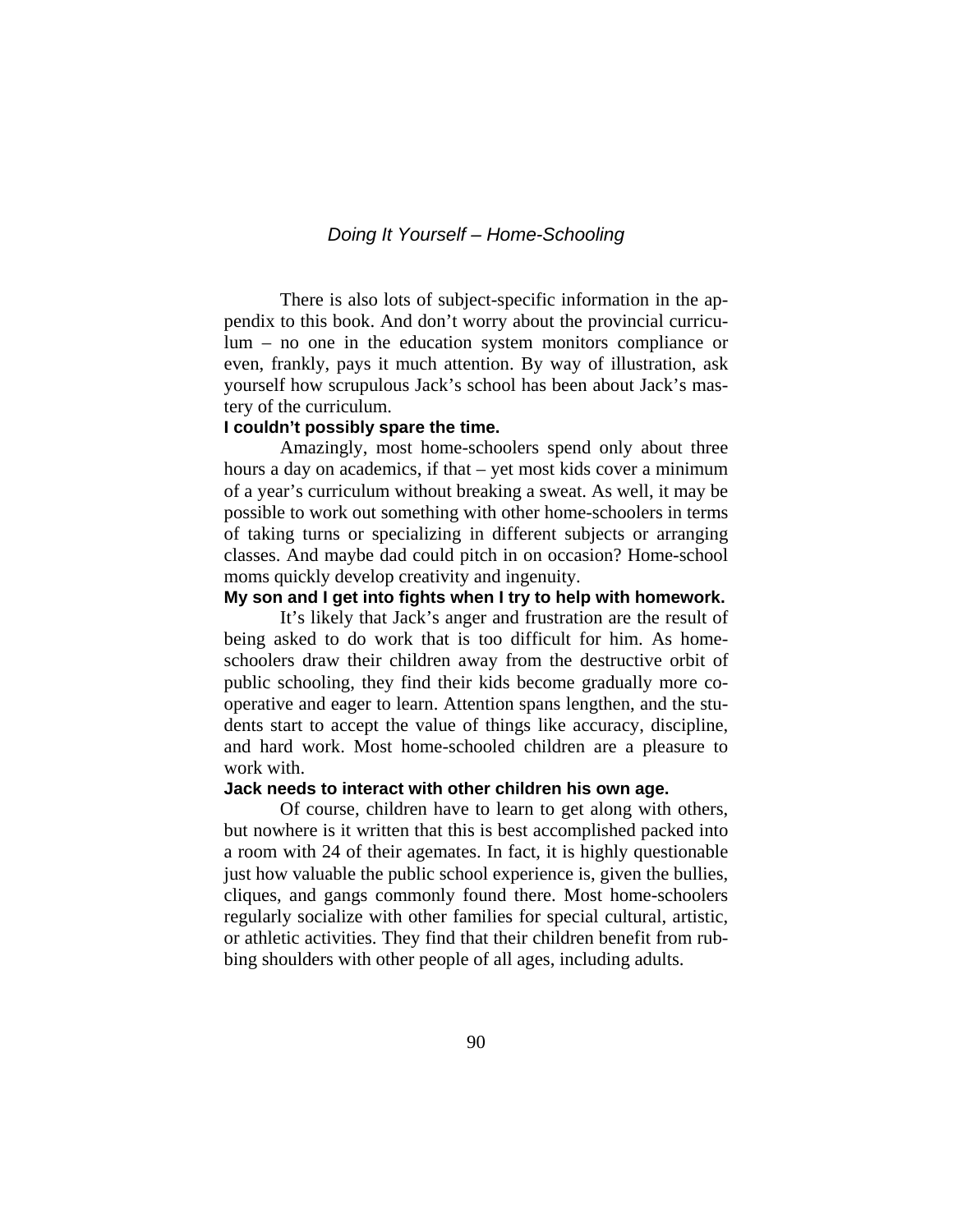There is also lots of subject-specific information in the appendix to this book. And don't worry about the provincial curriculum – no one in the education system monitors compliance or even, frankly, pays it much attention. By way of illustration, ask yourself how scrupulous Jack's school has been about Jack's mastery of the curriculum.

**I couldn't possibly spare the time.**

Amazingly, most home-schoolers spend only about three hours a day on academics, if that – yet most kids cover a minimum of a year's curriculum without breaking a sweat. As well, it may be possible to work out something with other home-schoolers in terms of taking turns or specializing in different subjects or arranging classes. And maybe dad could pitch in on occasion? Home-school moms quickly develop creativity and ingenuity.

**My son and I get into fights when I try to help with homework.**

It's likely that Jack's anger and frustration are the result of being asked to do work that is too difficult for him. As home-schoolers draw their children away from the destructive orbit of public schooling, they find their kids become gradually more co-operative and eager to learn. Attention spans lengthen, and the students start to accept the value of things like accuracy, discipline, and hard work. Most home-schooled children are a pleasure to work with.

**Jack needs to interact with other children his own age.**

Of course, children have to learn to get along with others, but nowhere is it written that this is best accomplished packed into a room with 24 of their agemates. In fact, it is highly questionable just how valuable the public school experience is, given the bullies, cliques, and gangs commonly found there. Most home-schoolers regularly socialize with other families for special cultural, artistic, or athletic activities. They find that their children benefit from rubbing shoulders with other people of all ages, including adults.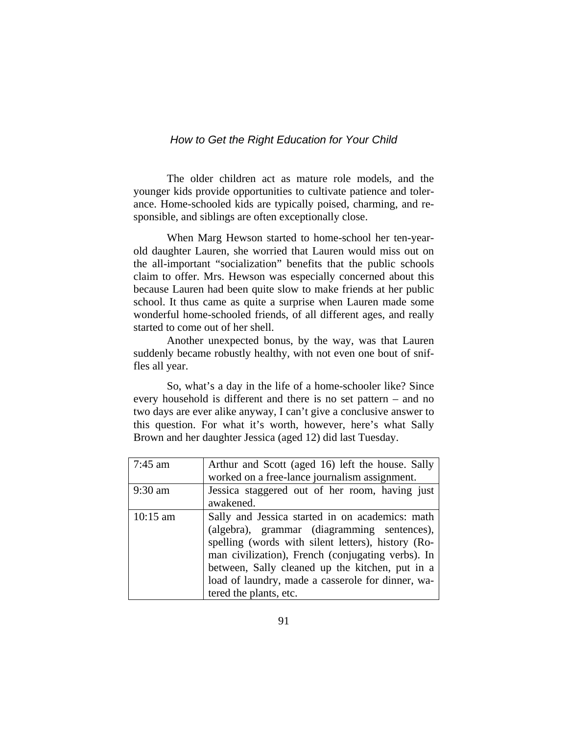The older children act as mature role models, and the younger kids provide opportunities to cultivate patience and tolerance. Home-schooled kids are typically poised, charming, and responsible, and siblings are often exceptionally close.

When Marg Hewson started to home-school her ten-year-old daughter Lauren, she worried that Lauren would miss out on the all-important "socialization" benefits that the public schools claim to offer. Mrs. Hewson was especially concerned about this because Lauren had been quite slow to make friends at her public school. It thus came as quite a surprise when Lauren made some wonderful home-schooled friends, of all different ages, and really started to come out of her shell.

Another unexpected bonus, by the way, was that Lauren suddenly became robustly healthy, with not even one bout of sniffles all year.

So, what's a day in the life of a home-schooler like? Since every household is different and there is no set pattern – and no two days are ever alike anyway, I can't give a conclusive answer to this question. For what it's worth, however, here's what Sally Brown and her daughter Jessica (aged 12) did last Tuesday.

| | |
|---|---|
| 7:45 am | Arthur and Scott (aged 16) left the house. Sally worked on a free-lance journalism assignment. |
| 9:30 am | Jessica staggered out of her room, having just awakened. |
| 10:15 am | Sally and Jessica started in on academics: math (algebra), grammar (diagramming sentences), spelling (words with silent letters), history (Roman civilization), French (conjugating verbs). In between, Sally cleaned up the kitchen, put in a load of laundry, made a casserole for dinner, watered the plants, etc. |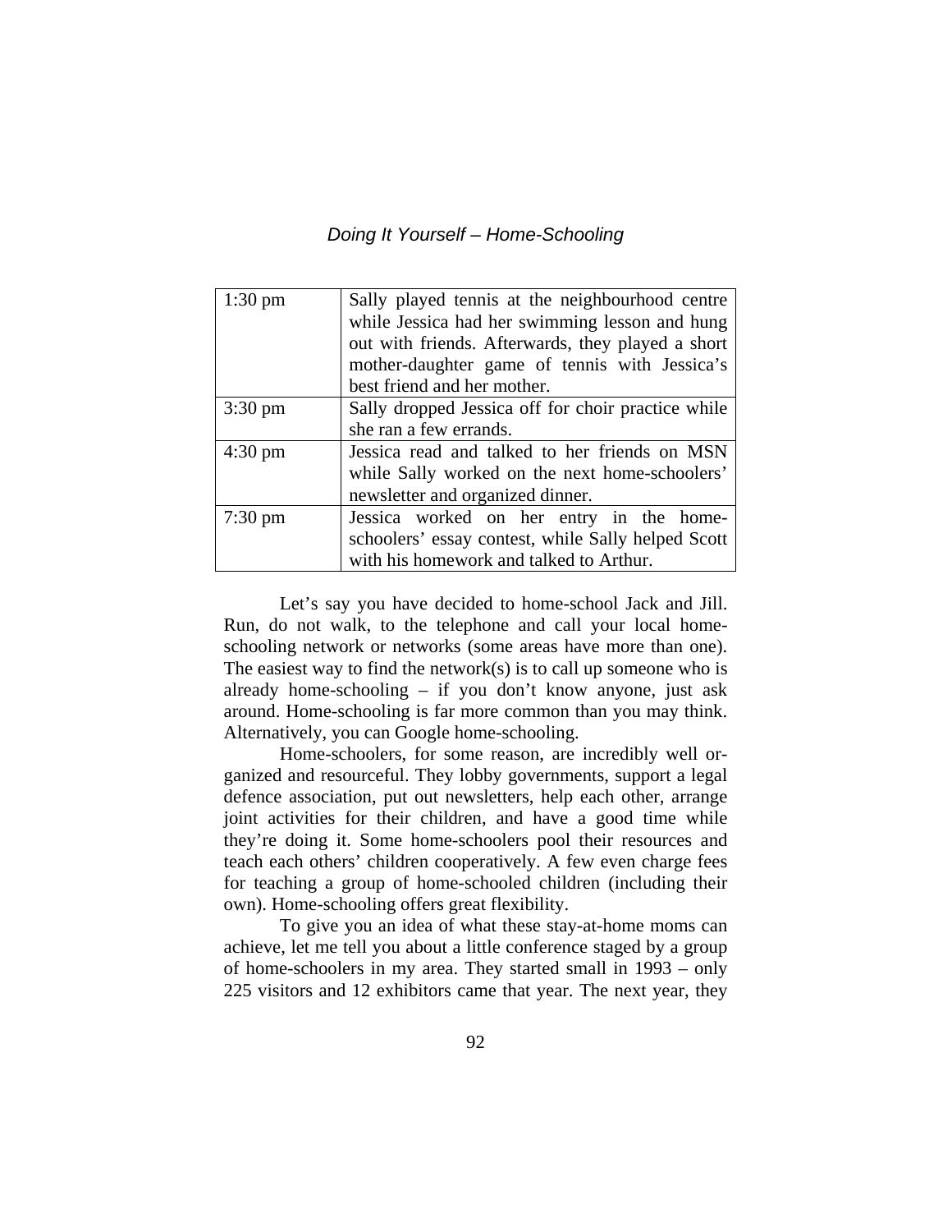| 1:30 pm | Sally played tennis at the neighbourhood centre while Jessica had her swimming lesson and hung out with friends. Afterwards, they played a short mother-daughter game of tennis with Jessica's best friend and her mother. |
|---|---|
| 3:30 pm | Sally dropped Jessica off for choir practice while she ran a few errands. |
| 4:30 pm | Jessica read and talked to her friends on MSN while Sally worked on the next home-schoolers' newsletter and organized dinner. |
| 7:30 pm | Jessica worked on her entry in the home-schoolers' essay contest, while Sally helped Scott with his homework and talked to Arthur. |

Let's say you have decided to home-school Jack and Jill. Run, do not walk, to the telephone and call your local home-schooling network or networks (some areas have more than one). The easiest way to find the network(s) is to call up someone who is already home-schooling – if you don't know anyone, just ask around. Home-schooling is far more common than you may think. Alternatively, you can Google home-schooling.

Home-schoolers, for some reason, are incredibly well organized and resourceful. They lobby governments, support a legal defence association, put out newsletters, help each other, arrange joint activities for their children, and have a good time while they're doing it. Some home-schoolers pool their resources and teach each others' children cooperatively. A few even charge fees for teaching a group of home-schooled children (including their own). Home-schooling offers great flexibility.

To give you an idea of what these stay-at-home moms can achieve, let me tell you about a little conference staged by a group of home-schoolers in my area. They started small in 1993 – only 225 visitors and 12 exhibitors came that year. The next year, they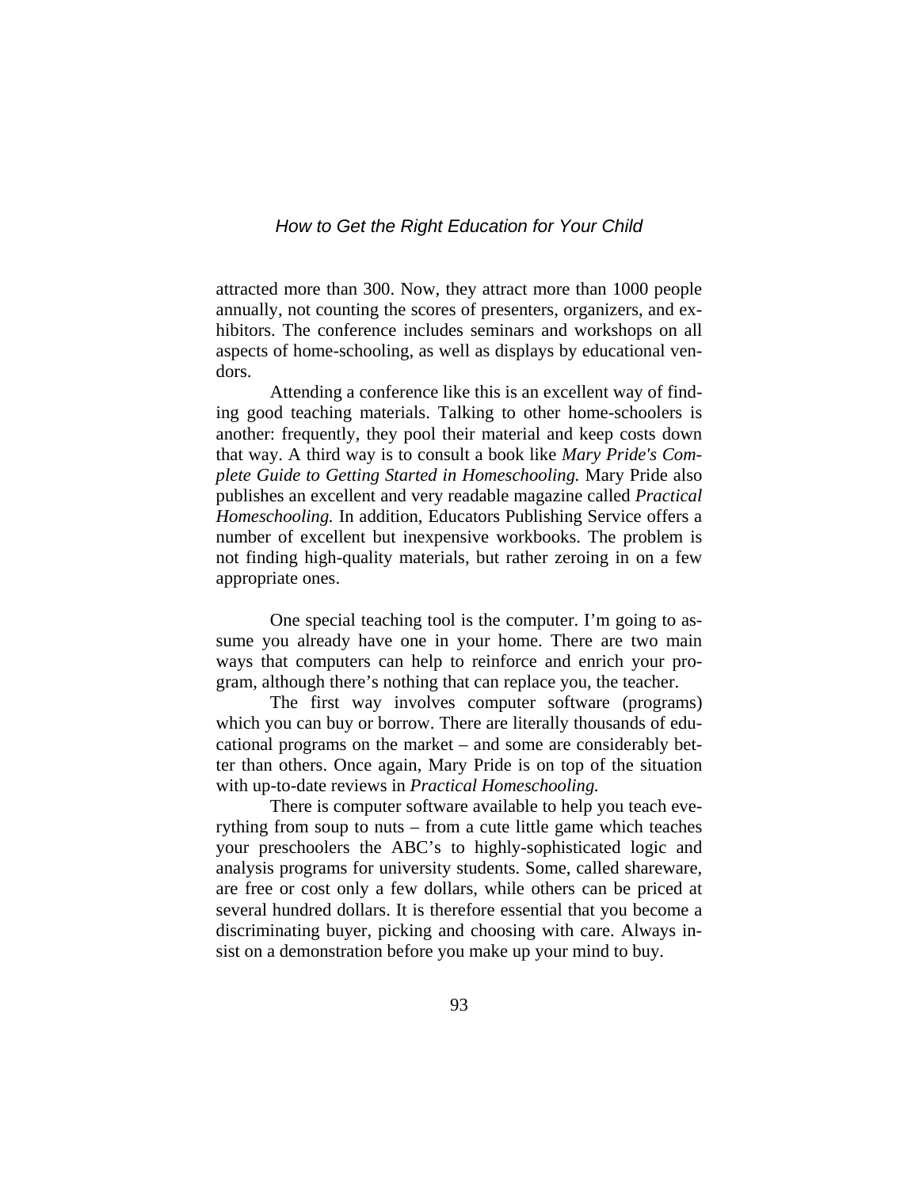attracted more than 300. Now, they attract more than 1000 people annually, not counting the scores of presenters, organizers, and exhibitors. The conference includes seminars and workshops on all aspects of home-schooling, as well as displays by educational vendors.

Attending a conference like this is an excellent way of finding good teaching materials. Talking to other home-schoolers is another: frequently, they pool their material and keep costs down that way. A third way is to consult a book like *Mary Pride's Complete Guide to Getting Started in Homeschooling.* Mary Pride also publishes an excellent and very readable magazine called *Practical Homeschooling.* In addition, Educators Publishing Service offers a number of excellent but inexpensive workbooks. The problem is not finding high-quality materials, but rather zeroing in on a few appropriate ones.

One special teaching tool is the computer. I'm going to assume you already have one in your home. There are two main ways that computers can help to reinforce and enrich your program, although there's nothing that can replace you, the teacher.

The first way involves computer software (programs) which you can buy or borrow. There are literally thousands of educational programs on the market – and some are considerably better than others. Once again, Mary Pride is on top of the situation with up-to-date reviews in *Practical Homeschooling.*

There is computer software available to help you teach everything from soup to nuts – from a cute little game which teaches your preschoolers the ABC's to highly-sophisticated logic and analysis programs for university students. Some, called shareware, are free or cost only a few dollars, while others can be priced at several hundred dollars. It is therefore essential that you become a discriminating buyer, picking and choosing with care. Always insist on a demonstration before you make up your mind to buy.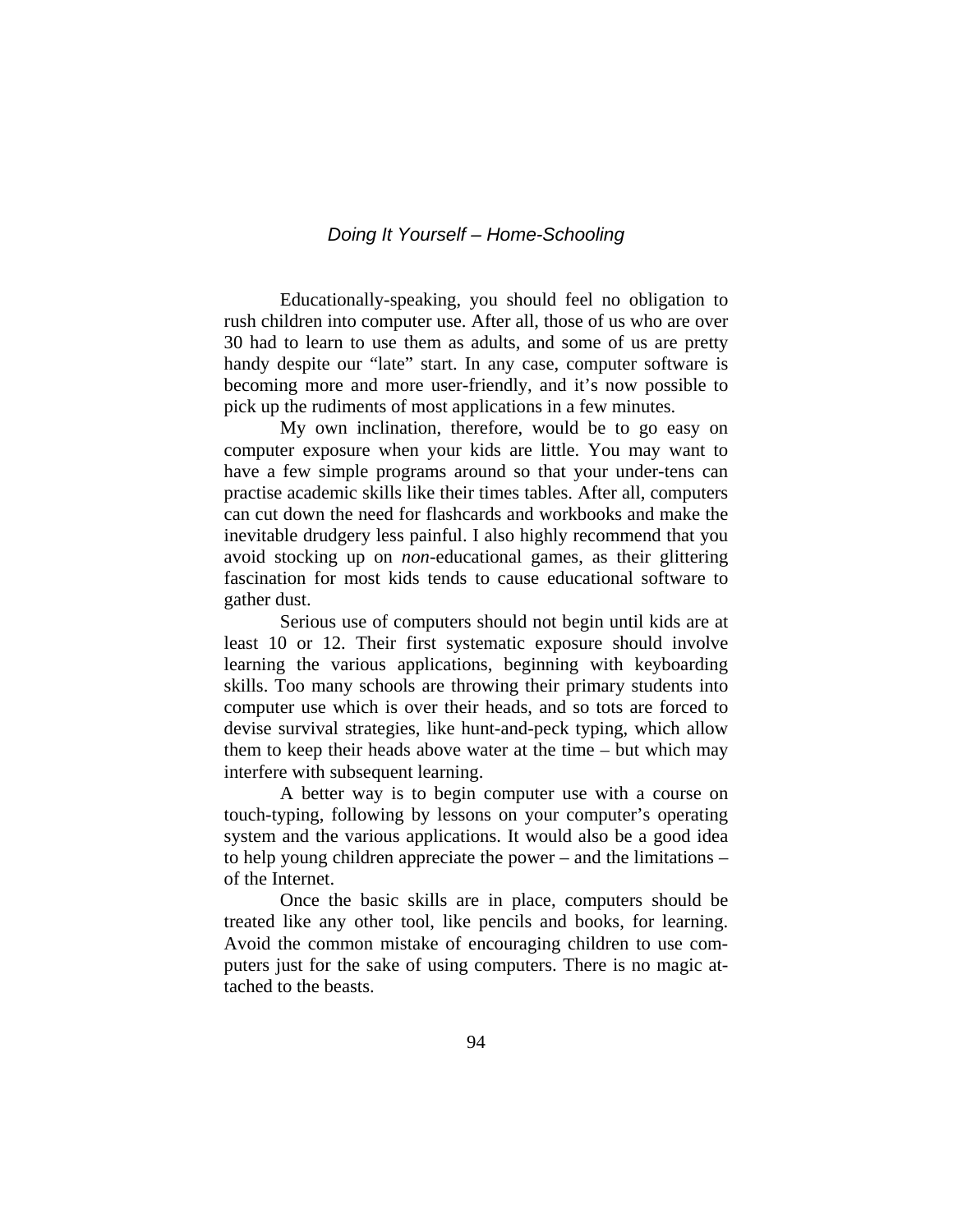Educationally-speaking, you should feel no obligation to rush children into computer use. After all, those of us who are over 30 had to learn to use them as adults, and some of us are pretty handy despite our "late" start. In any case, computer software is becoming more and more user-friendly, and it's now possible to pick up the rudiments of most applications in a few minutes.

My own inclination, therefore, would be to go easy on computer exposure when your kids are little. You may want to have a few simple programs around so that your under-tens can practise academic skills like their times tables. After all, computers can cut down the need for flashcards and workbooks and make the inevitable drudgery less painful. I also highly recommend that you avoid stocking up on *non*-educational games, as their glittering fascination for most kids tends to cause educational software to gather dust.

Serious use of computers should not begin until kids are at least 10 or 12. Their first systematic exposure should involve learning the various applications, beginning with keyboarding skills. Too many schools are throwing their primary students into computer use which is over their heads, and so tots are forced to devise survival strategies, like hunt-and-peck typing, which allow them to keep their heads above water at the time – but which may interfere with subsequent learning.

A better way is to begin computer use with a course on touch-typing, following by lessons on your computer's operating system and the various applications. It would also be a good idea to help young children appreciate the power – and the limitations – of the Internet.

Once the basic skills are in place, computers should be treated like any other tool, like pencils and books, for learning. Avoid the common mistake of encouraging children to use computers just for the sake of using computers. There is no magic attached to the beasts.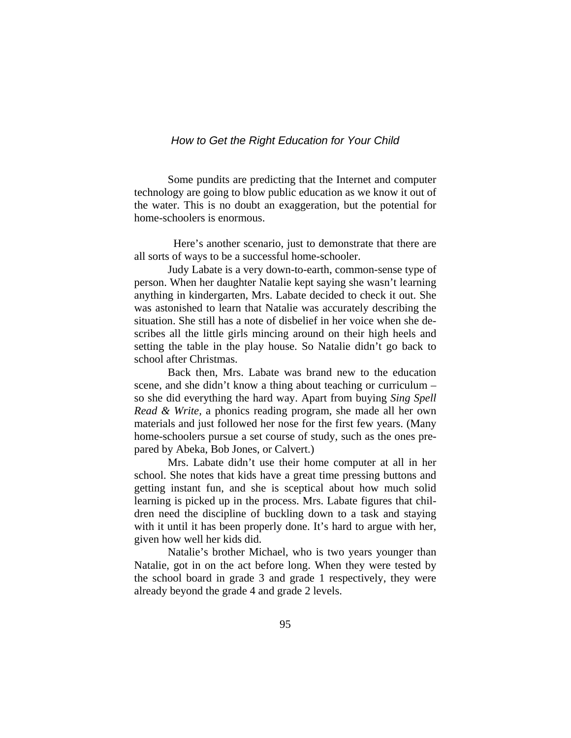Some pundits are predicting that the Internet and computer technology are going to blow public education as we know it out of the water. This is no doubt an exaggeration, but the potential for home-schoolers is enormous.

Here's another scenario, just to demonstrate that there are all sorts of ways to be a successful home-schooler.

Judy Labate is a very down-to-earth, common-sense type of person. When her daughter Natalie kept saying she wasn't learning anything in kindergarten, Mrs. Labate decided to check it out. She was astonished to learn that Natalie was accurately describing the situation. She still has a note of disbelief in her voice when she describes all the little girls mincing around on their high heels and setting the table in the play house. So Natalie didn't go back to school after Christmas.

Back then, Mrs. Labate was brand new to the education scene, and she didn't know a thing about teaching or curriculum – so she did everything the hard way. Apart from buying *Sing Spell Read & Write,* a phonics reading program, she made all her own materials and just followed her nose for the first few years. (Many home-schoolers pursue a set course of study, such as the ones prepared by Abeka, Bob Jones, or Calvert.)

Mrs. Labate didn't use their home computer at all in her school. She notes that kids have a great time pressing buttons and getting instant fun, and she is sceptical about how much solid learning is picked up in the process. Mrs. Labate figures that children need the discipline of buckling down to a task and staying with it until it has been properly done. It's hard to argue with her, given how well her kids did.

Natalie's brother Michael, who is two years younger than Natalie, got in on the act before long. When they were tested by the school board in grade 3 and grade 1 respectively, they were already beyond the grade 4 and grade 2 levels.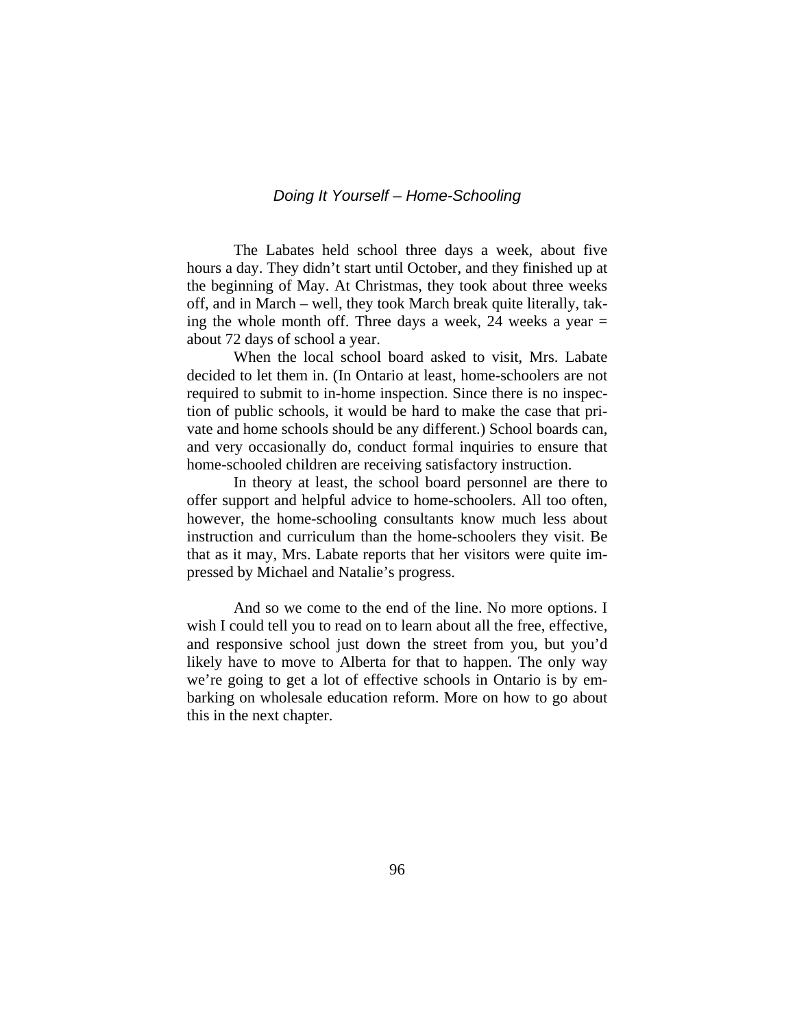The Labates held school three days a week, about five hours a day. They didn't start until October, and they finished up at the beginning of May. At Christmas, they took about three weeks off, and in March – well, they took March break quite literally, taking the whole month off. Three days a week, 24 weeks a year = about 72 days of school a year.

When the local school board asked to visit, Mrs. Labate decided to let them in. (In Ontario at least, home-schoolers are not required to submit to in-home inspection. Since there is no inspection of public schools, it would be hard to make the case that private and home schools should be any different.) School boards can, and very occasionally do, conduct formal inquiries to ensure that home-schooled children are receiving satisfactory instruction.

In theory at least, the school board personnel are there to offer support and helpful advice to home-schoolers. All too often, however, the home-schooling consultants know much less about instruction and curriculum than the home-schoolers they visit. Be that as it may, Mrs. Labate reports that her visitors were quite impressed by Michael and Natalie's progress.

And so we come to the end of the line. No more options. I wish I could tell you to read on to learn about all the free, effective, and responsive school just down the street from you, but you'd likely have to move to Alberta for that to happen. The only way we're going to get a lot of effective schools in Ontario is by embarking on wholesale education reform. More on how to go about this in the next chapter.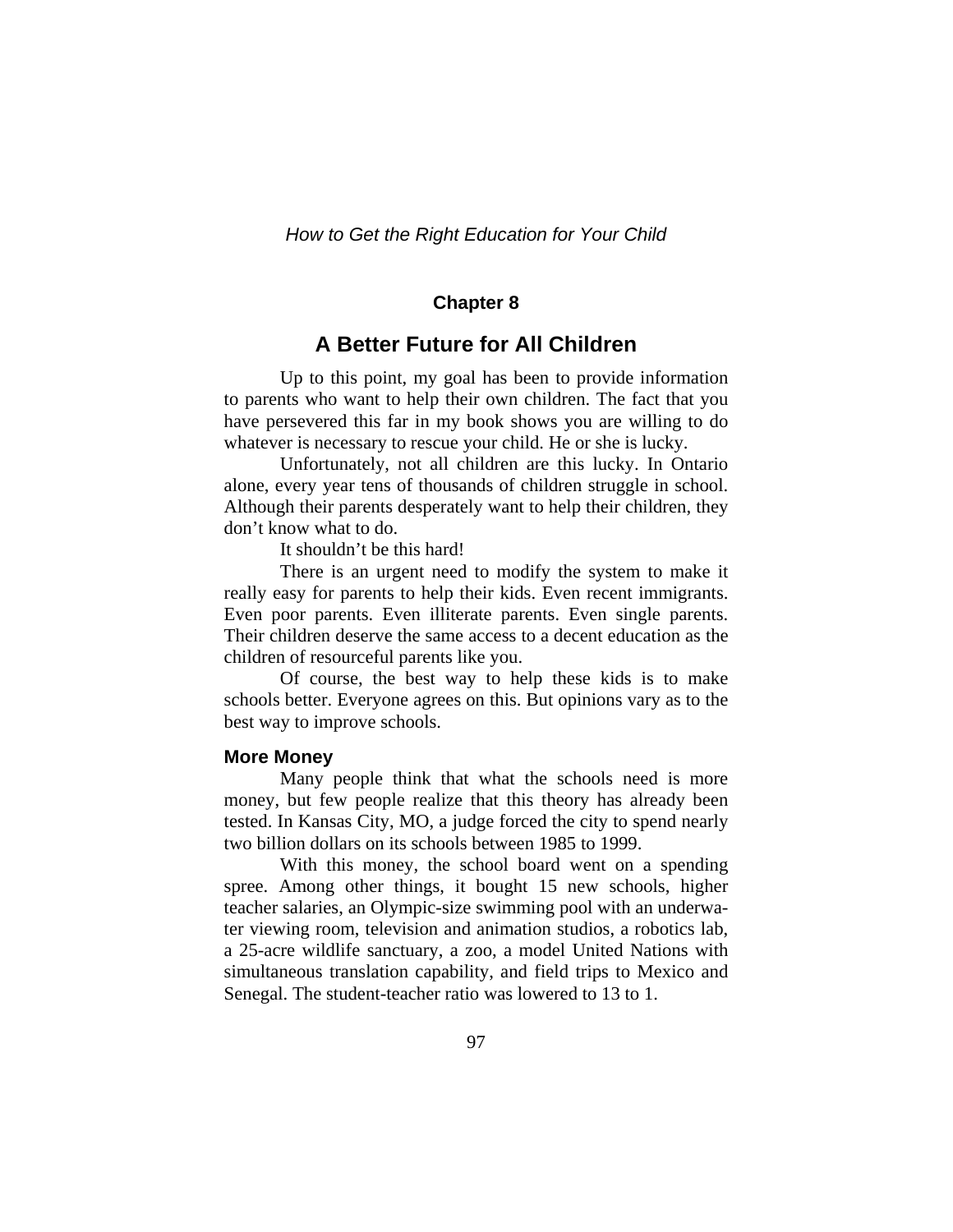## Chapter 8

# A Better Future for All Children

Up to this point, my goal has been to provide information to parents who want to help their own children. The fact that you have persevered this far in my book shows you are willing to do whatever is necessary to rescue your child. He or she is lucky.

Unfortunately, not all children are this lucky. In Ontario alone, every year tens of thousands of children struggle in school. Although their parents desperately want to help their children, they don't know what to do.

It shouldn't be this hard!

There is an urgent need to modify the system to make it really easy for parents to help their kids. Even recent immigrants. Even poor parents. Even illiterate parents. Even single parents. Their children deserve the same access to a decent education as the children of resourceful parents like you.

Of course, the best way to help these kids is to make schools better. Everyone agrees on this. But opinions vary as to the best way to improve schools.

### More Money

Many people think that what the schools need is more money, but few people realize that this theory has already been tested. In Kansas City, MO, a judge forced the city to spend nearly two billion dollars on its schools between 1985 to 1999.

With this money, the school board went on a spending spree. Among other things, it bought 15 new schools, higher teacher salaries, an Olympic-size swimming pool with an underwater viewing room, television and animation studios, a robotics lab, a 25-acre wildlife sanctuary, a zoo, a model United Nations with simultaneous translation capability, and field trips to Mexico and Senegal. The student-teacher ratio was lowered to 13 to 1.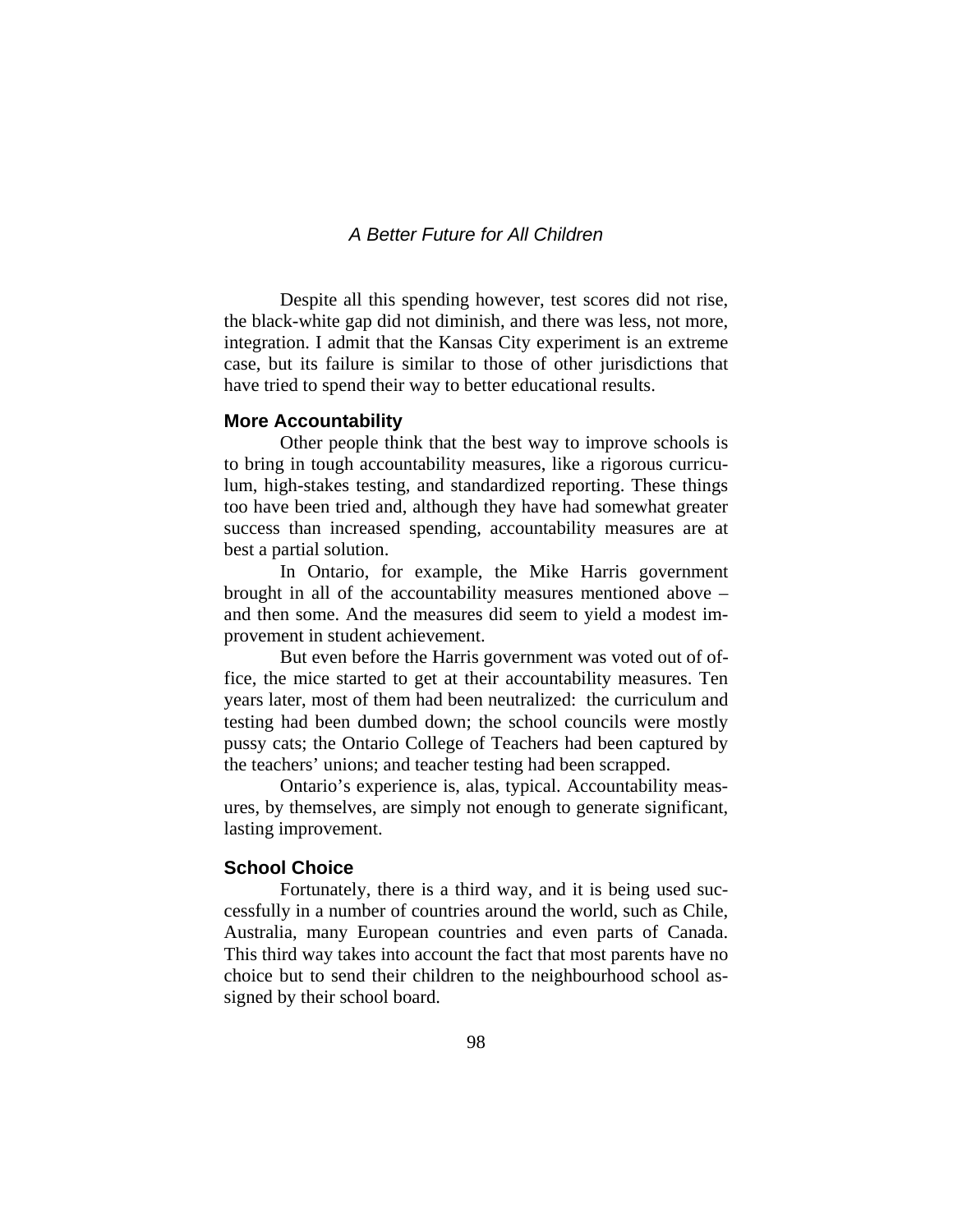Despite all this spending however, test scores did not rise, the black-white gap did not diminish, and there was less, not more, integration. I admit that the Kansas City experiment is an extreme case, but its failure is similar to those of other jurisdictions that have tried to spend their way to better educational results.

### More Accountability

Other people think that the best way to improve schools is to bring in tough accountability measures, like a rigorous curriculum, high-stakes testing, and standardized reporting. These things too have been tried and, although they have had somewhat greater success than increased spending, accountability measures are at best a partial solution.

In Ontario, for example, the Mike Harris government brought in all of the accountability measures mentioned above – and then some. And the measures did seem to yield a modest improvement in student achievement.

But even before the Harris government was voted out of office, the mice started to get at their accountability measures. Ten years later, most of them had been neutralized: the curriculum and testing had been dumbed down; the school councils were mostly pussy cats; the Ontario College of Teachers had been captured by the teachers' unions; and teacher testing had been scrapped.

Ontario's experience is, alas, typical. Accountability measures, by themselves, are simply not enough to generate significant, lasting improvement.

### School Choice

Fortunately, there is a third way, and it is being used successfully in a number of countries around the world, such as Chile, Australia, many European countries and even parts of Canada. This third way takes into account the fact that most parents have no choice but to send their children to the neighbourhood school assigned by their school board.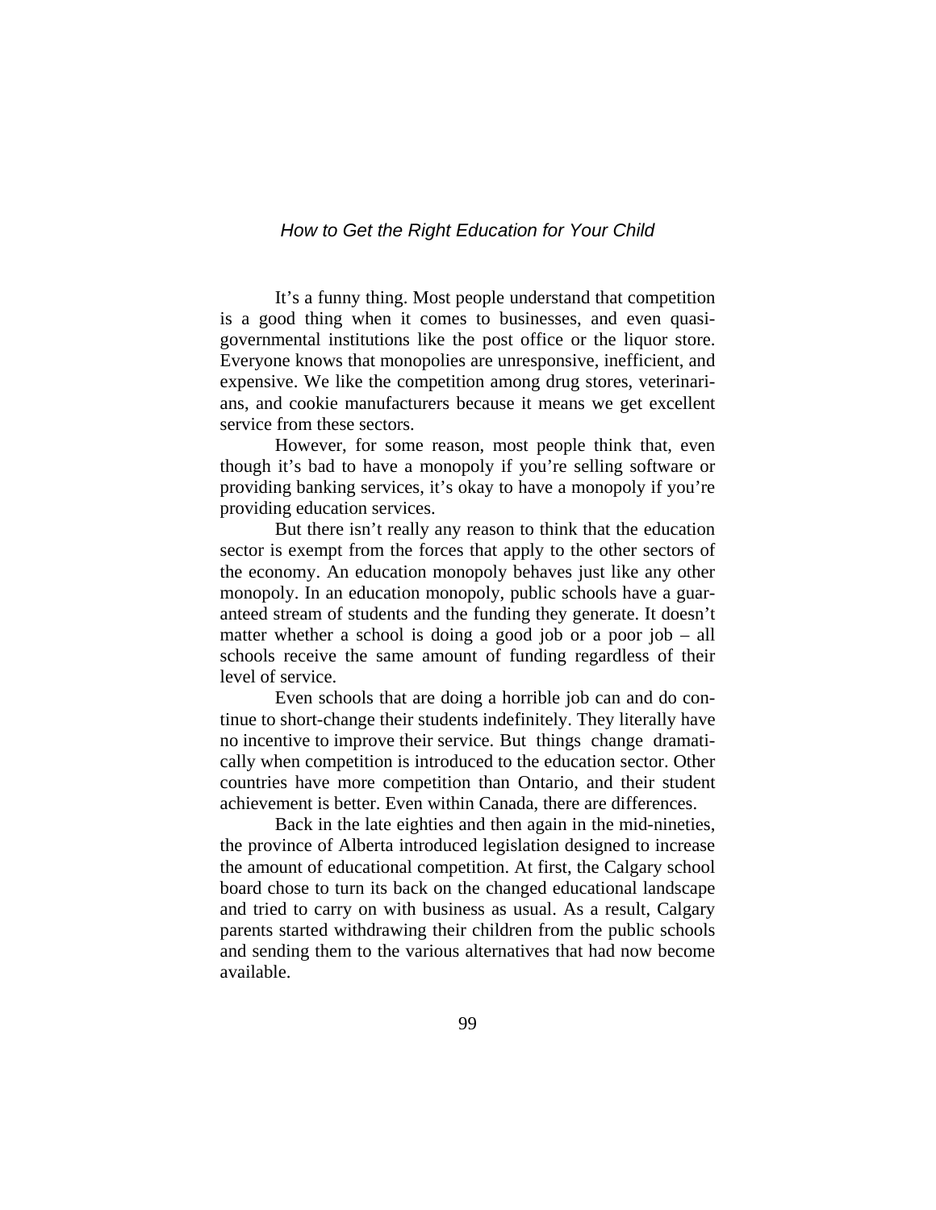It's a funny thing. Most people understand that competition is a good thing when it comes to businesses, and even quasi-governmental institutions like the post office or the liquor store. Everyone knows that monopolies are unresponsive, inefficient, and expensive. We like the competition among drug stores, veterinarians, and cookie manufacturers because it means we get excellent service from these sectors.

However, for some reason, most people think that, even though it's bad to have a monopoly if you're selling software or providing banking services, it's okay to have a monopoly if you're providing education services.

But there isn't really any reason to think that the education sector is exempt from the forces that apply to the other sectors of the economy. An education monopoly behaves just like any other monopoly. In an education monopoly, public schools have a guaranteed stream of students and the funding they generate. It doesn't matter whether a school is doing a good job or a poor job – all schools receive the same amount of funding regardless of their level of service.

Even schools that are doing a horrible job can and do continue to short-change their students indefinitely. They literally have no incentive to improve their service. But things change dramatically when competition is introduced to the education sector. Other countries have more competition than Ontario, and their student achievement is better. Even within Canada, there are differences.

Back in the late eighties and then again in the mid-nineties, the province of Alberta introduced legislation designed to increase the amount of educational competition. At first, the Calgary school board chose to turn its back on the changed educational landscape and tried to carry on with business as usual. As a result, Calgary parents started withdrawing their children from the public schools and sending them to the various alternatives that had now become available.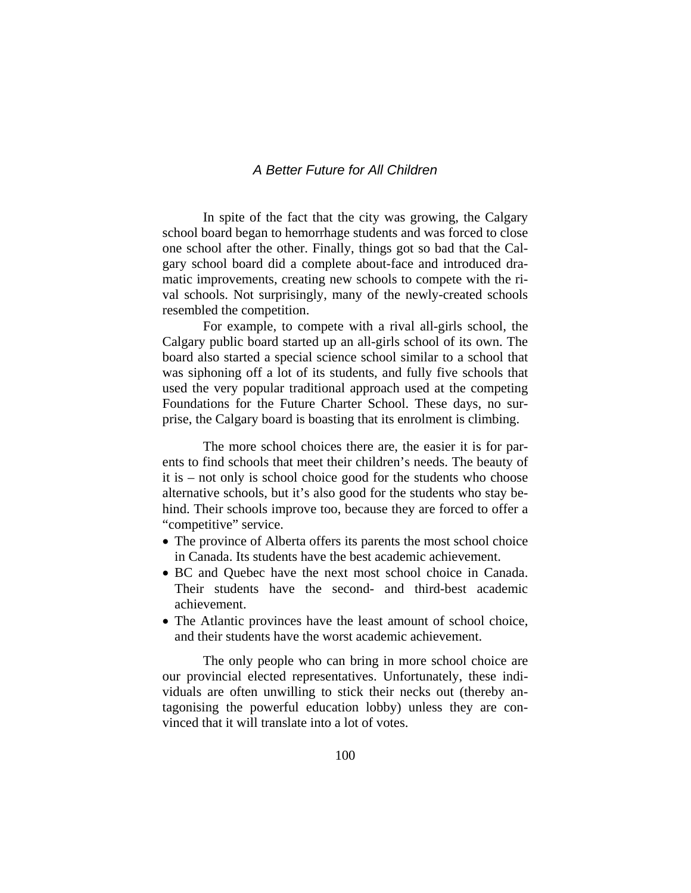In spite of the fact that the city was growing, the Calgary school board began to hemorrhage students and was forced to close one school after the other. Finally, things got so bad that the Calgary school board did a complete about-face and introduced dramatic improvements, creating new schools to compete with the rival schools. Not surprisingly, many of the newly-created schools resembled the competition.

For example, to compete with a rival all-girls school, the Calgary public board started up an all-girls school of its own. The board also started a special science school similar to a school that was siphoning off a lot of its students, and fully five schools that used the very popular traditional approach used at the competing Foundations for the Future Charter School. These days, no surprise, the Calgary board is boasting that its enrolment is climbing.

The more school choices there are, the easier it is for parents to find schools that meet their children's needs. The beauty of it is – not only is school choice good for the students who choose alternative schools, but it's also good for the students who stay behind. Their schools improve too, because they are forced to offer a "competitive" service.

- The province of Alberta offers its parents the most school choice in Canada. Its students have the best academic achievement.
- BC and Quebec have the next most school choice in Canada. Their students have the second- and third-best academic achievement.
- The Atlantic provinces have the least amount of school choice, and their students have the worst academic achievement.

The only people who can bring in more school choice are our provincial elected representatives. Unfortunately, these individuals are often unwilling to stick their necks out (thereby antagonising the powerful education lobby) unless they are convinced that it will translate into a lot of votes.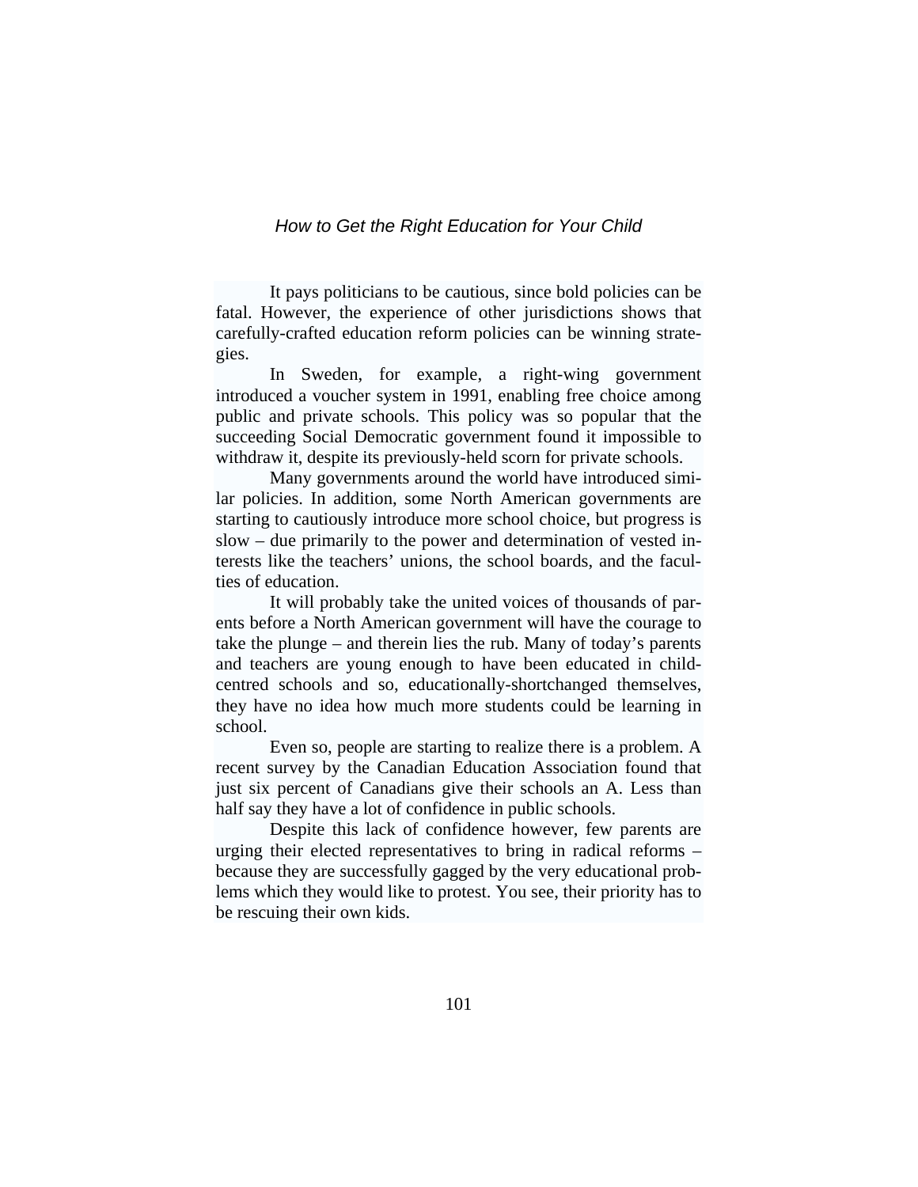It pays politicians to be cautious, since bold policies can be fatal. However, the experience of other jurisdictions shows that carefully-crafted education reform policies can be winning strategies.

In Sweden, for example, a right-wing government introduced a voucher system in 1991, enabling free choice among public and private schools. This policy was so popular that the succeeding Social Democratic government found it impossible to withdraw it, despite its previously-held scorn for private schools.

Many governments around the world have introduced similar policies. In addition, some North American governments are starting to cautiously introduce more school choice, but progress is slow – due primarily to the power and determination of vested interests like the teachers' unions, the school boards, and the faculties of education.

It will probably take the united voices of thousands of parents before a North American government will have the courage to take the plunge – and therein lies the rub. Many of today's parents and teachers are young enough to have been educated in child-centred schools and so, educationally-shortchanged themselves, they have no idea how much more students could be learning in school.

Even so, people are starting to realize there is a problem. A recent survey by the Canadian Education Association found that just six percent of Canadians give their schools an A. Less than half say they have a lot of confidence in public schools.

Despite this lack of confidence however, few parents are urging their elected representatives to bring in radical reforms – because they are successfully gagged by the very educational problems which they would like to protest. You see, their priority has to be rescuing their own kids.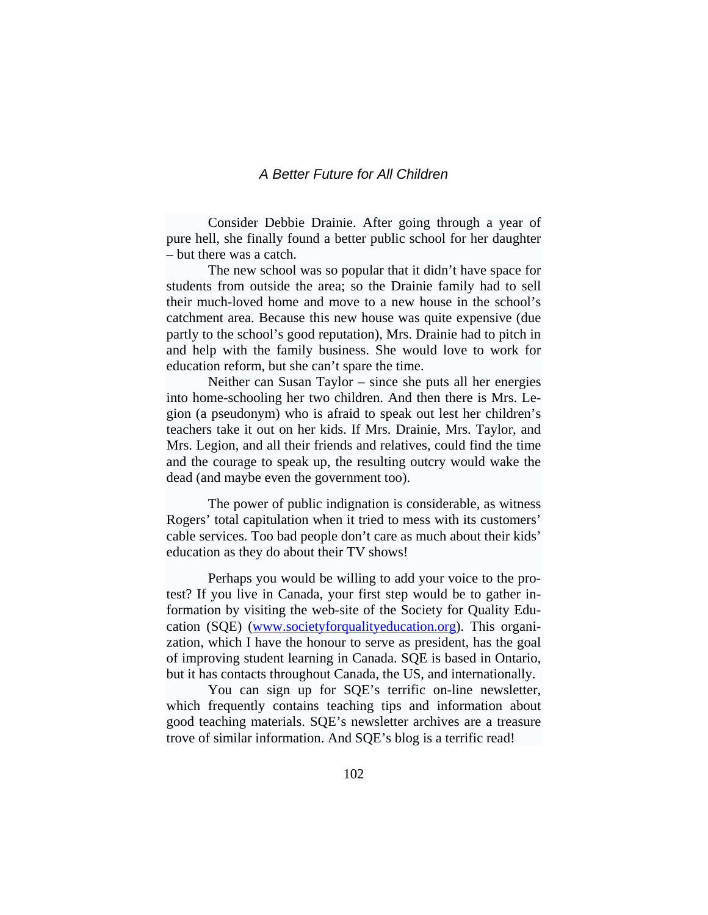Consider Debbie Drainie. After going through a year of pure hell, she finally found a better public school for her daughter – but there was a catch.

The new school was so popular that it didn't have space for students from outside the area; so the Drainie family had to sell their much-loved home and move to a new house in the school's catchment area. Because this new house was quite expensive (due partly to the school's good reputation), Mrs. Drainie had to pitch in and help with the family business. She would love to work for education reform, but she can't spare the time.

Neither can Susan Taylor – since she puts all her energies into home-schooling her two children. And then there is Mrs. Legion (a pseudonym) who is afraid to speak out lest her children's teachers take it out on her kids. If Mrs. Drainie, Mrs. Taylor, and Mrs. Legion, and all their friends and relatives, could find the time and the courage to speak up, the resulting outcry would wake the dead (and maybe even the government too).

The power of public indignation is considerable, as witness Rogers' total capitulation when it tried to mess with its customers' cable services. Too bad people don't care as much about their kids' education as they do about their TV shows!

Perhaps you would be willing to add your voice to the protest? If you live in Canada, your first step would be to gather information by visiting the web-site of the Society for Quality Education (SQE) (www.societyforqualityeducation.org). This organization, which I have the honour to serve as president, has the goal of improving student learning in Canada. SQE is based in Ontario, but it has contacts throughout Canada, the US, and internationally.

You can sign up for SQE's terrific on-line newsletter, which frequently contains teaching tips and information about good teaching materials. SQE's newsletter archives are a treasure trove of similar information. And SQE's blog is a terrific read!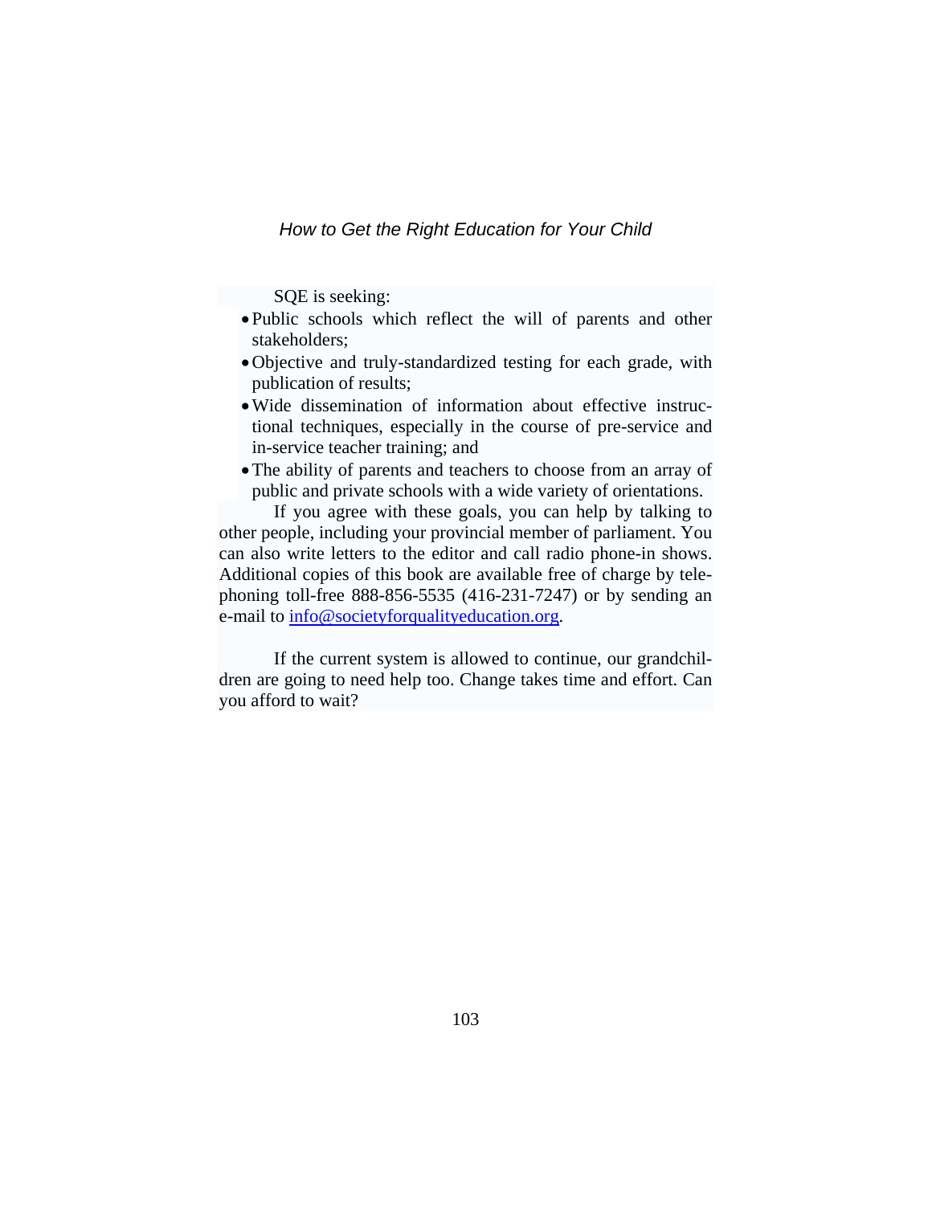SQE is seeking:

- Public schools which reflect the will of parents and other stakeholders;
- Objective and truly-standardized testing for each grade, with publication of results;
- Wide dissemination of information about effective instructional techniques, especially in the course of pre-service and in-service teacher training; and
- The ability of parents and teachers to choose from an array of public and private schools with a wide variety of orientations.

If you agree with these goals, you can help by talking to other people, including your provincial member of parliament. You can also write letters to the editor and call radio phone-in shows. Additional copies of this book are available free of charge by telephoning toll-free 888-856-5535 (416-231-7247) or by sending an e-mail to info@societyforqualityeducation.org.

If the current system is allowed to continue, our grandchildren are going to need help too. Change takes time and effort. Can you afford to wait?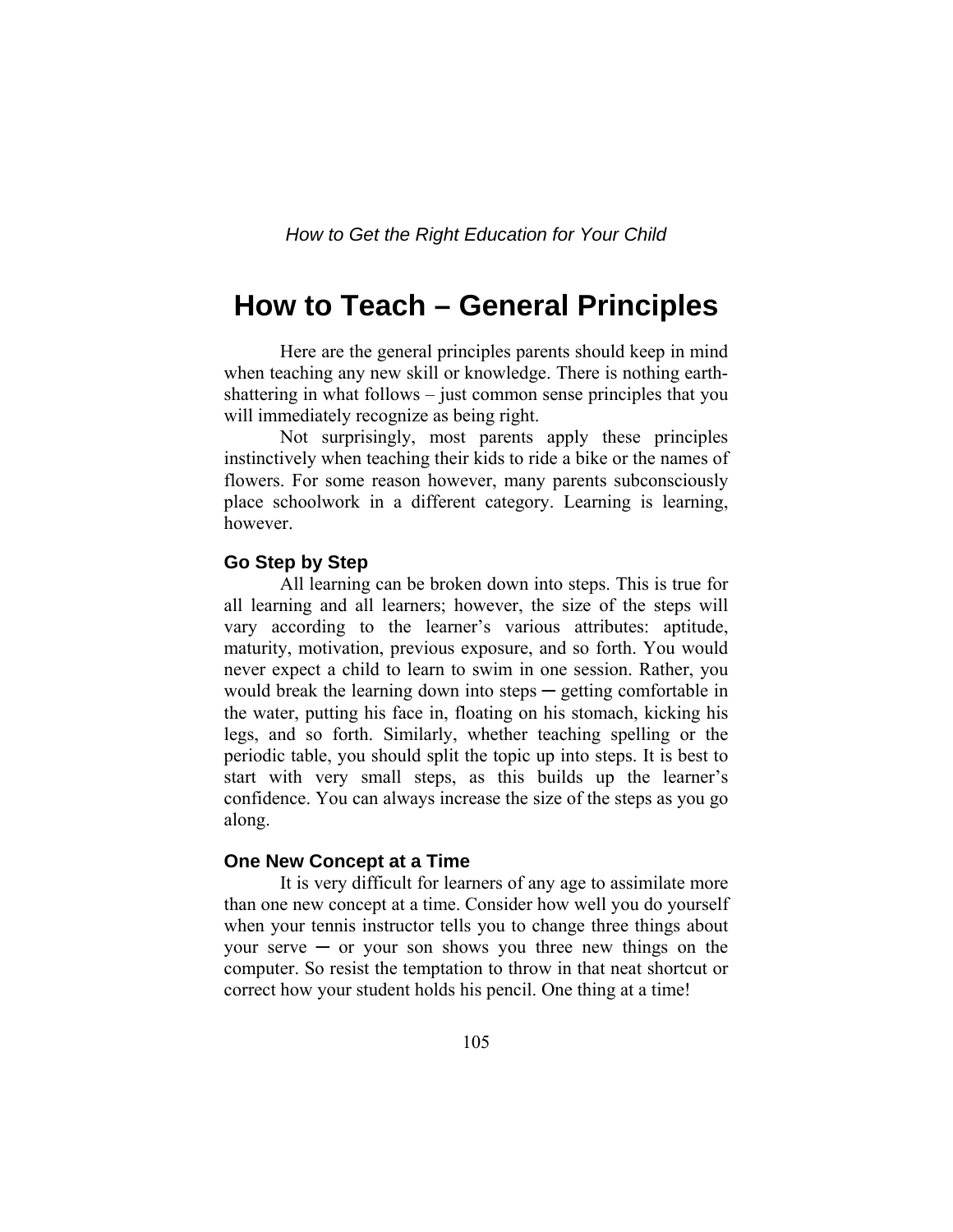# How to Teach – General Principles

Here are the general principles parents should keep in mind when teaching any new skill or knowledge. There is nothing earth-shattering in what follows – just common sense principles that you will immediately recognize as being right.

Not surprisingly, most parents apply these principles instinctively when teaching their kids to ride a bike or the names of flowers. For some reason however, many parents subconsciously place schoolwork in a different category. Learning is learning, however.

### Go Step by Step

All learning can be broken down into steps. This is true for all learning and all learners; however, the size of the steps will vary according to the learner's various attributes: aptitude, maturity, motivation, previous exposure, and so forth. You would never expect a child to learn to swim in one session. Rather, you would break the learning down into steps ─ getting comfortable in the water, putting his face in, floating on his stomach, kicking his legs, and so forth. Similarly, whether teaching spelling or the periodic table, you should split the topic up into steps. It is best to start with very small steps, as this builds up the learner's confidence. You can always increase the size of the steps as you go along.

### One New Concept at a Time

It is very difficult for learners of any age to assimilate more than one new concept at a time. Consider how well you do yourself when your tennis instructor tells you to change three things about your serve ─ or your son shows you three new things on the computer. So resist the temptation to throw in that neat shortcut or correct how your student holds his pencil. One thing at a time!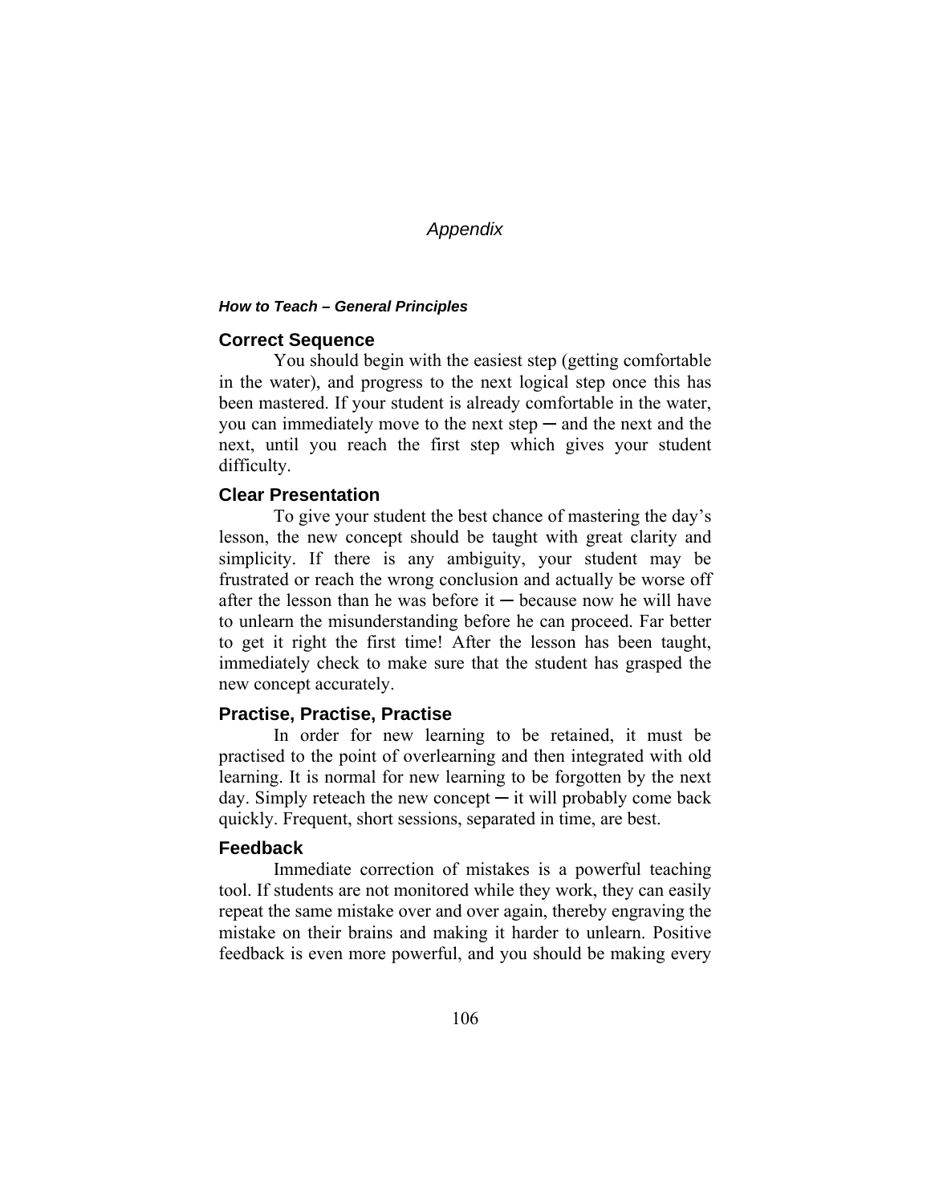# Appendix

***How to Teach – General Principles***

## Correct Sequence

You should begin with the easiest step (getting comfortable in the water), and progress to the next logical step once this has been mastered. If your student is already comfortable in the water, you can immediately move to the next step ─ and the next and the next, until you reach the first step which gives your student difficulty.

## Clear Presentation

To give your student the best chance of mastering the day's lesson, the new concept should be taught with great clarity and simplicity. If there is any ambiguity, your student may be frustrated or reach the wrong conclusion and actually be worse off after the lesson than he was before it ─ because now he will have to unlearn the misunderstanding before he can proceed. Far better to get it right the first time! After the lesson has been taught, immediately check to make sure that the student has grasped the new concept accurately.

## Practise, Practise, Practise

In order for new learning to be retained, it must be practised to the point of overlearning and then integrated with old learning. It is normal for new learning to be forgotten by the next day. Simply reteach the new concept ─ it will probably come back quickly. Frequent, short sessions, separated in time, are best.

## Feedback

Immediate correction of mistakes is a powerful teaching tool. If students are not monitored while they work, they can easily repeat the same mistake over and over again, thereby engraving the mistake on their brains and making it harder to unlearn. Positive feedback is even more powerful, and you should be making every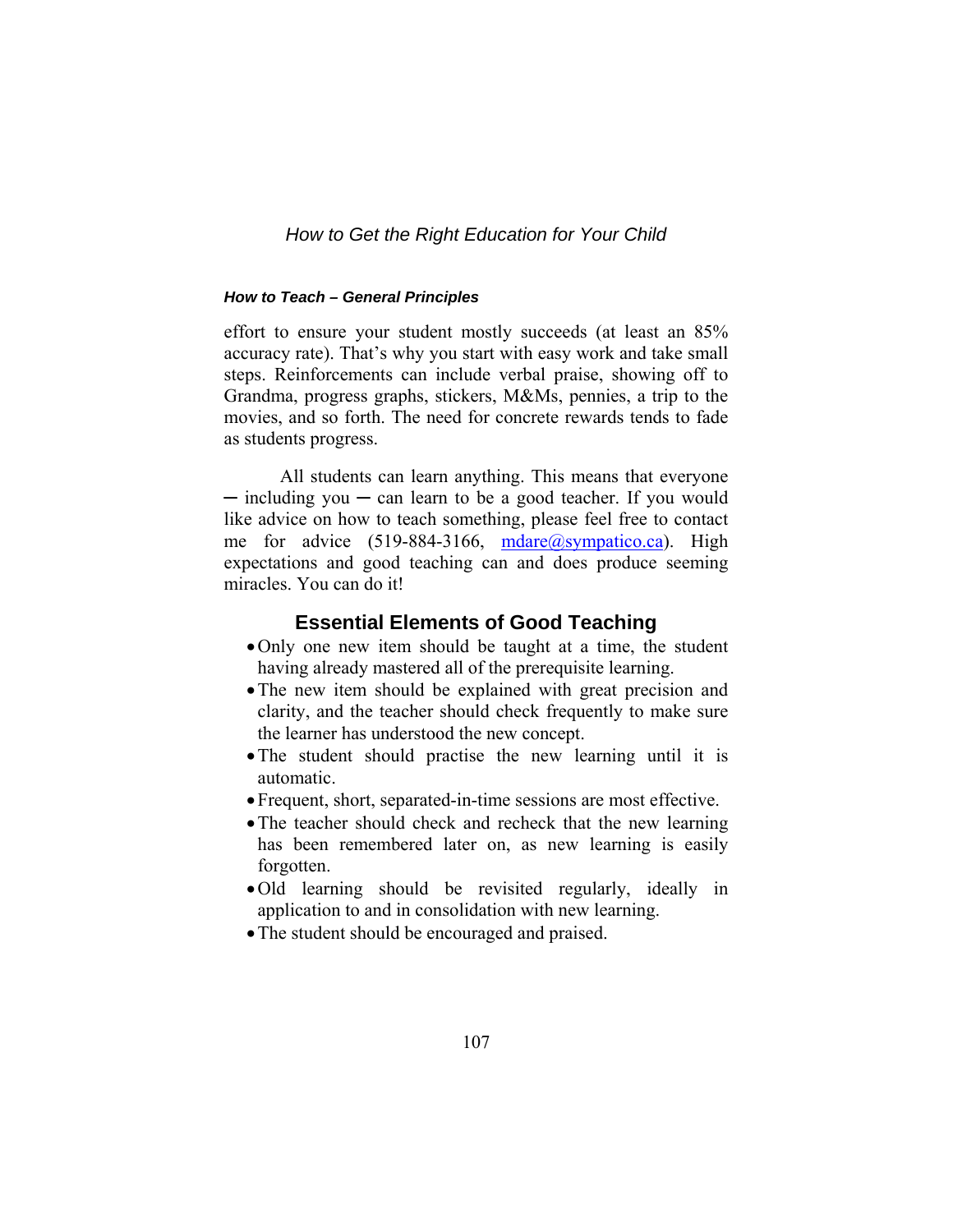effort to ensure your student mostly succeeds (at least an 85% accuracy rate). That's why you start with easy work and take small steps. Reinforcements can include verbal praise, showing off to Grandma, progress graphs, stickers, M&Ms, pennies, a trip to the movies, and so forth. The need for concrete rewards tends to fade as students progress.

All students can learn anything. This means that everyone ─ including you ─ can learn to be a good teacher. If you would like advice on how to teach something, please feel free to contact me for advice (519-884-3166, mdare@sympatico.ca). High expectations and good teaching can and does produce seeming miracles. You can do it!

## Essential Elements of Good Teaching

- Only one new item should be taught at a time, the student having already mastered all of the prerequisite learning.
- The new item should be explained with great precision and clarity, and the teacher should check frequently to make sure the learner has understood the new concept.
- The student should practise the new learning until it is automatic.
- Frequent, short, separated-in-time sessions are most effective.
- The teacher should check and recheck that the new learning has been remembered later on, as new learning is easily forgotten.
- Old learning should be revisited regularly, ideally in application to and in consolidation with new learning.
- The student should be encouraged and praised.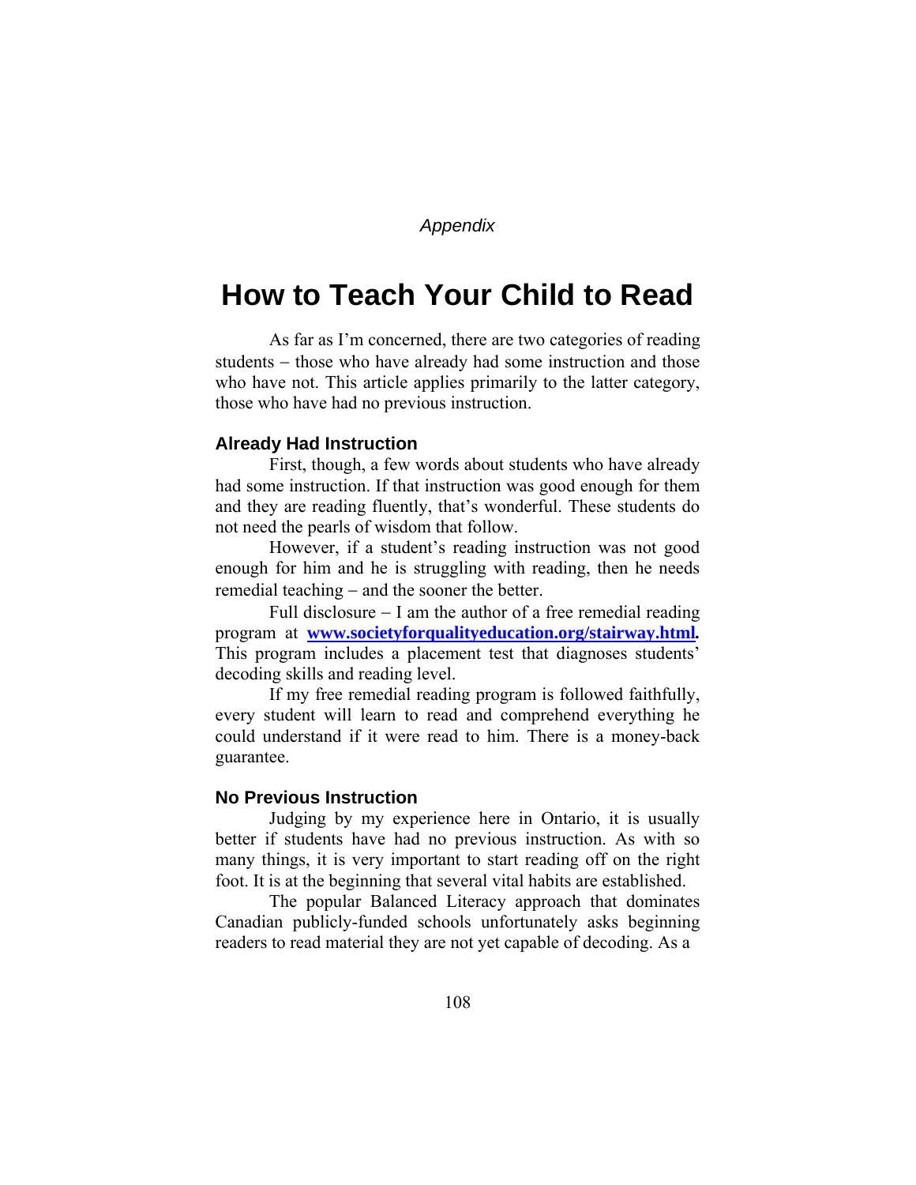*Appendix*

# How to Teach Your Child to Read

As far as I'm concerned, there are two categories of reading students – those who have already had some instruction and those who have not. This article applies primarily to the latter category, those who have had no previous instruction.

### Already Had Instruction

First, though, a few words about students who have already had some instruction. If that instruction was good enough for them and they are reading fluently, that's wonderful. These students do not need the pearls of wisdom that follow.

However, if a student's reading instruction was not good enough for him and he is struggling with reading, then he needs remedial teaching – and the sooner the better.

Full disclosure – I am the author of a free remedial reading program at **www.societyforqualityeducation.org/stairway.html.** This program includes a placement test that diagnoses students' decoding skills and reading level.

If my free remedial reading program is followed faithfully, every student will learn to read and comprehend everything he could understand if it were read to him. There is a money-back guarantee.

### No Previous Instruction

Judging by my experience here in Ontario, it is usually better if students have had no previous instruction. As with so many things, it is very important to start reading off on the right foot. It is at the beginning that several vital habits are established.

The popular Balanced Literacy approach that dominates Canadian publicly-funded schools unfortunately asks beginning readers to read material they are not yet capable of decoding. As a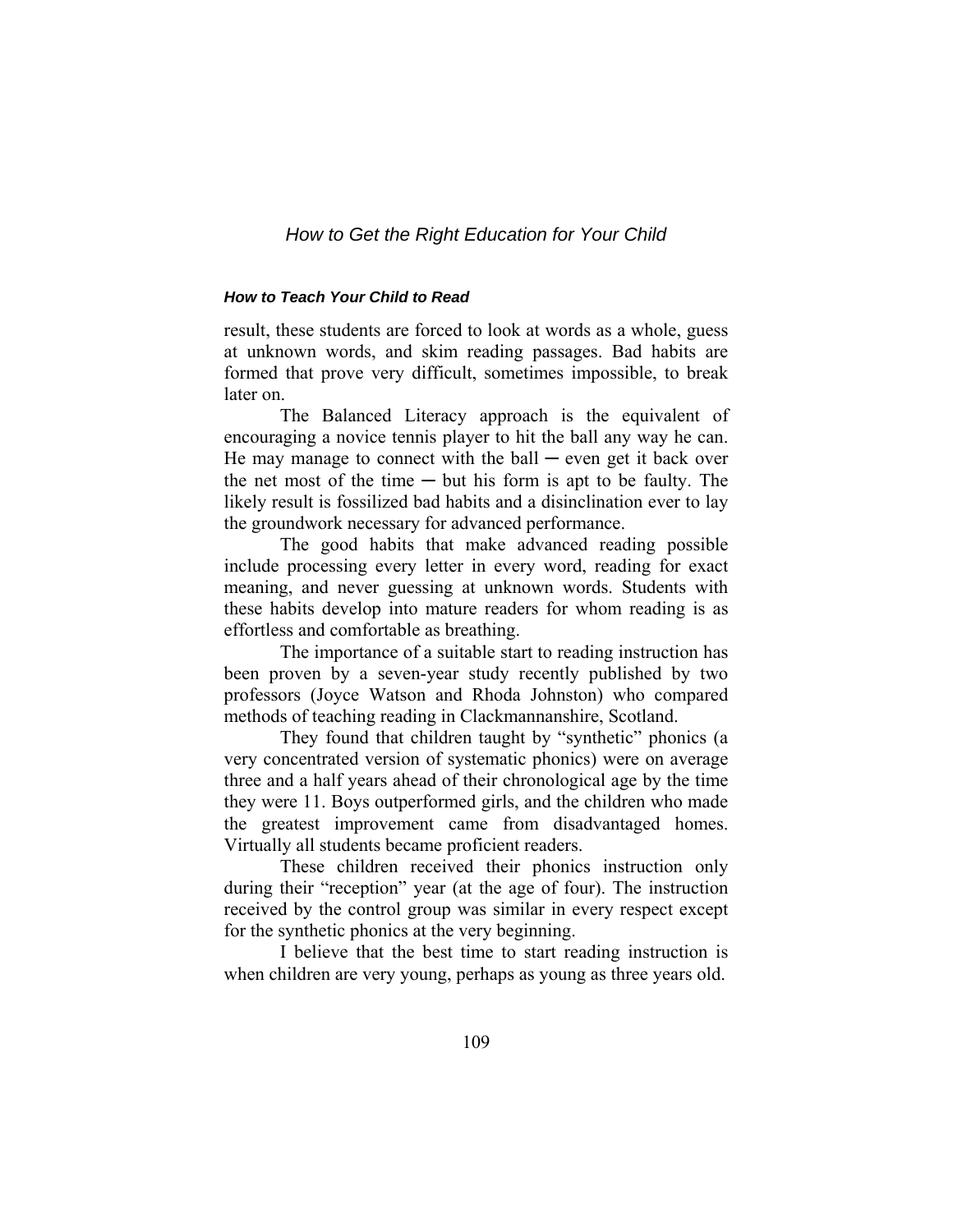result, these students are forced to look at words as a whole, guess at unknown words, and skim reading passages. Bad habits are formed that prove very difficult, sometimes impossible, to break later on.

The Balanced Literacy approach is the equivalent of encouraging a novice tennis player to hit the ball any way he can. He may manage to connect with the ball ─ even get it back over the net most of the time ─ but his form is apt to be faulty. The likely result is fossilized bad habits and a disinclination ever to lay the groundwork necessary for advanced performance.

The good habits that make advanced reading possible include processing every letter in every word, reading for exact meaning, and never guessing at unknown words. Students with these habits develop into mature readers for whom reading is as effortless and comfortable as breathing.

The importance of a suitable start to reading instruction has been proven by a seven-year study recently published by two professors (Joyce Watson and Rhoda Johnston) who compared methods of teaching reading in Clackmannanshire, Scotland.

They found that children taught by "synthetic" phonics (a very concentrated version of systematic phonics) were on average three and a half years ahead of their chronological age by the time they were 11. Boys outperformed girls, and the children who made the greatest improvement came from disadvantaged homes. Virtually all students became proficient readers.

These children received their phonics instruction only during their "reception" year (at the age of four). The instruction received by the control group was similar in every respect except for the synthetic phonics at the very beginning.

I believe that the best time to start reading instruction is when children are very young, perhaps as young as three years old.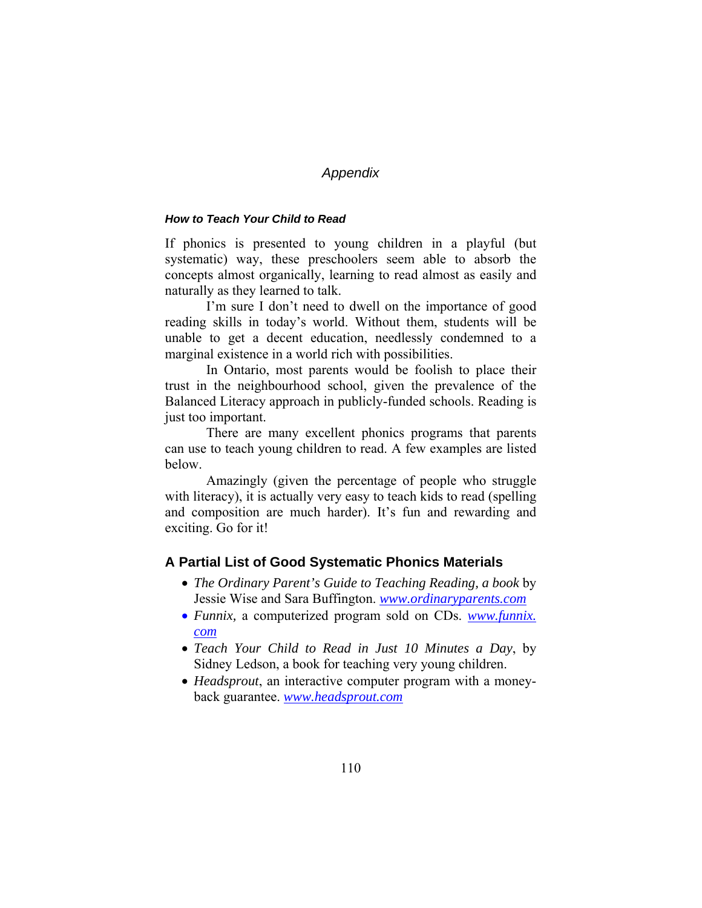# Appendix

### *How to Teach Your Child to Read*

If phonics is presented to young children in a playful (but systematic) way, these preschoolers seem able to absorb the concepts almost organically, learning to read almost as easily and naturally as they learned to talk.

I'm sure I don't need to dwell on the importance of good reading skills in today's world. Without them, students will be unable to get a decent education, needlessly condemned to a marginal existence in a world rich with possibilities.

In Ontario, most parents would be foolish to place their trust in the neighbourhood school, given the prevalence of the Balanced Literacy approach in publicly-funded schools. Reading is just too important.

There are many excellent phonics programs that parents can use to teach young children to read. A few examples are listed below.

Amazingly (given the percentage of people who struggle with literacy), it is actually very easy to teach kids to read (spelling and composition are much harder). It's fun and rewarding and exciting. Go for it!

## A Partial List of Good Systematic Phonics Materials

- *The Ordinary Parent's Guide to Teaching Reading, a book* by Jessie Wise and Sara Buffington. www.ordinaryparents.com
- *Funnix,* a computerized program sold on CDs. www.funnix.com
- *Teach Your Child to Read in Just 10 Minutes a Day*, by Sidney Ledson, a book for teaching very young children.
- *Headsprout*, an interactive computer program with a money-back guarantee. www.headsprout.com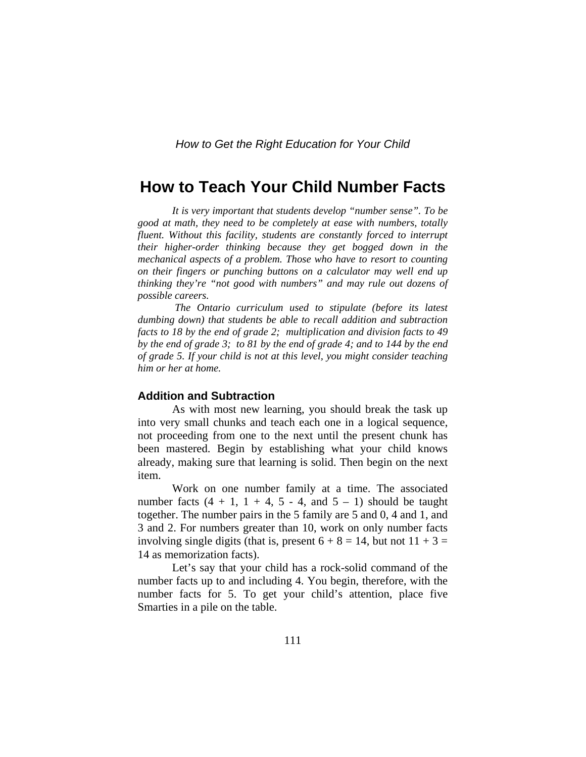# How to Teach Your Child Number Facts

*It is very important that students develop "number sense". To be good at math, they need to be completely at ease with numbers, totally fluent. Without this facility, students are constantly forced to interrupt their higher-order thinking because they get bogged down in the mechanical aspects of a problem. Those who have to resort to counting on their fingers or punching buttons on a calculator may well end up thinking they're "not good with numbers" and may rule out dozens of possible careers.*

*The Ontario curriculum used to stipulate (before its latest dumbing down) that students be able to recall addition and subtraction facts to 18 by the end of grade 2; multiplication and division facts to 49 by the end of grade 3; to 81 by the end of grade 4; and to 144 by the end of grade 5. If your child is not at this level, you might consider teaching him or her at home.*

### Addition and Subtraction

As with most new learning, you should break the task up into very small chunks and teach each one in a logical sequence, not proceeding from one to the next until the present chunk has been mastered. Begin by establishing what your child knows already, making sure that learning is solid. Then begin on the next item.

Work on one number family at a time. The associated number facts ($4 + 1$, $1 + 4$, $5 - 4$, and $5 - 1$) should be taught together. The number pairs in the 5 family are 5 and 0, 4 and 1, and 3 and 2. For numbers greater than 10, work on only number facts involving single digits (that is, present $6 + 8 = 14$, but not $11 + 3 = 14$ as memorization facts).

Let's say that your child has a rock-solid command of the number facts up to and including 4. You begin, therefore, with the number facts for 5. To get your child's attention, place five Smarties in a pile on the table.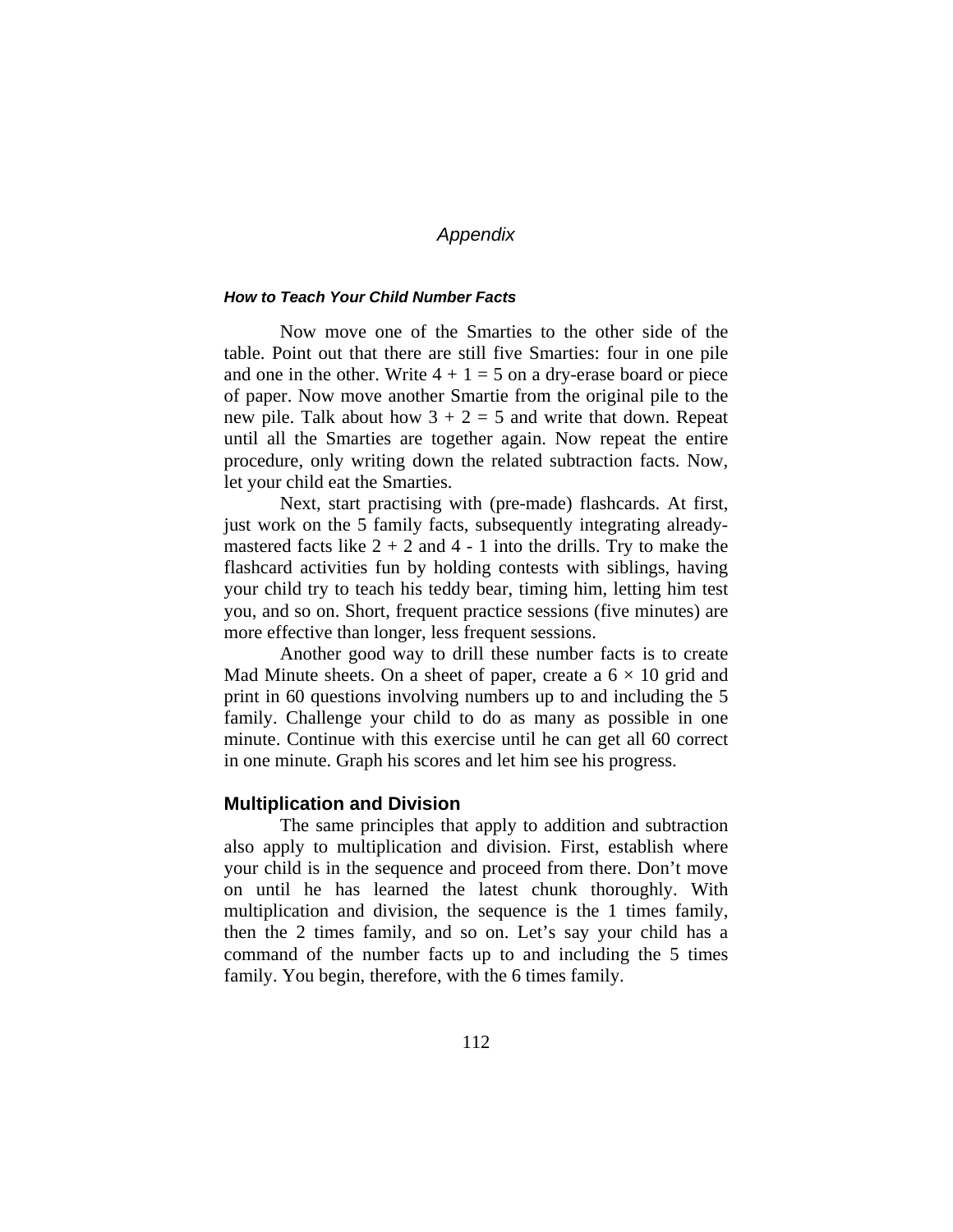# Appendix

### *How to Teach Your Child Number Facts*

Now move one of the Smarties to the other side of the table. Point out that there are still five Smarties: four in one pile and one in the other. Write $4 + 1 = 5$ on a dry-erase board or piece of paper. Now move another Smartie from the original pile to the new pile. Talk about how $3 + 2 = 5$ and write that down. Repeat until all the Smarties are together again. Now repeat the entire procedure, only writing down the related subtraction facts. Now, let your child eat the Smarties.

Next, start practising with (pre-made) flashcards. At first, just work on the 5 family facts, subsequently integrating already-mastered facts like $2 + 2$ and $4 - 1$ into the drills. Try to make the flashcard activities fun by holding contests with siblings, having your child try to teach his teddy bear, timing him, letting him test you, and so on. Short, frequent practice sessions (five minutes) are more effective than longer, less frequent sessions.

Another good way to drill these number facts is to create Mad Minute sheets. On a sheet of paper, create a $6 \times 10$ grid and print in 60 questions involving numbers up to and including the 5 family. Challenge your child to do as many as possible in one minute. Continue with this exercise until he can get all 60 correct in one minute. Graph his scores and let him see his progress.

## Multiplication and Division

The same principles that apply to addition and subtraction also apply to multiplication and division. First, establish where your child is in the sequence and proceed from there. Don't move on until he has learned the latest chunk thoroughly. With multiplication and division, the sequence is the 1 times family, then the 2 times family, and so on. Let's say your child has a command of the number facts up to and including the 5 times family. You begin, therefore, with the 6 times family.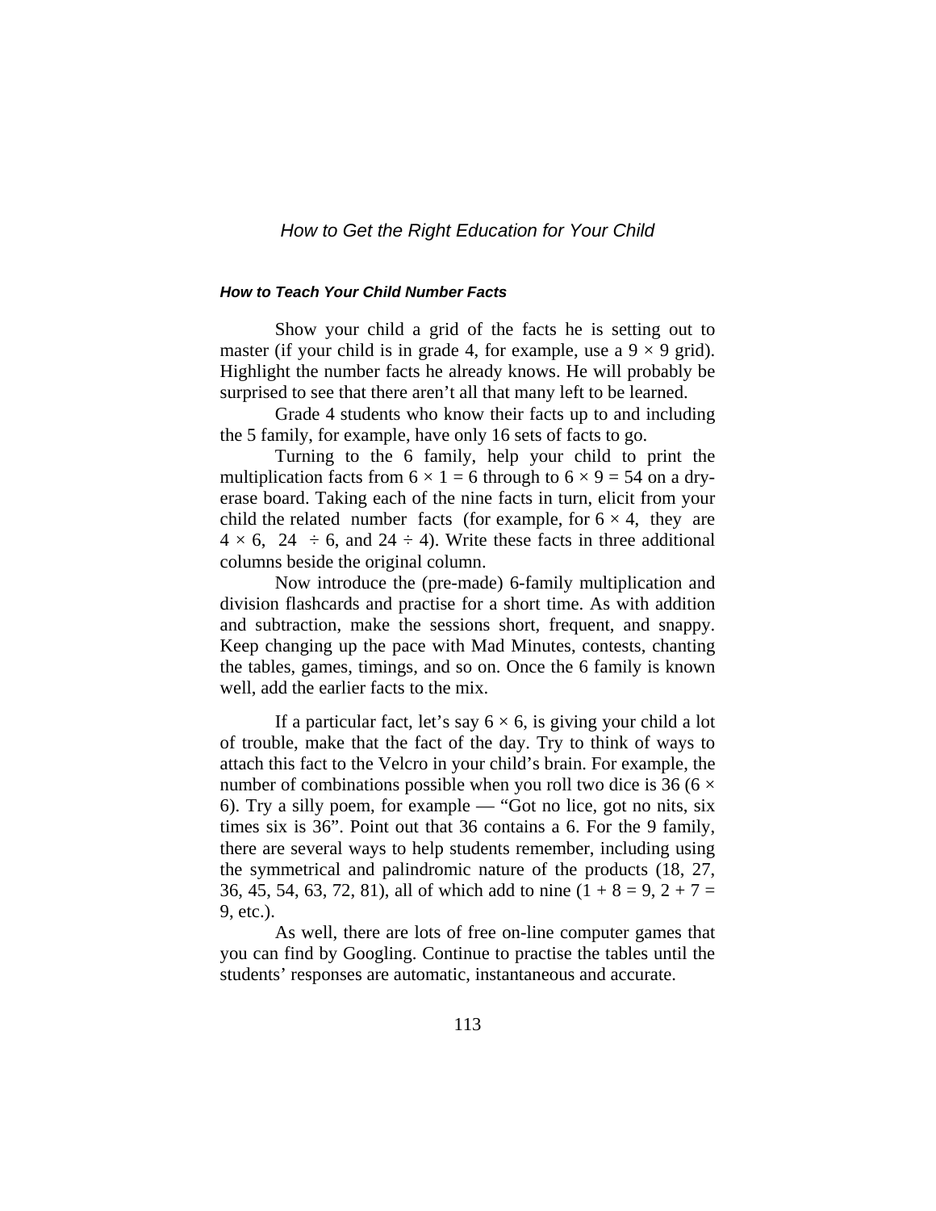#### ***How to Teach Your Child Number Facts***

Show your child a grid of the facts he is setting out to master (if your child is in grade 4, for example, use a $9 \times 9$ grid). Highlight the number facts he already knows. He will probably be surprised to see that there aren't all that many left to be learned.

Grade 4 students who know their facts up to and including the 5 family, for example, have only 16 sets of facts to go.

Turning to the 6 family, help your child to print the multiplication facts from $6 \times 1 = 6$ through to $6 \times 9 = 54$ on a dry-erase board. Taking each of the nine facts in turn, elicit from your child the related number facts (for example, for $6 \times 4$, they are $4 \times 6$, $24 \div 6$, and $24 \div 4$). Write these facts in three additional columns beside the original column.

Now introduce the (pre-made) 6-family multiplication and division flashcards and practise for a short time. As with addition and subtraction, make the sessions short, frequent, and snappy. Keep changing up the pace with Mad Minutes, contests, chanting the tables, games, timings, and so on. Once the 6 family is known well, add the earlier facts to the mix.

If a particular fact, let's say $6 \times 6$, is giving your child a lot of trouble, make that the fact of the day. Try to think of ways to attach this fact to the Velcro in your child's brain. For example, the number of combinations possible when you roll two dice is 36 ($6 \times 6$). Try a silly poem, for example — "Got no lice, got no nits, six times six is 36". Point out that 36 contains a 6. For the 9 family, there are several ways to help students remember, including using the symmetrical and palindromic nature of the products (18, 27, 36, 45, 54, 63, 72, 81), all of which add to nine ($1 + 8 = 9$, $2 + 7 = 9$, etc.).

As well, there are lots of free on-line computer games that you can find by Googling. Continue to practise the tables until the students' responses are automatic, instantaneous and accurate.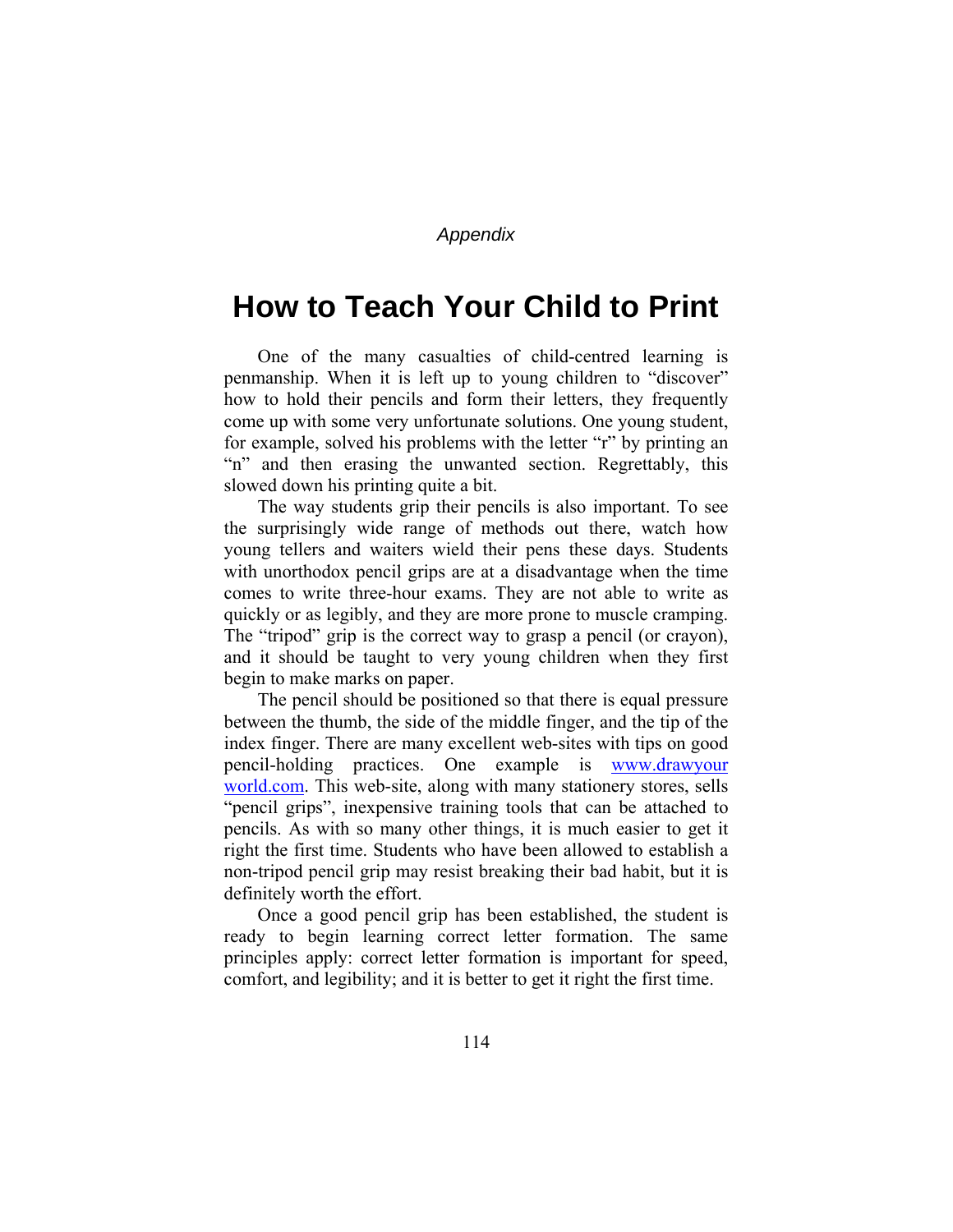*Appendix*

# How to Teach Your Child to Print

One of the many casualties of child-centred learning is penmanship. When it is left up to young children to "discover" how to hold their pencils and form their letters, they frequently come up with some very unfortunate solutions. One young student, for example, solved his problems with the letter "r" by printing an "n" and then erasing the unwanted section. Regrettably, this slowed down his printing quite a bit.

The way students grip their pencils is also important. To see the surprisingly wide range of methods out there, watch how young tellers and waiters wield their pens these days. Students with unorthodox pencil grips are at a disadvantage when the time comes to write three-hour exams. They are not able to write as quickly or as legibly, and they are more prone to muscle cramping. The "tripod" grip is the correct way to grasp a pencil (or crayon), and it should be taught to very young children when they first begin to make marks on paper.

The pencil should be positioned so that there is equal pressure between the thumb, the side of the middle finger, and the tip of the index finger. There are many excellent web-sites with tips on good pencil-holding practices. One example is www.drawyourworld.com. This web-site, along with many stationery stores, sells "pencil grips", inexpensive training tools that can be attached to pencils. As with so many other things, it is much easier to get it right the first time. Students who have been allowed to establish a non-tripod pencil grip may resist breaking their bad habit, but it is definitely worth the effort.

Once a good pencil grip has been established, the student is ready to begin learning correct letter formation. The same principles apply: correct letter formation is important for speed, comfort, and legibility; and it is better to get it right the first time.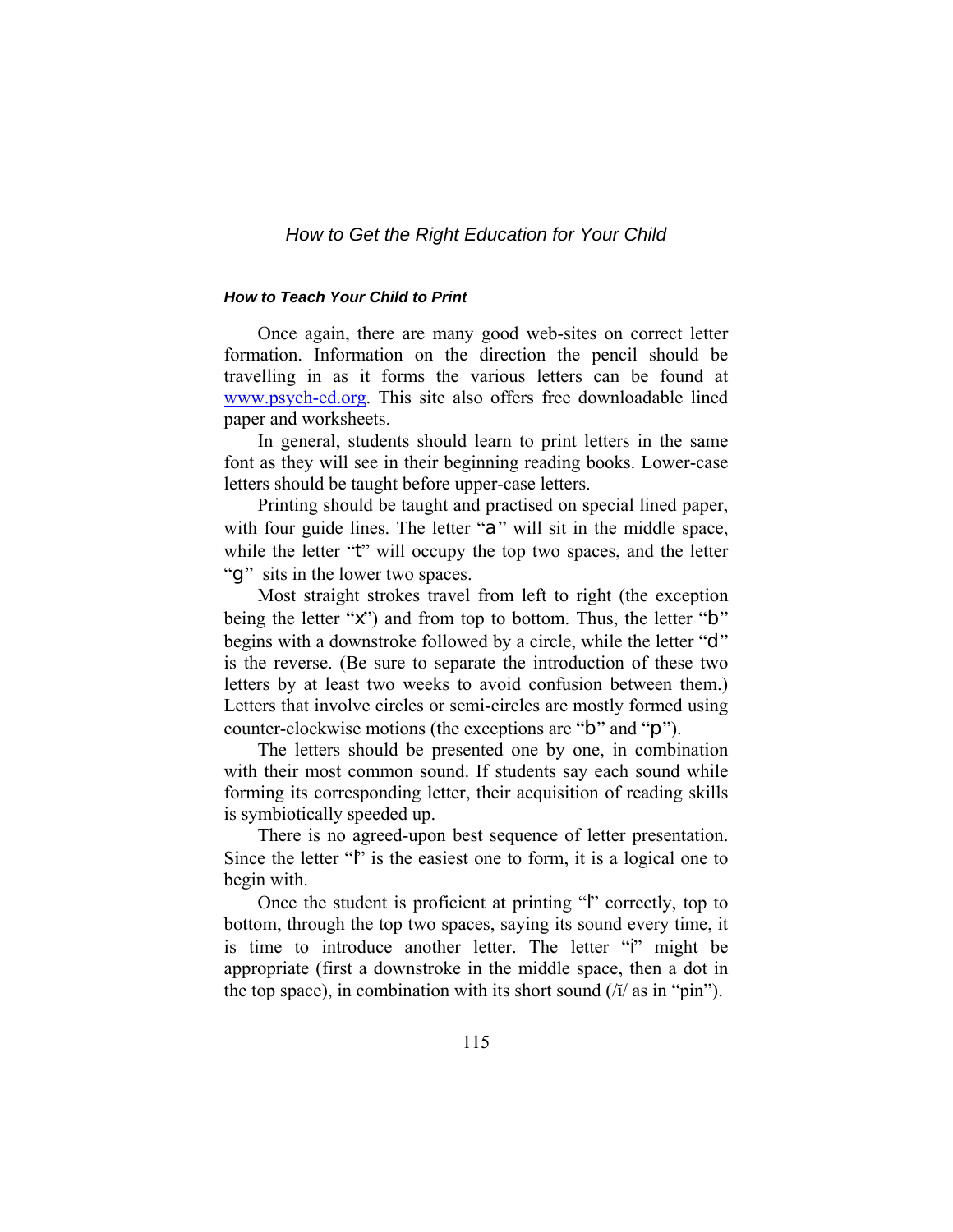### *How to Teach Your Child to Print*

Once again, there are many good web-sites on correct letter formation. Information on the direction the pencil should be travelling in as it forms the various letters can be found at [www.psych-ed.org](http://www.psych-ed.org). This site also offers free downloadable lined paper and worksheets.

In general, students should learn to print letters in the same font as they will see in their beginning reading books. Lower-case letters should be taught before upper-case letters.

Printing should be taught and practised on special lined paper, with four guide lines. The letter "a" will sit in the middle space, while the letter "t" will occupy the top two spaces, and the letter "g" sits in the lower two spaces.

Most straight strokes travel from left to right (the exception being the letter "x") and from top to bottom. Thus, the letter "b" begins with a downstroke followed by a circle, while the letter "d" is the reverse. (Be sure to separate the introduction of these two letters by at least two weeks to avoid confusion between them.) Letters that involve circles or semi-circles are mostly formed using counter-clockwise motions (the exceptions are "b" and "p").

The letters should be presented one by one, in combination with their most common sound. If students say each sound while forming its corresponding letter, their acquisition of reading skills is symbiotically speeded up.

There is no agreed-upon best sequence of letter presentation. Since the letter "l" is the easiest one to form, it is a logical one to begin with.

Once the student is proficient at printing "l" correctly, top to bottom, through the top two spaces, saying its sound every time, it is time to introduce another letter. The letter "i" might be appropriate (first a downstroke in the middle space, then a dot in the top space), in combination with its short sound (/ĭ/ as in "pin").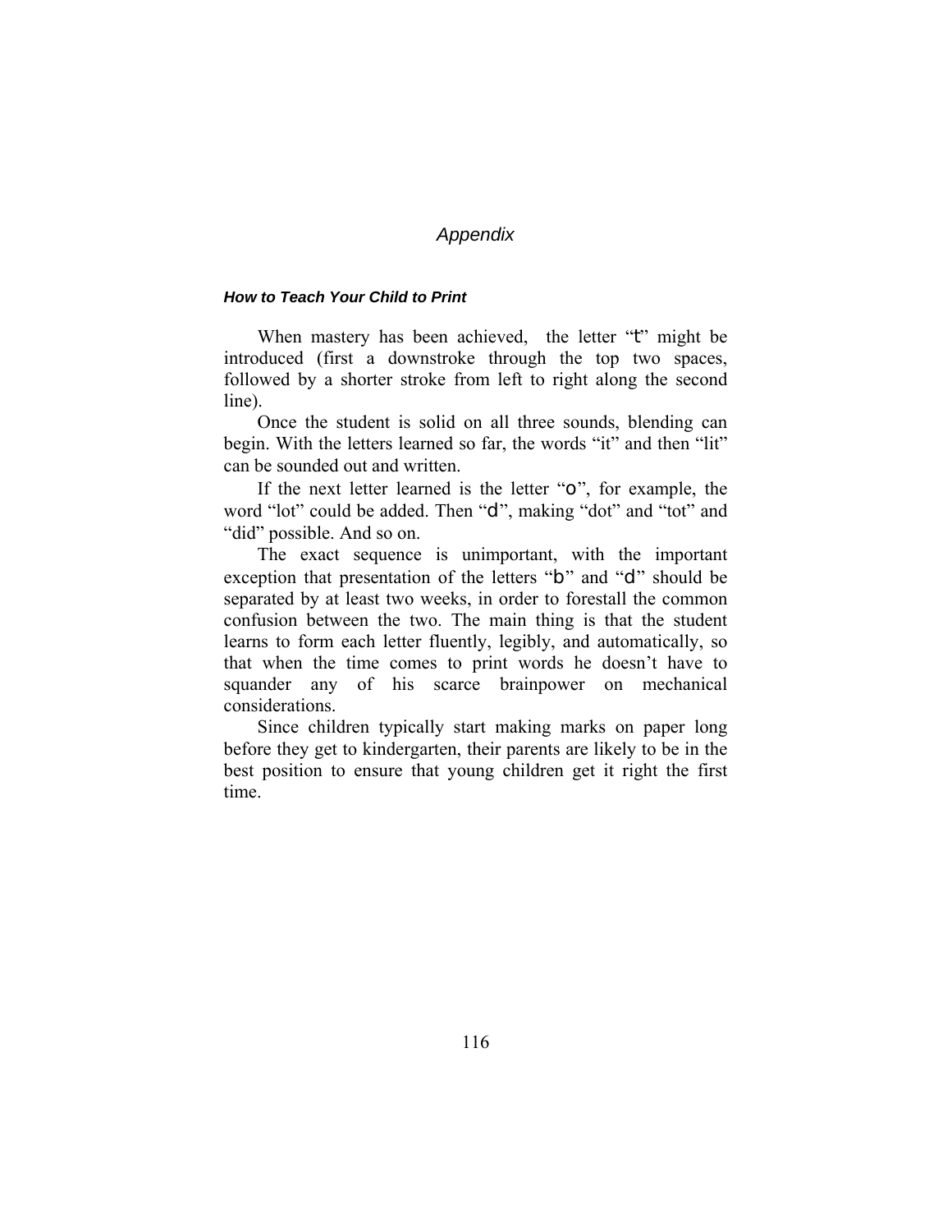# *Appendix*

#### ***How to Teach Your Child to Print***

When mastery has been achieved, the letter "t" might be introduced (first a downstroke through the top two spaces, followed by a shorter stroke from left to right along the second line).

Once the student is solid on all three sounds, blending can begin. With the letters learned so far, the words "it" and then "lit" can be sounded out and written.

If the next letter learned is the letter "o", for example, the word "lot" could be added. Then "d", making "dot" and "tot" and "did" possible. And so on.

The exact sequence is unimportant, with the important exception that presentation of the letters "b" and "d" should be separated by at least two weeks, in order to forestall the common confusion between the two. The main thing is that the student learns to form each letter fluently, legibly, and automatically, so that when the time comes to print words he doesn't have to squander any of his scarce brainpower on mechanical considerations.

Since children typically start making marks on paper long before they get to kindergarten, their parents are likely to be in the best position to ensure that young children get it right the first time.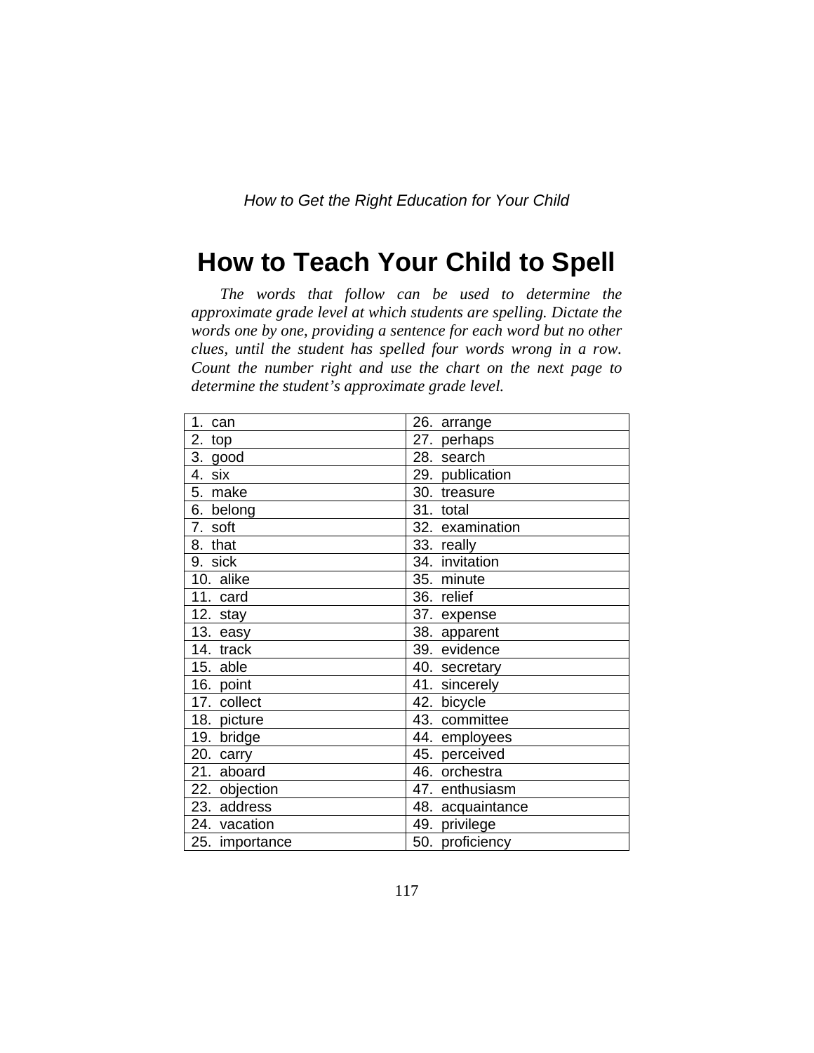# How to Teach Your Child to Spell

*The words that follow can be used to determine the approximate grade level at which students are spelling. Dictate the words one by one, providing a sentence for each word but no other clues, until the student has spelled four words wrong in a row. Count the number right and use the chart on the next page to determine the student's approximate grade level.*

| | |
|---|---|
| 1. can | 26. arrange |
| 2. top | 27. perhaps |
| 3. good | 28. search |
| 4. six | 29. publication |
| 5. make | 30. treasure |
| 6. belong | 31. total |
| 7. soft | 32. examination |
| 8. that | 33. really |
| 9. sick | 34. invitation |
| 10. alike | 35. minute |
| 11. card | 36. relief |
| 12. stay | 37. expense |
| 13. easy | 38. apparent |
| 14. track | 39. evidence |
| 15. able | 40. secretary |
| 16. point | 41. sincerely |
| 17. collect | 42. bicycle |
| 18. picture | 43. committee |
| 19. bridge | 44. employees |
| 20. carry | 45. perceived |
| 21. aboard | 46. orchestra |
| 22. objection | 47. enthusiasm |
| 23. address | 48. acquaintance |
| 24. vacation | 49. privilege |
| 25. importance | 50. proficiency |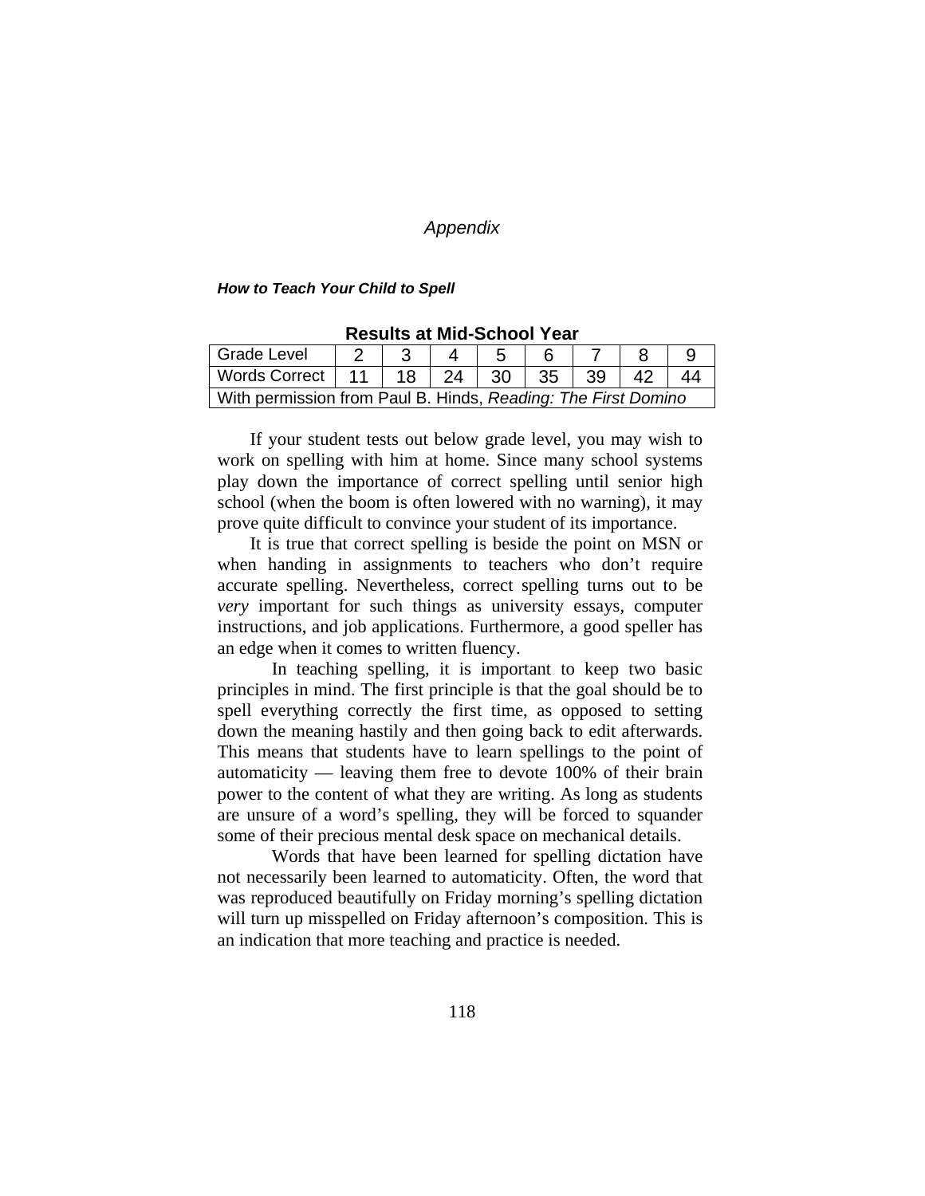# *Appendix*

***How to Teach Your Child to Spell***

**Results at Mid-School Year**

| Grade Level | 2 | 3 | 4 | 5 | 6 | 7 | 8 | 9 |
|---|---|---|---|---|---|---|---|---|
| Words Correct | 11 | 18 | 24 | 30 | 35 | 39 | 42 | 44 |
| With permission from Paul B. Hinds, *Reading: The First Domino* | | | | | | | | |

If your student tests out below grade level, you may wish to work on spelling with him at home. Since many school systems play down the importance of correct spelling until senior high school (when the boom is often lowered with no warning), it may prove quite difficult to convince your student of its importance.

It is true that correct spelling is beside the point on MSN or when handing in assignments to teachers who don't require accurate spelling. Nevertheless, correct spelling turns out to be *very* important for such things as university essays, computer instructions, and job applications. Furthermore, a good speller has an edge when it comes to written fluency.

In teaching spelling, it is important to keep two basic principles in mind. The first principle is that the goal should be to spell everything correctly the first time, as opposed to setting down the meaning hastily and then going back to edit afterwards. This means that students have to learn spellings to the point of automaticity — leaving them free to devote 100% of their brain power to the content of what they are writing. As long as students are unsure of a word's spelling, they will be forced to squander some of their precious mental desk space on mechanical details.

Words that have been learned for spelling dictation have not necessarily been learned to automaticity. Often, the word that was reproduced beautifully on Friday morning's spelling dictation will turn up misspelled on Friday afternoon's composition. This is an indication that more teaching and practice is needed.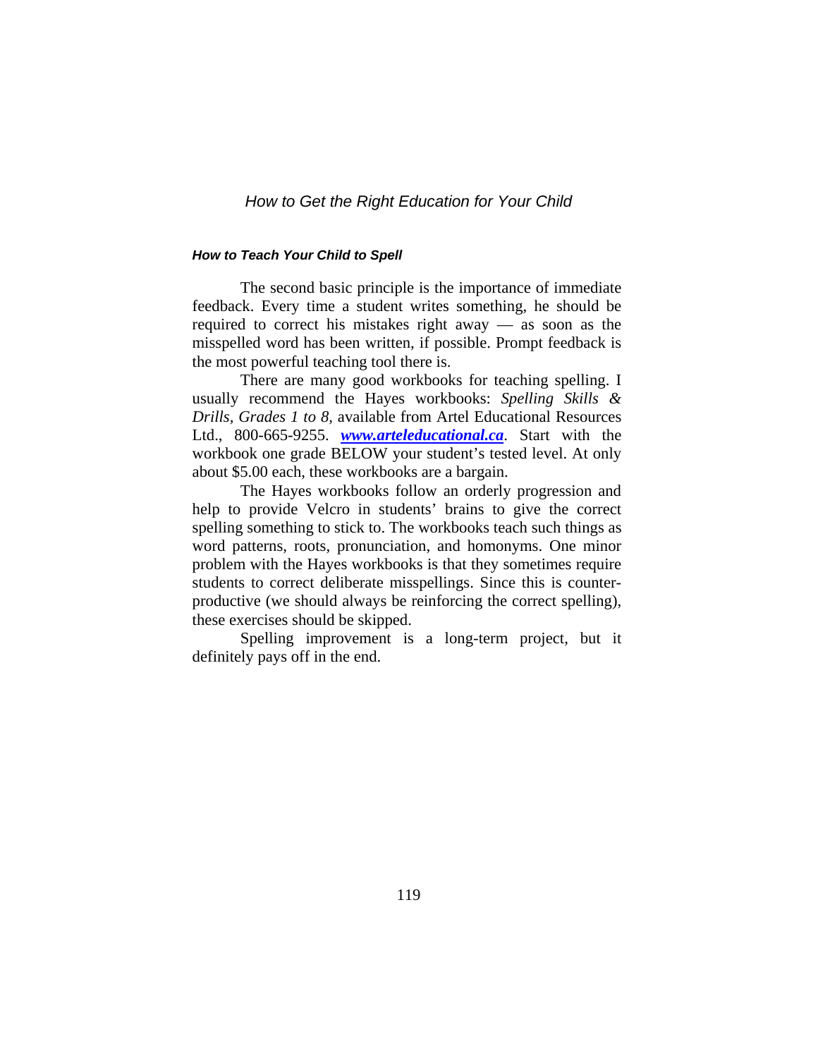### *How to Teach Your Child to Spell*

The second basic principle is the importance of immediate feedback. Every time a student writes something, he should be required to correct his mistakes right away — as soon as the misspelled word has been written, if possible. Prompt feedback is the most powerful teaching tool there is.

There are many good workbooks for teaching spelling. I usually recommend the Hayes workbooks: *Spelling Skills & Drills, Grades 1 to 8,* available from Artel Educational Resources Ltd., 800-665-9255. ***www.arteleducational.ca***. Start with the workbook one grade BELOW your student's tested level. At only about $5.00 each, these workbooks are a bargain.

The Hayes workbooks follow an orderly progression and help to provide Velcro in students' brains to give the correct spelling something to stick to. The workbooks teach such things as word patterns, roots, pronunciation, and homonyms. One minor problem with the Hayes workbooks is that they sometimes require students to correct deliberate misspellings. Since this is counter-productive (we should always be reinforcing the correct spelling), these exercises should be skipped.

Spelling improvement is a long-term project, but it definitely pays off in the end.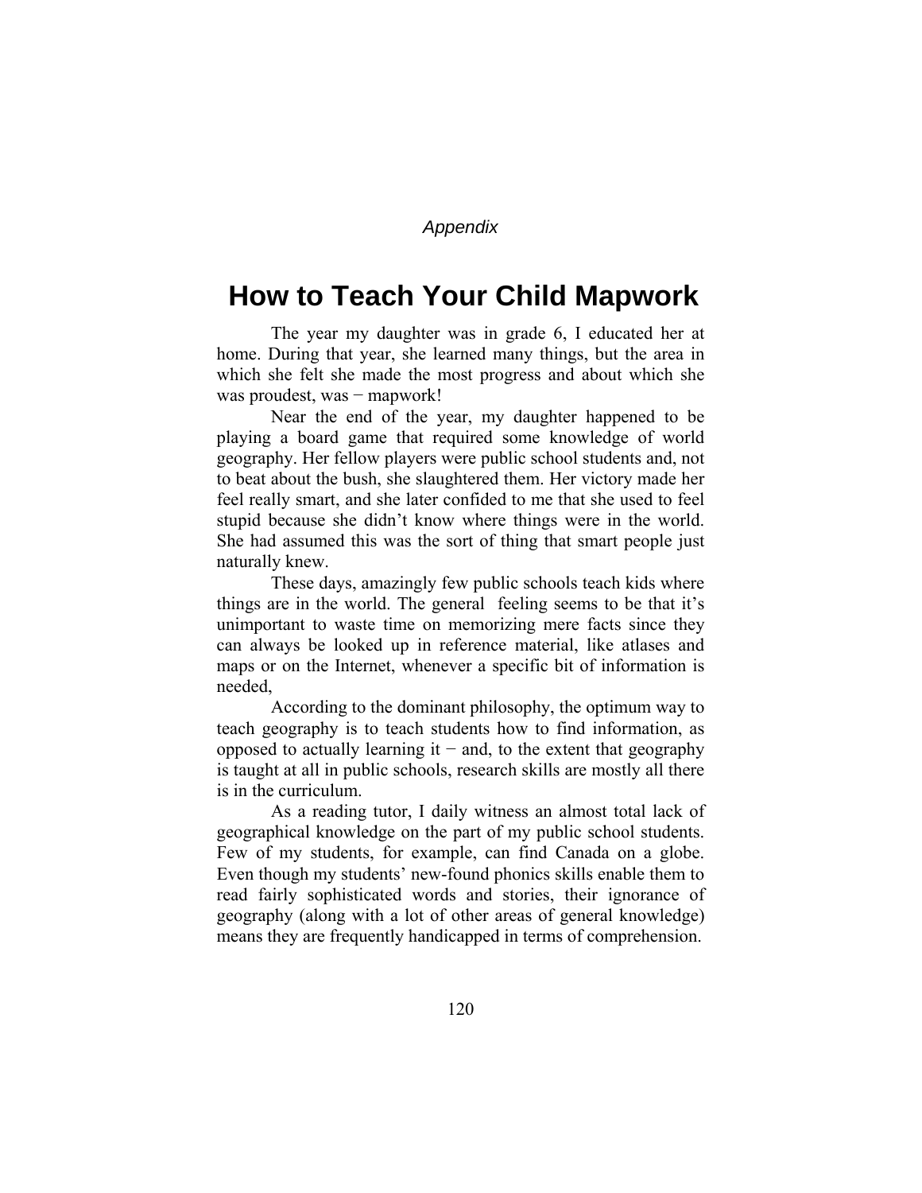*Appendix*

# How to Teach Your Child Mapwork

The year my daughter was in grade 6, I educated her at home. During that year, she learned many things, but the area in which she felt she made the most progress and about which she was proudest, was − mapwork!

Near the end of the year, my daughter happened to be playing a board game that required some knowledge of world geography. Her fellow players were public school students and, not to beat about the bush, she slaughtered them. Her victory made her feel really smart, and she later confided to me that she used to feel stupid because she didn't know where things were in the world. She had assumed this was the sort of thing that smart people just naturally knew.

These days, amazingly few public schools teach kids where things are in the world. The general feeling seems to be that it's unimportant to waste time on memorizing mere facts since they can always be looked up in reference material, like atlases and maps or on the Internet, whenever a specific bit of information is needed,

According to the dominant philosophy, the optimum way to teach geography is to teach students how to find information, as opposed to actually learning it − and, to the extent that geography is taught at all in public schools, research skills are mostly all there is in the curriculum.

As a reading tutor, I daily witness an almost total lack of geographical knowledge on the part of my public school students. Few of my students, for example, can find Canada on a globe. Even though my students' new-found phonics skills enable them to read fairly sophisticated words and stories, their ignorance of geography (along with a lot of other areas of general knowledge) means they are frequently handicapped in terms of comprehension.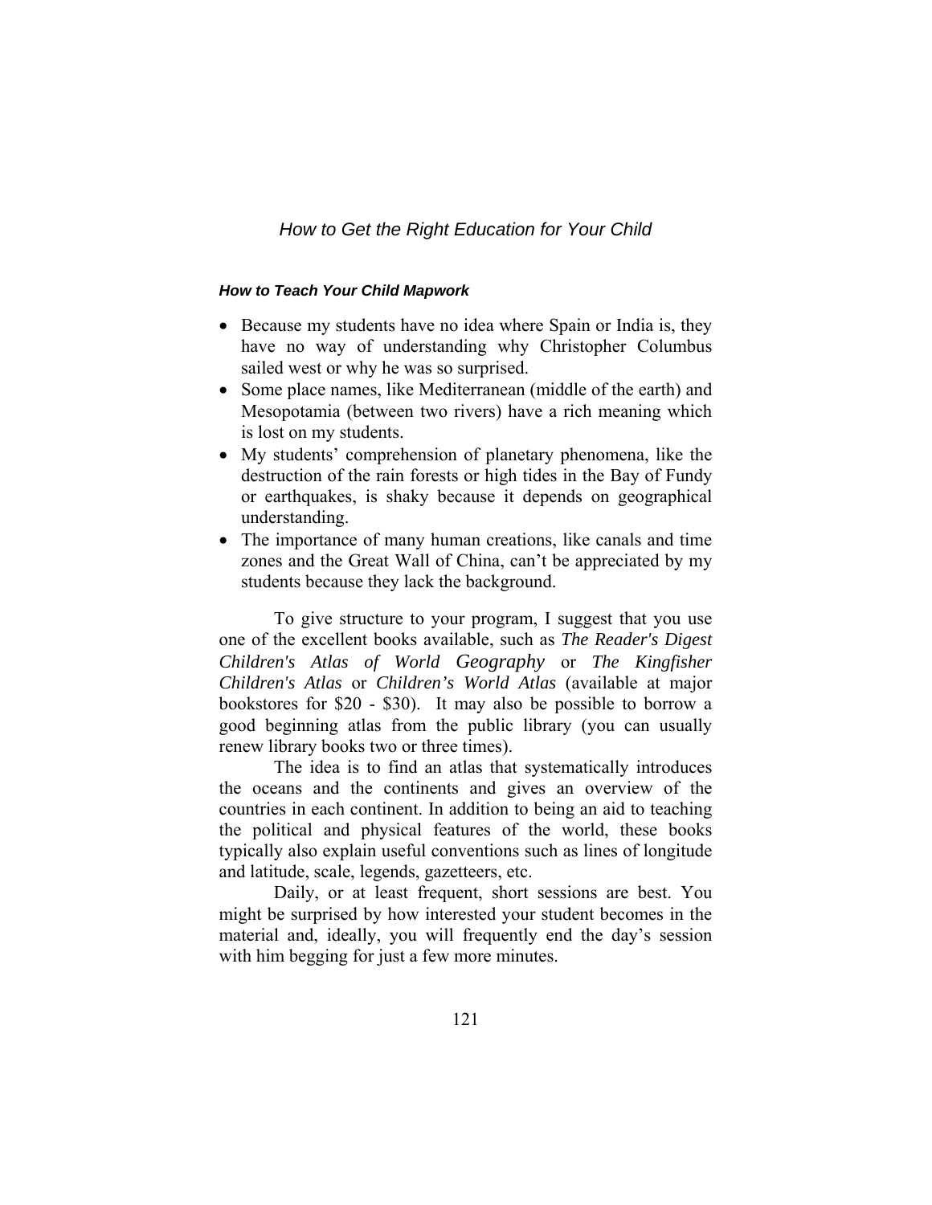### *How to Teach Your Child Mapwork*

- Because my students have no idea where Spain or India is, they have no way of understanding why Christopher Columbus sailed west or why he was so surprised.
- Some place names, like Mediterranean (middle of the earth) and Mesopotamia (between two rivers) have a rich meaning which is lost on my students.
- My students' comprehension of planetary phenomena, like the destruction of the rain forests or high tides in the Bay of Fundy or earthquakes, is shaky because it depends on geographical understanding.
- The importance of many human creations, like canals and time zones and the Great Wall of China, can't be appreciated by my students because they lack the background.

To give structure to your program, I suggest that you use one of the excellent books available, such as *The Reader's Digest Children's Atlas of World Geography* or *The Kingfisher Children's Atlas* or *Children's World Atlas* (available at major bookstores for $20 - $30). It may also be possible to borrow a good beginning atlas from the public library (you can usually renew library books two or three times).

The idea is to find an atlas that systematically introduces the oceans and the continents and gives an overview of the countries in each continent. In addition to being an aid to teaching the political and physical features of the world, these books typically also explain useful conventions such as lines of longitude and latitude, scale, legends, gazetteers, etc.

Daily, or at least frequent, short sessions are best. You might be surprised by how interested your student becomes in the material and, ideally, you will frequently end the day's session with him begging for just a few more minutes.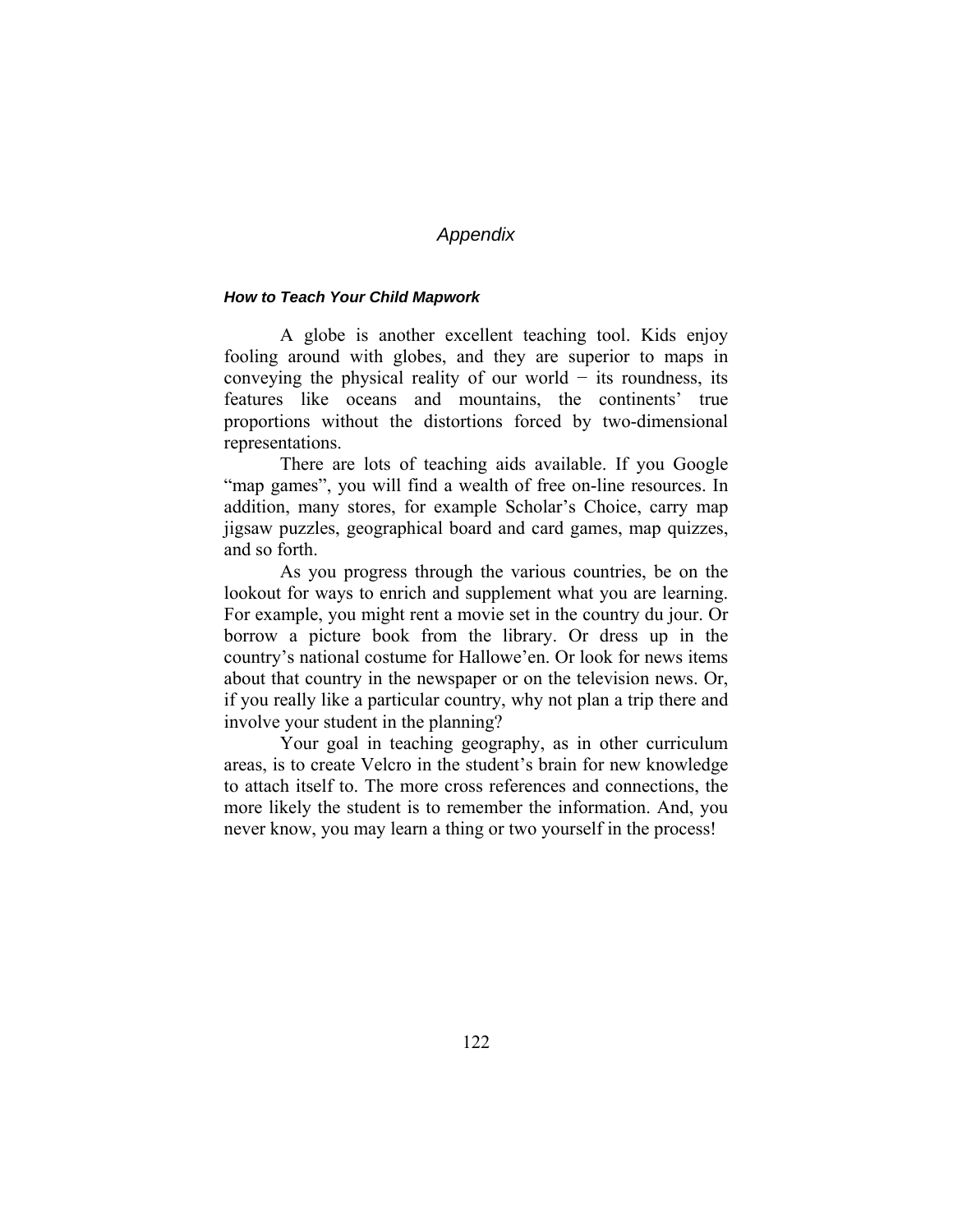# *Appendix*

### ***How to Teach Your Child Mapwork***

A globe is another excellent teaching tool. Kids enjoy fooling around with globes, and they are superior to maps in conveying the physical reality of our world − its roundness, its features like oceans and mountains, the continents' true proportions without the distortions forced by two-dimensional representations.

There are lots of teaching aids available. If you Google "map games", you will find a wealth of free on-line resources. In addition, many stores, for example Scholar's Choice, carry map jigsaw puzzles, geographical board and card games, map quizzes, and so forth.

As you progress through the various countries, be on the lookout for ways to enrich and supplement what you are learning. For example, you might rent a movie set in the country du jour. Or borrow a picture book from the library. Or dress up in the country's national costume for Hallowe'en. Or look for news items about that country in the newspaper or on the television news. Or, if you really like a particular country, why not plan a trip there and involve your student in the planning?

Your goal in teaching geography, as in other curriculum areas, is to create Velcro in the student's brain for new knowledge to attach itself to. The more cross references and connections, the more likely the student is to remember the information. And, you never know, you may learn a thing or two yourself in the process!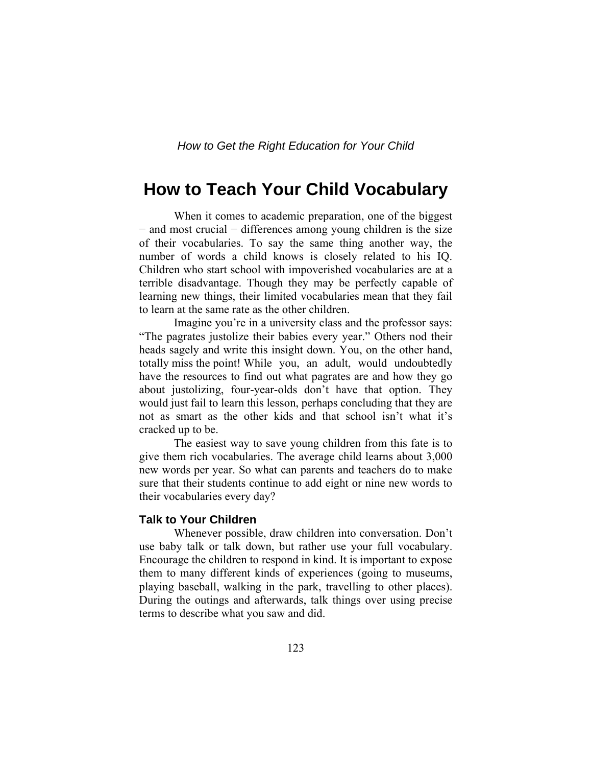# How to Teach Your Child Vocabulary

When it comes to academic preparation, one of the biggest − and most crucial − differences among young children is the size of their vocabularies. To say the same thing another way, the number of words a child knows is closely related to his IQ. Children who start school with impoverished vocabularies are at a terrible disadvantage. Though they may be perfectly capable of learning new things, their limited vocabularies mean that they fail to learn at the same rate as the other children.

Imagine you're in a university class and the professor says: "The pagrates justolize their babies every year." Others nod their heads sagely and write this insight down. You, on the other hand, totally miss the point! While you, an adult, would undoubtedly have the resources to find out what pagrates are and how they go about justolizing, four-year-olds don't have that option. They would just fail to learn this lesson, perhaps concluding that they are not as smart as the other kids and that school isn't what it's cracked up to be.

The easiest way to save young children from this fate is to give them rich vocabularies. The average child learns about 3,000 new words per year. So what can parents and teachers do to make sure that their students continue to add eight or nine new words to their vocabularies every day?

### Talk to Your Children

Whenever possible, draw children into conversation. Don't use baby talk or talk down, but rather use your full vocabulary. Encourage the children to respond in kind. It is important to expose them to many different kinds of experiences (going to museums, playing baseball, walking in the park, travelling to other places). During the outings and afterwards, talk things over using precise terms to describe what you saw and did.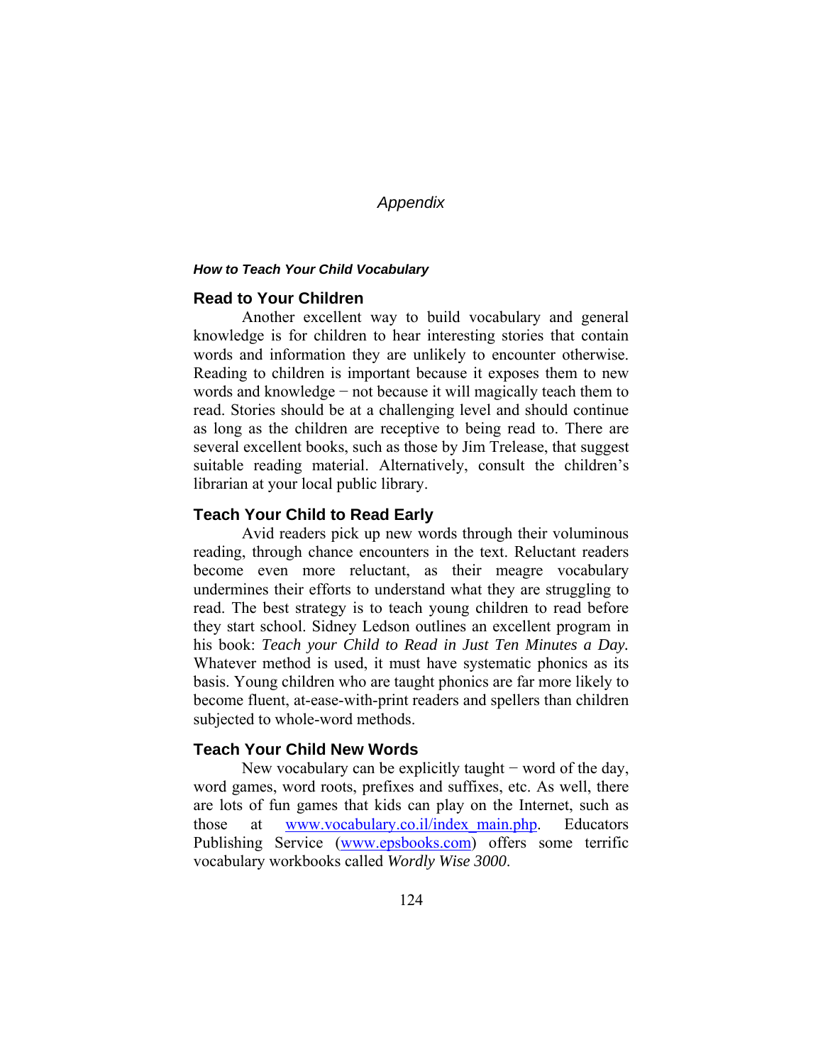# *Appendix*

### *How to Teach Your Child Vocabulary*

## Read to Your Children

Another excellent way to build vocabulary and general knowledge is for children to hear interesting stories that contain words and information they are unlikely to encounter otherwise. Reading to children is important because it exposes them to new words and knowledge − not because it will magically teach them to read. Stories should be at a challenging level and should continue as long as the children are receptive to being read to. There are several excellent books, such as those by Jim Trelease, that suggest suitable reading material. Alternatively, consult the children's librarian at your local public library.

## Teach Your Child to Read Early

Avid readers pick up new words through their voluminous reading, through chance encounters in the text. Reluctant readers become even more reluctant, as their meagre vocabulary undermines their efforts to understand what they are struggling to read. The best strategy is to teach young children to read before they start school. Sidney Ledson outlines an excellent program in his book: *Teach your Child to Read in Just Ten Minutes a Day.* Whatever method is used, it must have systematic phonics as its basis. Young children who are taught phonics are far more likely to become fluent, at-ease-with-print readers and spellers than children subjected to whole-word methods.

## Teach Your Child New Words

New vocabulary can be explicitly taught − word of the day, word games, word roots, prefixes and suffixes, etc. As well, there are lots of fun games that kids can play on the Internet, such as those at www.vocabulary.co.il/index_main.php. Educators Publishing Service (www.epsbooks.com) offers some terrific vocabulary workbooks called *Wordly Wise 3000*.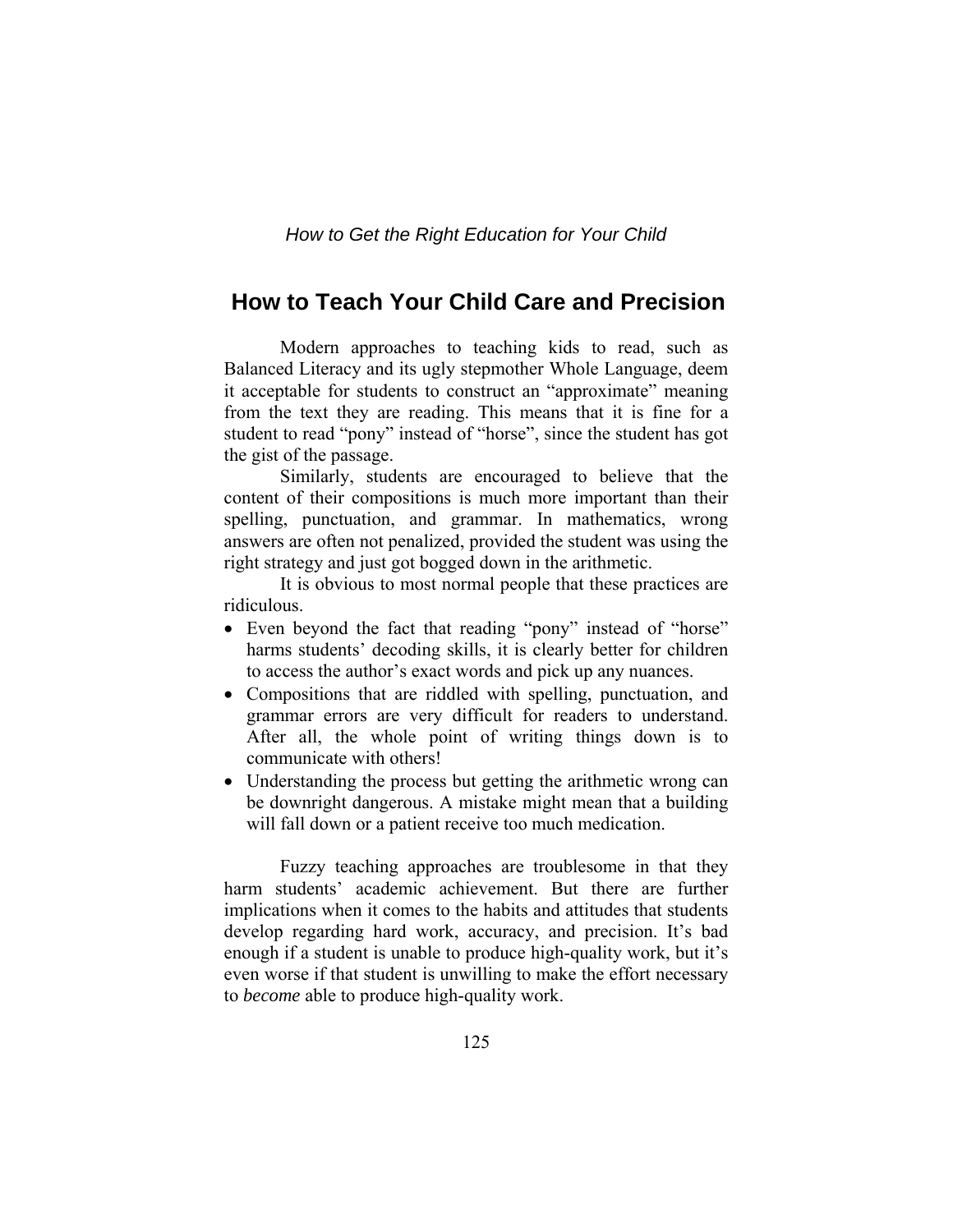## How to Teach Your Child Care and Precision

Modern approaches to teaching kids to read, such as Balanced Literacy and its ugly stepmother Whole Language, deem it acceptable for students to construct an "approximate" meaning from the text they are reading. This means that it is fine for a student to read "pony" instead of "horse", since the student has got the gist of the passage.

Similarly, students are encouraged to believe that the content of their compositions is much more important than their spelling, punctuation, and grammar. In mathematics, wrong answers are often not penalized, provided the student was using the right strategy and just got bogged down in the arithmetic.

It is obvious to most normal people that these practices are ridiculous.

- Even beyond the fact that reading "pony" instead of "horse" harms students' decoding skills, it is clearly better for children to access the author's exact words and pick up any nuances.
- Compositions that are riddled with spelling, punctuation, and grammar errors are very difficult for readers to understand. After all, the whole point of writing things down is to communicate with others!
- Understanding the process but getting the arithmetic wrong can be downright dangerous. A mistake might mean that a building will fall down or a patient receive too much medication.

Fuzzy teaching approaches are troublesome in that they harm students' academic achievement. But there are further implications when it comes to the habits and attitudes that students develop regarding hard work, accuracy, and precision. It's bad enough if a student is unable to produce high-quality work, but it's even worse if that student is unwilling to make the effort necessary to *become* able to produce high-quality work.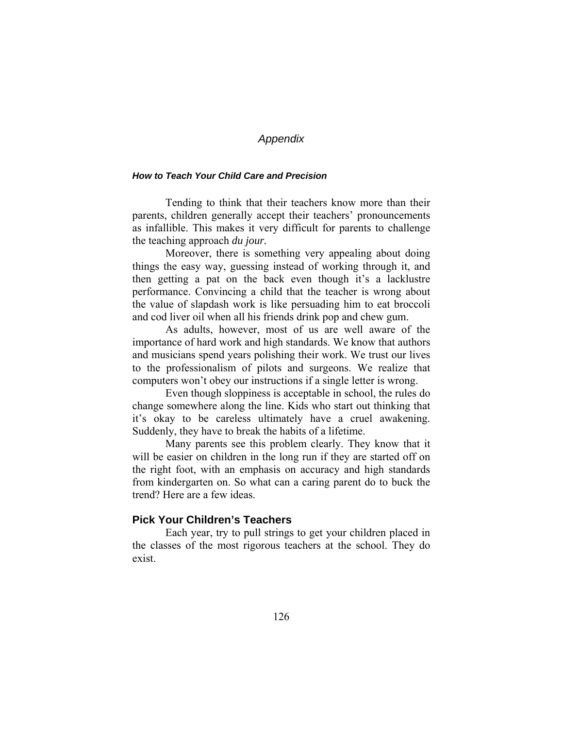# *Appendix*

### *How to Teach Your Child Care and Precision*

Tending to think that their teachers know more than their parents, children generally accept their teachers' pronouncements as infallible. This makes it very difficult for parents to challenge the teaching approach *du jour*.

Moreover, there is something very appealing about doing things the easy way, guessing instead of working through it, and then getting a pat on the back even though it's a lacklustre performance. Convincing a child that the teacher is wrong about the value of slapdash work is like persuading him to eat broccoli and cod liver oil when all his friends drink pop and chew gum.

As adults, however, most of us are well aware of the importance of hard work and high standards. We know that authors and musicians spend years polishing their work. We trust our lives to the professionalism of pilots and surgeons. We realize that computers won't obey our instructions if a single letter is wrong.

Even though sloppiness is acceptable in school, the rules do change somewhere along the line. Kids who start out thinking that it's okay to be careless ultimately have a cruel awakening. Suddenly, they have to break the habits of a lifetime.

Many parents see this problem clearly. They know that it will be easier on children in the long run if they are started off on the right foot, with an emphasis on accuracy and high standards from kindergarten on. So what can a caring parent do to buck the trend? Here are a few ideas.

## Pick Your Children's Teachers

Each year, try to pull strings to get your children placed in the classes of the most rigorous teachers at the school. They do exist.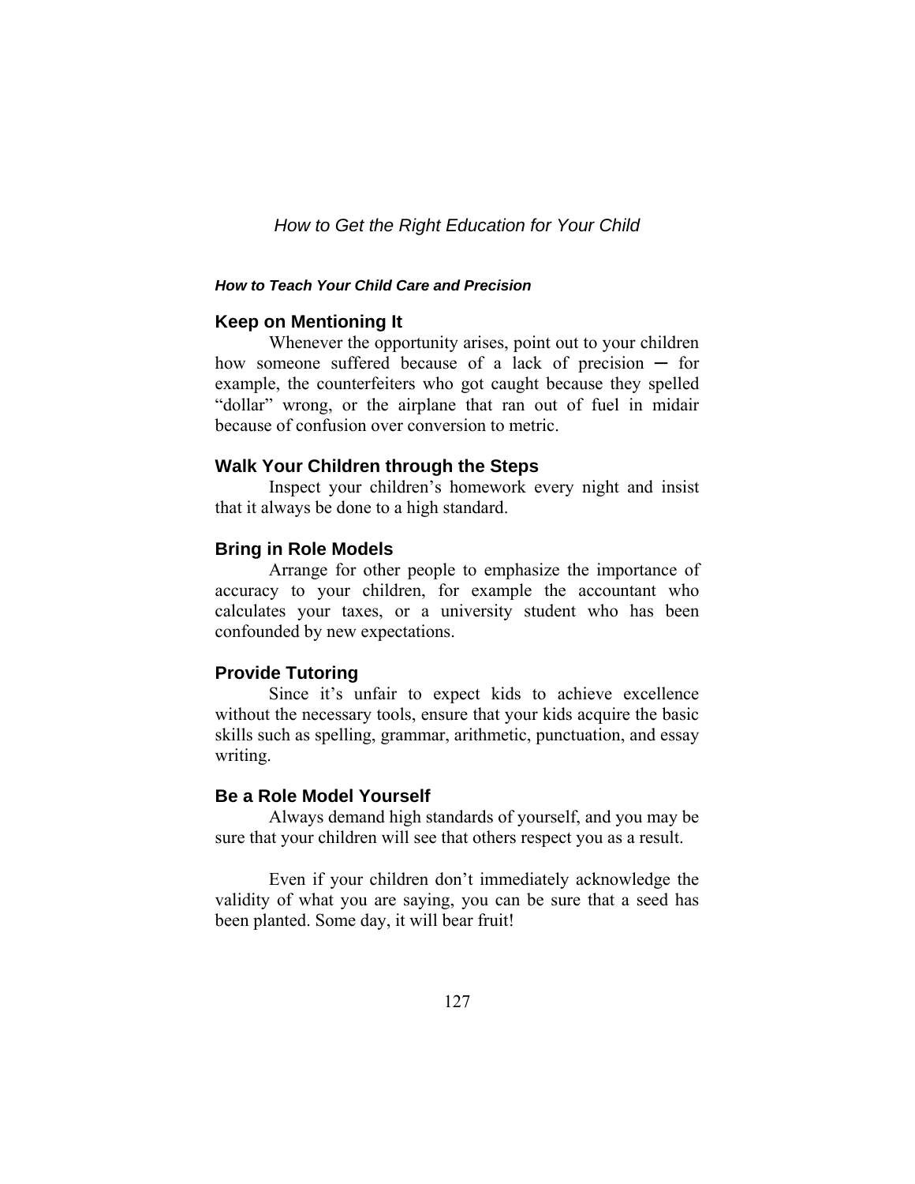### *How to Teach Your Child Care and Precision*

#### Keep on Mentioning It

Whenever the opportunity arises, point out to your children how someone suffered because of a lack of precision ─ for example, the counterfeiters who got caught because they spelled "dollar" wrong, or the airplane that ran out of fuel in midair because of confusion over conversion to metric.

#### Walk Your Children through the Steps

Inspect your children's homework every night and insist that it always be done to a high standard.

#### Bring in Role Models

Arrange for other people to emphasize the importance of accuracy to your children, for example the accountant who calculates your taxes, or a university student who has been confounded by new expectations.

#### Provide Tutoring

Since it's unfair to expect kids to achieve excellence without the necessary tools, ensure that your kids acquire the basic skills such as spelling, grammar, arithmetic, punctuation, and essay writing.

#### Be a Role Model Yourself

Always demand high standards of yourself, and you may be sure that your children will see that others respect you as a result.

Even if your children don't immediately acknowledge the validity of what you are saying, you can be sure that a seed has been planted. Some day, it will bear fruit!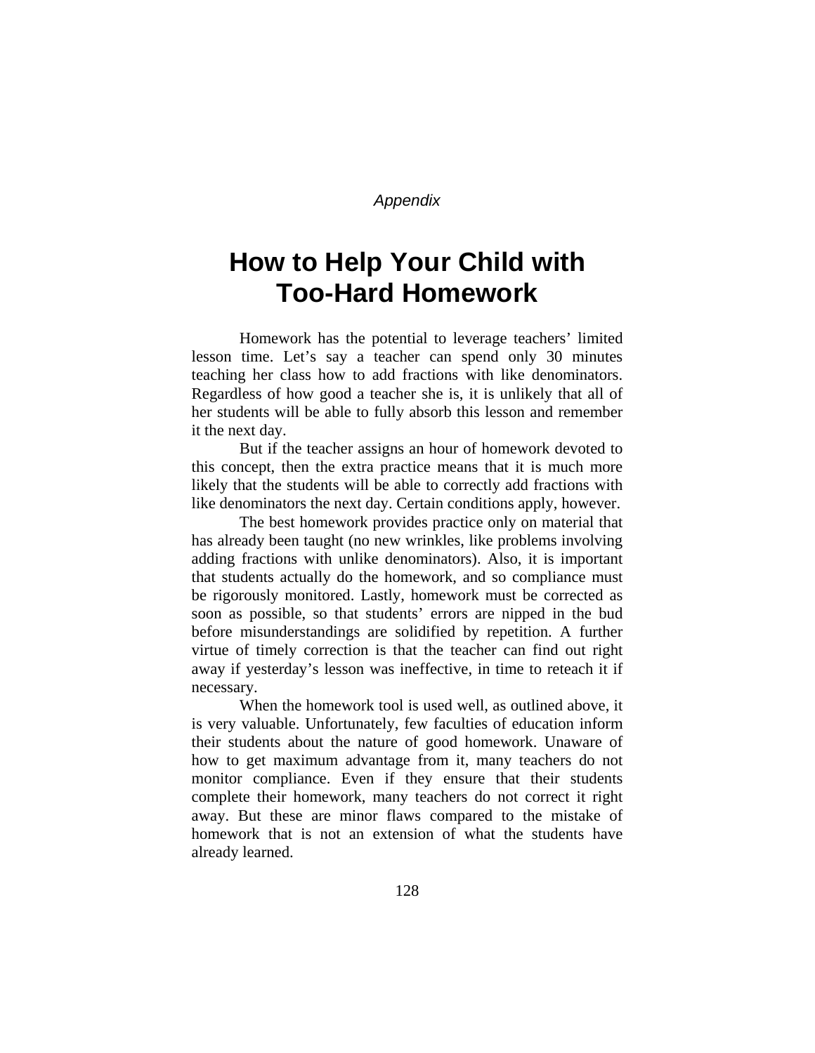*Appendix*

# How to Help Your Child with Too-Hard Homework

Homework has the potential to leverage teachers' limited lesson time. Let's say a teacher can spend only 30 minutes teaching her class how to add fractions with like denominators. Regardless of how good a teacher she is, it is unlikely that all of her students will be able to fully absorb this lesson and remember it the next day.

But if the teacher assigns an hour of homework devoted to this concept, then the extra practice means that it is much more likely that the students will be able to correctly add fractions with like denominators the next day. Certain conditions apply, however.

The best homework provides practice only on material that has already been taught (no new wrinkles, like problems involving adding fractions with unlike denominators). Also, it is important that students actually do the homework, and so compliance must be rigorously monitored. Lastly, homework must be corrected as soon as possible, so that students' errors are nipped in the bud before misunderstandings are solidified by repetition. A further virtue of timely correction is that the teacher can find out right away if yesterday's lesson was ineffective, in time to reteach it if necessary.

When the homework tool is used well, as outlined above, it is very valuable. Unfortunately, few faculties of education inform their students about the nature of good homework. Unaware of how to get maximum advantage from it, many teachers do not monitor compliance. Even if they ensure that their students complete their homework, many teachers do not correct it right away. But these are minor flaws compared to the mistake of homework that is not an extension of what the students have already learned.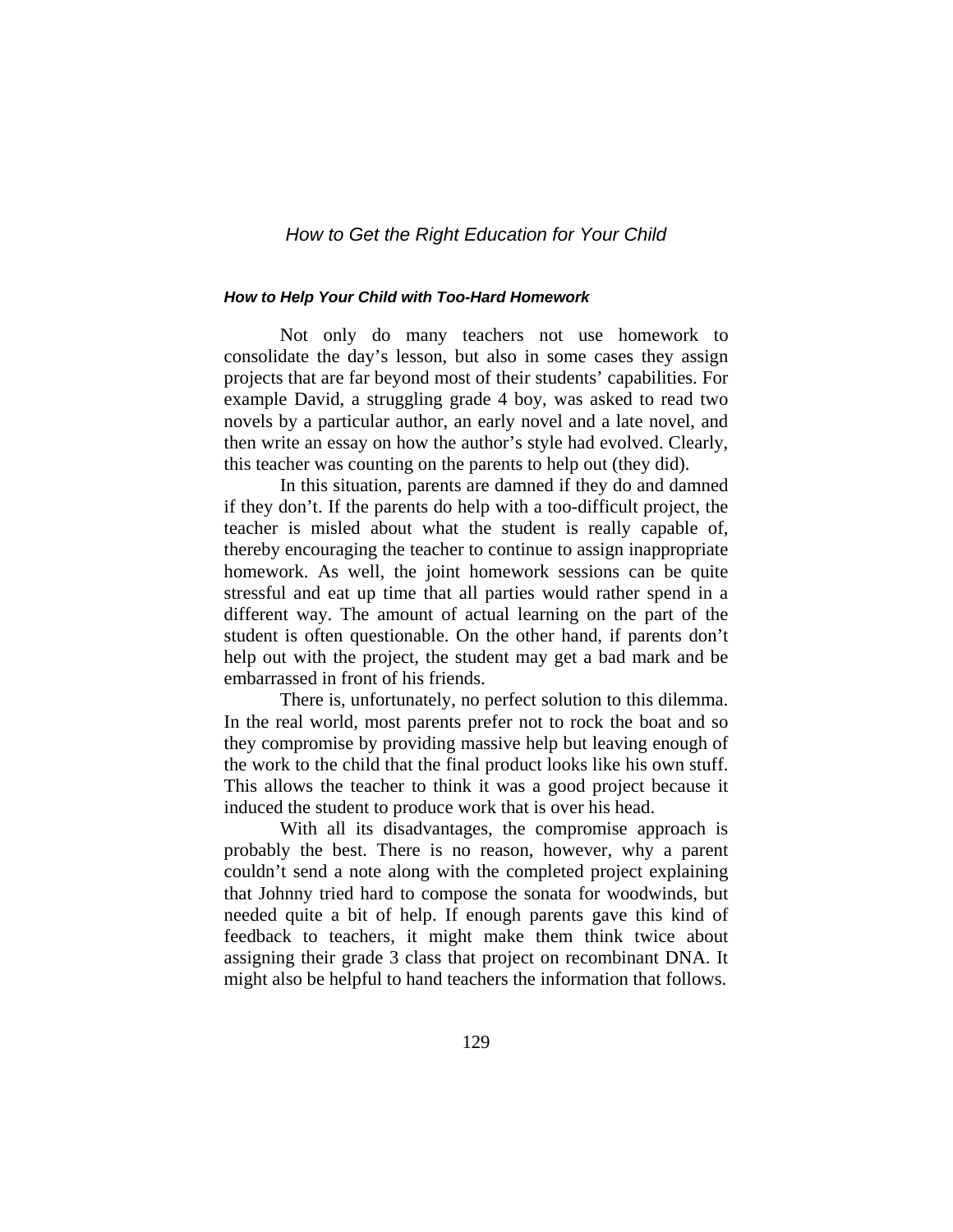### *How to Help Your Child with Too-Hard Homework*

Not only do many teachers not use homework to consolidate the day's lesson, but also in some cases they assign projects that are far beyond most of their students' capabilities. For example David, a struggling grade 4 boy, was asked to read two novels by a particular author, an early novel and a late novel, and then write an essay on how the author's style had evolved. Clearly, this teacher was counting on the parents to help out (they did).

In this situation, parents are damned if they do and damned if they don't. If the parents do help with a too-difficult project, the teacher is misled about what the student is really capable of, thereby encouraging the teacher to continue to assign inappropriate homework. As well, the joint homework sessions can be quite stressful and eat up time that all parties would rather spend in a different way. The amount of actual learning on the part of the student is often questionable. On the other hand, if parents don't help out with the project, the student may get a bad mark and be embarrassed in front of his friends.

There is, unfortunately, no perfect solution to this dilemma. In the real world, most parents prefer not to rock the boat and so they compromise by providing massive help but leaving enough of the work to the child that the final product looks like his own stuff. This allows the teacher to think it was a good project because it induced the student to produce work that is over his head.

With all its disadvantages, the compromise approach is probably the best. There is no reason, however, why a parent couldn't send a note along with the completed project explaining that Johnny tried hard to compose the sonata for woodwinds, but needed quite a bit of help. If enough parents gave this kind of feedback to teachers, it might make them think twice about assigning their grade 3 class that project on recombinant DNA. It might also be helpful to hand teachers the information that follows.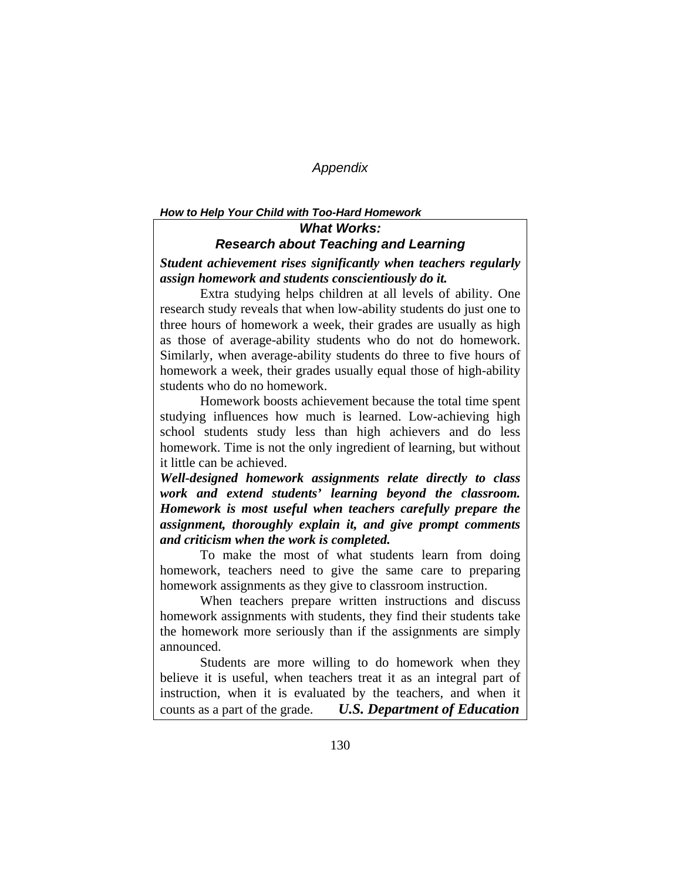# *Appendix*

***How to Help Your Child with Too-Hard Homework***

## ***What Works:***
## ***Research about Teaching and Learning***

***Student achievement rises significantly when teachers regularly assign homework and students conscientiously do it.***

Extra studying helps children at all levels of ability. One research study reveals that when low-ability students do just one to three hours of homework a week, their grades are usually as high as those of average-ability students who do not do homework. Similarly, when average-ability students do three to five hours of homework a week, their grades usually equal those of high-ability students who do no homework.

Homework boosts achievement because the total time spent studying influences how much is learned. Low-achieving high school students study less than high achievers and do less homework. Time is not the only ingredient of learning, but without it little can be achieved.

***Well-designed homework assignments relate directly to class work and extend students' learning beyond the classroom. Homework is most useful when teachers carefully prepare the assignment, thoroughly explain it, and give prompt comments and criticism when the work is completed.***

To make the most of what students learn from doing homework, teachers need to give the same care to preparing homework assignments as they give to classroom instruction.

When teachers prepare written instructions and discuss homework assignments with students, they find their students take the homework more seriously than if the assignments are simply announced.

Students are more willing to do homework when they believe it is useful, when teachers treat it as an integral part of instruction, when it is evaluated by the teachers, and when it counts as a part of the grade. ***U.S. Department of Education***